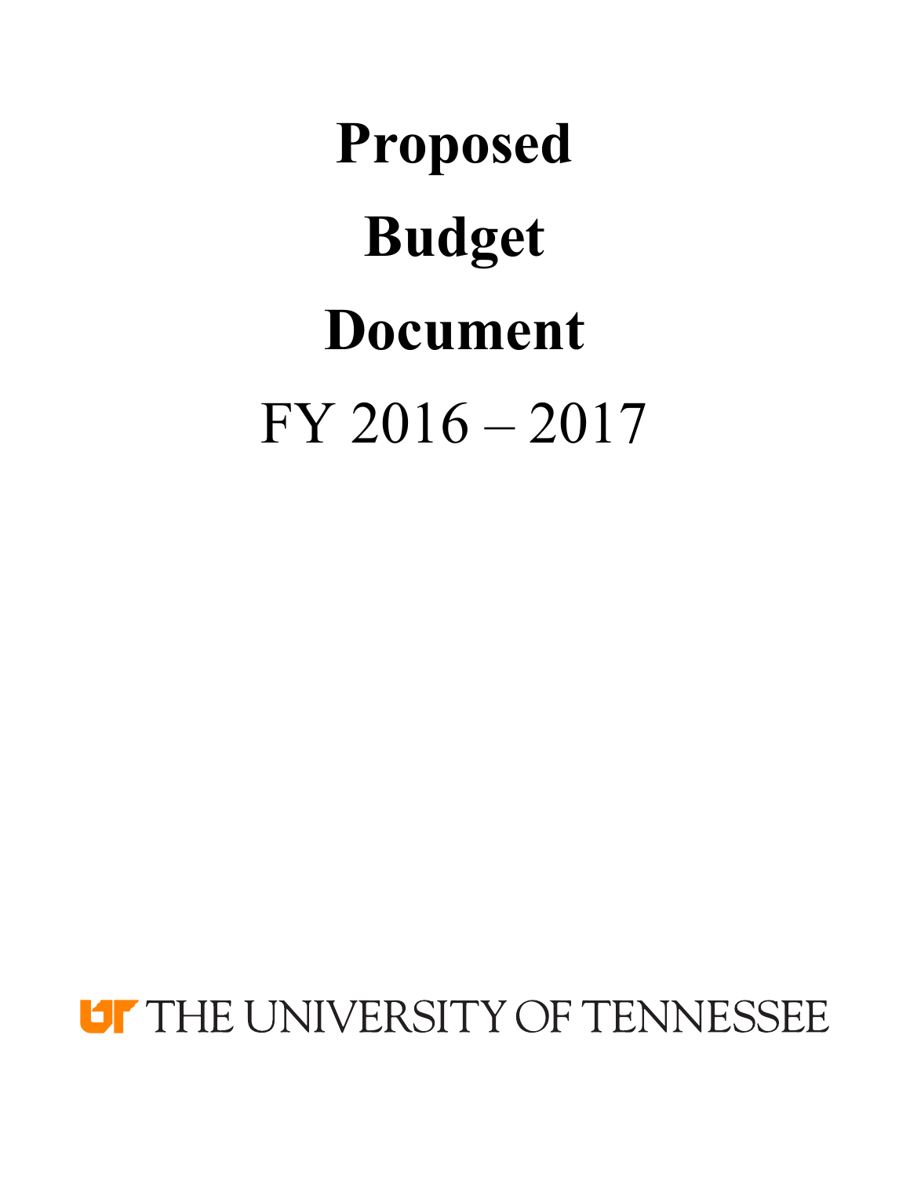# Proposed Budget Document

FY 2016 – 2017

THE UNIVERSITY OF TENNESSEE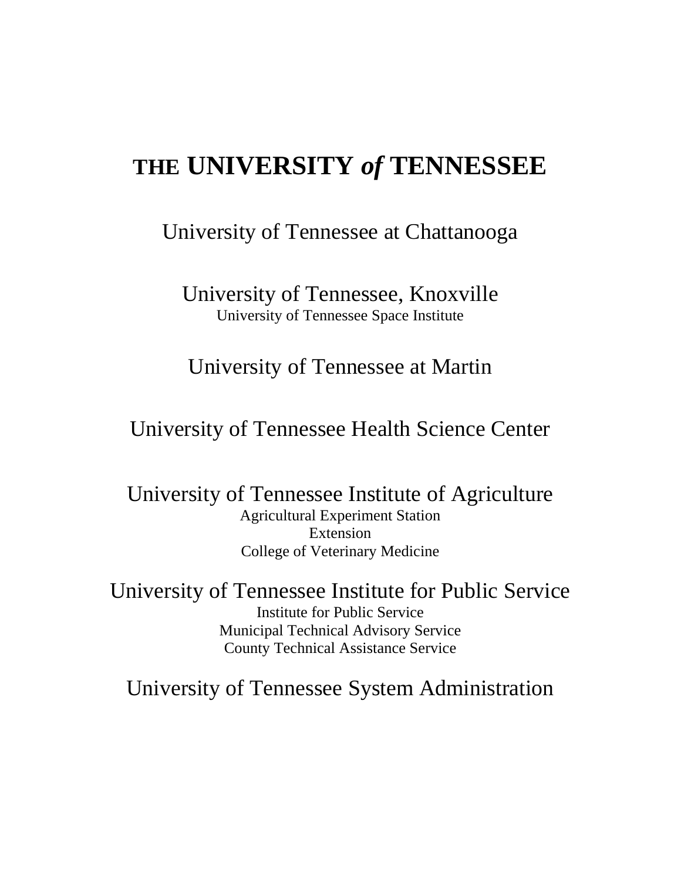# THE UNIVERSITY *of* TENNESSEE

University of Tennessee at Chattanooga

University of Tennessee, Knoxville
University of Tennessee Space Institute

University of Tennessee at Martin

University of Tennessee Health Science Center

University of Tennessee Institute of Agriculture
Agricultural Experiment Station
Extension
College of Veterinary Medicine

University of Tennessee Institute for Public Service
Institute for Public Service
Municipal Technical Advisory Service
County Technical Assistance Service

University of Tennessee System Administration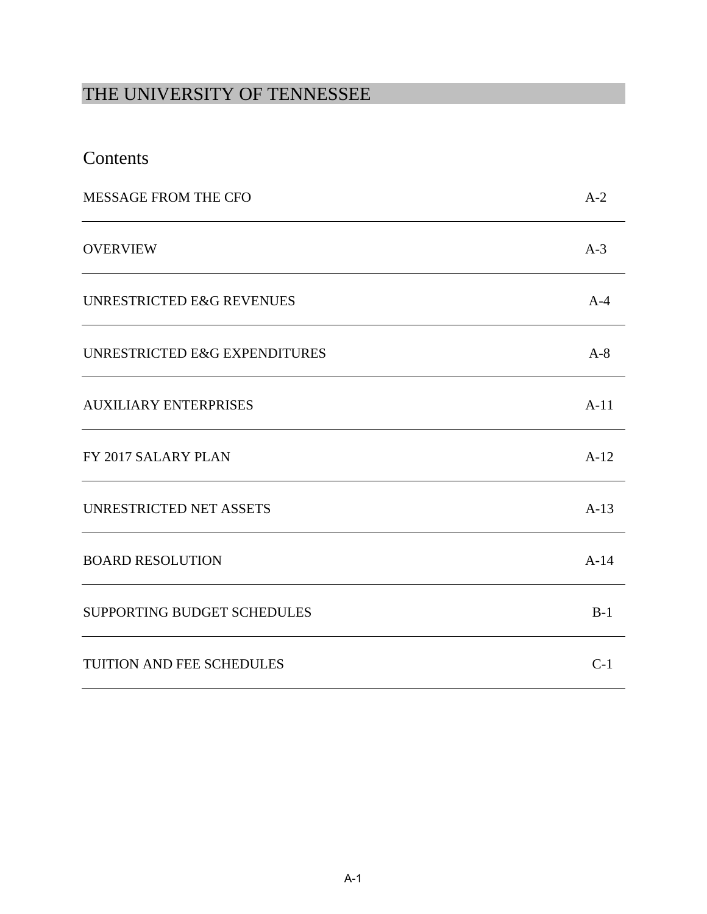# THE UNIVERSITY OF TENNESSEE

## Contents

| | |
|---|---|
| MESSAGE FROM THE CFO | A-2 |
| OVERVIEW | A-3 |
| UNRESTRICTED E&G REVENUES | A-4 |
| UNRESTRICTED E&G EXPENDITURES | A-8 |
| AUXILIARY ENTERPRISES | A-11 |
| FY 2017 SALARY PLAN | A-12 |
| UNRESTRICTED NET ASSETS | A-13 |
| BOARD RESOLUTION | A-14 |
| SUPPORTING BUDGET SCHEDULES | B-1 |
| TUITION AND FEE SCHEDULES | C-1 |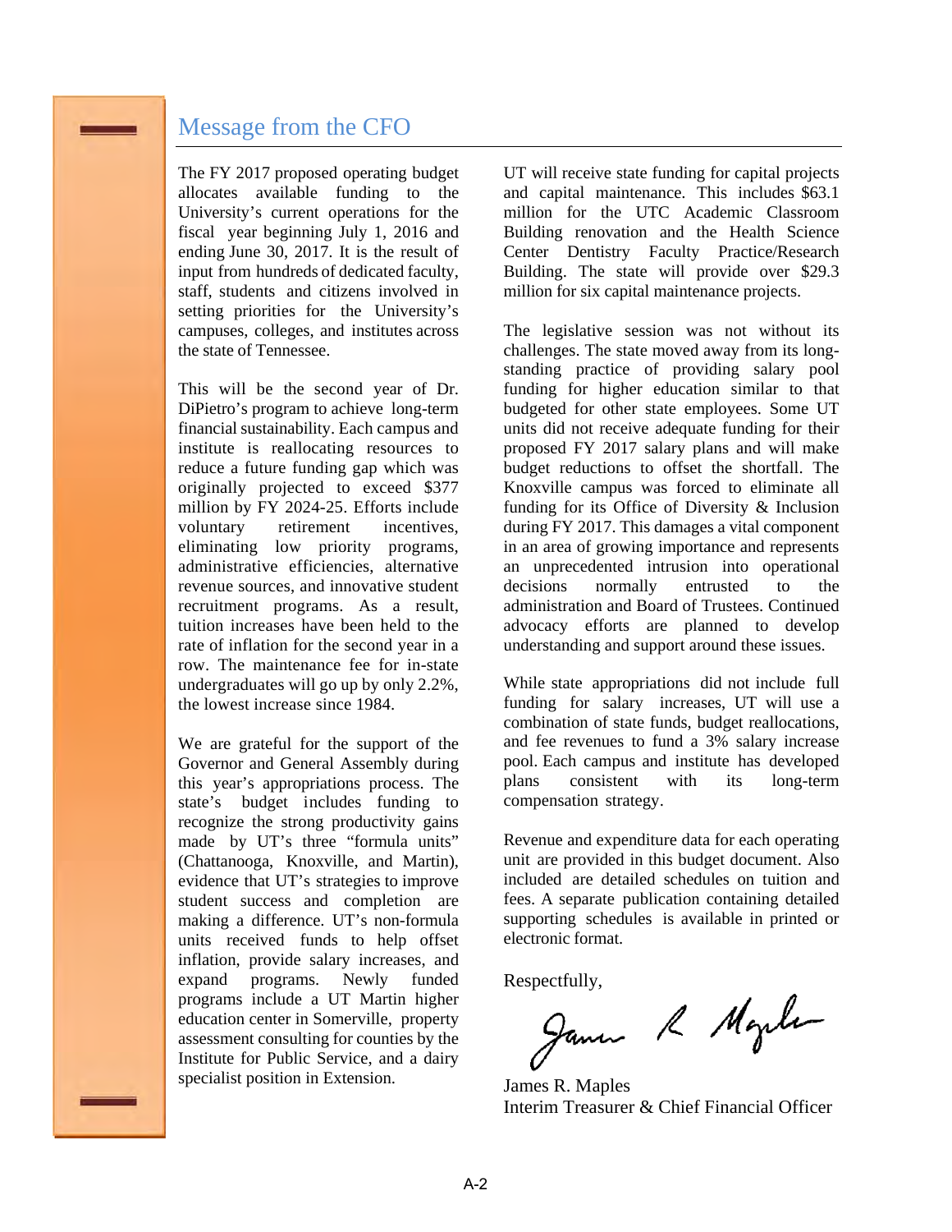## Message from the CFO

The FY 2017 proposed operating budget allocates available funding to the University's current operations for the fiscal year beginning July 1, 2016 and ending June 30, 2017. It is the result of input from hundreds of dedicated faculty, staff, students and citizens involved in setting priorities for the University's campuses, colleges, and institutes across the state of Tennessee.

This will be the second year of Dr. DiPietro's program to achieve long-term financial sustainability. Each campus and institute is reallocating resources to reduce a future funding gap which was originally projected to exceed $377 million by FY 2024-25. Efforts include voluntary retirement incentives, eliminating low priority programs, administrative efficiencies, alternative revenue sources, and innovative student recruitment programs. As a result, tuition increases have been held to the rate of inflation for the second year in a row. The maintenance fee for in-state undergraduates will go up by only 2.2%, the lowest increase since 1984.

We are grateful for the support of the Governor and General Assembly during this year's appropriations process. The state's budget includes funding to recognize the strong productivity gains made by UT's three "formula units" (Chattanooga, Knoxville, and Martin), evidence that UT's strategies to improve student success and completion are making a difference. UT's non-formula units received funds to help offset inflation, provide salary increases, and expand programs. Newly funded programs include a UT Martin higher education center in Somerville, property assessment consulting for counties by the Institute for Public Service, and a dairy specialist position in Extension.

UT will receive state funding for capital projects and capital maintenance. This includes $63.1 million for the UTC Academic Classroom Building renovation and the Health Science Center Dentistry Faculty Practice/Research Building. The state will provide over $29.3 million for six capital maintenance projects.

The legislative session was not without its challenges. The state moved away from its long-standing practice of providing salary pool funding for higher education similar to that budgeted for other state employees. Some UT units did not receive adequate funding for their proposed FY 2017 salary plans and will make budget reductions to offset the shortfall. The Knoxville campus was forced to eliminate all funding for its Office of Diversity & Inclusion during FY 2017. This damages a vital component in an area of growing importance and represents an unprecedented intrusion into operational decisions normally entrusted to the administration and Board of Trustees. Continued advocacy efforts are planned to develop understanding and support around these issues.

While state appropriations did not include full funding for salary increases, UT will use a combination of state funds, budget reallocations, and fee revenues to fund a 3% salary increase pool. Each campus and institute has developed plans consistent with its long-term compensation strategy.

Revenue and expenditure data for each operating unit are provided in this budget document. Also included are detailed schedules on tuition and fees. A separate publication containing detailed supporting schedules is available in printed or electronic format.

Respectfully,

James R. Maples
Interim Treasurer & Chief Financial Officer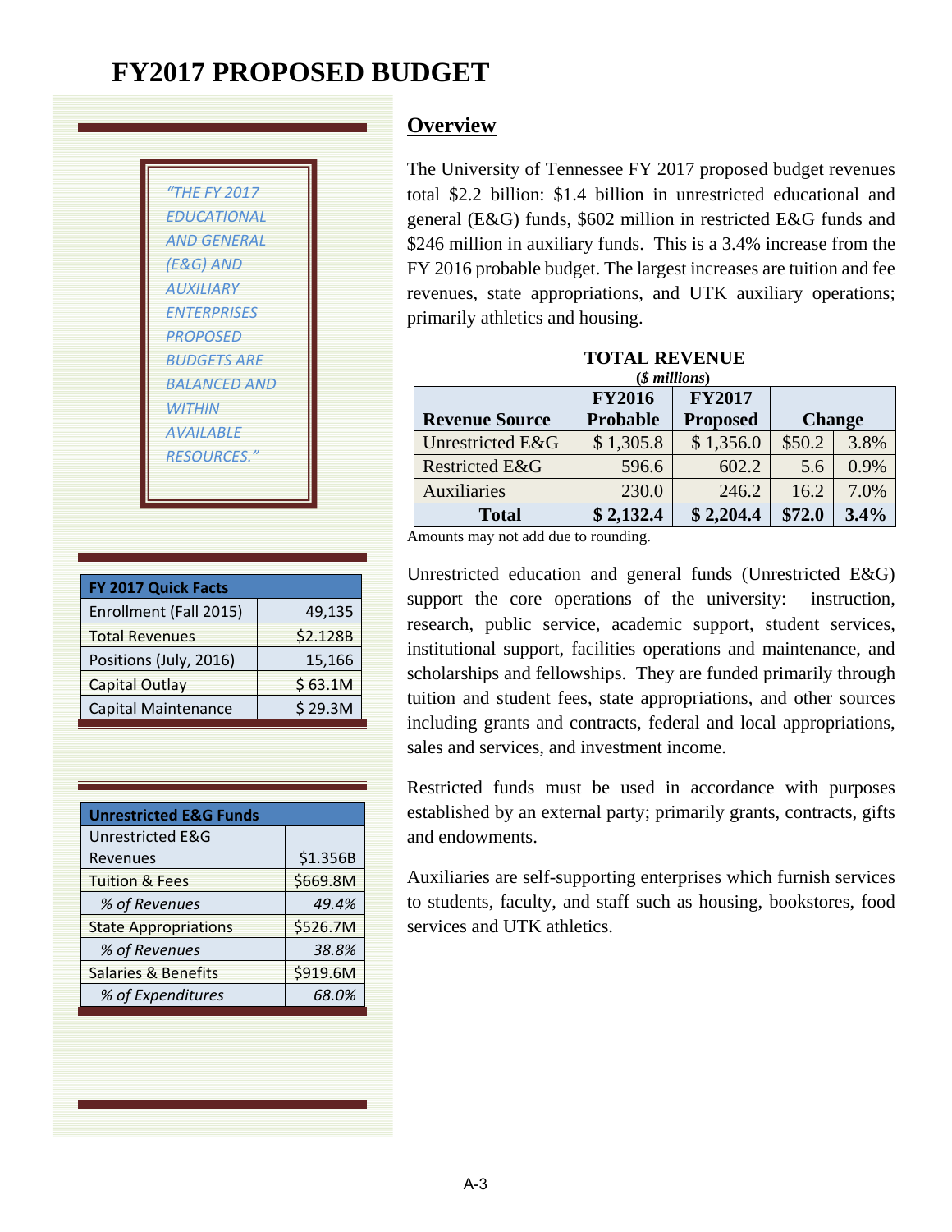# FY2017 PROPOSED BUDGET

*"THE FY 2017 EDUCATIONAL AND GENERAL (E&G) AND AUXILIARY ENTERPRISES PROPOSED BUDGETS ARE BALANCED AND WITHIN AVAILABLE RESOURCES."*

| FY 2017 Quick Facts | |
|---|---|
| Enrollment (Fall 2015) | 49,135 |
| Total Revenues | $2.128B |
| Positions (July, 2016) | 15,166 |
| Capital Outlay | $ 63.1M |
| Capital Maintenance | $ 29.3M |

| Unrestricted E&G Funds | |
|---|---|
| Unrestricted E&G Revenues | $1.356B |
| Tuition & Fees | $669.8M |
| *% of Revenues* | *49.4%* |
| State Appropriations | $526.7M |
| *% of Revenues* | *38.8%* |
| Salaries & Benefits | $919.6M |
| *% of Expenditures* | *68.0%* |

## Overview

The University of Tennessee FY 2017 proposed budget revenues total $2.2 billion: $1.4 billion in unrestricted educational and general (E&G) funds, $602 million in restricted E&G funds and $246 million in auxiliary funds. This is a 3.4% increase from the FY 2016 probable budget. The largest increases are tuition and fee revenues, state appropriations, and UTK auxiliary operations; primarily athletics and housing.

**TOTAL REVENUE**
**(*$ millions*)**

| Revenue Source | FY2016 Probable | FY2017 Proposed | Change | |
|---|---|---|---|---|
| Unrestricted E&G | $ 1,305.8 | $ 1,356.0 | $50.2 | 3.8% |
| Restricted E&G | 596.6 | 602.2 | 5.6 | 0.9% |
| Auxiliaries | 230.0 | 246.2 | 16.2 | 7.0% |
| **Total** | **$ 2,132.4** | **$ 2,204.4** | **$72.0** | **3.4%** |

Amounts may not add due to rounding.

Unrestricted education and general funds (Unrestricted E&G) support the core operations of the university: instruction, research, public service, academic support, student services, institutional support, facilities operations and maintenance, and scholarships and fellowships. They are funded primarily through tuition and student fees, state appropriations, and other sources including grants and contracts, federal and local appropriations, sales and services, and investment income.

Restricted funds must be used in accordance with purposes established by an external party; primarily grants, contracts, gifts and endowments.

Auxiliaries are self-supporting enterprises which furnish services to students, faculty, and staff such as housing, bookstores, food services and UTK athletics.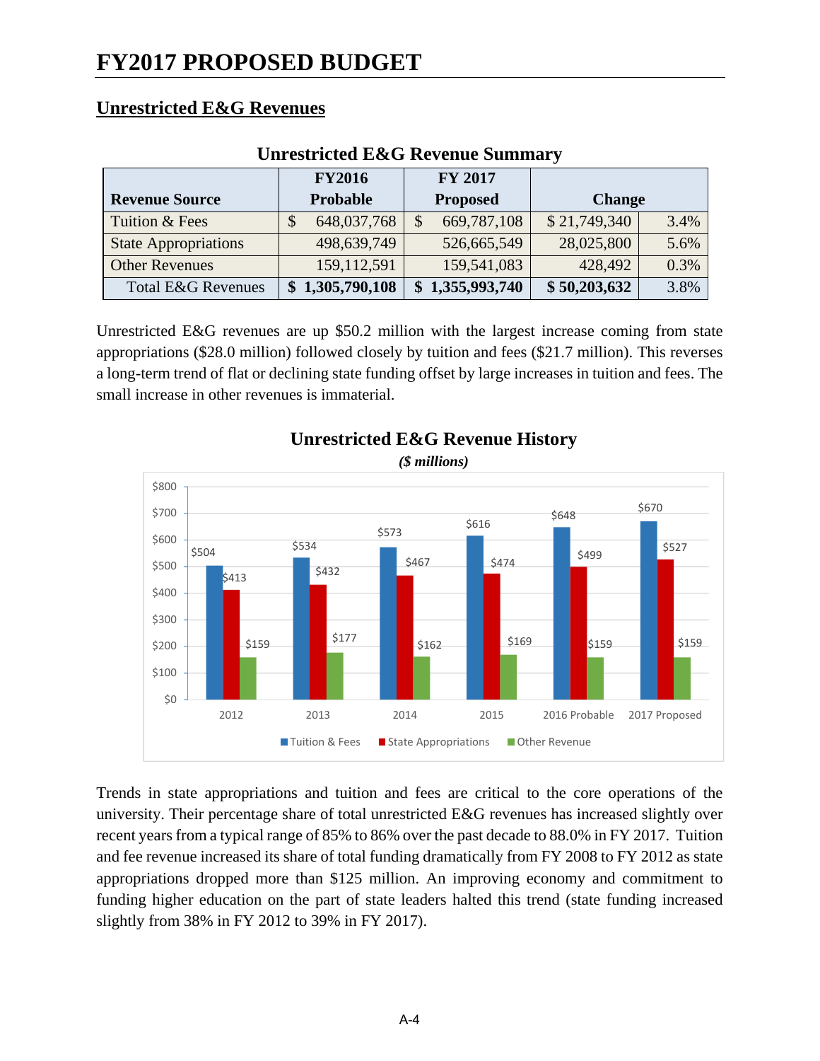# FY2017 PROPOSED BUDGET

## Unrestricted E&G Revenues

### Unrestricted E&G Revenue Summary

| Revenue Source | FY2016 Probable | FY 2017 Proposed | Change | |
|---|---|---|---|---|
| Tuition & Fees | $ 648,037,768 | $ 669,787,108 | $ 21,749,340 | 3.4% |
| State Appropriations | 498,639,749 | 526,665,549 | 28,025,800 | 5.6% |
| Other Revenues | 159,112,591 | 159,541,083 | 428,492 | 0.3% |
| Total E&G Revenues | **$ 1,305,790,108** | **$ 1,355,993,740** | **$ 50,203,632** | 3.8% |

Unrestricted E&G revenues are up $50.2 million with the largest increase coming from state appropriations ($28.0 million) followed closely by tuition and fees ($21.7 million). This reverses a long-term trend of flat or declining state funding offset by large increases in tuition and fees. The small increase in other revenues is immaterial.

### Unrestricted E&G Revenue History

***($ millions)***

| | 2012 | 2013 | 2014 | 2015 | 2016 Probable | 2017 Proposed |
|---|---|---|---|---|---|---|
| Tuition & Fees | $504 | $534 | $573 | $616 | $648 | $670 |
| State Appropriations | $413 | $432 | $467 | $474 | $499 | $527 |
| Other Revenue | $159 | $177 | $162 | $169 | $159 | $159 |

Trends in state appropriations and tuition and fees are critical to the core operations of the university. Their percentage share of total unrestricted E&G revenues has increased slightly over recent years from a typical range of 85% to 86% over the past decade to 88.0% in FY 2017. Tuition and fee revenue increased its share of total funding dramatically from FY 2008 to FY 2012 as state appropriations dropped more than $125 million. An improving economy and commitment to funding higher education on the part of state leaders halted this trend (state funding increased slightly from 38% in FY 2012 to 39% in FY 2017).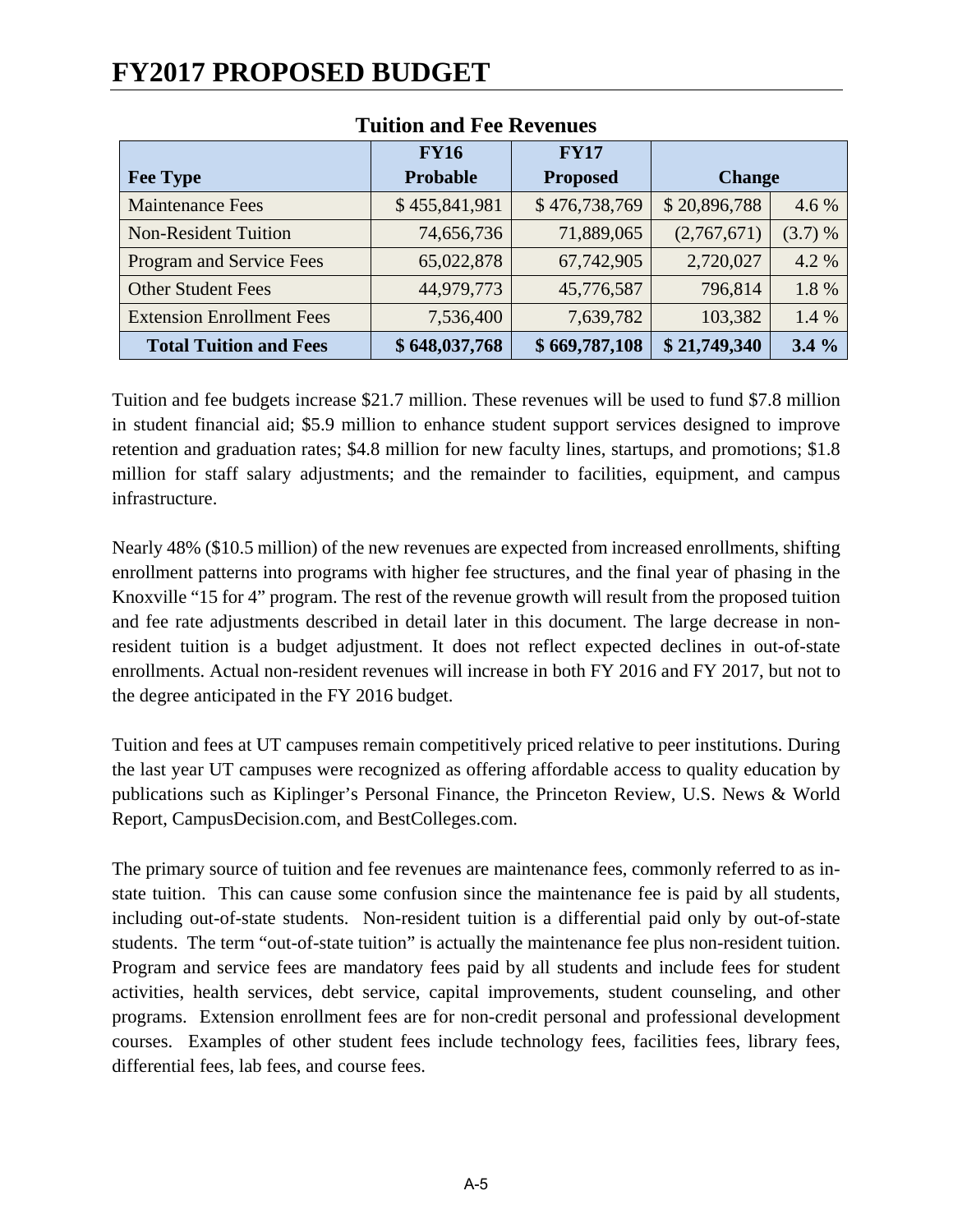# FY2017 PROPOSED BUDGET

## Tuition and Fee Revenues

| Fee Type | FY16 Probable | FY17 Proposed | Change | |
|---|---|---|---|---|
| Maintenance Fees | $ 455,841,981 | $ 476,738,769 | $ 20,896,788 | 4.6 % |
| Non-Resident Tuition | 74,656,736 | 71,889,065 | (2,767,671) | (3.7) % |
| Program and Service Fees | 65,022,878 | 67,742,905 | 2,720,027 | 4.2 % |
| Other Student Fees | 44,979,773 | 45,776,587 | 796,814 | 1.8 % |
| Extension Enrollment Fees | 7,536,400 | 7,639,782 | 103,382 | 1.4 % |
| **Total Tuition and Fees** | **$ 648,037,768** | **$ 669,787,108** | **$ 21,749,340** | **3.4 %** |

Tuition and fee budgets increase $21.7 million. These revenues will be used to fund $7.8 million in student financial aid; $5.9 million to enhance student support services designed to improve retention and graduation rates; $4.8 million for new faculty lines, startups, and promotions; $1.8 million for staff salary adjustments; and the remainder to facilities, equipment, and campus infrastructure.

Nearly 48% ($10.5 million) of the new revenues are expected from increased enrollments, shifting enrollment patterns into programs with higher fee structures, and the final year of phasing in the Knoxville "15 for 4" program. The rest of the revenue growth will result from the proposed tuition and fee rate adjustments described in detail later in this document. The large decrease in non-resident tuition is a budget adjustment. It does not reflect expected declines in out-of-state enrollments. Actual non-resident revenues will increase in both FY 2016 and FY 2017, but not to the degree anticipated in the FY 2016 budget.

Tuition and fees at UT campuses remain competitively priced relative to peer institutions. During the last year UT campuses were recognized as offering affordable access to quality education by publications such as Kiplinger's Personal Finance, the Princeton Review, U.S. News & World Report, CampusDecision.com, and BestColleges.com.

The primary source of tuition and fee revenues are maintenance fees, commonly referred to as in-state tuition. This can cause some confusion since the maintenance fee is paid by all students, including out-of-state students. Non-resident tuition is a differential paid only by out-of-state students. The term "out-of-state tuition" is actually the maintenance fee plus non-resident tuition. Program and service fees are mandatory fees paid by all students and include fees for student activities, health services, debt service, capital improvements, student counseling, and other programs. Extension enrollment fees are for non-credit personal and professional development courses. Examples of other student fees include technology fees, facilities fees, library fees, differential fees, lab fees, and course fees.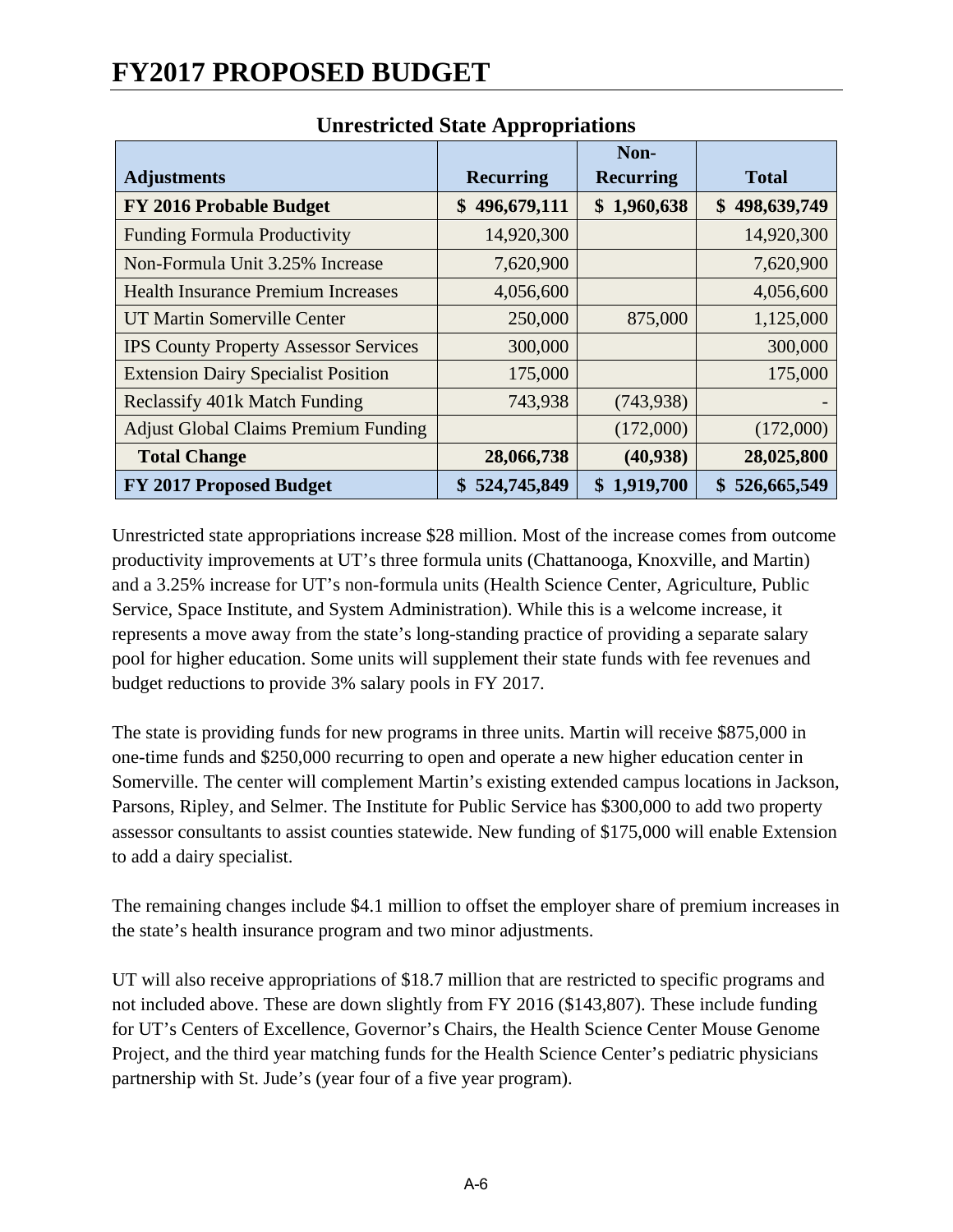# FY2017 PROPOSED BUDGET

## Unrestricted State Appropriations

| Adjustments | Recurring | Non-Recurring | Total |
|---|---|---|---|
| **FY 2016 Probable Budget** | **$ 496,679,111** | **$ 1,960,638** | **$ 498,639,749** |
| Funding Formula Productivity | 14,920,300 | | 14,920,300 |
| Non-Formula Unit 3.25% Increase | 7,620,900 | | 7,620,900 |
| Health Insurance Premium Increases | 4,056,600 | | 4,056,600 |
| UT Martin Somerville Center | 250,000 | 875,000 | 1,125,000 |
| IPS County Property Assessor Services | 300,000 | | 300,000 |
| Extension Dairy Specialist Position | 175,000 | | 175,000 |
| Reclassify 401k Match Funding | 743,938 | (743,938) | - |
| Adjust Global Claims Premium Funding | | (172,000) | (172,000) |
| **Total Change** | **28,066,738** | **(40,938)** | **28,025,800** |
| **FY 2017 Proposed Budget** | **$ 524,745,849** | **$ 1,919,700** | **$ 526,665,549** |

Unrestricted state appropriations increase $28 million. Most of the increase comes from outcome productivity improvements at UT's three formula units (Chattanooga, Knoxville, and Martin) and a 3.25% increase for UT's non-formula units (Health Science Center, Agriculture, Public Service, Space Institute, and System Administration). While this is a welcome increase, it represents a move away from the state's long-standing practice of providing a separate salary pool for higher education. Some units will supplement their state funds with fee revenues and budget reductions to provide 3% salary pools in FY 2017.

The state is providing funds for new programs in three units. Martin will receive $875,000 in one-time funds and $250,000 recurring to open and operate a new higher education center in Somerville. The center will complement Martin's existing extended campus locations in Jackson, Parsons, Ripley, and Selmer. The Institute for Public Service has $300,000 to add two property assessor consultants to assist counties statewide. New funding of $175,000 will enable Extension to add a dairy specialist.

The remaining changes include $4.1 million to offset the employer share of premium increases in the state's health insurance program and two minor adjustments.

UT will also receive appropriations of $18.7 million that are restricted to specific programs and not included above. These are down slightly from FY 2016 ($143,807). These include funding for UT's Centers of Excellence, Governor's Chairs, the Health Science Center Mouse Genome Project, and the third year matching funds for the Health Science Center's pediatric physicians partnership with St. Jude's (year four of a five year program).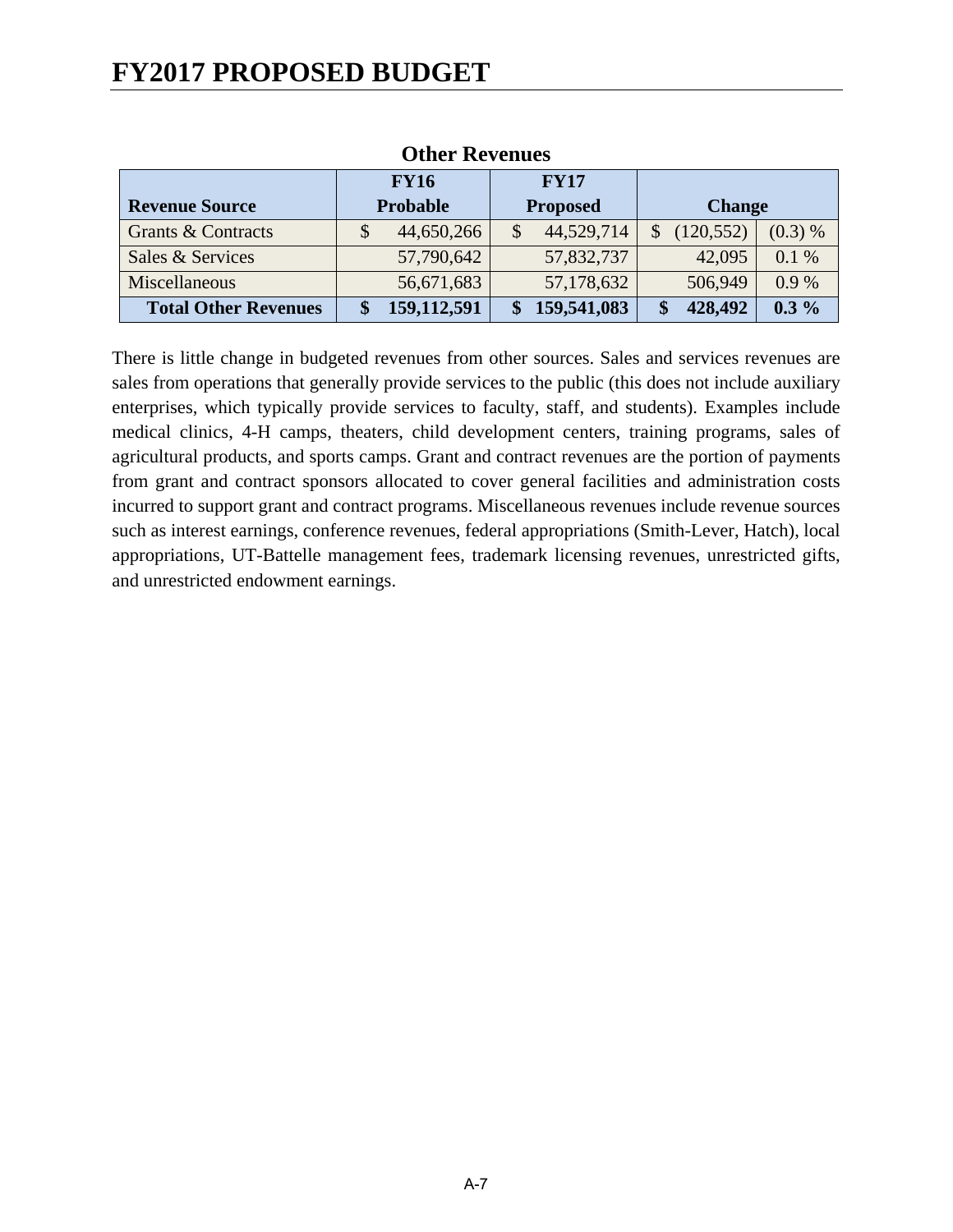# FY2017 PROPOSED BUDGET

**Other Revenues**

| Revenue Source | FY16 Probable | FY17 Proposed | Change | |
|---|---|---|---|---|
| Grants & Contracts | $ 44,650,266 | $ 44,529,714 | $ (120,552) | (0.3) % |
| Sales & Services | 57,790,642 | 57,832,737 | 42,095 | 0.1 % |
| Miscellaneous | 56,671,683 | 57,178,632 | 506,949 | 0.9 % |
| **Total Other Revenues** | **$ 159,112,591** | **$ 159,541,083** | **$ 428,492** | **0.3 %** |

There is little change in budgeted revenues from other sources. Sales and services revenues are sales from operations that generally provide services to the public (this does not include auxiliary enterprises, which typically provide services to faculty, staff, and students). Examples include medical clinics, 4-H camps, theaters, child development centers, training programs, sales of agricultural products, and sports camps. Grant and contract revenues are the portion of payments from grant and contract sponsors allocated to cover general facilities and administration costs incurred to support grant and contract programs. Miscellaneous revenues include revenue sources such as interest earnings, conference revenues, federal appropriations (Smith-Lever, Hatch), local appropriations, UT-Battelle management fees, trademark licensing revenues, unrestricted gifts, and unrestricted endowment earnings.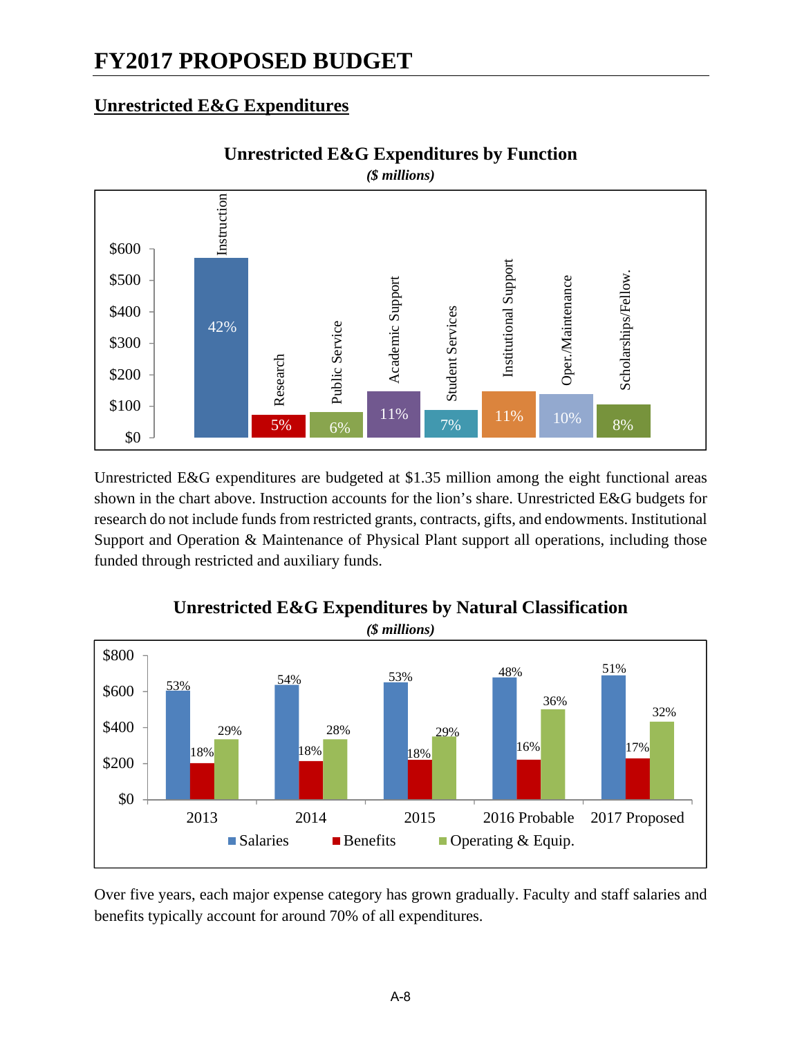# FY2017 PROPOSED BUDGET

## Unrestricted E&G Expenditures

**Unrestricted E&G Expenditures by Function**
***($ millions)***

| Function | Share |
|---|---|
| Instruction | 42% |
| Research | 5% |
| Public Service | 6% |
| Academic Support | 11% |
| Student Services | 7% |
| Institutional Support | 11% |
| Oper./Maintenance | 10% |
| Scholarships/Fellow. | 8% |

Unrestricted E&G expenditures are budgeted at $1.35 million among the eight functional areas shown in the chart above. Instruction accounts for the lion's share. Unrestricted E&G budgets for research do not include funds from restricted grants, contracts, gifts, and endowments. Institutional Support and Operation & Maintenance of Physical Plant support all operations, including those funded through restricted and auxiliary funds.

**Unrestricted E&G Expenditures by Natural Classification**
***($ millions)***

| Year | Salaries | Benefits | Operating & Equip. |
|---|---|---|---|
| 2013 | 53% | 18% | 29% |
| 2014 | 54% | 18% | 28% |
| 2015 | 53% | 18% | 29% |
| 2016 Probable | 48% | 16% | 36% |
| 2017 Proposed | 51% | 17% | 32% |

Over five years, each major expense category has grown gradually. Faculty and staff salaries and benefits typically account for around 70% of all expenditures.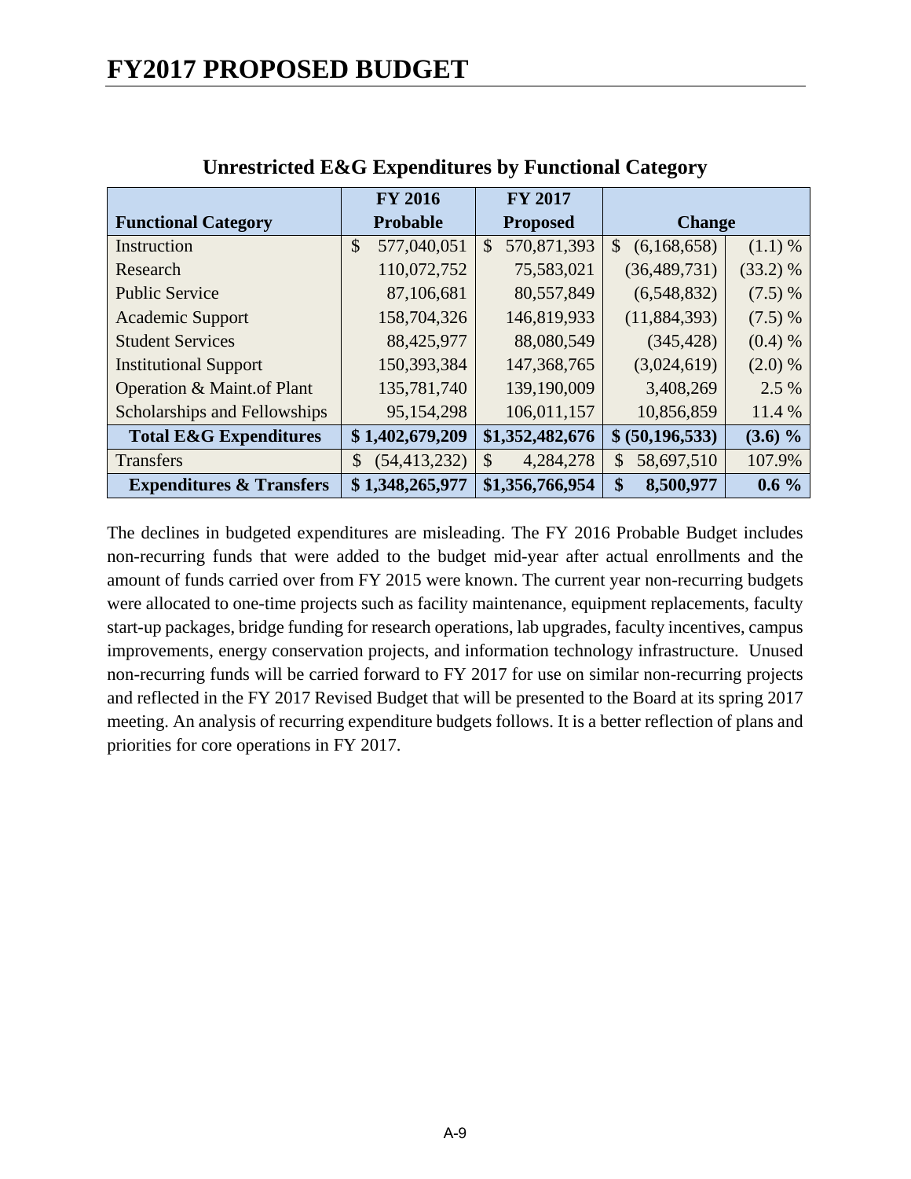# FY2017 PROPOSED BUDGET

### Unrestricted E&G Expenditures by Functional Category

| Functional Category | FY 2016 Probable | FY 2017 Proposed | Change | |
|---|---|---|---|---|
| Instruction | $ 577,040,051 | $ 570,871,393 | $ (6,168,658) | (1.1) % |
| Research | 110,072,752 | 75,583,021 | (36,489,731) | (33.2) % |
| Public Service | 87,106,681 | 80,557,849 | (6,548,832) | (7.5) % |
| Academic Support | 158,704,326 | 146,819,933 | (11,884,393) | (7.5) % |
| Student Services | 88,425,977 | 88,080,549 | (345,428) | (0.4) % |
| Institutional Support | 150,393,384 | 147,368,765 | (3,024,619) | (2.0) % |
| Operation & Maint.of Plant | 135,781,740 | 139,190,009 | 3,408,269 | 2.5 % |
| Scholarships and Fellowships | 95,154,298 | 106,011,157 | 10,856,859 | 11.4 % |
| **Total E&G Expenditures** | **$ 1,402,679,209** | **$1,352,482,676** | **$ (50,196,533)** | **(3.6) %** |
| Transfers | $ (54,413,232) | $ 4,284,278 | $ 58,697,510 | 107.9% |
| **Expenditures & Transfers** | **$ 1,348,265,977** | **$1,356,766,954** | **$ 8,500,977** | **0.6 %** |

The declines in budgeted expenditures are misleading. The FY 2016 Probable Budget includes non-recurring funds that were added to the budget mid-year after actual enrollments and the amount of funds carried over from FY 2015 were known. The current year non-recurring budgets were allocated to one-time projects such as facility maintenance, equipment replacements, faculty start-up packages, bridge funding for research operations, lab upgrades, faculty incentives, campus improvements, energy conservation projects, and information technology infrastructure. Unused non-recurring funds will be carried forward to FY 2017 for use on similar non-recurring projects and reflected in the FY 2017 Revised Budget that will be presented to the Board at its spring 2017 meeting. An analysis of recurring expenditure budgets follows. It is a better reflection of plans and priorities for core operations in FY 2017.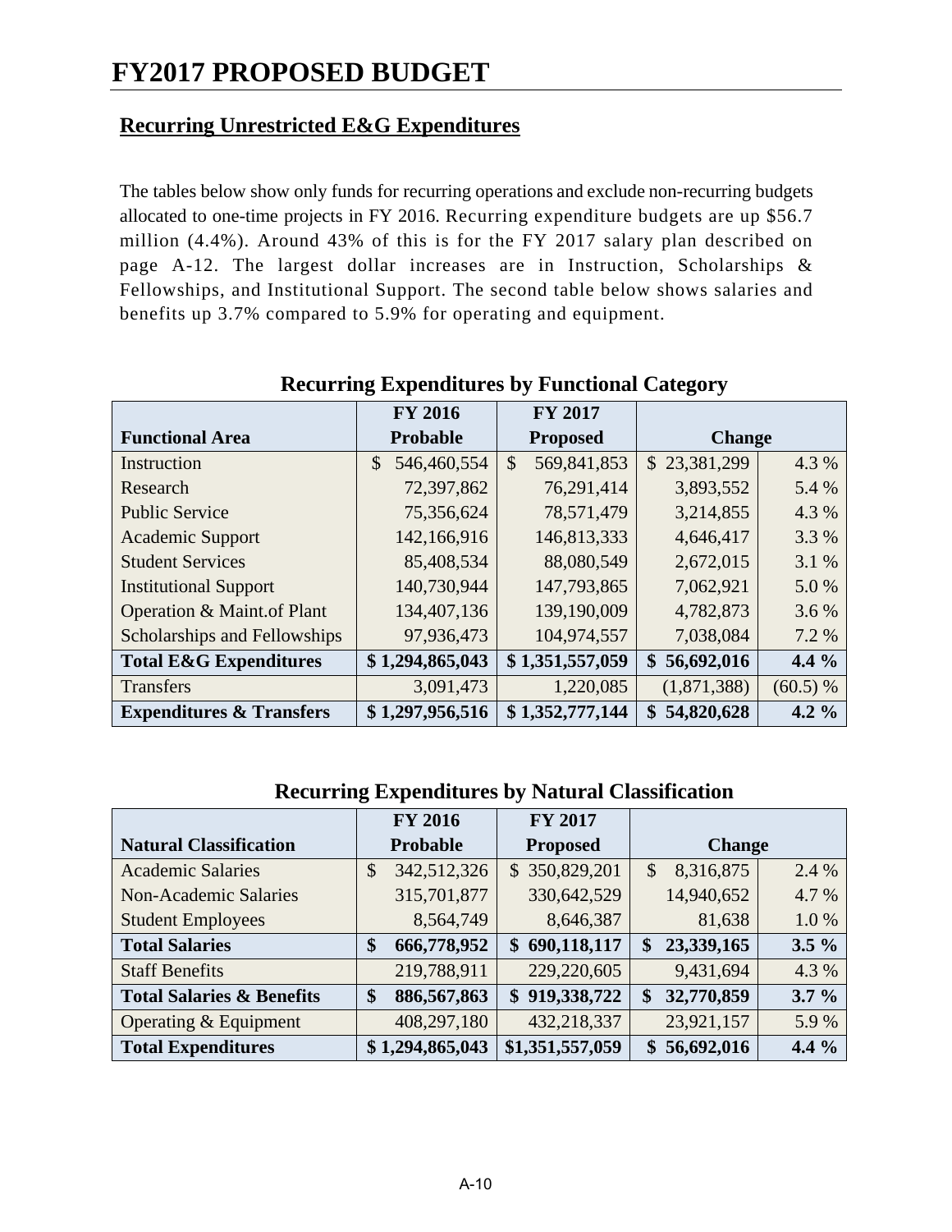# FY2017 PROPOSED BUDGET

## Recurring Unrestricted E&G Expenditures

The tables below show only funds for recurring operations and exclude non-recurring budgets allocated to one-time projects in FY 2016. Recurring expenditure budgets are up $56.7 million (4.4%). Around 43% of this is for the FY 2017 salary plan described on page A-12. The largest dollar increases are in Instruction, Scholarships & Fellowships, and Institutional Support. The second table below shows salaries and benefits up 3.7% compared to 5.9% for operating and equipment.

### Recurring Expenditures by Functional Category

| Functional Area | FY 2016 Probable | FY 2017 Proposed | Change | |
|---|---|---|---|---|
| Instruction | $ 546,460,554 | $ 569,841,853 | $ 23,381,299 | 4.3 % |
| Research | 72,397,862 | 76,291,414 | 3,893,552 | 5.4 % |
| Public Service | 75,356,624 | 78,571,479 | 3,214,855 | 4.3 % |
| Academic Support | 142,166,916 | 146,813,333 | 4,646,417 | 3.3 % |
| Student Services | 85,408,534 | 88,080,549 | 2,672,015 | 3.1 % |
| Institutional Support | 140,730,944 | 147,793,865 | 7,062,921 | 5.0 % |
| Operation & Maint.of Plant | 134,407,136 | 139,190,009 | 4,782,873 | 3.6 % |
| Scholarships and Fellowships | 97,936,473 | 104,974,557 | 7,038,084 | 7.2 % |
| **Total E&G Expenditures** | **$ 1,294,865,043** | **$ 1,351,557,059** | **$ 56,692,016** | **4.4 %** |
| Transfers | 3,091,473 | 1,220,085 | (1,871,388) | (60.5) % |
| **Expenditures & Transfers** | **$ 1,297,956,516** | **$ 1,352,777,144** | **$ 54,820,628** | **4.2 %** |

### Recurring Expenditures by Natural Classification

| Natural Classification | FY 2016 Probable | FY 2017 Proposed | Change | |
|---|---|---|---|---|
| Academic Salaries | $ 342,512,326 | $ 350,829,201 | $ 8,316,875 | 2.4 % |
| Non-Academic Salaries | 315,701,877 | 330,642,529 | 14,940,652 | 4.7 % |
| Student Employees | 8,564,749 | 8,646,387 | 81,638 | 1.0 % |
| **Total Salaries** | **$ 666,778,952** | **$ 690,118,117** | **$ 23,339,165** | **3.5 %** |
| Staff Benefits | 219,788,911 | 229,220,605 | 9,431,694 | 4.3 % |
| **Total Salaries & Benefits** | **$ 886,567,863** | **$ 919,338,722** | **$ 32,770,859** | **3.7 %** |
| Operating & Equipment | 408,297,180 | 432,218,337 | 23,921,157 | 5.9 % |
| **Total Expenditures** | **$ 1,294,865,043** | **$1,351,557,059** | **$ 56,692,016** | **4.4 %** |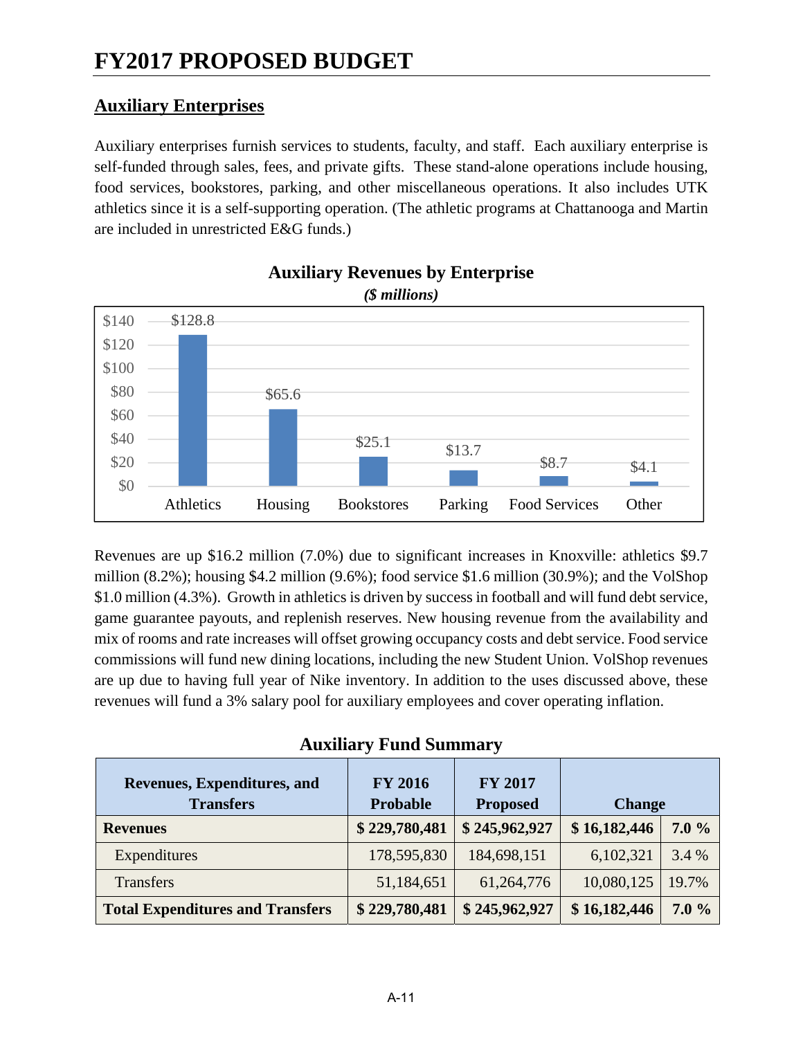## Auxiliary Enterprises

Auxiliary enterprises furnish services to students, faculty, and staff. Each auxiliary enterprise is self-funded through sales, fees, and private gifts. These stand-alone operations include housing, food services, bookstores, parking, and other miscellaneous operations. It also includes UTK athletics since it is a self-supporting operation. (The athletic programs at Chattanooga and Martin are included in unrestricted E&G funds.)

**Auxiliary Revenues by Enterprise**

***($ millions)***

| Athletics | Housing | Bookstores | Parking | Food Services | Other |
|---|---|---|---|---|---|
| $128.8 | $65.6 | $25.1 | $13.7 | $8.7 | $4.1 |

Revenues are up $16.2 million (7.0%) due to significant increases in Knoxville: athletics $9.7 million (8.2%); housing $4.2 million (9.6%); food service $1.6 million (30.9%); and the VolShop $1.0 million (4.3%). Growth in athletics is driven by success in football and will fund debt service, game guarantee payouts, and replenish reserves. New housing revenue from the availability and mix of rooms and rate increases will offset growing occupancy costs and debt service. Food service commissions will fund new dining locations, including the new Student Union. VolShop revenues are up due to having full year of Nike inventory. In addition to the uses discussed above, these revenues will fund a 3% salary pool for auxiliary employees and cover operating inflation.

**Auxiliary Fund Summary**

| Revenues, Expenditures, and Transfers | FY 2016 Probable | FY 2017 Proposed | Change | |
|---|---|---|---|---|
| **Revenues** | **$ 229,780,481** | **$ 245,962,927** | **$ 16,182,446** | **7.0 %** |
| Expenditures | 178,595,830 | 184,698,151 | 6,102,321 | 3.4 % |
| Transfers | 51,184,651 | 61,264,776 | 10,080,125 | 19.7% |
| **Total Expenditures and Transfers** | **$ 229,780,481** | **$ 245,962,927** | **$ 16,182,446** | **7.0 %** |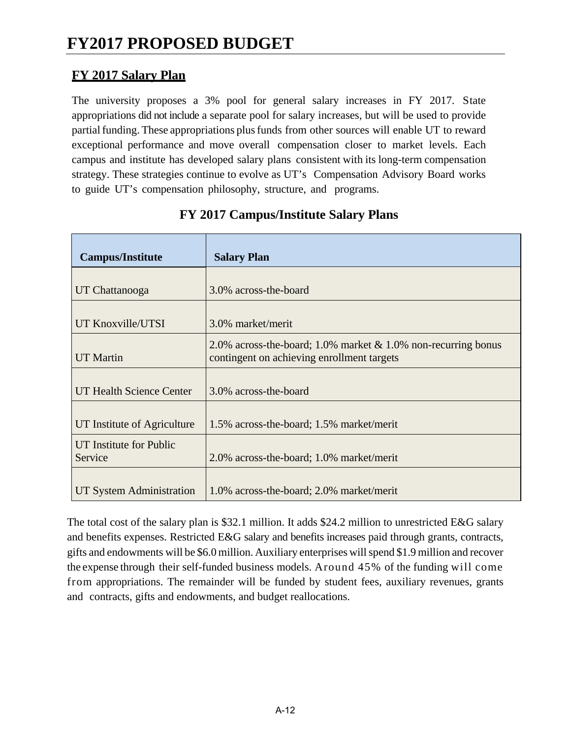# FY2017 PROPOSED BUDGET

## FY 2017 Salary Plan

The university proposes a 3% pool for general salary increases in FY 2017. State appropriations did not include a separate pool for salary increases, but will be used to provide partial funding. These appropriations plus funds from other sources will enable UT to reward exceptional performance and move overall compensation closer to market levels. Each campus and institute has developed salary plans consistent with its long-term compensation strategy. These strategies continue to evolve as UT's Compensation Advisory Board works to guide UT's compensation philosophy, structure, and programs.

### FY 2017 Campus/Institute Salary Plans

| Campus/Institute | Salary Plan |
|---|---|
| UT Chattanooga | 3.0% across-the-board |
| UT Knoxville/UTSI | 3.0% market/merit |
| UT Martin | 2.0% across-the-board; 1.0% market & 1.0% non-recurring bonus contingent on achieving enrollment targets |
| UT Health Science Center | 3.0% across-the-board |
| UT Institute of Agriculture | 1.5% across-the-board; 1.5% market/merit |
| UT Institute for Public Service | 2.0% across-the-board; 1.0% market/merit |
| UT System Administration | 1.0% across-the-board; 2.0% market/merit |

The total cost of the salary plan is $32.1 million. It adds $24.2 million to unrestricted E&G salary and benefits expenses. Restricted E&G salary and benefits increases paid through grants, contracts, gifts and endowments will be $6.0 million. Auxiliary enterprises will spend $1.9 million and recover the expense through their self-funded business models. Around 45% of the funding will come from appropriations. The remainder will be funded by student fees, auxiliary revenues, grants and contracts, gifts and endowments, and budget reallocations.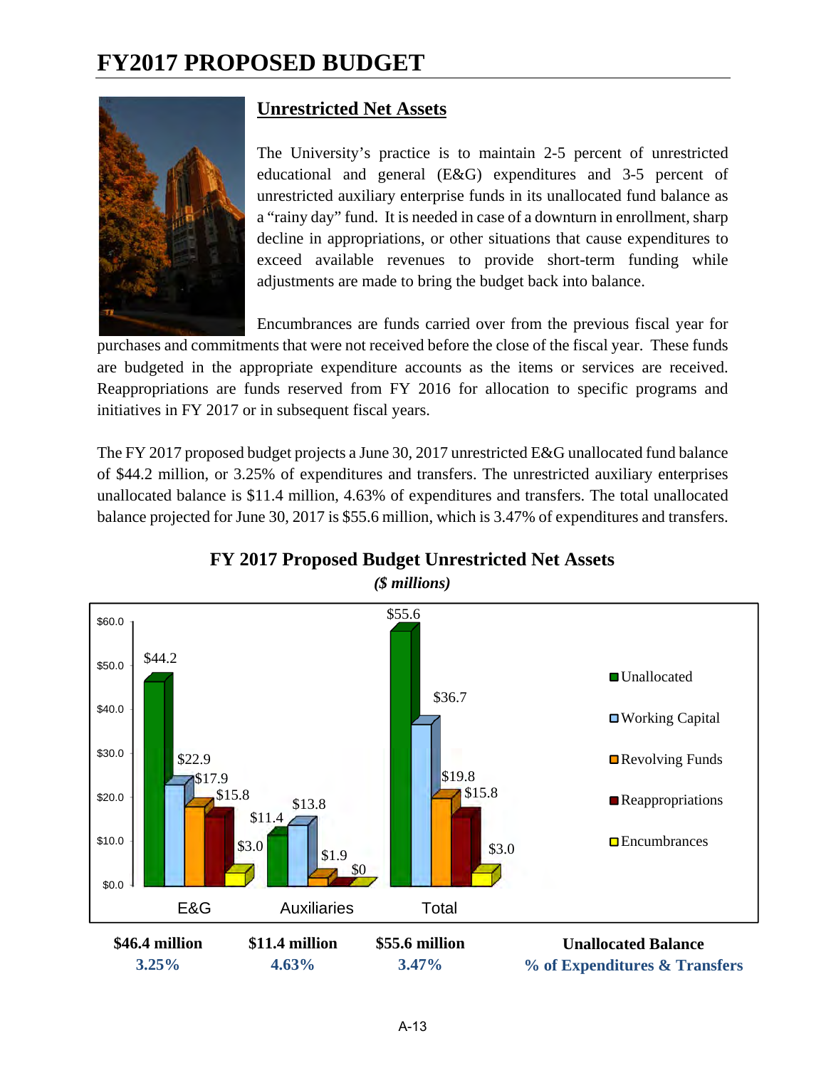# FY2017 PROPOSED BUDGET

## Unrestricted Net Assets

The University's practice is to maintain 2-5 percent of unrestricted educational and general (E&G) expenditures and 3-5 percent of unrestricted auxiliary enterprise funds in its unallocated fund balance as a "rainy day" fund. It is needed in case of a downturn in enrollment, sharp decline in appropriations, or other situations that cause expenditures to exceed available revenues to provide short-term funding while adjustments are made to bring the budget back into balance.

Encumbrances are funds carried over from the previous fiscal year for purchases and commitments that were not received before the close of the fiscal year. These funds are budgeted in the appropriate expenditure accounts as the items or services are received. Reappropriations are funds reserved from FY 2016 for allocation to specific programs and initiatives in FY 2017 or in subsequent fiscal years.

The FY 2017 proposed budget projects a June 30, 2017 unrestricted E&G unallocated fund balance of $44.2 million, or 3.25% of expenditures and transfers. The unrestricted auxiliary enterprises unallocated balance is $11.4 million, 4.63% of expenditures and transfers. The total unallocated balance projected for June 30, 2017 is $55.6 million, which is 3.47% of expenditures and transfers.

**FY 2017 Proposed Budget Unrestricted Net Assets**

***($ millions)***

| | E&G | Auxiliaries | Total |
|---|---|---|---|
| Unallocated | $44.2 | $11.4 | $55.6 |
| Working Capital | $22.9 | $13.8 | $36.7 |
| Revolving Funds | $17.9 | $1.9 | $19.8 |
| Reappropriations | $15.8 | $0 | $15.8 |
| Encumbrances | $3.0 | | $3.0 |

| | **$46.4 million** | **$11.4 million** | **$55.6 million** | **Unallocated Balance** |
|---|---|---|---|---|
| | **3.25%** | **4.63%** | **3.47%** | **% of Expenditures & Transfers** |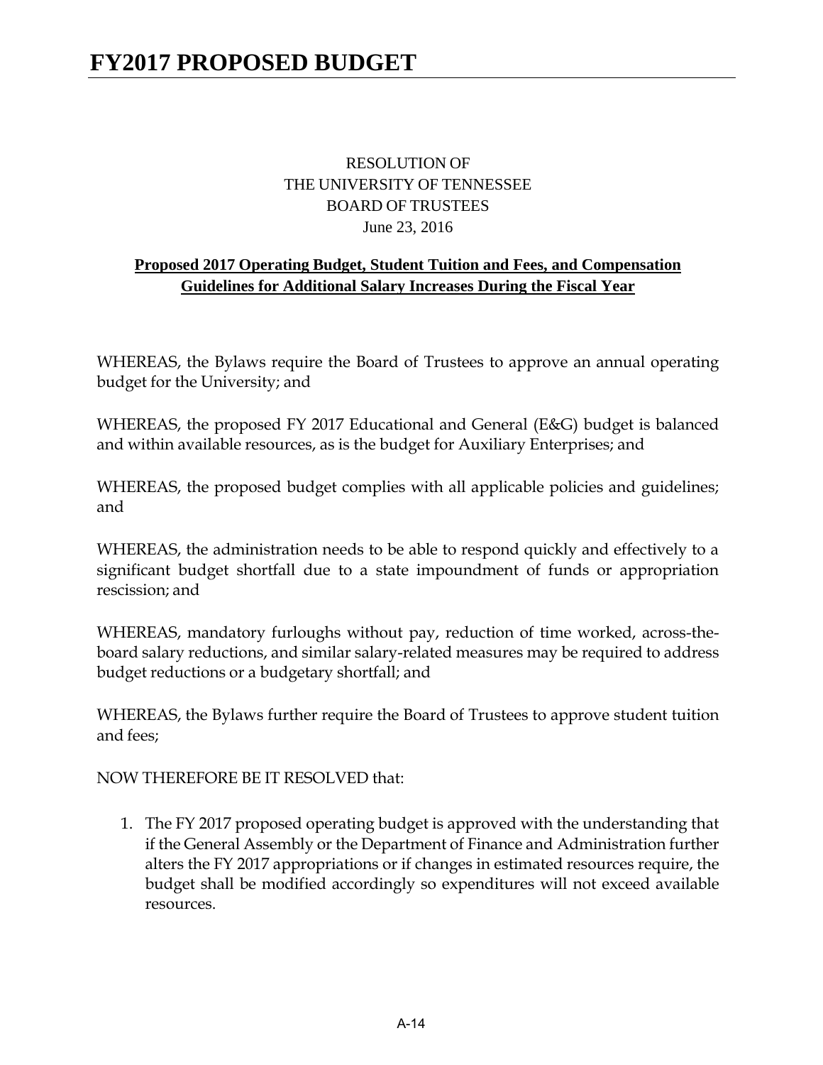RESOLUTION OF
THE UNIVERSITY OF TENNESSEE
BOARD OF TRUSTEES
June 23, 2016

**Proposed 2017 Operating Budget, Student Tuition and Fees, and Compensation Guidelines for Additional Salary Increases During the Fiscal Year**

WHEREAS, the Bylaws require the Board of Trustees to approve an annual operating budget for the University; and

WHEREAS, the proposed FY 2017 Educational and General (E&G) budget is balanced and within available resources, as is the budget for Auxiliary Enterprises; and

WHEREAS, the proposed budget complies with all applicable policies and guidelines; and

WHEREAS, the administration needs to be able to respond quickly and effectively to a significant budget shortfall due to a state impoundment of funds or appropriation rescission; and

WHEREAS, mandatory furloughs without pay, reduction of time worked, across-the-board salary reductions, and similar salary-related measures may be required to address budget reductions or a budgetary shortfall; and

WHEREAS, the Bylaws further require the Board of Trustees to approve student tuition and fees;

NOW THEREFORE BE IT RESOLVED that:

1. The FY 2017 proposed operating budget is approved with the understanding that if the General Assembly or the Department of Finance and Administration further alters the FY 2017 appropriations or if changes in estimated resources require, the budget shall be modified accordingly so expenditures will not exceed available resources.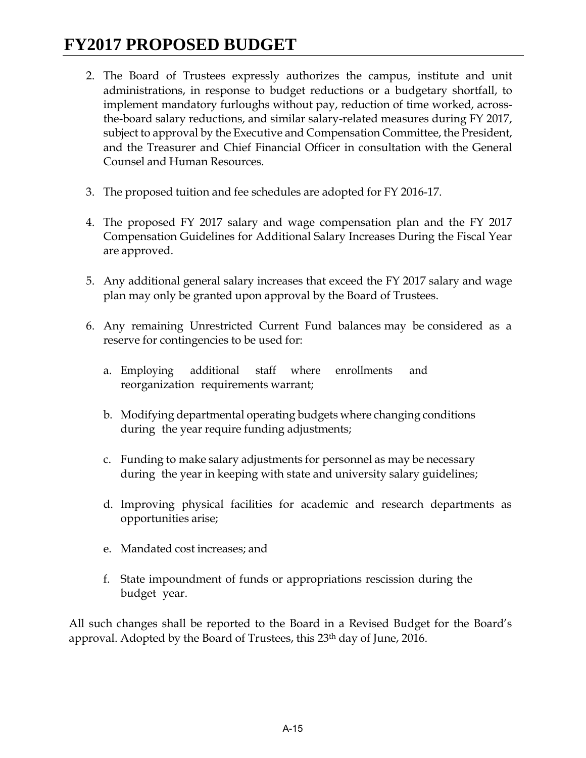2. The Board of Trustees expressly authorizes the campus, institute and unit administrations, in response to budget reductions or a budgetary shortfall, to implement mandatory furloughs without pay, reduction of time worked, across-the-board salary reductions, and similar salary-related measures during FY 2017, subject to approval by the Executive and Compensation Committee, the President, and the Treasurer and Chief Financial Officer in consultation with the General Counsel and Human Resources.

3. The proposed tuition and fee schedules are adopted for FY 2016-17.

4. The proposed FY 2017 salary and wage compensation plan and the FY 2017 Compensation Guidelines for Additional Salary Increases During the Fiscal Year are approved.

5. Any additional general salary increases that exceed the FY 2017 salary and wage plan may only be granted upon approval by the Board of Trustees.

6. Any remaining Unrestricted Current Fund balances may be considered as a reserve for contingencies to be used for:

   a. Employing additional staff where enrollments and reorganization requirements warrant;

   b. Modifying departmental operating budgets where changing conditions during the year require funding adjustments;

   c. Funding to make salary adjustments for personnel as may be necessary during the year in keeping with state and university salary guidelines;

   d. Improving physical facilities for academic and research departments as opportunities arise;

   e. Mandated cost increases; and

   f. State impoundment of funds or appropriations rescission during the budget year.

All such changes shall be reported to the Board in a Revised Budget for the Board's approval. Adopted by the Board of Trustees, this 23th day of June, 2016.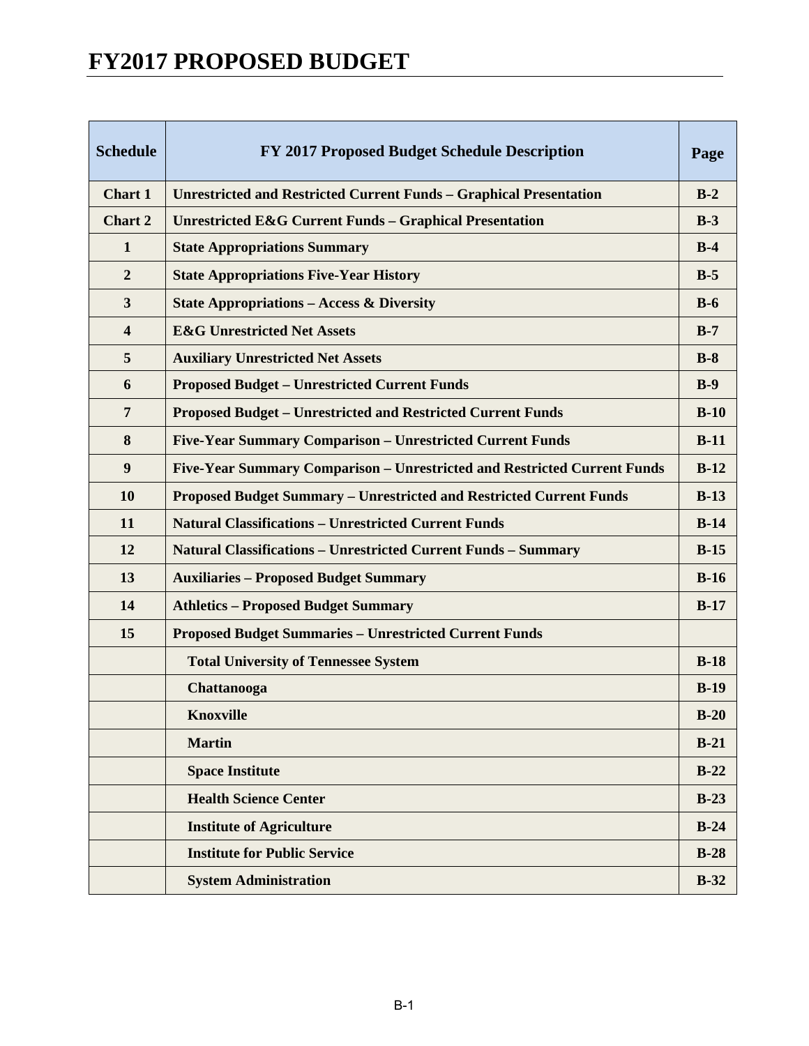# FY2017 PROPOSED BUDGET

| Schedule | FY 2017 Proposed Budget Schedule Description | Page |
|---|---|---|
| Chart 1 | Unrestricted and Restricted Current Funds – Graphical Presentation | B-2 |
| Chart 2 | Unrestricted E&G Current Funds – Graphical Presentation | B-3 |
| 1 | State Appropriations Summary | B-4 |
| 2 | State Appropriations Five-Year History | B-5 |
| 3 | State Appropriations – Access & Diversity | B-6 |
| 4 | E&G Unrestricted Net Assets | B-7 |
| 5 | Auxiliary Unrestricted Net Assets | B-8 |
| 6 | Proposed Budget – Unrestricted Current Funds | B-9 |
| 7 | Proposed Budget – Unrestricted and Restricted Current Funds | B-10 |
| 8 | Five-Year Summary Comparison – Unrestricted Current Funds | B-11 |
| 9 | Five-Year Summary Comparison – Unrestricted and Restricted Current Funds | B-12 |
| 10 | Proposed Budget Summary – Unrestricted and Restricted Current Funds | B-13 |
| 11 | Natural Classifications – Unrestricted Current Funds | B-14 |
| 12 | Natural Classifications – Unrestricted Current Funds – Summary | B-15 |
| 13 | Auxiliaries – Proposed Budget Summary | B-16 |
| 14 | Athletics – Proposed Budget Summary | B-17 |
| 15 | Proposed Budget Summaries – Unrestricted Current Funds | |
| | Total University of Tennessee System | B-18 |
| | Chattanooga | B-19 |
| | Knoxville | B-20 |
| | Martin | B-21 |
| | Space Institute | B-22 |
| | Health Science Center | B-23 |
| | Institute of Agriculture | B-24 |
| | Institute for Public Service | B-28 |
| | System Administration | B-32 |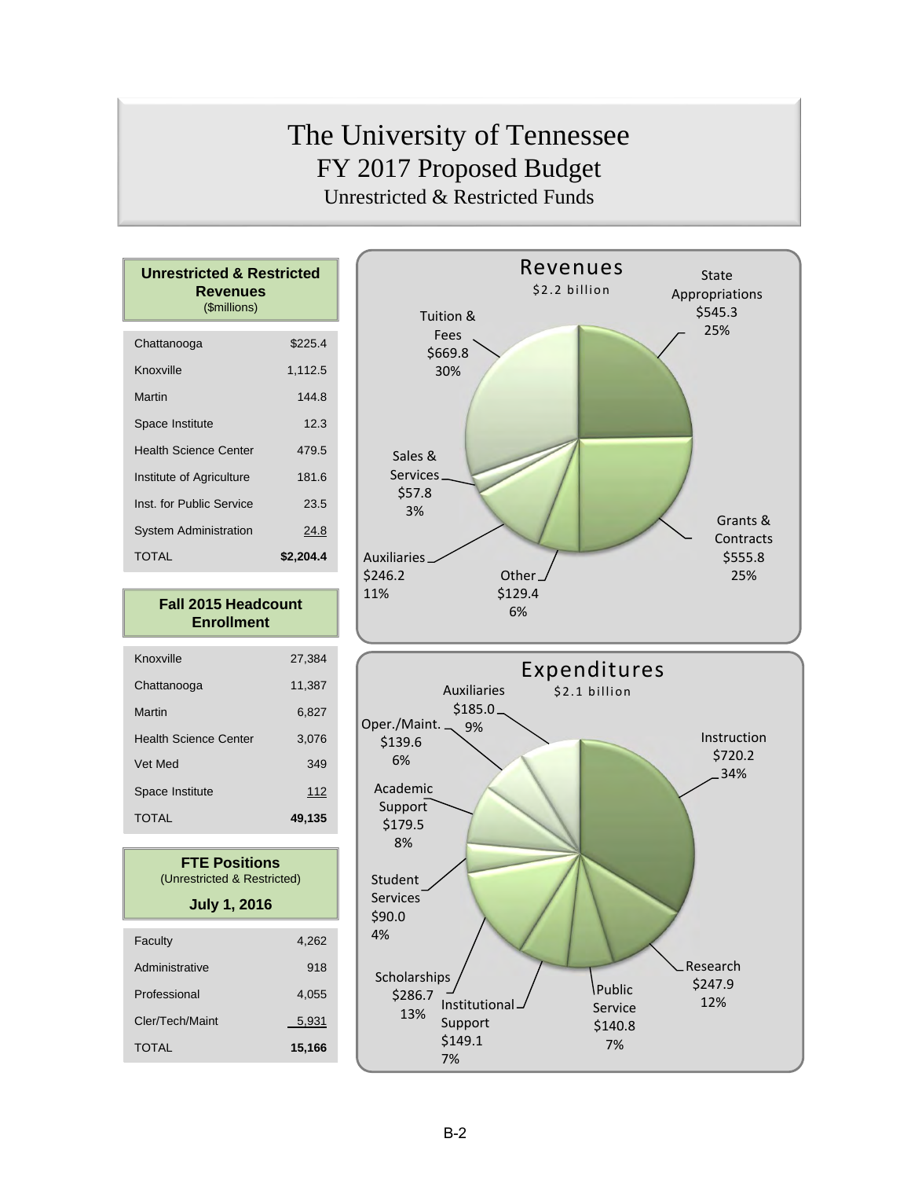# The University of Tennessee
## FY 2017 Proposed Budget
### Unrestricted & Restricted Funds

**Unrestricted & Restricted Revenues** ($millions)

| | |
|---|---|
| Chattanooga | $225.4 |
| Knoxville | 1,112.5 |
| Martin | 144.8 |
| Space Institute | 12.3 |
| Health Science Center | 479.5 |
| Institute of Agriculture | 181.6 |
| Inst. for Public Service | 23.5 |
| System Administration | 24.8 |
| TOTAL | **$2,204.4** |

**Fall 2015 Headcount Enrollment**

| | |
|---|---|
| Knoxville | 27,384 |
| Chattanooga | 11,387 |
| Martin | 6,827 |
| Health Science Center | 3,076 |
| Vet Med | 349 |
| Space Institute | 112 |
| TOTAL | **49,135** |

**FTE Positions** (Unrestricted & Restricted)

**July 1, 2016**

| | |
|---|---|
| Faculty | 4,262 |
| Administrative | 918 |
| Professional | 4,055 |
| Cler/Tech/Maint | 5,931 |
| TOTAL | **15,166** |

**Revenues**
$2.2 billion

| Category | Amount | Percent |
|---|---|---|
| State Appropriations | $545.3 | 25% |
| Grants & Contracts | $555.8 | 25% |
| Other | $129.4 | 6% |
| Auxiliaries | $246.2 | 11% |
| Sales & Services | $57.8 | 3% |
| Tuition & Fees | $669.8 | 30% |

**Expenditures**
$2.1 billion

| Category | Amount | Percent |
|---|---|---|
| Instruction | $720.2 | 34% |
| Research | $247.9 | 12% |
| Public Service | $140.8 | 7% |
| Institutional Support | $149.1 | 7% |
| Scholarships | $286.7 | 13% |
| Student Services | $90.0 | 4% |
| Academic Support | $179.5 | 8% |
| Oper./Maint. | $139.6 | 6% |
| Auxiliaries | $185.0 | 9% |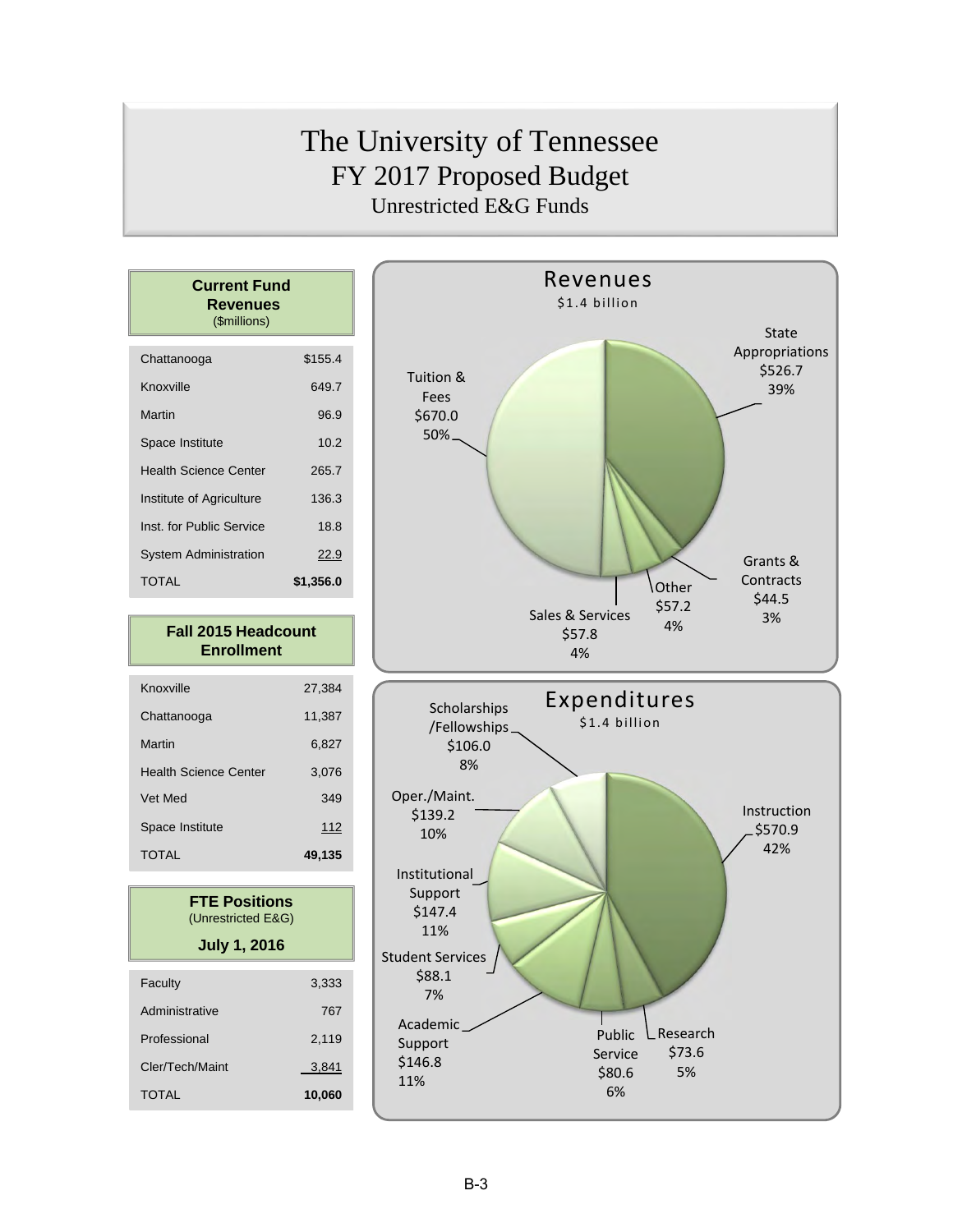# The University of Tennessee
## FY 2017 Proposed Budget
### Unrestricted E&G Funds

| Current Fund Revenues ($millions) | |
|---|---|
| Chattanooga | $155.4 |
| Knoxville | 649.7 |
| Martin | 96.9 |
| Space Institute | 10.2 |
| Health Science Center | 265.7 |
| Institute of Agriculture | 136.3 |
| Inst. for Public Service | 18.8 |
| System Administration | 22.9 |
| TOTAL | **$1,356.0** |

| Fall 2015 Headcount Enrollment | |
|---|---|
| Knoxville | 27,384 |
| Chattanooga | 11,387 |
| Martin | 6,827 |
| Health Science Center | 3,076 |
| Vet Med | 349 |
| Space Institute | 112 |
| TOTAL | **49,135** |

| FTE Positions (Unrestricted E&G) July 1, 2016 | |
|---|---|
| Faculty | 3,333 |
| Administrative | 767 |
| Professional | 2,119 |
| Cler/Tech/Maint | 3,841 |
| TOTAL | **10,060** |

**Revenues**
$1.4 billion

| Category | Amount | Percent |
|---|---|---|
| Tuition & Fees | $670.0 | 50% |
| State Appropriations | $526.7 | 39% |
| Grants & Contracts | $44.5 | 3% |
| Other | $57.2 | 4% |
| Sales & Services | $57.8 | 4% |

**Expenditures**
$1.4 billion

| Category | Amount | Percent |
|---|---|---|
| Instruction | $570.9 | 42% |
| Research | $73.6 | 5% |
| Public Service | $80.6 | 6% |
| Academic Support | $146.8 | 11% |
| Student Services | $88.1 | 7% |
| Institutional Support | $147.4 | 11% |
| Oper./Maint. | $139.2 | 10% |
| Scholarships/Fellowships | $106.0 | 8% |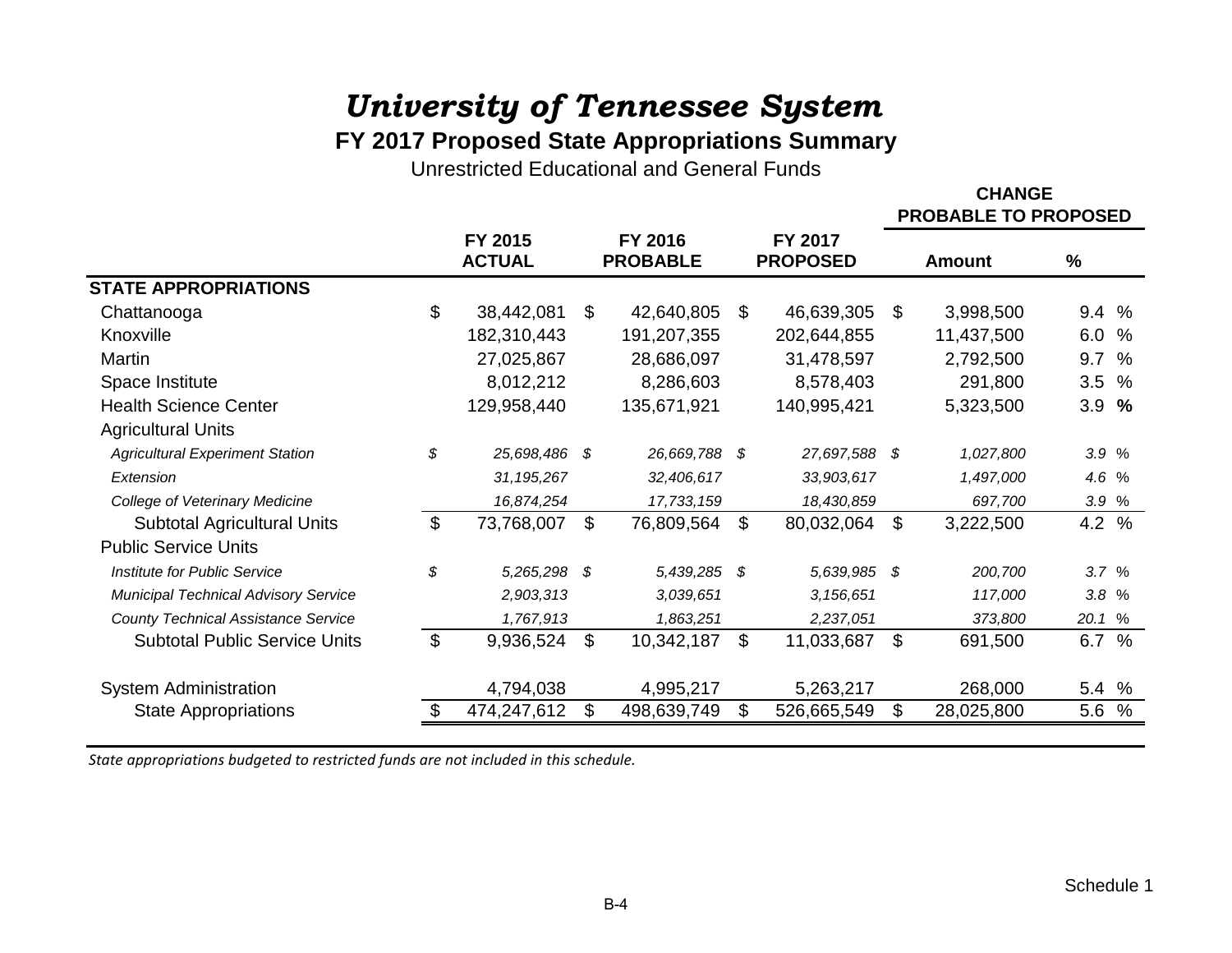# *University of Tennessee System*

## FY 2017 Proposed State Appropriations Summary

Unrestricted Educational and General Funds

| | FY 2015 ACTUAL | FY 2016 PROBABLE | FY 2017 PROPOSED | CHANGE PROBABLE TO PROPOSED Amount | CHANGE PROBABLE TO PROPOSED % |
|---|---|---|---|---|---|
| **STATE APPROPRIATIONS** | | | | | |
| Chattanooga | $ 38,442,081 | $ 42,640,805 | $ 46,639,305 | $ 3,998,500 | 9.4 % |
| Knoxville | 182,310,443 | 191,207,355 | 202,644,855 | 11,437,500 | 6.0 % |
| Martin | 27,025,867 | 28,686,097 | 31,478,597 | 2,792,500 | 9.7 % |
| Space Institute | 8,012,212 | 8,286,603 | 8,578,403 | 291,800 | 3.5 % |
| Health Science Center | 129,958,440 | 135,671,921 | 140,995,421 | 5,323,500 | 3.9 % |
| Agricultural Units | | | | | |
| *Agricultural Experiment Station* | *$ 25,698,486* | *$ 26,669,788* | *$ 27,697,588* | *$ 1,027,800* | *3.9 %* |
| *Extension* | *31,195,267* | *32,406,617* | *33,903,617* | *1,497,000* | *4.6 %* |
| *College of Veterinary Medicine* | *16,874,254* | *17,733,159* | *18,430,859* | *697,700* | *3.9 %* |
| Subtotal Agricultural Units | $ 73,768,007 | $ 76,809,564 | $ 80,032,064 | $ 3,222,500 | 4.2 % |
| Public Service Units | | | | | |
| *Institute for Public Service* | *$ 5,265,298* | *$ 5,439,285* | *$ 5,639,985* | *$ 200,700* | *3.7 %* |
| *Municipal Technical Advisory Service* | *2,903,313* | *3,039,651* | *3,156,651* | *117,000* | *3.8 %* |
| *County Technical Assistance Service* | *1,767,913* | *1,863,251* | *2,237,051* | *373,800* | *20.1 %* |
| Subtotal Public Service Units | $ 9,936,524 | $ 10,342,187 | $ 11,033,687 | $ 691,500 | 6.7 % |
| System Administration | 4,794,038 | 4,995,217 | 5,263,217 | 268,000 | 5.4 % |
| State Appropriations | $ 474,247,612 | $ 498,639,749 | $ 526,665,549 | $ 28,025,800 | 5.6 % |

*State appropriations budgeted to restricted funds are not included in this schedule.*

Schedule 1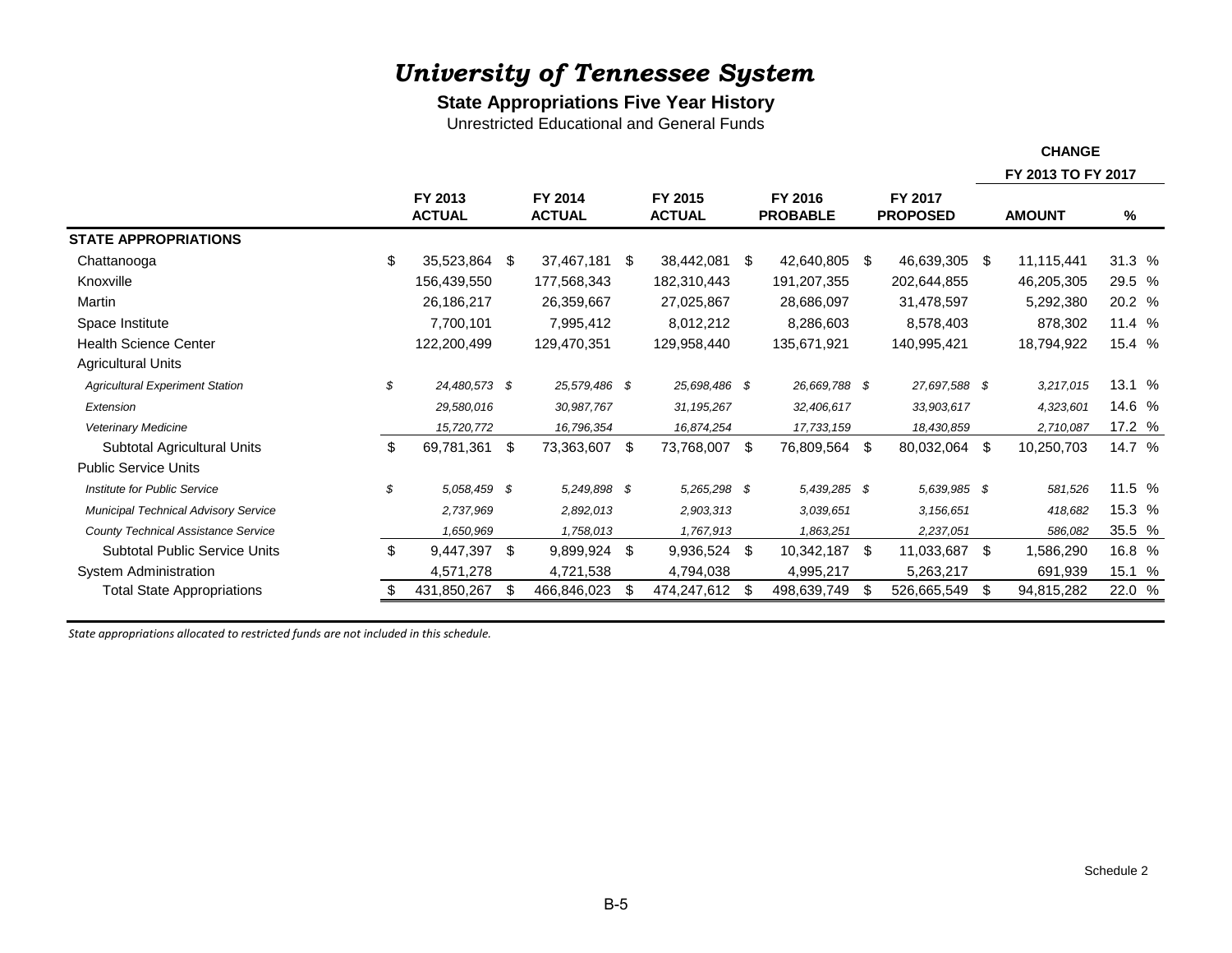# *University of Tennessee System*

## State Appropriations Five Year History

Unrestricted Educational and General Funds

| | FY 2013 ACTUAL | FY 2014 ACTUAL | FY 2015 ACTUAL | FY 2016 PROBABLE | FY 2017 PROPOSED | CHANGE FY 2013 TO FY 2017 AMOUNT | % |
|---|---|---|---|---|---|---|---|
| **STATE APPROPRIATIONS** | | | | | | | |
| Chattanooga | $ 35,523,864 | $ 37,467,181 | $ 38,442,081 | $ 42,640,805 | $ 46,639,305 | $ 11,115,441 | 31.3 % |
| Knoxville | 156,439,550 | 177,568,343 | 182,310,443 | 191,207,355 | 202,644,855 | 46,205,305 | 29.5 % |
| Martin | 26,186,217 | 26,359,667 | 27,025,867 | 28,686,097 | 31,478,597 | 5,292,380 | 20.2 % |
| Space Institute | 7,700,101 | 7,995,412 | 8,012,212 | 8,286,603 | 8,578,403 | 878,302 | 11.4 % |
| Health Science Center | 122,200,499 | 129,470,351 | 129,958,440 | 135,671,921 | 140,995,421 | 18,794,922 | 15.4 % |
| Agricultural Units | | | | | | | |
| *Agricultural Experiment Station* | *$ 24,480,573* | *$ 25,579,486* | *$ 25,698,486* | *$ 26,669,788* | *$ 27,697,588* | *$ 3,217,015* | 13.1 % |
| *Extension* | *29,580,016* | *30,987,767* | *31,195,267* | *32,406,617* | *33,903,617* | *4,323,601* | 14.6 % |
| *Veterinary Medicine* | *15,720,772* | *16,796,354* | *16,874,254* | *17,733,159* | *18,430,859* | *2,710,087* | 17.2 % |
| Subtotal Agricultural Units | $ 69,781,361 | $ 73,363,607 | $ 73,768,007 | $ 76,809,564 | $ 80,032,064 | $ 10,250,703 | 14.7 % |
| Public Service Units | | | | | | | |
| *Institute for Public Service* | *$ 5,058,459* | *$ 5,249,898* | *$ 5,265,298* | *$ 5,439,285* | *$ 5,639,985* | *$ 581,526* | 11.5 % |
| *Municipal Technical Advisory Service* | *2,737,969* | *2,892,013* | *2,903,313* | *3,039,651* | *3,156,651* | *418,682* | 15.3 % |
| *County Technical Assistance Service* | *1,650,969* | *1,758,013* | *1,767,913* | *1,863,251* | *2,237,051* | *586,082* | 35.5 % |
| Subtotal Public Service Units | $ 9,447,397 | $ 9,899,924 | $ 9,936,524 | $ 10,342,187 | $ 11,033,687 | $ 1,586,290 | 16.8 % |
| System Administration | 4,571,278 | 4,721,538 | 4,794,038 | 4,995,217 | 5,263,217 | 691,939 | 15.1 % |
| Total State Appropriations | $ 431,850,267 | $ 466,846,023 | $ 474,247,612 | $ 498,639,749 | $ 526,665,549 | $ 94,815,282 | 22.0 % |

*State appropriations allocated to restricted funds are not included in this schedule.*

Schedule 2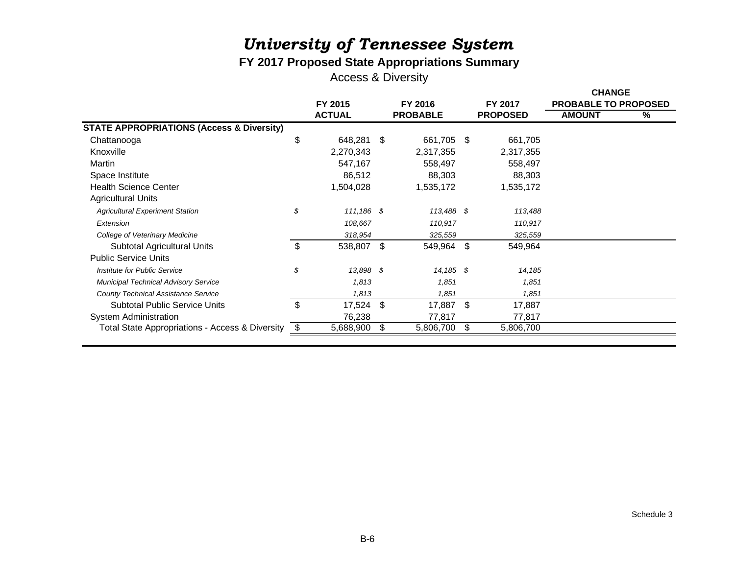# *University of Tennessee System*

## FY 2017 Proposed State Appropriations Summary

Access & Diversity

| | FY 2015 ACTUAL | FY 2016 PROBABLE | FY 2017 PROPOSED | CHANGE PROBABLE TO PROPOSED AMOUNT | % |
|---|---|---|---|---|---|
| **STATE APPROPRIATIONS (Access & Diversity)** | | | | | |
| Chattanooga | $ 648,281 | $ 661,705 | $ 661,705 | | |
| Knoxville | 2,270,343 | 2,317,355 | 2,317,355 | | |
| Martin | 547,167 | 558,497 | 558,497 | | |
| Space Institute | 86,512 | 88,303 | 88,303 | | |
| Health Science Center | 1,504,028 | 1,535,172 | 1,535,172 | | |
| Agricultural Units | | | | | |
| *Agricultural Experiment Station* | *$ 111,186* | *$ 113,488* | *$ 113,488* | | |
| *Extension* | *108,667* | *110,917* | *110,917* | | |
| *College of Veterinary Medicine* | *318,954* | *325,559* | *325,559* | | |
| Subtotal Agricultural Units | $ 538,807 | $ 549,964 | $ 549,964 | | |
| Public Service Units | | | | | |
| *Institute for Public Service* | *$ 13,898* | *$ 14,185* | *$ 14,185* | | |
| *Municipal Technical Advisory Service* | *1,813* | *1,851* | *1,851* | | |
| *County Technical Assistance Service* | *1,813* | *1,851* | *1,851* | | |
| Subtotal Public Service Units | $ 17,524 | $ 17,887 | $ 17,887 | | |
| System Administration | 76,238 | 77,817 | 77,817 | | |
| Total State Appropriations - Access & Diversity | $ 5,688,900 | $ 5,806,700 | $ 5,806,700 | | |

Schedule 3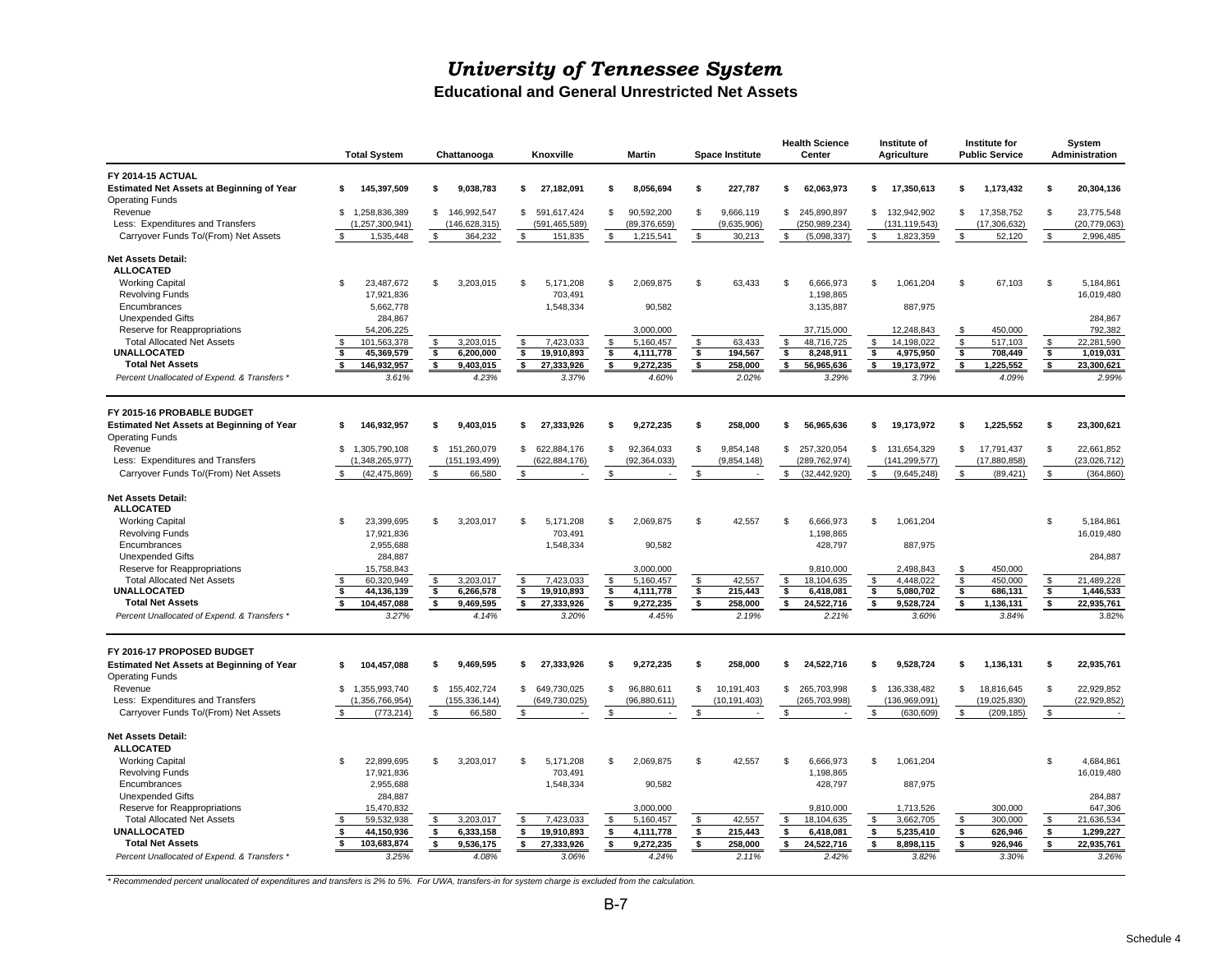# University of Tennessee System

## Educational and General Unrestricted Net Assets

| | Total System | Chattanooga | Knoxville | Martin | Space Institute | Health Science Center | Institute of Agriculture | Institute for Public Service | System Administration |
|---|---|---|---|---|---|---|---|---|---|
| **FY 2014-15 ACTUAL** | | | | | | | | | |
| **Estimated Net Assets at Beginning of Year** | **$ 145,397,509** | **$ 9,038,783** | **$ 27,182,091** | **$ 8,056,694** | **$ 227,787** | **$ 62,063,973** | **$ 17,350,613** | **$ 1,173,432** | **$ 20,304,136** |
| Operating Funds | | | | | | | | | |
| Revenue | $ 1,258,836,389 | $ 146,992,547 | $ 591,617,424 | $ 90,592,200 | $ 9,666,119 | $ 245,890,897 | $ 132,942,902 | $ 17,358,752 | $ 23,775,548 |
| Less: Expenditures and Transfers | (1,257,300,941) | (146,628,315) | (591,465,589) | (89,376,659) | (9,635,906) | (250,989,234) | (131,119,543) | (17,306,632) | (20,779,063) |
| Carryover Funds To/(From) Net Assets | $ 1,535,448 | $ 364,232 | $ 151,835 | $ 1,215,541 | $ 30,213 | $ (5,098,337) | $ 1,823,359 | $ 52,120 | $ 2,996,485 |
| **Net Assets Detail:** | | | | | | | | | |
| **ALLOCATED** | | | | | | | | | |
| Working Capital | $ 23,487,672 | $ 3,203,015 | $ 5,171,208 | $ 2,069,875 | $ 63,433 | $ 6,666,973 | $ 1,061,204 | $ 67,103 | $ 5,184,861 |
| Revolving Funds | 17,921,836 | | 703,491 | | | 1,198,865 | | | 16,019,480 |
| Encumbrances | 5,662,778 | | 1,548,334 | 90,582 | | 3,135,887 | 887,975 | | |
| Unexpended Gifts | 284,867 | | | | | | | | 284,867 |
| Reserve for Reappropriations | 54,206,225 | | | 3,000,000 | | 37,715,000 | 12,248,843 | $ 450,000 | 792,382 |
| Total Allocated Net Assets | $ 101,563,378 | $ 3,203,015 | $ 7,423,033 | $ 5,160,457 | $ 63,433 | $ 48,716,725 | $ 14,198,022 | $ 517,103 | $ 22,281,590 |
| **UNALLOCATED** | **$ 45,369,579** | **$ 6,200,000** | **$ 19,910,893** | **$ 4,111,778** | **$ 194,567** | **$ 8,248,911** | **$ 4,975,950** | **$ 708,449** | **$ 1,019,031** |
| **Total Net Assets** | **$ 146,932,957** | **$ 9,403,015** | **$ 27,333,926** | **$ 9,272,235** | **$ 258,000** | **$ 56,965,636** | **$ 19,173,972** | **$ 1,225,552** | **$ 23,300,621** |
| *Percent Unallocated of Expend. & Transfers ** | *3.61%* | *4.23%* | *3.37%* | *4.60%* | *2.02%* | *3.29%* | *3.79%* | *4.09%* | *2.99%* |
| **FY 2015-16 PROBABLE BUDGET** | | | | | | | | | |
| **Estimated Net Assets at Beginning of Year** | **$ 146,932,957** | **$ 9,403,015** | **$ 27,333,926** | **$ 9,272,235** | **$ 258,000** | **$ 56,965,636** | **$ 19,173,972** | **$ 1,225,552** | **$ 23,300,621** |
| Operating Funds | | | | | | | | | |
| Revenue | $ 1,305,790,108 | $ 151,260,079 | $ 622,884,176 | $ 92,364,033 | $ 9,854,148 | $ 257,320,054 | $ 131,654,329 | $ 17,791,437 | $ 22,661,852 |
| Less: Expenditures and Transfers | (1,348,265,977) | (151,193,499) | (622,884,176) | (92,364,033) | (9,854,148) | (289,762,974) | (141,299,577) | (17,880,858) | (23,026,712) |
| Carryover Funds To/(From) Net Assets | $ (42,475,869) | $ 66,580 | $ - | $ - | $ - | $ (32,442,920) | $ (9,645,248) | $ (89,421) | $ (364,860) |
| **Net Assets Detail:** | | | | | | | | | |
| **ALLOCATED** | | | | | | | | | |
| Working Capital | $ 23,399,695 | $ 3,203,017 | $ 5,171,208 | $ 2,069,875 | $ 42,557 | $ 6,666,973 | $ 1,061,204 | | $ 5,184,861 |
| Revolving Funds | 17,921,836 | | 703,491 | | | 1,198,865 | | | 16,019,480 |
| Encumbrances | 2,955,688 | | 1,548,334 | 90,582 | | 428,797 | 887,975 | | |
| Unexpended Gifts | 284,887 | | | | | | | | 284,887 |
| Reserve for Reappropriations | 15,758,843 | | | 3,000,000 | | 9,810,000 | 2,498,843 | $ 450,000 | |
| Total Allocated Net Assets | $ 60,320,949 | $ 3,203,017 | $ 7,423,033 | $ 5,160,457 | $ 42,557 | $ 18,104,635 | $ 4,448,022 | $ 450,000 | $ 21,489,228 |
| **UNALLOCATED** | **$ 44,136,139** | **$ 6,266,578** | **$ 19,910,893** | **$ 4,111,778** | **$ 215,443** | **$ 6,418,081** | **$ 5,080,702** | **$ 686,131** | **$ 1,446,533** |
| **Total Net Assets** | **$ 104,457,088** | **$ 9,469,595** | **$ 27,333,926** | **$ 9,272,235** | **$ 258,000** | **$ 24,522,716** | **$ 9,528,724** | **$ 1,136,131** | **$ 22,935,761** |
| *Percent Unallocated of Expend. & Transfers ** | *3.27%* | *4.14%* | *3.20%* | *4.45%* | *2.19%* | *2.21%* | *3.60%* | *3.84%* | 3.82% |
| **FY 2016-17 PROPOSED BUDGET** | | | | | | | | | |
| **Estimated Net Assets at Beginning of Year** | **$ 104,457,088** | **$ 9,469,595** | **$ 27,333,926** | **$ 9,272,235** | **$ 258,000** | **$ 24,522,716** | **$ 9,528,724** | **$ 1,136,131** | **$ 22,935,761** |
| Operating Funds | | | | | | | | | |
| Revenue | $ 1,355,993,740 | $ 155,402,724 | $ 649,730,025 | $ 96,880,611 | $ 10,191,403 | $ 265,703,998 | $ 136,338,482 | $ 18,816,645 | $ 22,929,852 |
| Less: Expenditures and Transfers | (1,356,766,954) | (155,336,144) | (649,730,025) | (96,880,611) | (10,191,403) | (265,703,998) | (136,969,091) | (19,025,830) | (22,929,852) |
| Carryover Funds To/(From) Net Assets | $ (773,214) | $ 66,580 | $ - | $ - | $ - | $ - | $ (630,609) | $ (209,185) | $ - |
| **Net Assets Detail:** | | | | | | | | | |
| **ALLOCATED** | | | | | | | | | |
| Working Capital | $ 22,899,695 | $ 3,203,017 | $ 5,171,208 | $ 2,069,875 | $ 42,557 | $ 6,666,973 | $ 1,061,204 | | $ 4,684,861 |
| Revolving Funds | 17,921,836 | | 703,491 | | | 1,198,865 | | | 16,019,480 |
| Encumbrances | 2,955,688 | | 1,548,334 | 90,582 | | 428,797 | 887,975 | | |
| Unexpended Gifts | 284,887 | | | | | | | | 284,887 |
| Reserve for Reappropriations | 15,470,832 | | | 3,000,000 | | 9,810,000 | 1,713,526 | 300,000 | 647,306 |
| Total Allocated Net Assets | $ 59,532,938 | $ 3,203,017 | $ 7,423,033 | $ 5,160,457 | $ 42,557 | $ 18,104,635 | $ 3,662,705 | $ 300,000 | $ 21,636,534 |
| **UNALLOCATED** | **$ 44,150,936** | **$ 6,333,158** | **$ 19,910,893** | **$ 4,111,778** | **$ 215,443** | **$ 6,418,081** | **$ 5,235,410** | **$ 626,946** | **$ 1,299,227** |
| **Total Net Assets** | **$ 103,683,874** | **$ 9,536,175** | **$ 27,333,926** | **$ 9,272,235** | **$ 258,000** | **$ 24,522,716** | **$ 8,898,115** | **$ 926,946** | **$ 22,935,761** |
| *Percent Unallocated of Expend. & Transfers ** | *3.25%* | *4.08%* | *3.06%* | *4.24%* | *2.11%* | *2.42%* | *3.82%* | *3.30%* | *3.26%* |

*\* Recommended percent unallocated of expenditures and transfers is 2% to 5%. For UWA, transfers-in for system charge is excluded from the calculation.*

Schedule 4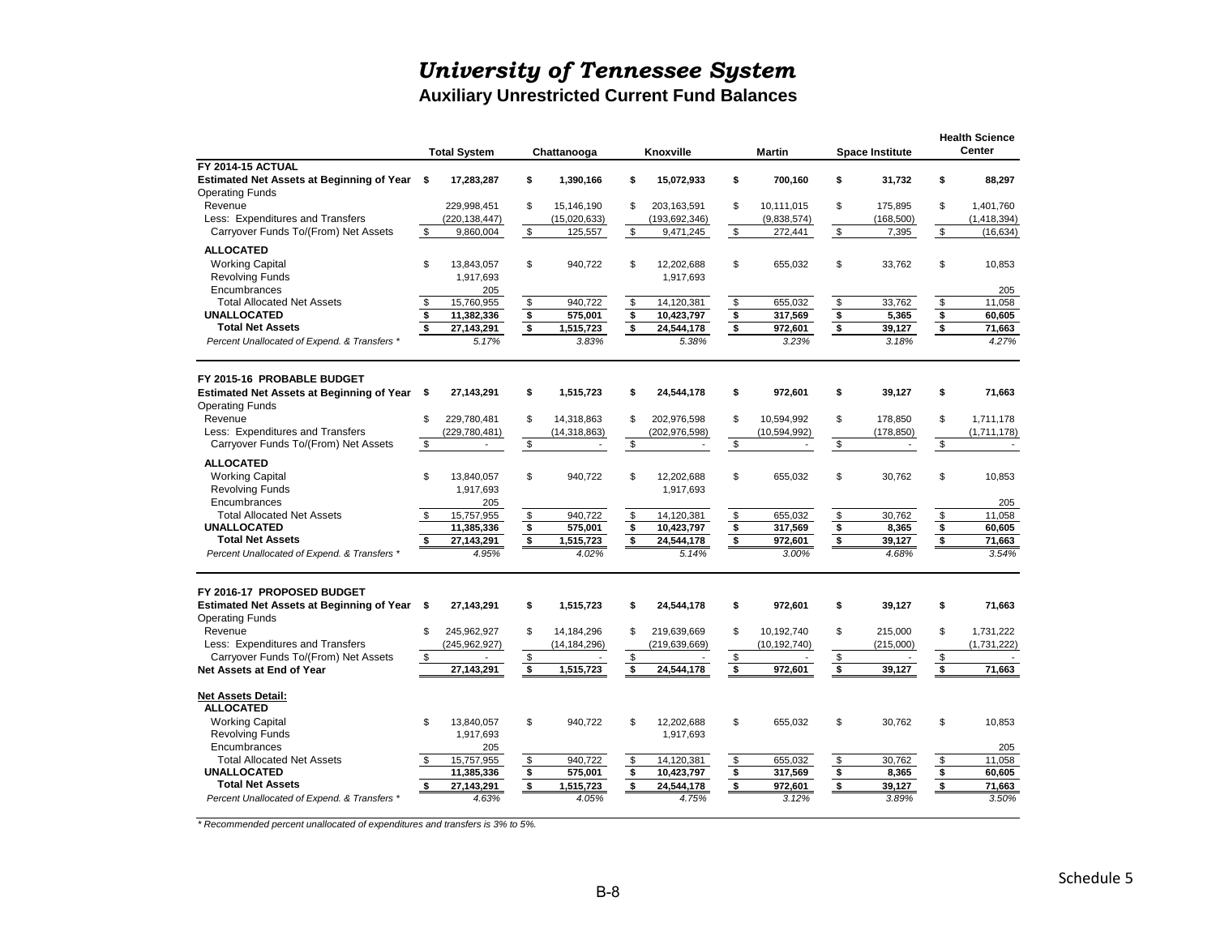# *University of Tennessee System*

## Auxiliary Unrestricted Current Fund Balances

| | Total System | Chattanooga | Knoxville | Martin | Space Institute | Health Science Center |
|---|---|---|---|---|---|---|
| **FY 2014-15 ACTUAL** | | | | | | |
| **Estimated Net Assets at Beginning of Year** | **$ 17,283,287** | **$ 1,390,166** | **$ 15,072,933** | **$ 700,160** | **$ 31,732** | **$ 88,297** |
| Operating Funds | | | | | | |
| Revenue | 229,998,451 | $ 15,146,190 | $ 203,163,591 | $ 10,111,015 | $ 175,895 | $ 1,401,760 |
| Less: Expenditures and Transfers | (220,138,447) | (15,020,633) | (193,692,346) | (9,838,574) | (168,500) | (1,418,394) |
| Carryover Funds To/(From) Net Assets | $ 9,860,004 | $ 125,557 | $ 9,471,245 | $ 272,441 | $ 7,395 | $ (16,634) |
| **ALLOCATED** | | | | | | |
| Working Capital | $ 13,843,057 | $ 940,722 | $ 12,202,688 | $ 655,032 | $ 33,762 | $ 10,853 |
| Revolving Funds | 1,917,693 | | 1,917,693 | | | |
| Encumbrances | 205 | | | | | 205 |
| Total Allocated Net Assets | $ 15,760,955 | $ 940,722 | $ 14,120,381 | $ 655,032 | $ 33,762 | $ 11,058 |
| **UNALLOCATED** | **$ 11,382,336** | **$ 575,001** | **$ 10,423,797** | **$ 317,569** | **$ 5,365** | **$ 60,605** |
| **Total Net Assets** | **$ 27,143,291** | **$ 1,515,723** | **$ 24,544,178** | **$ 972,601** | **$ 39,127** | **$ 71,663** |
| *Percent Unallocated of Expend. & Transfers ** | *5.17%* | *3.83%* | *5.38%* | *3.23%* | *3.18%* | *4.27%* |
| **FY 2015-16 PROBABLE BUDGET** | | | | | | |
| **Estimated Net Assets at Beginning of Year** | **$ 27,143,291** | **$ 1,515,723** | **$ 24,544,178** | **$ 972,601** | **$ 39,127** | **$ 71,663** |
| Operating Funds | | | | | | |
| Revenue | $ 229,780,481 | $ 14,318,863 | $ 202,976,598 | $ 10,594,992 | $ 178,850 | $ 1,711,178 |
| Less: Expenditures and Transfers | (229,780,481) | (14,318,863) | (202,976,598) | (10,594,992) | (178,850) | (1,711,178) |
| Carryover Funds To/(From) Net Assets | $ - | $ - | $ - | $ - | $ - | $ - |
| **ALLOCATED** | | | | | | |
| Working Capital | $ 13,840,057 | $ 940,722 | $ 12,202,688 | $ 655,032 | $ 30,762 | $ 10,853 |
| Revolving Funds | 1,917,693 | | 1,917,693 | | | |
| Encumbrances | 205 | | | | | 205 |
| Total Allocated Net Assets | $ 15,757,955 | $ 940,722 | $ 14,120,381 | $ 655,032 | $ 30,762 | $ 11,058 |
| **UNALLOCATED** | **11,385,336** | **$ 575,001** | **$ 10,423,797** | **$ 317,569** | **$ 8,365** | **$ 60,605** |
| **Total Net Assets** | **$ 27,143,291** | **$ 1,515,723** | **$ 24,544,178** | **$ 972,601** | **$ 39,127** | **$ 71,663** |
| *Percent Unallocated of Expend. & Transfers ** | *4.95%* | *4.02%* | *5.14%* | *3.00%* | *4.68%* | *3.54%* |
| **FY 2016-17 PROPOSED BUDGET** | | | | | | |
| **Estimated Net Assets at Beginning of Year** | **$ 27,143,291** | **$ 1,515,723** | **$ 24,544,178** | **$ 972,601** | **$ 39,127** | **$ 71,663** |
| Operating Funds | | | | | | |
| Revenue | $ 245,962,927 | $ 14,184,296 | $ 219,639,669 | $ 10,192,740 | $ 215,000 | $ 1,731,222 |
| Less: Expenditures and Transfers | (245,962,927) | (14,184,296) | (219,639,669) | (10,192,740) | (215,000) | (1,731,222) |
| Carryover Funds To/(From) Net Assets | $ - | $ - | $ - | $ - | $ - | $ - |
| **Net Assets at End of Year** | **27,143,291** | **$ 1,515,723** | **$ 24,544,178** | **$ 972,601** | **$ 39,127** | **$ 71,663** |
| **Net Assets Detail:** | | | | | | |
| **ALLOCATED** | | | | | | |
| Working Capital | $ 13,840,057 | $ 940,722 | $ 12,202,688 | $ 655,032 | $ 30,762 | $ 10,853 |
| Revolving Funds | 1,917,693 | | 1,917,693 | | | |
| Encumbrances | 205 | | | | | 205 |
| Total Allocated Net Assets | $ 15,757,955 | $ 940,722 | $ 14,120,381 | $ 655,032 | $ 30,762 | $ 11,058 |
| **UNALLOCATED** | **11,385,336** | **$ 575,001** | **$ 10,423,797** | **$ 317,569** | **$ 8,365** | **$ 60,605** |
| **Total Net Assets** | **$ 27,143,291** | **$ 1,515,723** | **$ 24,544,178** | **$ 972,601** | **$ 39,127** | **$ 71,663** |
| *Percent Unallocated of Expend. & Transfers ** | *4.63%* | *4.05%* | *4.75%* | *3.12%* | *3.89%* | *3.50%* |

*\* Recommended percent unallocated of expenditures and transfers is 3% to 5%.*

Schedule 5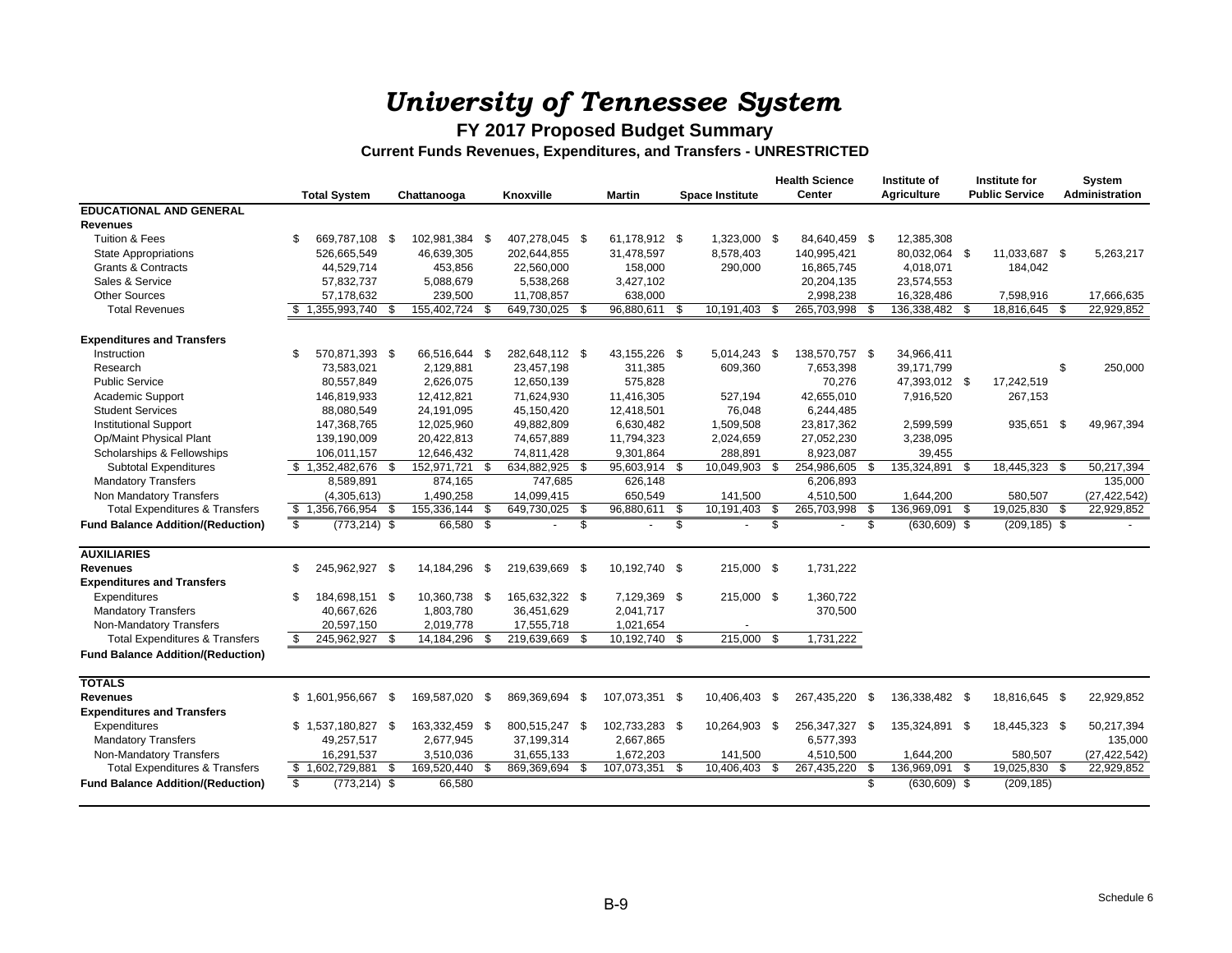# *University of Tennessee System*

## FY 2017 Proposed Budget Summary

### Current Funds Revenues, Expenditures, and Transfers - UNRESTRICTED

| | Total System | Chattanooga | Knoxville | Martin | Space Institute | Health Science Center | Institute of Agriculture | Institute for Public Service | System Administration |
|---|---|---|---|---|---|---|---|---|---|
| **EDUCATIONAL AND GENERAL** | | | | | | | | | |
| **Revenues** | | | | | | | | | |
| Tuition & Fees | $ 669,787,108 | $ 102,981,384 | $ 407,278,045 | $ 61,178,912 | $ 1,323,000 | $ 84,640,459 | $ 12,385,308 | | |
| State Appropriations | 526,665,549 | 46,639,305 | 202,644,855 | 31,478,597 | 8,578,403 | 140,995,421 | 80,032,064 | $ 11,033,687 | $ 5,263,217 |
| Grants & Contracts | 44,529,714 | 453,856 | 22,560,000 | 158,000 | 290,000 | 16,865,745 | 4,018,071 | 184,042 | |
| Sales & Service | 57,832,737 | 5,088,679 | 5,538,268 | 3,427,102 | | 20,204,135 | 23,574,553 | | |
| Other Sources | 57,178,632 | 239,500 | 11,708,857 | 638,000 | | 2,998,238 | 16,328,486 | 7,598,916 | 17,666,635 |
| Total Revenues | $ 1,355,993,740 | $ 155,402,724 | $ 649,730,025 | $ 96,880,611 | $ 10,191,403 | $ 265,703,998 | $ 136,338,482 | $ 18,816,645 | $ 22,929,852 |
| | | | | | | | | | |
| **Expenditures and Transfers** | | | | | | | | | |
| Instruction | $ 570,871,393 | $ 66,516,644 | $ 282,648,112 | $ 43,155,226 | $ 5,014,243 | $ 138,570,757 | $ 34,966,411 | | |
| Research | 73,583,021 | 2,129,881 | 23,457,198 | 311,385 | 609,360 | 7,653,398 | 39,171,799 | | $ 250,000 |
| Public Service | 80,557,849 | 2,626,075 | 12,650,139 | 575,828 | | 70,276 | 47,393,012 | $ 17,242,519 | |
| Academic Support | 146,819,933 | 12,412,821 | 71,624,930 | 11,416,305 | 527,194 | 42,655,010 | 7,916,520 | 267,153 | |
| Student Services | 88,080,549 | 24,191,095 | 45,150,420 | 12,418,501 | 76,048 | 6,244,485 | | | |
| Institutional Support | 147,368,765 | 12,025,960 | 49,882,809 | 6,630,482 | 1,509,508 | 23,817,362 | 2,599,599 | 935,651 | $ 49,967,394 |
| Op/Maint Physical Plant | 139,190,009 | 20,422,813 | 74,657,889 | 11,794,323 | 2,024,659 | 27,052,230 | 3,238,095 | | |
| Scholarships & Fellowships | 106,011,157 | 12,646,432 | 74,811,428 | 9,301,864 | 288,891 | 8,923,087 | 39,455 | | |
| Subtotal Expenditures | $ 1,352,482,676 | $ 152,971,721 | $ 634,882,925 | $ 95,603,914 | $ 10,049,903 | $ 254,986,605 | $ 135,324,891 | $ 18,445,323 | $ 50,217,394 |
| Mandatory Transfers | 8,589,891 | 874,165 | 747,685 | 626,148 | | 6,206,893 | | | 135,000 |
| Non Mandatory Transfers | (4,305,613) | 1,490,258 | 14,099,415 | 650,549 | 141,500 | 4,510,500 | 1,644,200 | 580,507 | (27,422,542) |
| Total Expenditures & Transfers | $ 1,356,766,954 | $ 155,336,144 | $ 649,730,025 | $ 96,880,611 | $ 10,191,403 | $ 265,703,998 | $ 136,969,091 | $ 19,025,830 | $ 22,929,852 |
| **Fund Balance Addition/(Reduction)** | $ (773,214) | $ 66,580 | $ - | $ - | $ - | $ - | $ (630,609) | $ (209,185) | $ - |
| | | | | | | | | | |
| **AUXILIARIES** | | | | | | | | | |
| **Revenues** | $ 245,962,927 | $ 14,184,296 | $ 219,639,669 | $ 10,192,740 | $ 215,000 | $ 1,731,222 | | | |
| **Expenditures and Transfers** | | | | | | | | | |
| Expenditures | $ 184,698,151 | $ 10,360,738 | $ 165,632,322 | $ 7,129,369 | $ 215,000 | $ 1,360,722 | | | |
| Mandatory Transfers | 40,667,626 | 1,803,780 | 36,451,629 | 2,041,717 | | 370,500 | | | |
| Non-Mandatory Transfers | 20,597,150 | 2,019,778 | 17,555,718 | 1,021,654 | - | | | | |
| Total Expenditures & Transfers | $ 245,962,927 | $ 14,184,296 | $ 219,639,669 | $ 10,192,740 | $ 215,000 | $ 1,731,222 | | | |
| **Fund Balance Addition/(Reduction)** | | | | | | | | | |
| | | | | | | | | | |
| **TOTALS** | | | | | | | | | |
| **Revenues** | $ 1,601,956,667 | $ 169,587,020 | $ 869,369,694 | $ 107,073,351 | $ 10,406,403 | $ 267,435,220 | $ 136,338,482 | $ 18,816,645 | $ 22,929,852 |
| **Expenditures and Transfers** | | | | | | | | | |
| Expenditures | $ 1,537,180,827 | $ 163,332,459 | $ 800,515,247 | $ 102,733,283 | $ 10,264,903 | $ 256,347,327 | $ 135,324,891 | $ 18,445,323 | $ 50,217,394 |
| Mandatory Transfers | 49,257,517 | 2,677,945 | 37,199,314 | 2,667,865 | | 6,577,393 | | | 135,000 |
| Non-Mandatory Transfers | 16,291,537 | 3,510,036 | 31,655,133 | 1,672,203 | 141,500 | 4,510,500 | 1,644,200 | 580,507 | (27,422,542) |
| Total Expenditures & Transfers | $ 1,602,729,881 | $ 169,520,440 | $ 869,369,694 | $ 107,073,351 | $ 10,406,403 | $ 267,435,220 | $ 136,969,091 | $ 19,025,830 | $ 22,929,852 |
| **Fund Balance Addition/(Reduction)** | $ (773,214) | $ 66,580 | | | | | $ (630,609) | $ (209,185) | |

Schedule 6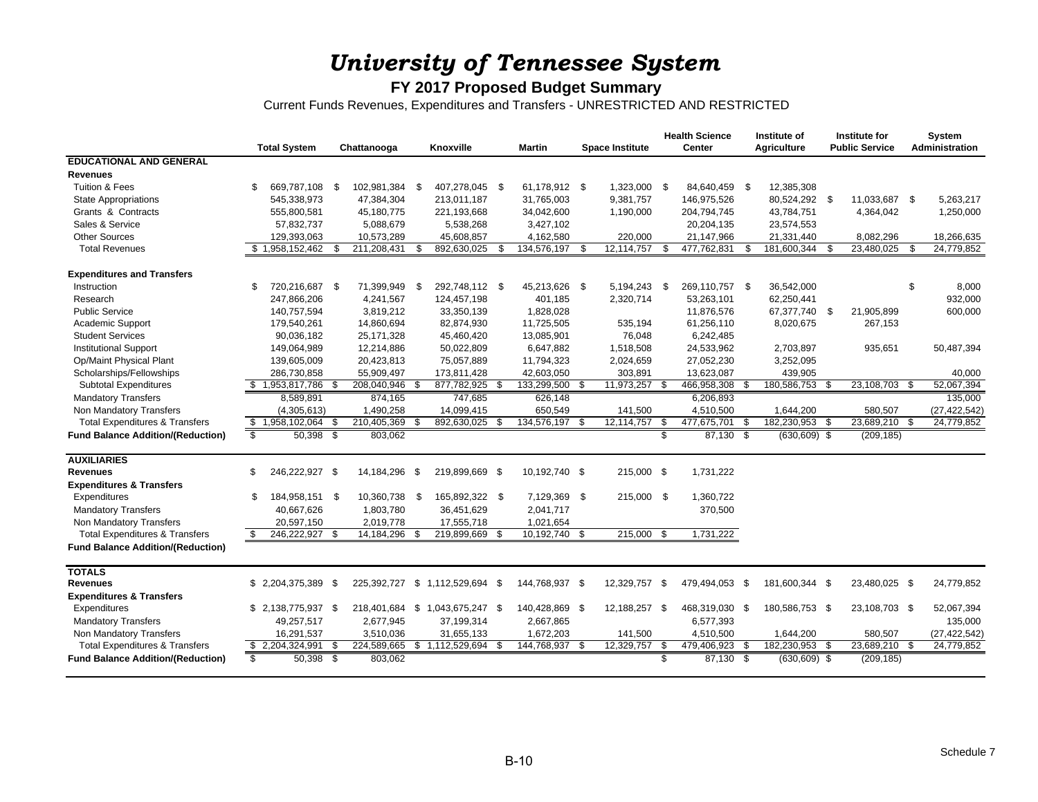# *University of Tennessee System*

## FY 2017 Proposed Budget Summary

Current Funds Revenues, Expenditures and Transfers - UNRESTRICTED AND RESTRICTED

| | Total System | Chattanooga | Knoxville | Martin | Space Institute | Health Science Center | Institute of Agriculture | Institute for Public Service | System Administration |
|---|---|---|---|---|---|---|---|---|---|
| **EDUCATIONAL AND GENERAL** | | | | | | | | | |
| **Revenues** | | | | | | | | | |
| Tuition & Fees | $ 669,787,108 | $ 102,981,384 | $ 407,278,045 | $ 61,178,912 | $ 1,323,000 | $ 84,640,459 | $ 12,385,308 | | |
| State Appropriations | 545,338,973 | 47,384,304 | 213,011,187 | 31,765,003 | 9,381,757 | 146,975,526 | 80,524,292 | $ 11,033,687 | $ 5,263,217 |
| Grants & Contracts | 555,800,581 | 45,180,775 | 221,193,668 | 34,042,600 | 1,190,000 | 204,794,745 | 43,784,751 | 4,364,042 | 1,250,000 |
| Sales & Service | 57,832,737 | 5,088,679 | 5,538,268 | 3,427,102 | | 20,204,135 | 23,574,553 | | |
| Other Sources | 129,393,063 | 10,573,289 | 45,608,857 | 4,162,580 | 220,000 | 21,147,966 | 21,331,440 | 8,082,296 | 18,266,635 |
| Total Revenues | $ 1,958,152,462 | $ 211,208,431 | $ 892,630,025 | $ 134,576,197 | $ 12,114,757 | $ 477,762,831 | $ 181,600,344 | $ 23,480,025 | $ 24,779,852 |
| **Expenditures and Transfers** | | | | | | | | | |
| Instruction | $ 720,216,687 | $ 71,399,949 | $ 292,748,112 | $ 45,213,626 | $ 5,194,243 | $ 269,110,757 | $ 36,542,000 | | $ 8,000 |
| Research | 247,866,206 | 4,241,567 | 124,457,198 | 401,185 | 2,320,714 | 53,263,101 | 62,250,441 | | 932,000 |
| Public Service | 140,757,594 | 3,819,212 | 33,350,139 | 1,828,028 | | 11,876,576 | 67,377,740 | $ 21,905,899 | 600,000 |
| Academic Support | 179,540,261 | 14,860,694 | 82,874,930 | 11,725,505 | 535,194 | 61,256,110 | 8,020,675 | 267,153 | |
| Student Services | 90,036,182 | 25,171,328 | 45,460,420 | 13,085,901 | 76,048 | 6,242,485 | | | |
| Institutional Support | 149,064,989 | 12,214,886 | 50,022,809 | 6,647,882 | 1,518,508 | 24,533,962 | 2,703,897 | 935,651 | 50,487,394 |
| Op/Maint Physical Plant | 139,605,009 | 20,423,813 | 75,057,889 | 11,794,323 | 2,024,659 | 27,052,230 | 3,252,095 | | |
| Scholarships/Fellowships | 286,730,858 | 55,909,497 | 173,811,428 | 42,603,050 | 303,891 | 13,623,087 | 439,905 | | 40,000 |
| Subtotal Expenditures | $ 1,953,817,786 | $ 208,040,946 | $ 877,782,925 | $ 133,299,500 | $ 11,973,257 | $ 466,958,308 | $ 180,586,753 | $ 23,108,703 | $ 52,067,394 |
| Mandatory Transfers | 8,589,891 | 874,165 | 747,685 | 626,148 | | 6,206,893 | | | 135,000 |
| Non Mandatory Transfers | (4,305,613) | 1,490,258 | 14,099,415 | 650,549 | 141,500 | 4,510,500 | 1,644,200 | 580,507 | (27,422,542) |
| Total Expenditures & Transfers | $ 1,958,102,064 | $ 210,405,369 | $ 892,630,025 | $ 134,576,197 | $ 12,114,757 | $ 477,675,701 | $ 182,230,953 | $ 23,689,210 | $ 24,779,852 |
| **Fund Balance Addition/(Reduction)** | $ 50,398 | $ 803,062 | | | | $ 87,130 | $ (630,609) | $ (209,185) | |
| **AUXILIARIES** | | | | | | | | | |
| **Revenues** | $ 246,222,927 | $ 14,184,296 | $ 219,899,669 | $ 10,192,740 | $ 215,000 | $ 1,731,222 | | | |
| **Expenditures & Transfers** | | | | | | | | | |
| Expenditures | $ 184,958,151 | $ 10,360,738 | $ 165,892,322 | $ 7,129,369 | $ 215,000 | $ 1,360,722 | | | |
| Mandatory Transfers | 40,667,626 | 1,803,780 | 36,451,629 | 2,041,717 | | 370,500 | | | |
| Non Mandatory Transfers | 20,597,150 | 2,019,778 | 17,555,718 | 1,021,654 | | | | | |
| Total Expenditures & Transfers | $ 246,222,927 | $ 14,184,296 | $ 219,899,669 | $ 10,192,740 | $ 215,000 | $ 1,731,222 | | | |
| **Fund Balance Addition/(Reduction)** | | | | | | | | | |
| **TOTALS** | | | | | | | | | |
| **Revenues** | $ 2,204,375,389 | $ 225,392,727 | $ 1,112,529,694 | $ 144,768,937 | $ 12,329,757 | $ 479,494,053 | $ 181,600,344 | $ 23,480,025 | $ 24,779,852 |
| **Expenditures & Transfers** | | | | | | | | | |
| Expenditures | $ 2,138,775,937 | $ 218,401,684 | $ 1,043,675,247 | $ 140,428,869 | $ 12,188,257 | $ 468,319,030 | $ 180,586,753 | $ 23,108,703 | $ 52,067,394 |
| Mandatory Transfers | 49,257,517 | 2,677,945 | 37,199,314 | 2,667,865 | | 6,577,393 | | | 135,000 |
| Non Mandatory Transfers | 16,291,537 | 3,510,036 | 31,655,133 | 1,672,203 | 141,500 | 4,510,500 | 1,644,200 | 580,507 | (27,422,542) |
| Total Expenditures & Transfers | $ 2,204,324,991 | $ 224,589,665 | $ 1,112,529,694 | $ 144,768,937 | $ 12,329,757 | $ 479,406,923 | $ 182,230,953 | $ 23,689,210 | $ 24,779,852 |
| **Fund Balance Addition/(Reduction)** | $ 50,398 | $ 803,062 | | | | $ 87,130 | $ (630,609) | $ (209,185) | |

Schedule 7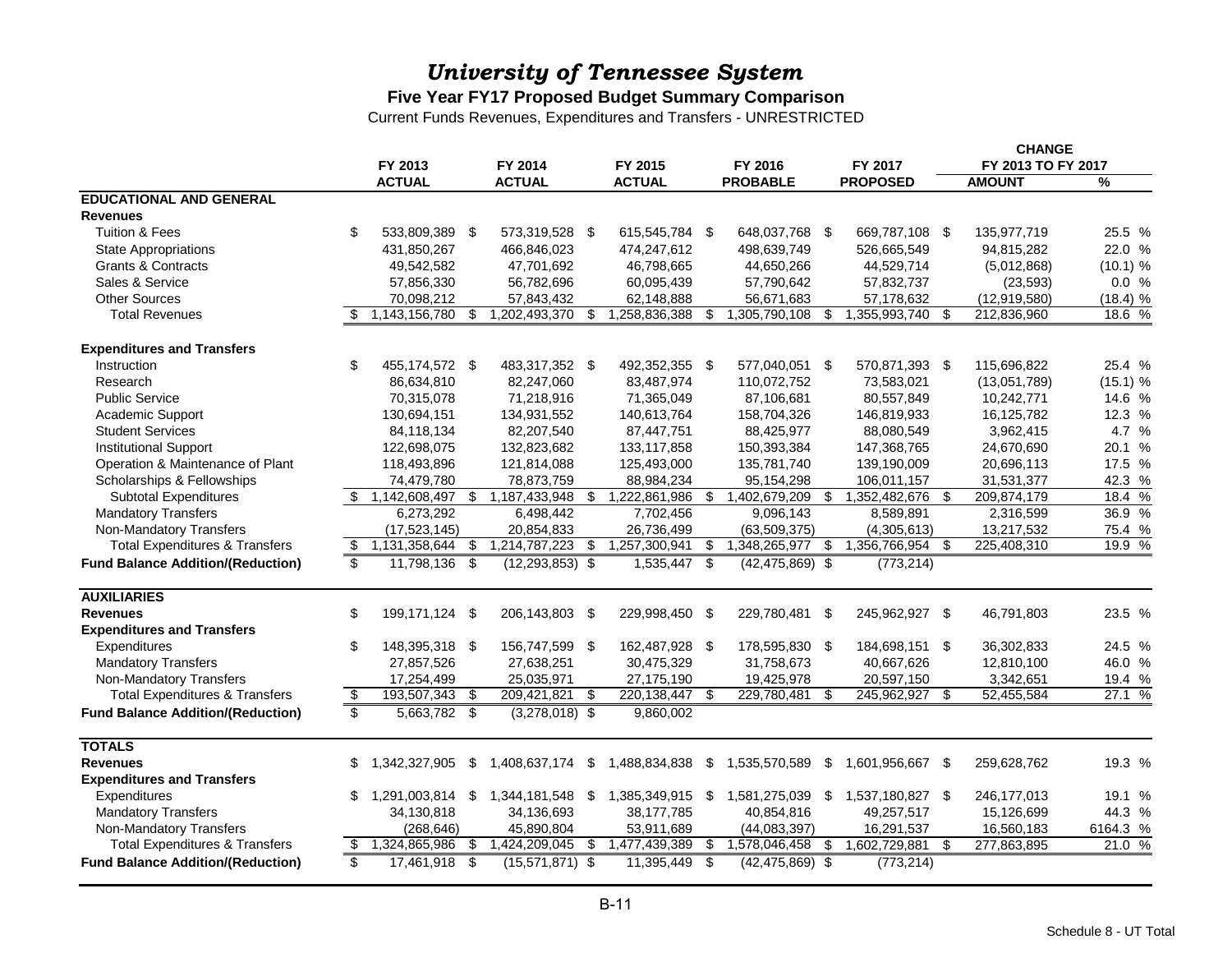# *University of Tennessee System*

**Five Year FY17 Proposed Budget Summary Comparison**

Current Funds Revenues, Expenditures and Transfers - UNRESTRICTED

| | FY 2013 ACTUAL | FY 2014 ACTUAL | FY 2015 ACTUAL | FY 2016 PROBABLE | FY 2017 PROPOSED | CHANGE FY 2013 TO FY 2017 AMOUNT | % |
|---|---|---|---|---|---|---|---|
| **EDUCATIONAL AND GENERAL** | | | | | | | |
| **Revenues** | | | | | | | |
| Tuition & Fees | $ 533,809,389 | $ 573,319,528 | $ 615,545,784 | $ 648,037,768 | $ 669,787,108 | $ 135,977,719 | 25.5 % |
| State Appropriations | 431,850,267 | 466,846,023 | 474,247,612 | 498,639,749 | 526,665,549 | 94,815,282 | 22.0 % |
| Grants & Contracts | 49,542,582 | 47,701,692 | 46,798,665 | 44,650,266 | 44,529,714 | (5,012,868) | (10.1) % |
| Sales & Service | 57,856,330 | 56,782,696 | 60,095,439 | 57,790,642 | 57,832,737 | (23,593) | 0.0 % |
| Other Sources | 70,098,212 | 57,843,432 | 62,148,888 | 56,671,683 | 57,178,632 | (12,919,580) | (18.4) % |
| Total Revenues | $ 1,143,156,780 | $ 1,202,493,370 | $ 1,258,836,388 | $ 1,305,790,108 | $ 1,355,993,740 | $ 212,836,960 | 18.6 % |
| **Expenditures and Transfers** | | | | | | | |
| Instruction | $ 455,174,572 | $ 483,317,352 | $ 492,352,355 | $ 577,040,051 | $ 570,871,393 | $ 115,696,822 | 25.4 % |
| Research | 86,634,810 | 82,247,060 | 83,487,974 | 110,072,752 | 73,583,021 | (13,051,789) | (15.1) % |
| Public Service | 70,315,078 | 71,218,916 | 71,365,049 | 87,106,681 | 80,557,849 | 10,242,771 | 14.6 % |
| Academic Support | 130,694,151 | 134,931,552 | 140,613,764 | 158,704,326 | 146,819,933 | 16,125,782 | 12.3 % |
| Student Services | 84,118,134 | 82,207,540 | 87,447,751 | 88,425,977 | 88,080,549 | 3,962,415 | 4.7 % |
| Institutional Support | 122,698,075 | 132,823,682 | 133,117,858 | 150,393,384 | 147,368,765 | 24,670,690 | 20.1 % |
| Operation & Maintenance of Plant | 118,493,896 | 121,814,088 | 125,493,000 | 135,781,740 | 139,190,009 | 20,696,113 | 17.5 % |
| Scholarships & Fellowships | 74,479,780 | 78,873,759 | 88,984,234 | 95,154,298 | 106,011,157 | 31,531,377 | 42.3 % |
| Subtotal Expenditures | $ 1,142,608,497 | $ 1,187,433,948 | $ 1,222,861,986 | $ 1,402,679,209 | $ 1,352,482,676 | $ 209,874,179 | 18.4 % |
| Mandatory Transfers | 6,273,292 | 6,498,442 | 7,702,456 | 9,096,143 | 8,589,891 | 2,316,599 | 36.9 % |
| Non-Mandatory Transfers | (17,523,145) | 20,854,833 | 26,736,499 | (63,509,375) | (4,305,613) | 13,217,532 | 75.4 % |
| Total Expenditures & Transfers | $ 1,131,358,644 | $ 1,214,787,223 | $ 1,257,300,941 | $ 1,348,265,977 | $ 1,356,766,954 | $ 225,408,310 | 19.9 % |
| **Fund Balance Addition/(Reduction)** | $ 11,798,136 | $ (12,293,853) | $ 1,535,447 | $ (42,475,869) | $ (773,214) | | |
| **AUXILIARIES** | | | | | | | |
| **Revenues** | $ 199,171,124 | $ 206,143,803 | $ 229,998,450 | $ 229,780,481 | $ 245,962,927 | $ 46,791,803 | 23.5 % |
| **Expenditures and Transfers** | | | | | | | |
| Expenditures | $ 148,395,318 | $ 156,747,599 | $ 162,487,928 | $ 178,595,830 | $ 184,698,151 | $ 36,302,833 | 24.5 % |
| Mandatory Transfers | 27,857,526 | 27,638,251 | 30,475,329 | 31,758,673 | 40,667,626 | 12,810,100 | 46.0 % |
| Non-Mandatory Transfers | 17,254,499 | 25,035,971 | 27,175,190 | 19,425,978 | 20,597,150 | 3,342,651 | 19.4 % |
| Total Expenditures & Transfers | $ 193,507,343 | $ 209,421,821 | $ 220,138,447 | $ 229,780,481 | $ 245,962,927 | $ 52,455,584 | 27.1 % |
| **Fund Balance Addition/(Reduction)** | $ 5,663,782 | $ (3,278,018) | $ 9,860,002 | | | | |
| **TOTALS** | | | | | | | |
| **Revenues** | $ 1,342,327,905 | $ 1,408,637,174 | $ 1,488,834,838 | $ 1,535,570,589 | $ 1,601,956,667 | $ 259,628,762 | 19.3 % |
| **Expenditures and Transfers** | | | | | | | |
| Expenditures | $ 1,291,003,814 | $ 1,344,181,548 | $ 1,385,349,915 | $ 1,581,275,039 | $ 1,537,180,827 | $ 246,177,013 | 19.1 % |
| Mandatory Transfers | 34,130,818 | 34,136,693 | 38,177,785 | 40,854,816 | 49,257,517 | 15,126,699 | 44.3 % |
| Non-Mandatory Transfers | (268,646) | 45,890,804 | 53,911,689 | (44,083,397) | 16,291,537 | 16,560,183 | 6164.3 % |
| Total Expenditures & Transfers | $ 1,324,865,986 | $ 1,424,209,045 | $ 1,477,439,389 | $ 1,578,046,458 | $ 1,602,729,881 | $ 277,863,895 | 21.0 % |
| **Fund Balance Addition/(Reduction)** | $ 17,461,918 | $ (15,571,871) | $ 11,395,449 | $ (42,475,869) | $ (773,214) | | |

B-11

Schedule 8 - UT Total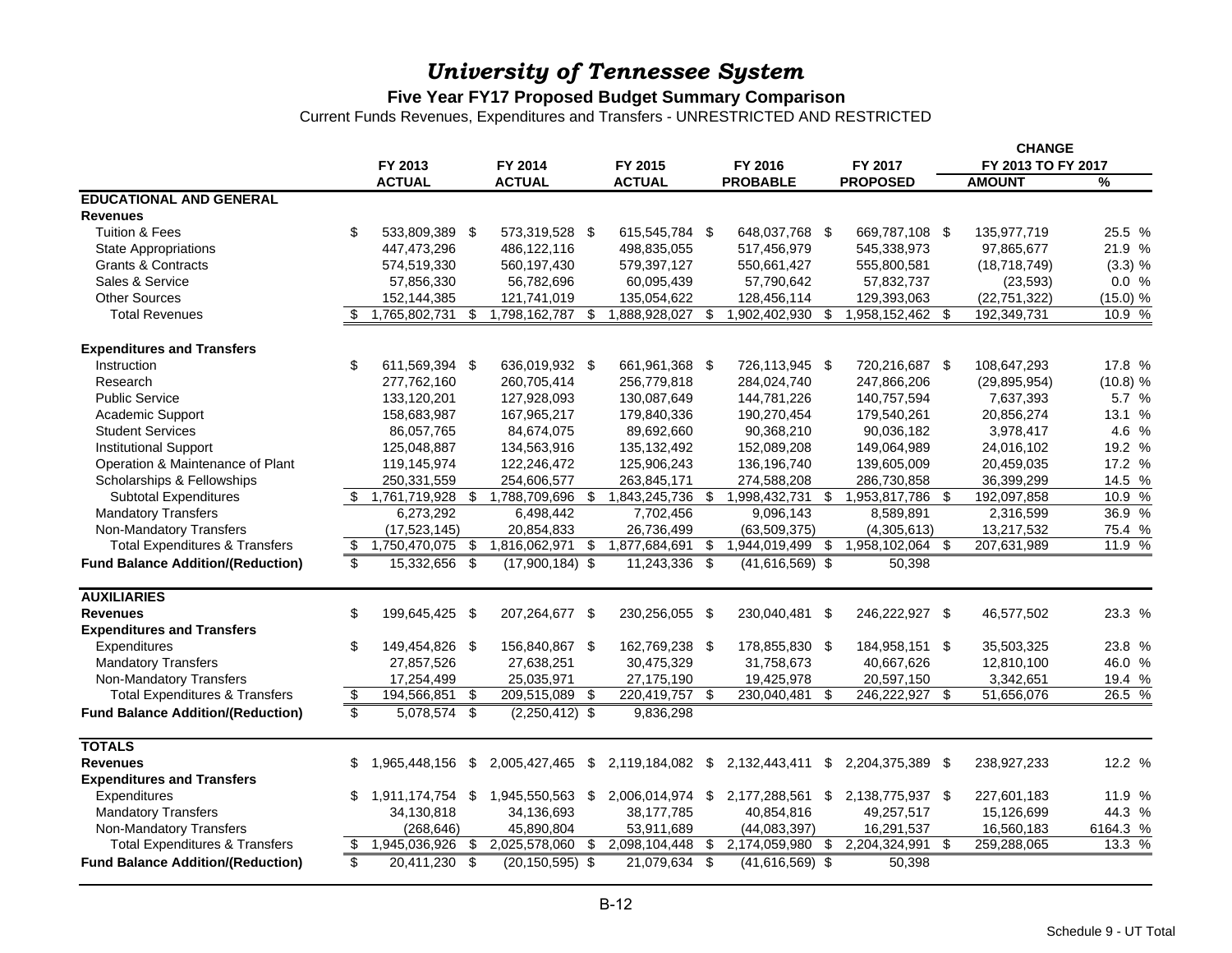# *University of Tennessee System*

**Five Year FY17 Proposed Budget Summary Comparison**

Current Funds Revenues, Expenditures and Transfers - UNRESTRICTED AND RESTRICTED

| | FY 2013 ACTUAL | FY 2014 ACTUAL | FY 2015 ACTUAL | FY 2016 PROBABLE | FY 2017 PROPOSED | CHANGE FY 2013 TO FY 2017 AMOUNT | % |
|---|---|---|---|---|---|---|---|
| **EDUCATIONAL AND GENERAL** | | | | | | | |
| **Revenues** | | | | | | | |
| Tuition & Fees | $ 533,809,389 | $ 573,319,528 | $ 615,545,784 | $ 648,037,768 | $ 669,787,108 | $ 135,977,719 | 25.5 % |
| State Appropriations | 447,473,296 | 486,122,116 | 498,835,055 | 517,456,979 | 545,338,973 | 97,865,677 | 21.9 % |
| Grants & Contracts | 574,519,330 | 560,197,430 | 579,397,127 | 550,661,427 | 555,800,581 | (18,718,749) | (3.3) % |
| Sales & Service | 57,856,330 | 56,782,696 | 60,095,439 | 57,790,642 | 57,832,737 | (23,593) | 0.0 % |
| Other Sources | 152,144,385 | 121,741,019 | 135,054,622 | 128,456,114 | 129,393,063 | (22,751,322) | (15.0) % |
| Total Revenues | $ 1,765,802,731 | $ 1,798,162,787 | $ 1,888,928,027 | $ 1,902,402,930 | $ 1,958,152,462 | $ 192,349,731 | 10.9 % |
| **Expenditures and Transfers** | | | | | | | |
| Instruction | $ 611,569,394 | $ 636,019,932 | $ 661,961,368 | $ 726,113,945 | $ 720,216,687 | $ 108,647,293 | 17.8 % |
| Research | 277,762,160 | 260,705,414 | 256,779,818 | 284,024,740 | 247,866,206 | (29,895,954) | (10.8) % |
| Public Service | 133,120,201 | 127,928,093 | 130,087,649 | 144,781,226 | 140,757,594 | 7,637,393 | 5.7 % |
| Academic Support | 158,683,987 | 167,965,217 | 179,840,336 | 190,270,454 | 179,540,261 | 20,856,274 | 13.1 % |
| Student Services | 86,057,765 | 84,674,075 | 89,692,660 | 90,368,210 | 90,036,182 | 3,978,417 | 4.6 % |
| Institutional Support | 125,048,887 | 134,563,916 | 135,132,492 | 152,089,208 | 149,064,989 | 24,016,102 | 19.2 % |
| Operation & Maintenance of Plant | 119,145,974 | 122,246,472 | 125,906,243 | 136,196,740 | 139,605,009 | 20,459,035 | 17.2 % |
| Scholarships & Fellowships | 250,331,559 | 254,606,577 | 263,845,171 | 274,588,208 | 286,730,858 | 36,399,299 | 14.5 % |
| Subtotal Expenditures | $ 1,761,719,928 | $ 1,788,709,696 | $ 1,843,245,736 | $ 1,998,432,731 | $ 1,953,817,786 | $ 192,097,858 | 10.9 % |
| Mandatory Transfers | 6,273,292 | 6,498,442 | 7,702,456 | 9,096,143 | 8,589,891 | 2,316,599 | 36.9 % |
| Non-Mandatory Transfers | (17,523,145) | 20,854,833 | 26,736,499 | (63,509,375) | (4,305,613) | 13,217,532 | 75.4 % |
| Total Expenditures & Transfers | $ 1,750,470,075 | $ 1,816,062,971 | $ 1,877,684,691 | $ 1,944,019,499 | $ 1,958,102,064 | $ 207,631,989 | 11.9 % |
| **Fund Balance Addition/(Reduction)** | $ 15,332,656 | $ (17,900,184) | $ 11,243,336 | $ (41,616,569) | $ 50,398 | | |
| **AUXILIARIES** | | | | | | | |
| **Revenues** | $ 199,645,425 | $ 207,264,677 | $ 230,256,055 | $ 230,040,481 | $ 246,222,927 | $ 46,577,502 | 23.3 % |
| **Expenditures and Transfers** | | | | | | | |
| Expenditures | $ 149,454,826 | $ 156,840,867 | $ 162,769,238 | $ 178,855,830 | $ 184,958,151 | $ 35,503,325 | 23.8 % |
| Mandatory Transfers | 27,857,526 | 27,638,251 | 30,475,329 | 31,758,673 | 40,667,626 | 12,810,100 | 46.0 % |
| Non-Mandatory Transfers | 17,254,499 | 25,035,971 | 27,175,190 | 19,425,978 | 20,597,150 | 3,342,651 | 19.4 % |
| Total Expenditures & Transfers | $ 194,566,851 | $ 209,515,089 | $ 220,419,757 | $ 230,040,481 | $ 246,222,927 | $ 51,656,076 | 26.5 % |
| **Fund Balance Addition/(Reduction)** | $ 5,078,574 | $ (2,250,412) | $ 9,836,298 | | | | |
| **TOTALS** | | | | | | | |
| **Revenues** | $ 1,965,448,156 | $ 2,005,427,465 | $ 2,119,184,082 | $ 2,132,443,411 | $ 2,204,375,389 | $ 238,927,233 | 12.2 % |
| **Expenditures and Transfers** | | | | | | | |
| Expenditures | $ 1,911,174,754 | $ 1,945,550,563 | $ 2,006,014,974 | $ 2,177,288,561 | $ 2,138,775,937 | $ 227,601,183 | 11.9 % |
| Mandatory Transfers | 34,130,818 | 34,136,693 | 38,177,785 | 40,854,816 | 49,257,517 | 15,126,699 | 44.3 % |
| Non-Mandatory Transfers | (268,646) | 45,890,804 | 53,911,689 | (44,083,397) | 16,291,537 | 16,560,183 | 6164.3 % |
| Total Expenditures & Transfers | $ 1,945,036,926 | $ 2,025,578,060 | $ 2,098,104,448 | $ 2,174,059,980 | $ 2,204,324,991 | $ 259,288,065 | 13.3 % |
| **Fund Balance Addition/(Reduction)** | $ 20,411,230 | $ (20,150,595) | $ 21,079,634 | $ (41,616,569) | $ 50,398 | | |

Schedule 9 - UT Total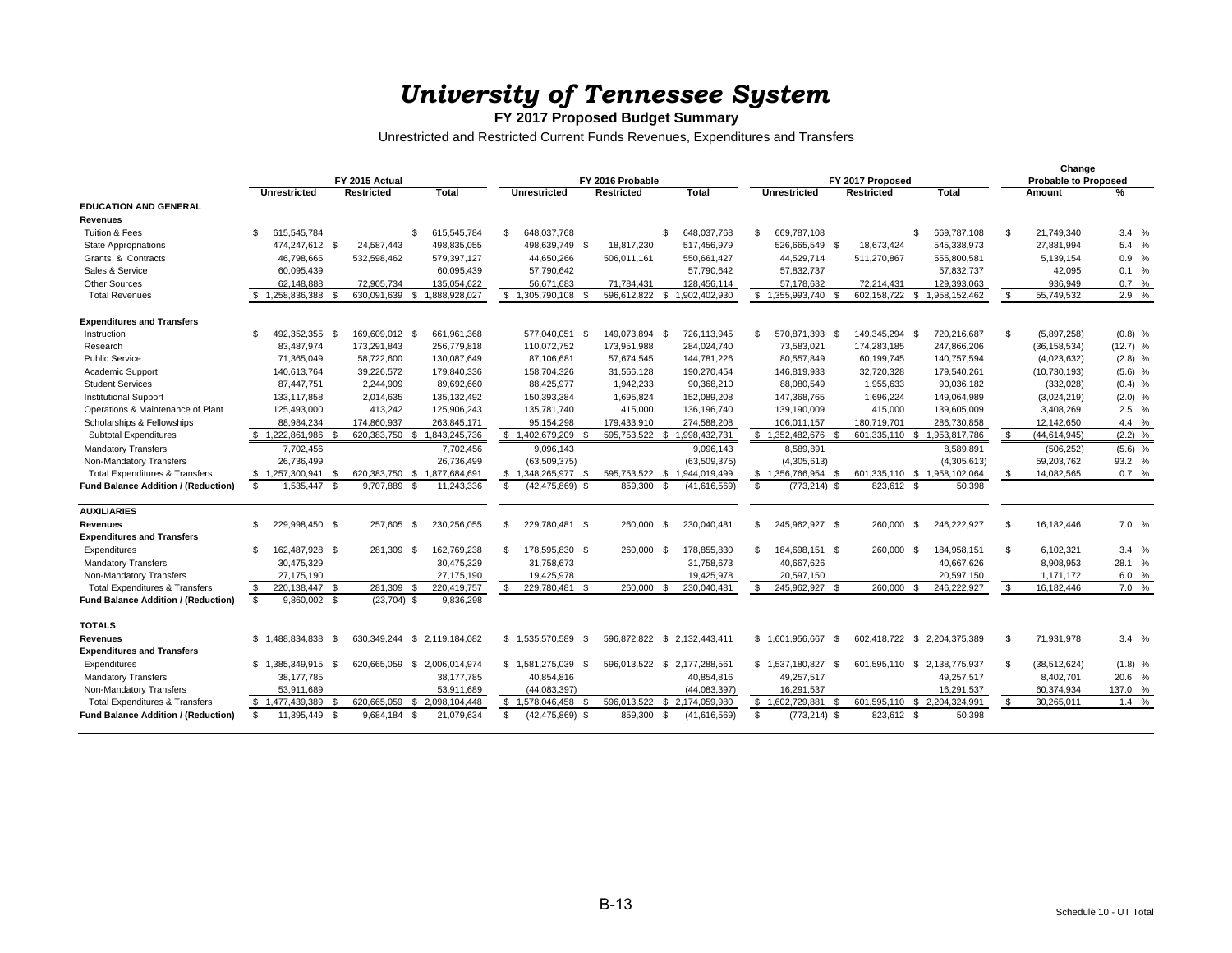# *University of Tennessee System*

**FY 2017 Proposed Budget Summary**

Unrestricted and Restricted Current Funds Revenues, Expenditures and Transfers

| | FY 2015 Actual | | | FY 2016 Probable | | | FY 2017 Proposed | | | Change Probable to Proposed | |
|---|---|---|---|---|---|---|---|---|---|---|---|
| | Unrestricted | Restricted | Total | Unrestricted | Restricted | Total | Unrestricted | Restricted | Total | Amount | % |
| **EDUCATION AND GENERAL** | | | | | | | | | | | |
| **Revenues** | | | | | | | | | | | |
| Tuition & Fees | $ 615,545,784 | | $ 615,545,784 | $ 648,037,768 | | $ 648,037,768 | $ 669,787,108 | | $ 669,787,108 | $ 21,749,340 | 3.4 % |
| State Appropriations | 474,247,612 | $ 24,587,443 | 498,835,055 | 498,639,749 | $ 18,817,230 | 517,456,979 | 526,665,549 | $ 18,673,424 | 545,338,973 | 27,881,994 | 5.4 % |
| Grants & Contracts | 46,798,665 | 532,598,462 | 579,397,127 | 44,650,266 | 506,011,161 | 550,661,427 | 44,529,714 | 511,270,867 | 555,800,581 | 5,139,154 | 0.9 % |
| Sales & Service | 60,095,439 | | 60,095,439 | 57,790,642 | | 57,790,642 | 57,832,737 | | 57,832,737 | 42,095 | 0.1 % |
| Other Sources | 62,148,888 | 72,905,734 | 135,054,622 | 56,671,683 | 71,784,431 | 128,456,114 | 57,178,632 | 72,214,431 | 129,393,063 | 936,949 | 0.7 % |
| Total Revenues | $ 1,258,836,388 | $ 630,091,639 | $ 1,888,928,027 | $ 1,305,790,108 | $ 596,612,822 | $ 1,902,402,930 | $ 1,355,993,740 | $ 602,158,722 | $ 1,958,152,462 | $ 55,749,532 | 2.9 % |
| | | | | | | | | | | | |
| **Expenditures and Transfers** | | | | | | | | | | | |
| Instruction | $ 492,352,355 | $ 169,609,012 | $ 661,961,368 | 577,040,051 | $ 149,073,894 | $ 726,113,945 | $ 570,871,393 | $ 149,345,294 | $ 720,216,687 | $ (5,897,258) | (0.8) % |
| Research | 83,487,974 | 173,291,843 | 256,779,818 | 110,072,752 | 173,951,988 | 284,024,740 | 73,583,021 | 174,283,185 | 247,866,206 | (36,158,534) | (12.7) % |
| Public Service | 71,365,049 | 58,722,600 | 130,087,649 | 87,106,681 | 57,674,545 | 144,781,226 | 80,557,849 | 60,199,745 | 140,757,594 | (4,023,632) | (2.8) % |
| Academic Support | 140,613,764 | 39,226,572 | 179,840,336 | 158,704,326 | 31,566,128 | 190,270,454 | 146,819,933 | 32,720,328 | 179,540,261 | (10,730,193) | (5.6) % |
| Student Services | 87,447,751 | 2,244,909 | 89,692,660 | 88,425,977 | 1,942,233 | 90,368,210 | 88,080,549 | 1,955,633 | 90,036,182 | (332,028) | (0.4) % |
| Institutional Support | 133,117,858 | 2,014,635 | 135,132,492 | 150,393,384 | 1,695,824 | 152,089,208 | 147,368,765 | 1,696,224 | 149,064,989 | (3,024,219) | (2.0) % |
| Operations & Maintenance of Plant | 125,493,000 | 413,242 | 125,906,243 | 135,781,740 | 415,000 | 136,196,740 | 139,190,009 | 415,000 | 139,605,009 | 3,408,269 | 2.5 % |
| Scholarships & Fellowships | 88,984,234 | 174,860,937 | 263,845,171 | 95,154,298 | 179,433,910 | 274,588,208 | 106,011,157 | 180,719,701 | 286,730,858 | 12,142,650 | 4.4 % |
| Subtotal Expenditures | $ 1,222,861,986 | $ 620,383,750 | $ 1,843,245,736 | $ 1,402,679,209 | $ 595,753,522 | $ 1,998,432,731 | $ 1,352,482,676 | $ 601,335,110 | $ 1,953,817,786 | $ (44,614,945) | (2.2) % |
| Mandatory Transfers | 7,702,456 | | 7,702,456 | 9,096,143 | | 9,096,143 | 8,589,891 | | 8,589,891 | (506,252) | (5.6) % |
| Non-Mandatory Transfers | 26,736,499 | | 26,736,499 | (63,509,375) | | (63,509,375) | (4,305,613) | | (4,305,613) | 59,203,762 | 93.2 % |
| Total Expenditures & Transfers | $ 1,257,300,941 | $ 620,383,750 | $ 1,877,684,691 | $ 1,348,265,977 | $ 595,753,522 | $ 1,944,019,499 | $ 1,356,766,954 | $ 601,335,110 | $ 1,958,102,064 | $ 14,082,565 | 0.7 % |
| **Fund Balance Addition / (Reduction)** | $ 1,535,447 | $ 9,707,889 | $ 11,243,336 | $ (42,475,869) | $ 859,300 | $ (41,616,569) | $ (773,214) | $ 823,612 | $ 50,398 | | |
| | | | | | | | | | | | |
| **AUXILIARIES** | | | | | | | | | | | |
| **Revenues** | $ 229,998,450 | $ 257,605 | $ 230,256,055 | $ 229,780,481 | $ 260,000 | $ 230,040,481 | $ 245,962,927 | $ 260,000 | $ 246,222,927 | $ 16,182,446 | 7.0 % |
| **Expenditures and Transfers** | | | | | | | | | | | |
| Expenditures | $ 162,487,928 | $ 281,309 | $ 162,769,238 | $ 178,595,830 | $ 260,000 | $ 178,855,830 | $ 184,698,151 | $ 260,000 | $ 184,958,151 | $ 6,102,321 | 3.4 % |
| Mandatory Transfers | 30,475,329 | | 30,475,329 | 31,758,673 | | 31,758,673 | 40,667,626 | | 40,667,626 | 8,908,953 | 28.1 % |
| Non-Mandatory Transfers | 27,175,190 | | 27,175,190 | 19,425,978 | | 19,425,978 | 20,597,150 | | 20,597,150 | 1,171,172 | 6.0 % |
| Total Expenditures & Transfers | $ 220,138,447 | $ 281,309 | $ 220,419,757 | $ 229,780,481 | $ 260,000 | $ 230,040,481 | $ 245,962,927 | $ 260,000 | $ 246,222,927 | $ 16,182,446 | 7.0 % |
| **Fund Balance Addition / (Reduction)** | $ 9,860,002 | $ (23,704) | $ 9,836,298 | | | | | | | | |
| | | | | | | | | | | | |
| **TOTALS** | | | | | | | | | | | |
| **Revenues** | $ 1,488,834,838 | $ 630,349,244 | $ 2,119,184,082 | $ 1,535,570,589 | $ 596,872,822 | $ 2,132,443,411 | $ 1,601,956,667 | $ 602,418,722 | $ 2,204,375,389 | $ 71,931,978 | 3.4 % |
| **Expenditures and Transfers** | | | | | | | | | | | |
| Expenditures | $ 1,385,349,915 | $ 620,665,059 | $ 2,006,014,974 | $ 1,581,275,039 | $ 596,013,522 | $ 2,177,288,561 | $ 1,537,180,827 | $ 601,595,110 | $ 2,138,775,937 | $ (38,512,624) | (1.8) % |
| Mandatory Transfers | 38,177,785 | | 38,177,785 | 40,854,816 | | 40,854,816 | 49,257,517 | | 49,257,517 | 8,402,701 | 20.6 % |
| Non-Mandatory Transfers | 53,911,689 | | 53,911,689 | (44,083,397) | | (44,083,397) | 16,291,537 | | 16,291,537 | 60,374,934 | 137.0 % |
| Total Expenditures & Transfers | $ 1,477,439,389 | $ 620,665,059 | $ 2,098,104,448 | $ 1,578,046,458 | $ 596,013,522 | $ 2,174,059,980 | $ 1,602,729,881 | $ 601,595,110 | $ 2,204,324,991 | $ 30,265,011 | 1.4 % |
| **Fund Balance Addition / (Reduction)** | $ 11,395,449 | $ 9,684,184 | $ 21,079,634 | $ (42,475,869) | $ 859,300 | $ (41,616,569) | $ (773,214) | $ 823,612 | $ 50,398 | | |

B-13

Schedule 10 - UT Total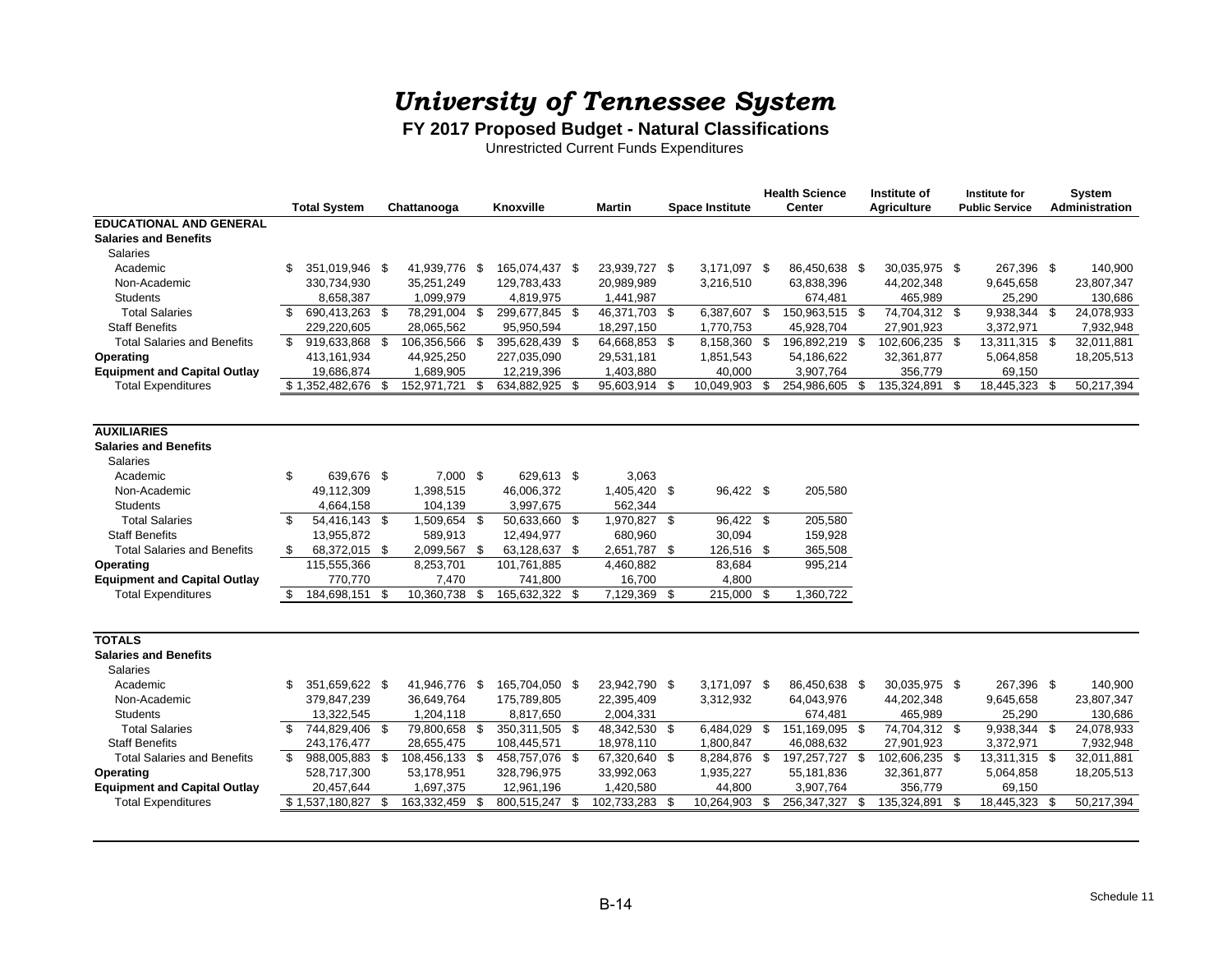# *University of Tennessee System*

**FY 2017 Proposed Budget - Natural Classifications**

Unrestricted Current Funds Expenditures

| | Total System | Chattanooga | Knoxville | Martin | Space Institute | Health Science Center | Institute of Agriculture | Institute for Public Service | System Administration |
|---|---|---|---|---|---|---|---|---|---|
| **EDUCATIONAL AND GENERAL** | | | | | | | | | |
| **Salaries and Benefits** | | | | | | | | | |
| Salaries | | | | | | | | | |
| Academic | $ 351,019,946 | $ 41,939,776 | $ 165,074,437 | $ 23,939,727 | $ 3,171,097 | $ 86,450,638 | $ 30,035,975 | $ 267,396 | $ 140,900 |
| Non-Academic | 330,734,930 | 35,251,249 | 129,783,433 | 20,989,989 | 3,216,510 | 63,838,396 | 44,202,348 | 9,645,658 | 23,807,347 |
| Students | 8,658,387 | 1,099,979 | 4,819,975 | 1,441,987 | | 674,481 | 465,989 | 25,290 | 130,686 |
| Total Salaries | $ 690,413,263 | $ 78,291,004 | $ 299,677,845 | $ 46,371,703 | $ 6,387,607 | $ 150,963,515 | $ 74,704,312 | $ 9,938,344 | $ 24,078,933 |
| Staff Benefits | 229,220,605 | 28,065,562 | 95,950,594 | 18,297,150 | 1,770,753 | 45,928,704 | 27,901,923 | 3,372,971 | 7,932,948 |
| Total Salaries and Benefits | $ 919,633,868 | $ 106,356,566 | $ 395,628,439 | $ 64,668,853 | $ 8,158,360 | $ 196,892,219 | $ 102,606,235 | $ 13,311,315 | $ 32,011,881 |
| **Operating** | 413,161,934 | 44,925,250 | 227,035,090 | 29,531,181 | 1,851,543 | 54,186,622 | 32,361,877 | 5,064,858 | 18,205,513 |
| **Equipment and Capital Outlay** | 19,686,874 | 1,689,905 | 12,219,396 | 1,403,880 | 40,000 | 3,907,764 | 356,779 | 69,150 | |
| Total Expenditures | $ 1,352,482,676 | $ 152,971,721 | $ 634,882,925 | $ 95,603,914 | $ 10,049,903 | $ 254,986,605 | $ 135,324,891 | $ 18,445,323 | $ 50,217,394 |
| **AUXILIARIES** | | | | | | | | | |
| **Salaries and Benefits** | | | | | | | | | |
| Salaries | | | | | | | | | |
| Academic | $ 639,676 | $ 7,000 | $ 629,613 | $ 3,063 | | | | | |
| Non-Academic | 49,112,309 | 1,398,515 | 46,006,372 | 1,405,420 | $ 96,422 | $ 205,580 | | | |
| Students | 4,664,158 | 104,139 | 3,997,675 | 562,344 | | | | | |
| Total Salaries | $ 54,416,143 | $ 1,509,654 | $ 50,633,660 | $ 1,970,827 | $ 96,422 | $ 205,580 | | | |
| Staff Benefits | 13,955,872 | 589,913 | 12,494,977 | 680,960 | 30,094 | 159,928 | | | |
| Total Salaries and Benefits | $ 68,372,015 | $ 2,099,567 | $ 63,128,637 | $ 2,651,787 | $ 126,516 | $ 365,508 | | | |
| **Operating** | 115,555,366 | 8,253,701 | 101,761,885 | 4,460,882 | 83,684 | 995,214 | | | |
| **Equipment and Capital Outlay** | 770,770 | 7,470 | 741,800 | 16,700 | 4,800 | | | | |
| Total Expenditures | $ 184,698,151 | $ 10,360,738 | $ 165,632,322 | $ 7,129,369 | $ 215,000 | $ 1,360,722 | | | |
| **TOTALS** | | | | | | | | | |
| **Salaries and Benefits** | | | | | | | | | |
| Salaries | | | | | | | | | |
| Academic | $ 351,659,622 | $ 41,946,776 | $ 165,704,050 | $ 23,942,790 | $ 3,171,097 | $ 86,450,638 | $ 30,035,975 | $ 267,396 | $ 140,900 |
| Non-Academic | 379,847,239 | 36,649,764 | 175,789,805 | 22,395,409 | 3,312,932 | 64,043,976 | 44,202,348 | 9,645,658 | 23,807,347 |
| Students | 13,322,545 | 1,204,118 | 8,817,650 | 2,004,331 | | 674,481 | 465,989 | 25,290 | 130,686 |
| Total Salaries | $ 744,829,406 | $ 79,800,658 | $ 350,311,505 | $ 48,342,530 | $ 6,484,029 | $ 151,169,095 | $ 74,704,312 | $ 9,938,344 | $ 24,078,933 |
| Staff Benefits | 243,176,477 | 28,655,475 | 108,445,571 | 18,978,110 | 1,800,847 | 46,088,632 | 27,901,923 | 3,372,971 | 7,932,948 |
| Total Salaries and Benefits | $ 988,005,883 | $ 108,456,133 | $ 458,757,076 | $ 67,320,640 | $ 8,284,876 | $ 197,257,727 | $ 102,606,235 | $ 13,311,315 | $ 32,011,881 |
| **Operating** | 528,717,300 | 53,178,951 | 328,796,975 | 33,992,063 | 1,935,227 | 55,181,836 | 32,361,877 | 5,064,858 | 18,205,513 |
| **Equipment and Capital Outlay** | 20,457,644 | 1,697,375 | 12,961,196 | 1,420,580 | 44,800 | 3,907,764 | 356,779 | 69,150 | |
| Total Expenditures | $ 1,537,180,827 | $ 163,332,459 | $ 800,515,247 | $ 102,733,283 | $ 10,264,903 | $ 256,347,327 | $ 135,324,891 | $ 18,445,323 | $ 50,217,394 |

Schedule 11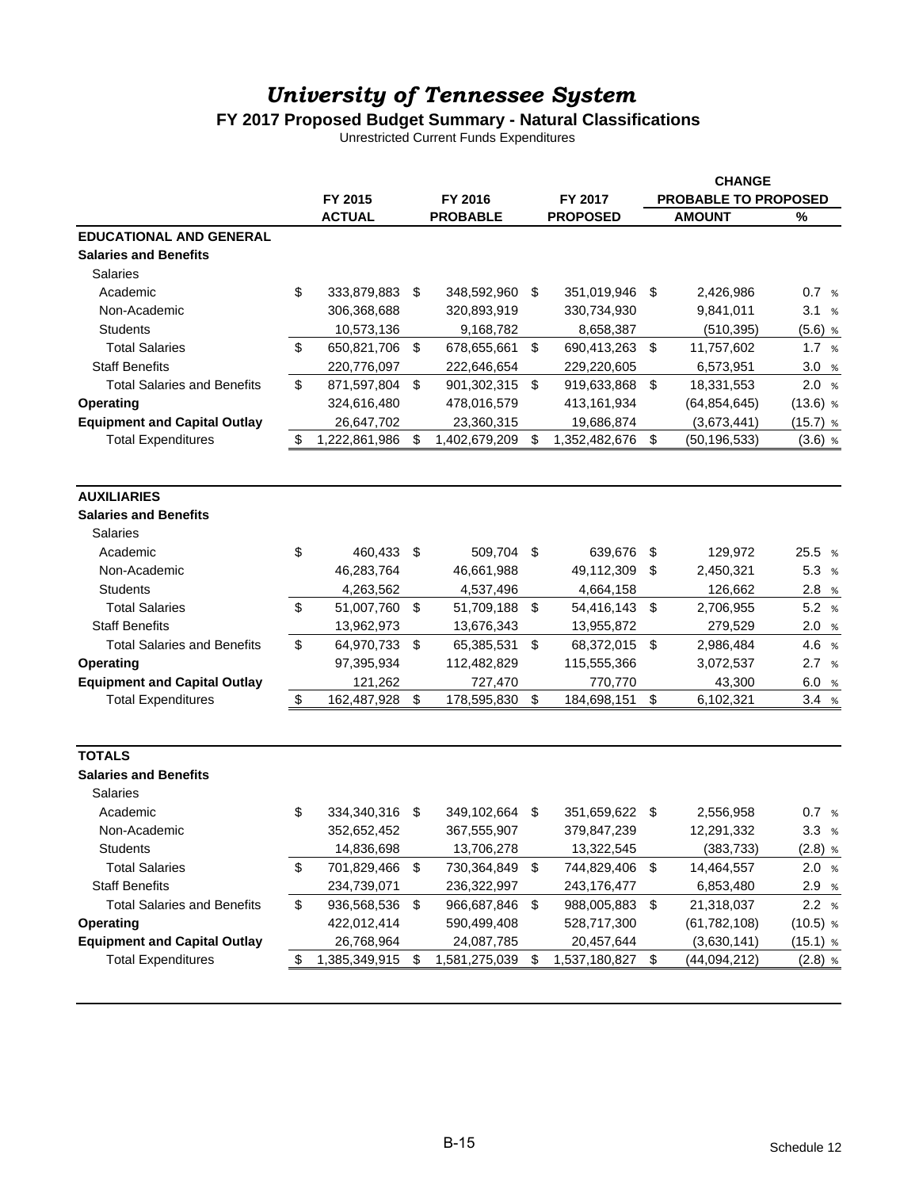# *University of Tennessee System*

## FY 2017 Proposed Budget Summary - Natural Classifications

Unrestricted Current Funds Expenditures

| | FY 2015 ACTUAL | FY 2016 PROBABLE | FY 2017 PROPOSED | CHANGE PROBABLE TO PROPOSED AMOUNT | % |
|---|---|---|---|---|---|
| **EDUCATIONAL AND GENERAL** | | | | | |
| **Salaries and Benefits** | | | | | |
| Salaries | | | | | |
| Academic | $ 333,879,883 | $ 348,592,960 | $ 351,019,946 | $ 2,426,986 | 0.7 % |
| Non-Academic | 306,368,688 | 320,893,919 | 330,734,930 | 9,841,011 | 3.1 % |
| Students | 10,573,136 | 9,168,782 | 8,658,387 | (510,395) | (5.6) % |
| Total Salaries | $ 650,821,706 | $ 678,655,661 | $ 690,413,263 | $ 11,757,602 | 1.7 % |
| Staff Benefits | 220,776,097 | 222,646,654 | 229,220,605 | 6,573,951 | 3.0 % |
| Total Salaries and Benefits | $ 871,597,804 | $ 901,302,315 | $ 919,633,868 | $ 18,331,553 | 2.0 % |
| **Operating** | 324,616,480 | 478,016,579 | 413,161,934 | (64,854,645) | (13.6) % |
| **Equipment and Capital Outlay** | 26,647,702 | 23,360,315 | 19,686,874 | (3,673,441) | (15.7) % |
| Total Expenditures | $ 1,222,861,986 | $ 1,402,679,209 | $ 1,352,482,676 | $ (50,196,533) | (3.6) % |
| **AUXILIARIES** | | | | | |
| **Salaries and Benefits** | | | | | |
| Salaries | | | | | |
| Academic | $ 460,433 | $ 509,704 | $ 639,676 | $ 129,972 | 25.5 % |
| Non-Academic | 46,283,764 | 46,661,988 | 49,112,309 | $ 2,450,321 | 5.3 % |
| Students | 4,263,562 | 4,537,496 | 4,664,158 | 126,662 | 2.8 % |
| Total Salaries | $ 51,007,760 | $ 51,709,188 | $ 54,416,143 | $ 2,706,955 | 5.2 % |
| Staff Benefits | 13,962,973 | 13,676,343 | 13,955,872 | 279,529 | 2.0 % |
| Total Salaries and Benefits | $ 64,970,733 | $ 65,385,531 | $ 68,372,015 | $ 2,986,484 | 4.6 % |
| **Operating** | 97,395,934 | 112,482,829 | 115,555,366 | 3,072,537 | 2.7 % |
| **Equipment and Capital Outlay** | 121,262 | 727,470 | 770,770 | 43,300 | 6.0 % |
| Total Expenditures | $ 162,487,928 | $ 178,595,830 | $ 184,698,151 | $ 6,102,321 | 3.4 % |
| **TOTALS** | | | | | |
| **Salaries and Benefits** | | | | | |
| Salaries | | | | | |
| Academic | $ 334,340,316 | $ 349,102,664 | $ 351,659,622 | $ 2,556,958 | 0.7 % |
| Non-Academic | 352,652,452 | 367,555,907 | 379,847,239 | 12,291,332 | 3.3 % |
| Students | 14,836,698 | 13,706,278 | 13,322,545 | (383,733) | (2.8) % |
| Total Salaries | $ 701,829,466 | $ 730,364,849 | $ 744,829,406 | $ 14,464,557 | 2.0 % |
| Staff Benefits | 234,739,071 | 236,322,997 | 243,176,477 | 6,853,480 | 2.9 % |
| Total Salaries and Benefits | $ 936,568,536 | $ 966,687,846 | $ 988,005,883 | $ 21,318,037 | 2.2 % |
| **Operating** | 422,012,414 | 590,499,408 | 528,717,300 | (61,782,108) | (10.5) % |
| **Equipment and Capital Outlay** | 26,768,964 | 24,087,785 | 20,457,644 | (3,630,141) | (15.1) % |
| Total Expenditures | $ 1,385,349,915 | $ 1,581,275,039 | $ 1,537,180,827 | $ (44,094,212) | (2.8) % |

Schedule 12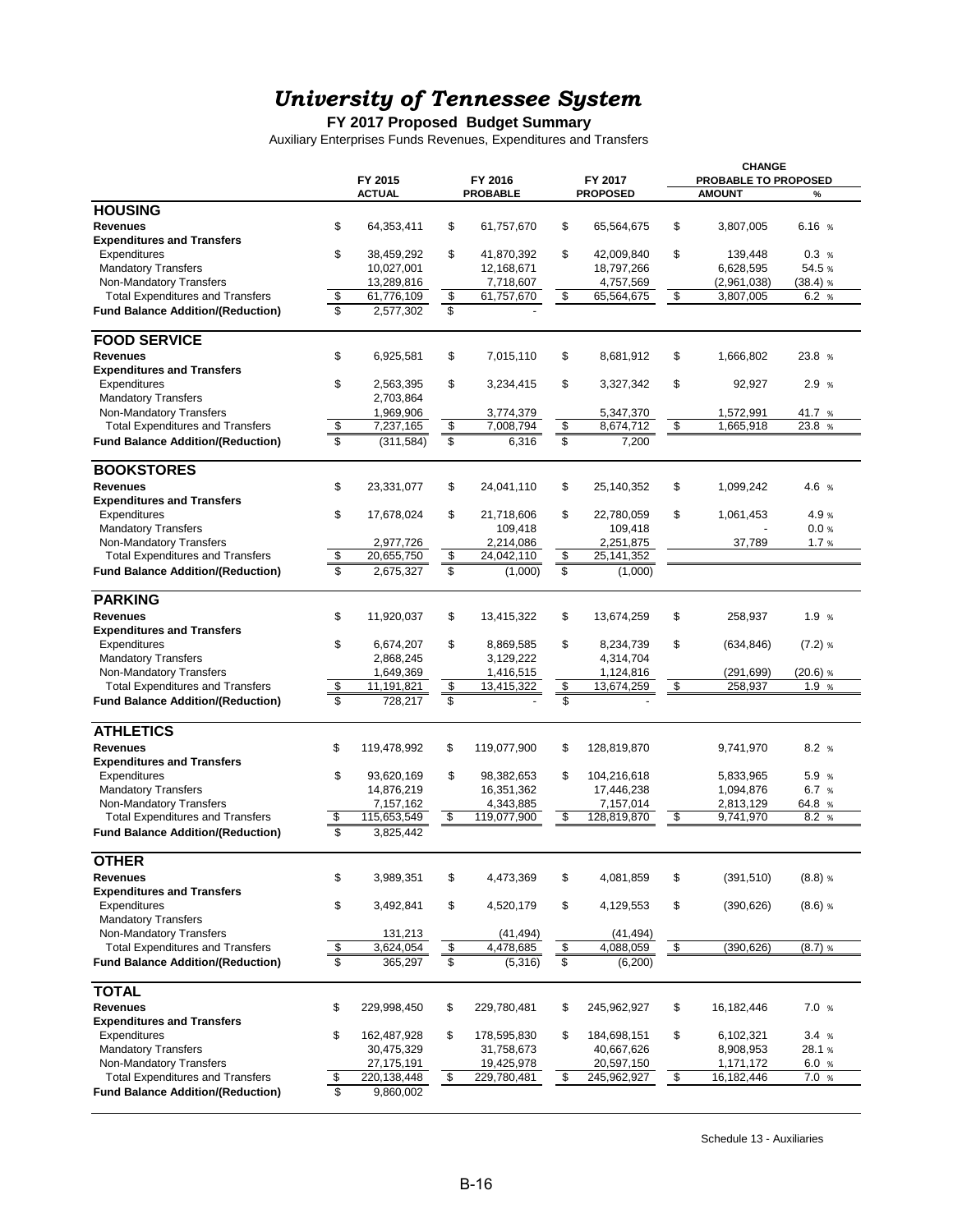# *University of Tennessee System*

**FY 2017 Proposed Budget Summary**

Auxiliary Enterprises Funds Revenues, Expenditures and Transfers

| | FY 2015 ACTUAL | FY 2016 PROBABLE | FY 2017 PROPOSED | CHANGE PROBABLE TO PROPOSED AMOUNT | % |
|---|---|---|---|---|---|
| **HOUSING** | | | | | |
| **Revenues** | $ 64,353,411 | $ 61,757,670 | $ 65,564,675 | $ 3,807,005 | 6.16 % |
| **Expenditures and Transfers** | | | | | |
| Expenditures | $ 38,459,292 | $ 41,870,392 | $ 42,009,840 | $ 139,448 | 0.3 % |
| Mandatory Transfers | 10,027,001 | 12,168,671 | 18,797,266 | 6,628,595 | 54.5 % |
| Non-Mandatory Transfers | 13,289,816 | 7,718,607 | 4,757,569 | (2,961,038) | (38.4) % |
| Total Expenditures and Transfers | $ 61,776,109 | $ 61,757,670 | $ 65,564,675 | $ 3,807,005 | 6.2 % |
| **Fund Balance Addition/(Reduction)** | $ 2,577,302 | $ - | | | |
| **FOOD SERVICE** | | | | | |
| **Revenues** | $ 6,925,581 | $ 7,015,110 | $ 8,681,912 | $ 1,666,802 | 23.8 % |
| **Expenditures and Transfers** | | | | | |
| Expenditures | $ 2,563,395 | $ 3,234,415 | $ 3,327,342 | $ 92,927 | 2.9 % |
| Mandatory Transfers | 2,703,864 | | | | |
| Non-Mandatory Transfers | 1,969,906 | 3,774,379 | 5,347,370 | 1,572,991 | 41.7 % |
| Total Expenditures and Transfers | $ 7,237,165 | $ 7,008,794 | $ 8,674,712 | $ 1,665,918 | 23.8 % |
| **Fund Balance Addition/(Reduction)** | $ (311,584) | $ 6,316 | $ 7,200 | | |
| **BOOKSTORES** | | | | | |
| **Revenues** | $ 23,331,077 | $ 24,041,110 | $ 25,140,352 | $ 1,099,242 | 4.6 % |
| **Expenditures and Transfers** | | | | | |
| Expenditures | $ 17,678,024 | $ 21,718,606 | $ 22,780,059 | $ 1,061,453 | 4.9 % |
| Mandatory Transfers | | 109,418 | 109,418 | - | 0.0 % |
| Non-Mandatory Transfers | 2,977,726 | 2,214,086 | 2,251,875 | 37,789 | 1.7 % |
| Total Expenditures and Transfers | $ 20,655,750 | $ 24,042,110 | $ 25,141,352 | | |
| **Fund Balance Addition/(Reduction)** | $ 2,675,327 | $ (1,000) | $ (1,000) | | |
| **PARKING** | | | | | |
| **Revenues** | $ 11,920,037 | $ 13,415,322 | $ 13,674,259 | $ 258,937 | 1.9 % |
| **Expenditures and Transfers** | | | | | |
| Expenditures | $ 6,674,207 | $ 8,869,585 | $ 8,234,739 | $ (634,846) | (7.2) % |
| Mandatory Transfers | 2,868,245 | 3,129,222 | 4,314,704 | | |
| Non-Mandatory Transfers | 1,649,369 | 1,416,515 | 1,124,816 | (291,699) | (20.6) % |
| Total Expenditures and Transfers | $ 11,191,821 | $ 13,415,322 | $ 13,674,259 | $ 258,937 | 1.9 % |
| **Fund Balance Addition/(Reduction)** | $ 728,217 | $ - | $ - | | |
| **ATHLETICS** | | | | | |
| **Revenues** | $ 119,478,992 | $ 119,077,900 | $ 128,819,870 | 9,741,970 | 8.2 % |
| **Expenditures and Transfers** | | | | | |
| Expenditures | $ 93,620,169 | $ 98,382,653 | $ 104,216,618 | 5,833,965 | 5.9 % |
| Mandatory Transfers | 14,876,219 | 16,351,362 | 17,446,238 | 1,094,876 | 6.7 % |
| Non-Mandatory Transfers | 7,157,162 | 4,343,885 | 7,157,014 | 2,813,129 | 64.8 % |
| Total Expenditures and Transfers | $ 115,653,549 | $ 119,077,900 | $ 128,819,870 | $ 9,741,970 | 8.2 % |
| **Fund Balance Addition/(Reduction)** | $ 3,825,442 | | | | |
| **OTHER** | | | | | |
| **Revenues** | $ 3,989,351 | $ 4,473,369 | $ 4,081,859 | $ (391,510) | (8.8) % |
| **Expenditures and Transfers** | | | | | |
| Expenditures | $ 3,492,841 | $ 4,520,179 | $ 4,129,553 | $ (390,626) | (8.6) % |
| Mandatory Transfers | | | | | |
| Non-Mandatory Transfers | 131,213 | (41,494) | (41,494) | | |
| Total Expenditures and Transfers | $ 3,624,054 | $ 4,478,685 | $ 4,088,059 | $ (390,626) | (8.7) % |
| **Fund Balance Addition/(Reduction)** | $ 365,297 | $ (5,316) | $ (6,200) | | |
| **TOTAL** | | | | | |
| **Revenues** | $ 229,998,450 | $ 229,780,481 | $ 245,962,927 | $ 16,182,446 | 7.0 % |
| **Expenditures and Transfers** | | | | | |
| Expenditures | $ 162,487,928 | $ 178,595,830 | $ 184,698,151 | $ 6,102,321 | 3.4 % |
| Mandatory Transfers | 30,475,329 | 31,758,673 | 40,667,626 | 8,908,953 | 28.1 % |
| Non-Mandatory Transfers | 27,175,191 | 19,425,978 | 20,597,150 | 1,171,172 | 6.0 % |
| Total Expenditures and Transfers | $ 220,138,448 | $ 229,780,481 | $ 245,962,927 | $ 16,182,446 | 7.0 % |
| **Fund Balance Addition/(Reduction)** | $ 9,860,002 | | | | |

Schedule 13 - Auxiliaries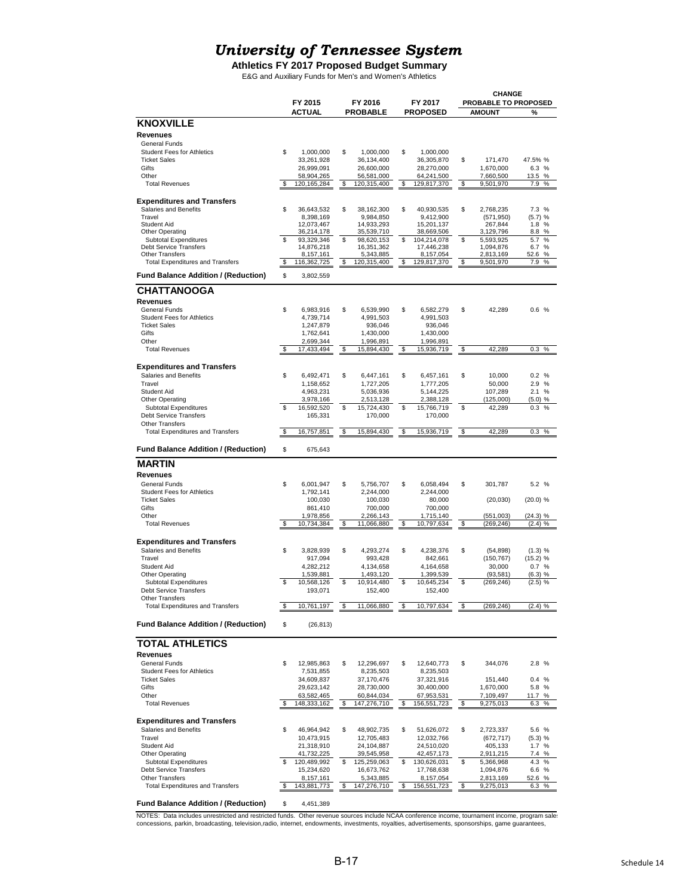# *University of Tennessee System*

**Athletics FY 2017 Proposed Budget Summary**

E&G and Auxiliary Funds for Men's and Women's Athletics

| | FY 2015 ACTUAL | FY 2016 PROBABLE | FY 2017 PROPOSED | CHANGE PROBABLE TO PROPOSED AMOUNT | % |
|---|---|---|---|---|---|
| **KNOXVILLE** | | | | | |
| **Revenues** | | | | | |
| General Funds | | | | | |
| Student Fees for Athletics | $ 1,000,000 | $ 1,000,000 | $ 1,000,000 | | |
| Ticket Sales | 33,261,928 | 36,134,400 | 36,305,870 | $ 171,470 | 47.5% % |
| Gifts | 26,999,091 | 26,600,000 | 28,270,000 | 1,670,000 | 6.3 % |
| Other | 58,904,265 | 56,581,000 | 64,241,500 | 7,660,500 | 13.5 % |
| Total Revenues | $ 120,165,284 | $ 120,315,400 | $ 129,817,370 | $ 9,501,970 | 7.9 % |
| **Expenditures and Transfers** | | | | | |
| Salaries and Benefits | $ 36,643,532 | $ 38,162,300 | $ 40,930,535 | $ 2,768,235 | 7.3 % |
| Travel | 8,398,169 | 9,984,850 | 9,412,900 | (571,950) | (5.7) % |
| Student Aid | 12,073,467 | 14,933,293 | 15,201,137 | 267,844 | 1.8 % |
| Other Operating | 36,214,178 | 35,539,710 | 38,669,506 | 3,129,796 | 8.8 % |
| Subtotal Expenditures | $ 93,329,346 | $ 98,620,153 | $ 104,214,078 | $ 5,593,925 | 5.7 % |
| Debt Service Transfers | 14,876,218 | 16,351,362 | 17,446,238 | 1,094,876 | 6.7 % |
| Other Transfers | 8,157,161 | 5,343,885 | 8,157,054 | 2,813,169 | 52.6 % |
| Total Expenditures and Transfers | $ 116,362,725 | $ 120,315,400 | $ 129,817,370 | $ 9,501,970 | 7.9 % |
| **Fund Balance Addition / (Reduction)** | $ 3,802,559 | | | | |
| **CHATTANOOGA** | | | | | |
| **Revenues** | | | | | |
| General Funds | $ 6,983,916 | $ 6,539,990 | $ 6,582,279 | $ 42,289 | 0.6 % |
| Student Fees for Athletics | 4,739,714 | 4,991,503 | 4,991,503 | | |
| Ticket Sales | 1,247,879 | 936,046 | 936,046 | | |
| Gifts | 1,762,641 | 1,430,000 | 1,430,000 | | |
| Other | 2,699,344 | 1,996,891 | 1,996,891 | | |
| Total Revenues | $ 17,433,494 | $ 15,894,430 | $ 15,936,719 | $ 42,289 | 0.3 % |
| **Expenditures and Transfers** | | | | | |
| Salaries and Benefits | $ 6,492,471 | $ 6,447,161 | $ 6,457,161 | $ 10,000 | 0.2 % |
| Travel | 1,158,652 | 1,727,205 | 1,777,205 | 50,000 | 2.9 % |
| Student Aid | 4,963,231 | 5,036,936 | 5,144,225 | 107,289 | 2.1 % |
| Other Operating | 3,978,166 | 2,513,128 | 2,388,128 | (125,000) | (5.0) % |
| Subtotal Expenditures | $ 16,592,520 | $ 15,724,430 | $ 15,766,719 | $ 42,289 | 0.3 % |
| Debt Service Transfers | 165,331 | 170,000 | 170,000 | | |
| Other Transfers | | | | | |
| Total Expenditures and Transfers | $ 16,757,851 | $ 15,894,430 | $ 15,936,719 | $ 42,289 | 0.3 % |
| **Fund Balance Addition / (Reduction)** | $ 675,643 | | | | |
| **MARTIN** | | | | | |
| **Revenues** | | | | | |
| General Funds | $ 6,001,947 | $ 5,756,707 | $ 6,058,494 | $ 301,787 | 5.2 % |
| Student Fees for Athletics | 1,792,141 | 2,244,000 | 2,244,000 | | |
| Ticket Sales | 100,030 | 100,030 | 80,000 | (20,030) | (20.0) % |
| Gifts | 861,410 | 700,000 | 700,000 | | |
| Other | 1,978,856 | 2,266,143 | 1,715,140 | (551,003) | (24.3) % |
| Total Revenues | $ 10,734,384 | $ 11,066,880 | $ 10,797,634 | $ (269,246) | (2.4) % |
| **Expenditures and Transfers** | | | | | |
| Salaries and Benefits | $ 3,828,939 | $ 4,293,274 | $ 4,238,376 | $ (54,898) | (1.3) % |
| Travel | 917,094 | 993,428 | 842,661 | (150,767) | (15.2) % |
| Student Aid | 4,282,212 | 4,134,658 | 4,164,658 | 30,000 | 0.7 % |
| Other Operating | 1,539,881 | 1,493,120 | 1,399,539 | (93,581) | (6.3) % |
| Subtotal Expenditures | $ 10,568,126 | $ 10,914,480 | $ 10,645,234 | $ (269,246) | (2.5) % |
| Debt Service Transfers | 193,071 | 152,400 | 152,400 | | |
| Other Transfers | | | | | |
| Total Expenditures and Transfers | $ 10,761,197 | $ 11,066,880 | $ 10,797,634 | $ (269,246) | (2.4) % |
| **Fund Balance Addition / (Reduction)** | $ (26,813) | | | | |
| **TOTAL ATHLETICS** | | | | | |
| **Revenues** | | | | | |
| General Funds | $ 12,985,863 | $ 12,296,697 | $ 12,640,773 | $ 344,076 | 2.8 % |
| Student Fees for Athletics | 7,531,855 | 8,235,503 | 8,235,503 | | |
| Ticket Sales | 34,609,837 | 37,170,476 | 37,321,916 | 151,440 | 0.4 % |
| Gifts | 29,623,142 | 28,730,000 | 30,400,000 | 1,670,000 | 5.8 % |
| Other | 63,582,465 | 60,844,034 | 67,953,531 | 7,109,497 | 11.7 % |
| Total Revenues | $ 148,333,162 | $ 147,276,710 | $ 156,551,723 | $ 9,275,013 | 6.3 % |
| **Expenditures and Transfers** | | | | | |
| Salaries and Benefits | $ 46,964,942 | $ 48,902,735 | $ 51,626,072 | $ 2,723,337 | 5.6 % |
| Travel | 10,473,915 | 12,705,483 | 12,032,766 | (672,717) | (5.3) % |
| Student Aid | 21,318,910 | 24,104,887 | 24,510,020 | 405,133 | 1.7 % |
| Other Operating | 41,732,225 | 39,545,958 | 42,457,173 | 2,911,215 | 7.4 % |
| Subtotal Expenditures | $ 120,489,992 | $ 125,259,063 | $ 130,626,031 | $ 5,366,968 | 4.3 % |
| Debt Service Transfers | 15,234,620 | 16,673,762 | 17,768,638 | 1,094,876 | 6.6 % |
| Other Transfers | 8,157,161 | 5,343,885 | 8,157,054 | 2,813,169 | 52.6 % |
| Total Expenditures and Transfers | $ 143,881,773 | $ 147,276,710 | $ 156,551,723 | $ 9,275,013 | 6.3 % |
| **Fund Balance Addition / (Reduction)** | $ 4,451,389 | | | | |

NOTES: Data includes unrestricted and restricted funds. Other revenue sources include NCAA conference income, tournament income, program sales, concessions, parkin, broadcasting, television,radio, internet, endowments, investments, royalties, advertisements, sponsorships, game guarantees,

Schedule 14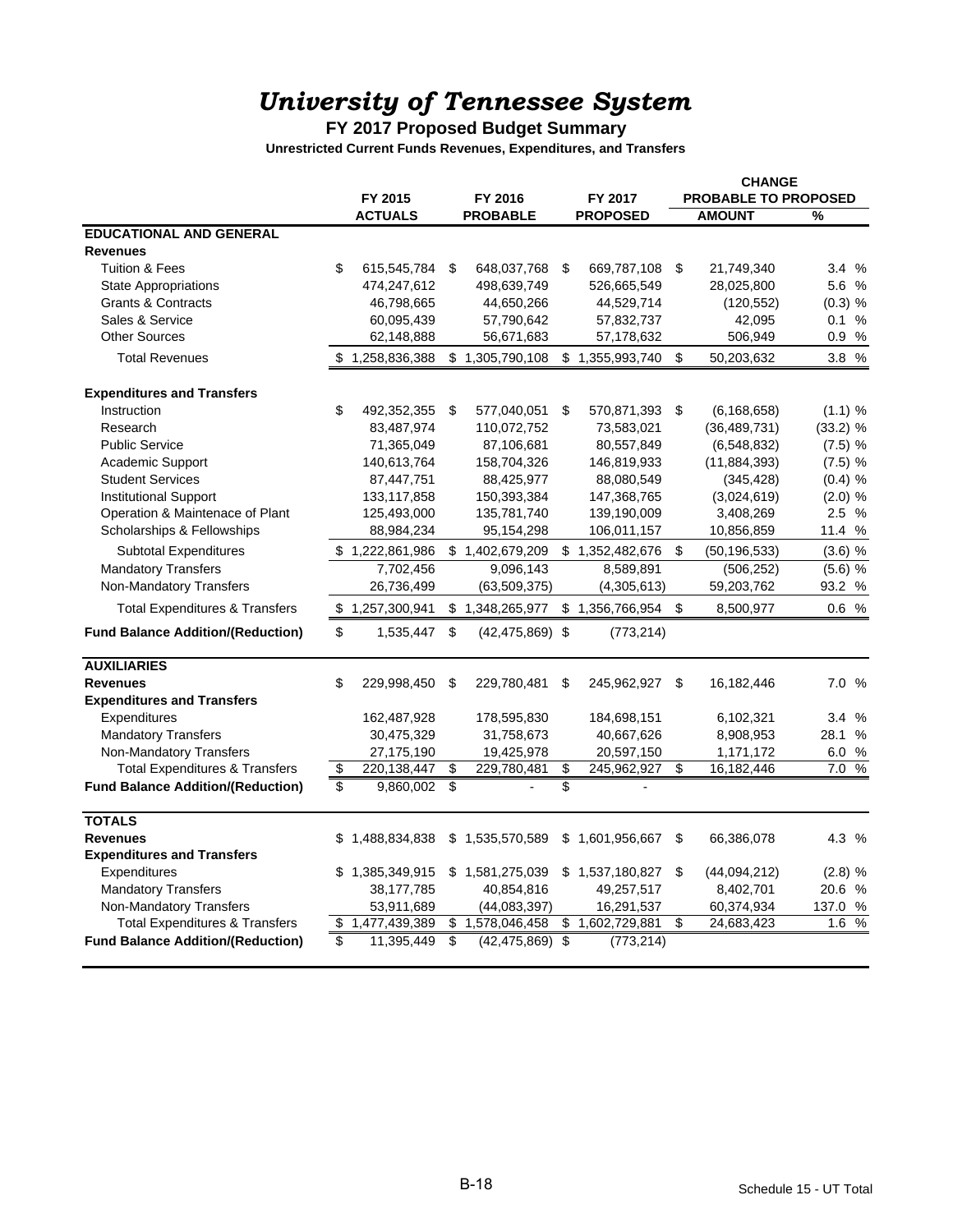# *University of Tennessee System*

## FY 2017 Proposed Budget Summary

### Unrestricted Current Funds Revenues, Expenditures, and Transfers

| | FY 2015 ACTUALS | FY 2016 PROBABLE | FY 2017 PROPOSED | CHANGE PROBABLE TO PROPOSED AMOUNT | % |
|---|---|---|---|---|---|
| **EDUCATIONAL AND GENERAL** | | | | | |
| **Revenues** | | | | | |
| Tuition & Fees | $ 615,545,784 | $ 648,037,768 | $ 669,787,108 | $ 21,749,340 | 3.4 % |
| State Appropriations | 474,247,612 | 498,639,749 | 526,665,549 | 28,025,800 | 5.6 % |
| Grants & Contracts | 46,798,665 | 44,650,266 | 44,529,714 | (120,552) | (0.3) % |
| Sales & Service | 60,095,439 | 57,790,642 | 57,832,737 | 42,095 | 0.1 % |
| Other Sources | 62,148,888 | 56,671,683 | 57,178,632 | 506,949 | 0.9 % |
| Total Revenues | $ 1,258,836,388 | $ 1,305,790,108 | $ 1,355,993,740 | $ 50,203,632 | 3.8 % |
| **Expenditures and Transfers** | | | | | |
| Instruction | $ 492,352,355 | $ 577,040,051 | $ 570,871,393 | $ (6,168,658) | (1.1) % |
| Research | 83,487,974 | 110,072,752 | 73,583,021 | (36,489,731) | (33.2) % |
| Public Service | 71,365,049 | 87,106,681 | 80,557,849 | (6,548,832) | (7.5) % |
| Academic Support | 140,613,764 | 158,704,326 | 146,819,933 | (11,884,393) | (7.5) % |
| Student Services | 87,447,751 | 88,425,977 | 88,080,549 | (345,428) | (0.4) % |
| Institutional Support | 133,117,858 | 150,393,384 | 147,368,765 | (3,024,619) | (2.0) % |
| Operation & Maintenace of Plant | 125,493,000 | 135,781,740 | 139,190,009 | 3,408,269 | 2.5 % |
| Scholarships & Fellowships | 88,984,234 | 95,154,298 | 106,011,157 | 10,856,859 | 11.4 % |
| Subtotal Expenditures | $ 1,222,861,986 | $ 1,402,679,209 | $ 1,352,482,676 | $ (50,196,533) | (3.6) % |
| Mandatory Transfers | 7,702,456 | 9,096,143 | 8,589,891 | (506,252) | (5.6) % |
| Non-Mandatory Transfers | 26,736,499 | (63,509,375) | (4,305,613) | 59,203,762 | 93.2 % |
| Total Expenditures & Transfers | $ 1,257,300,941 | $ 1,348,265,977 | $ 1,356,766,954 | $ 8,500,977 | 0.6 % |
| **Fund Balance Addition/(Reduction)** | $ 1,535,447 | $ (42,475,869) | $ (773,214) | | |
| **AUXILIARIES** | | | | | |
| **Revenues** | $ 229,998,450 | $ 229,780,481 | $ 245,962,927 | $ 16,182,446 | 7.0 % |
| **Expenditures and Transfers** | | | | | |
| Expenditures | 162,487,928 | 178,595,830 | 184,698,151 | 6,102,321 | 3.4 % |
| Mandatory Transfers | 30,475,329 | 31,758,673 | 40,667,626 | 8,908,953 | 28.1 % |
| Non-Mandatory Transfers | 27,175,190 | 19,425,978 | 20,597,150 | 1,171,172 | 6.0 % |
| Total Expenditures & Transfers | $ 220,138,447 | $ 229,780,481 | $ 245,962,927 | $ 16,182,446 | 7.0 % |
| **Fund Balance Addition/(Reduction)** | $ 9,860,002 | $ - | $ - | | |
| **TOTALS** | | | | | |
| **Revenues** | $ 1,488,834,838 | $ 1,535,570,589 | $ 1,601,956,667 | $ 66,386,078 | 4.3 % |
| **Expenditures and Transfers** | | | | | |
| Expenditures | $ 1,385,349,915 | $ 1,581,275,039 | $ 1,537,180,827 | $ (44,094,212) | (2.8) % |
| Mandatory Transfers | 38,177,785 | 40,854,816 | 49,257,517 | 8,402,701 | 20.6 % |
| Non-Mandatory Transfers | 53,911,689 | (44,083,397) | 16,291,537 | 60,374,934 | 137.0 % |
| Total Expenditures & Transfers | $ 1,477,439,389 | $ 1,578,046,458 | $ 1,602,729,881 | $ 24,683,423 | 1.6 % |
| **Fund Balance Addition/(Reduction)** | $ 11,395,449 | $ (42,475,869) | $ (773,214) | | |

Schedule 15 - UT Total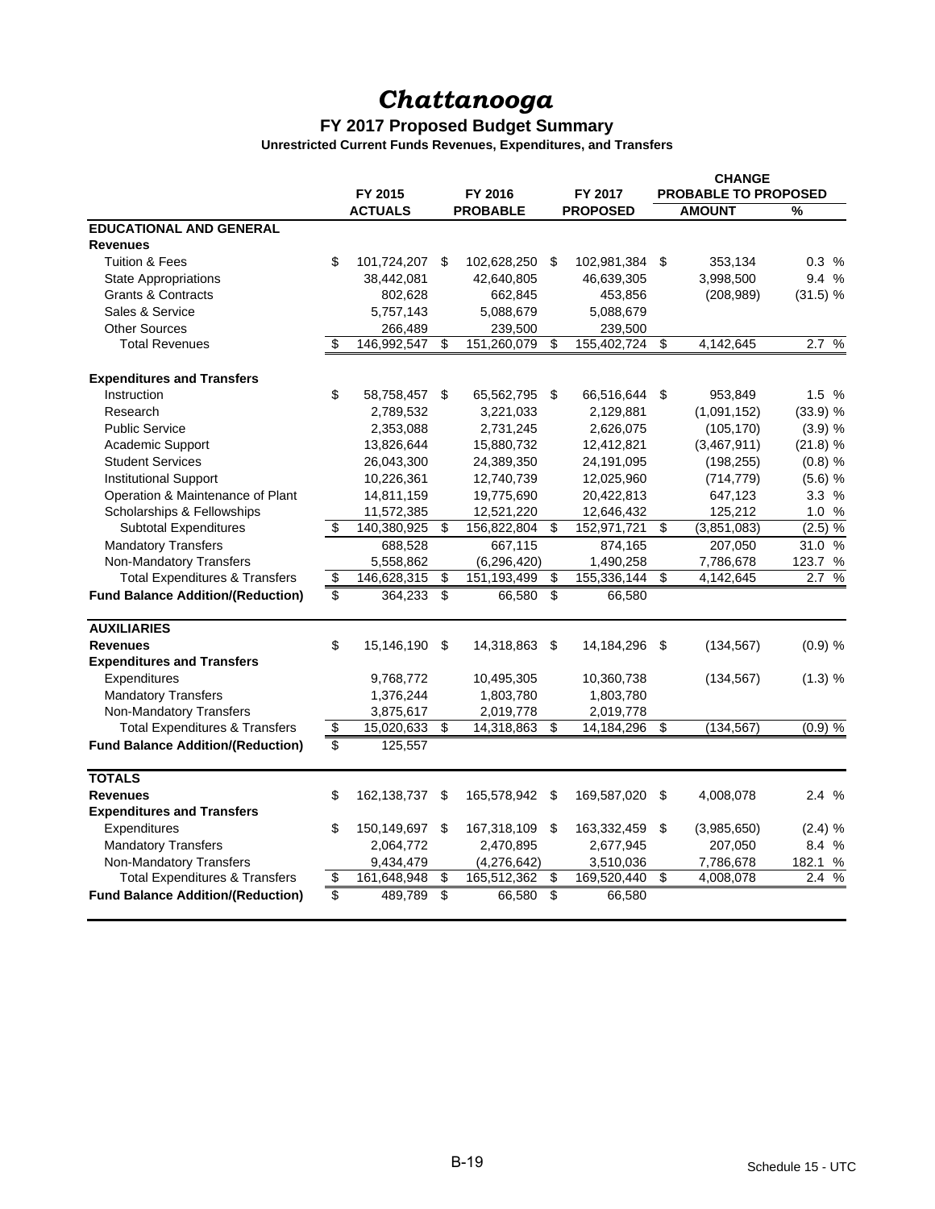# *Chattanooga*

## FY 2017 Proposed Budget Summary

### Unrestricted Current Funds Revenues, Expenditures, and Transfers

| | FY 2015 | FY 2016 | FY 2017 | CHANGE PROBABLE TO PROPOSED | |
|---|---|---|---|---|---|
| | ACTUALS | PROBABLE | PROPOSED | AMOUNT | % |
| **EDUCATIONAL AND GENERAL** | | | | | |
| **Revenues** | | | | | |
| Tuition & Fees | $ 101,724,207 | $ 102,628,250 | $ 102,981,384 | $ 353,134 | 0.3 % |
| State Appropriations | 38,442,081 | 42,640,805 | 46,639,305 | 3,998,500 | 9.4 % |
| Grants & Contracts | 802,628 | 662,845 | 453,856 | (208,989) | (31.5) % |
| Sales & Service | 5,757,143 | 5,088,679 | 5,088,679 | | |
| Other Sources | 266,489 | 239,500 | 239,500 | | |
| Total Revenues | $ 146,992,547 | $ 151,260,079 | $ 155,402,724 | $ 4,142,645 | 2.7 % |
| **Expenditures and Transfers** | | | | | |
| Instruction | $ 58,758,457 | $ 65,562,795 | $ 66,516,644 | $ 953,849 | 1.5 % |
| Research | 2,789,532 | 3,221,033 | 2,129,881 | (1,091,152) | (33.9) % |
| Public Service | 2,353,088 | 2,731,245 | 2,626,075 | (105,170) | (3.9) % |
| Academic Support | 13,826,644 | 15,880,732 | 12,412,821 | (3,467,911) | (21.8) % |
| Student Services | 26,043,300 | 24,389,350 | 24,191,095 | (198,255) | (0.8) % |
| Institutional Support | 10,226,361 | 12,740,739 | 12,025,960 | (714,779) | (5.6) % |
| Operation & Maintenance of Plant | 14,811,159 | 19,775,690 | 20,422,813 | 647,123 | 3.3 % |
| Scholarships & Fellowships | 11,572,385 | 12,521,220 | 12,646,432 | 125,212 | 1.0 % |
| Subtotal Expenditures | $ 140,380,925 | $ 156,822,804 | $ 152,971,721 | $ (3,851,083) | (2.5) % |
| Mandatory Transfers | 688,528 | 667,115 | 874,165 | 207,050 | 31.0 % |
| Non-Mandatory Transfers | 5,558,862 | (6,296,420) | 1,490,258 | 7,786,678 | 123.7 % |
| Total Expenditures & Transfers | $ 146,628,315 | $ 151,193,499 | $ 155,336,144 | $ 4,142,645 | 2.7 % |
| **Fund Balance Addition/(Reduction)** | $ 364,233 | $ 66,580 | $ 66,580 | | |
| **AUXILIARIES** | | | | | |
| **Revenues** | $ 15,146,190 | $ 14,318,863 | $ 14,184,296 | $ (134,567) | (0.9) % |
| **Expenditures and Transfers** | | | | | |
| Expenditures | 9,768,772 | 10,495,305 | 10,360,738 | (134,567) | (1.3) % |
| Mandatory Transfers | 1,376,244 | 1,803,780 | 1,803,780 | | |
| Non-Mandatory Transfers | 3,875,617 | 2,019,778 | 2,019,778 | | |
| Total Expenditures & Transfers | $ 15,020,633 | $ 14,318,863 | $ 14,184,296 | $ (134,567) | (0.9) % |
| **Fund Balance Addition/(Reduction)** | $ 125,557 | | | | |
| **TOTALS** | | | | | |
| **Revenues** | $ 162,138,737 | $ 165,578,942 | $ 169,587,020 | $ 4,008,078 | 2.4 % |
| **Expenditures and Transfers** | | | | | |
| Expenditures | $ 150,149,697 | $ 167,318,109 | $ 163,332,459 | $ (3,985,650) | (2.4) % |
| Mandatory Transfers | 2,064,772 | 2,470,895 | 2,677,945 | 207,050 | 8.4 % |
| Non-Mandatory Transfers | 9,434,479 | (4,276,642) | 3,510,036 | 7,786,678 | 182.1 % |
| Total Expenditures & Transfers | $ 161,648,948 | $ 165,512,362 | $ 169,520,440 | $ 4,008,078 | 2.4 % |
| **Fund Balance Addition/(Reduction)** | $ 489,789 | $ 66,580 | $ 66,580 | | |

Schedule 15 - UTC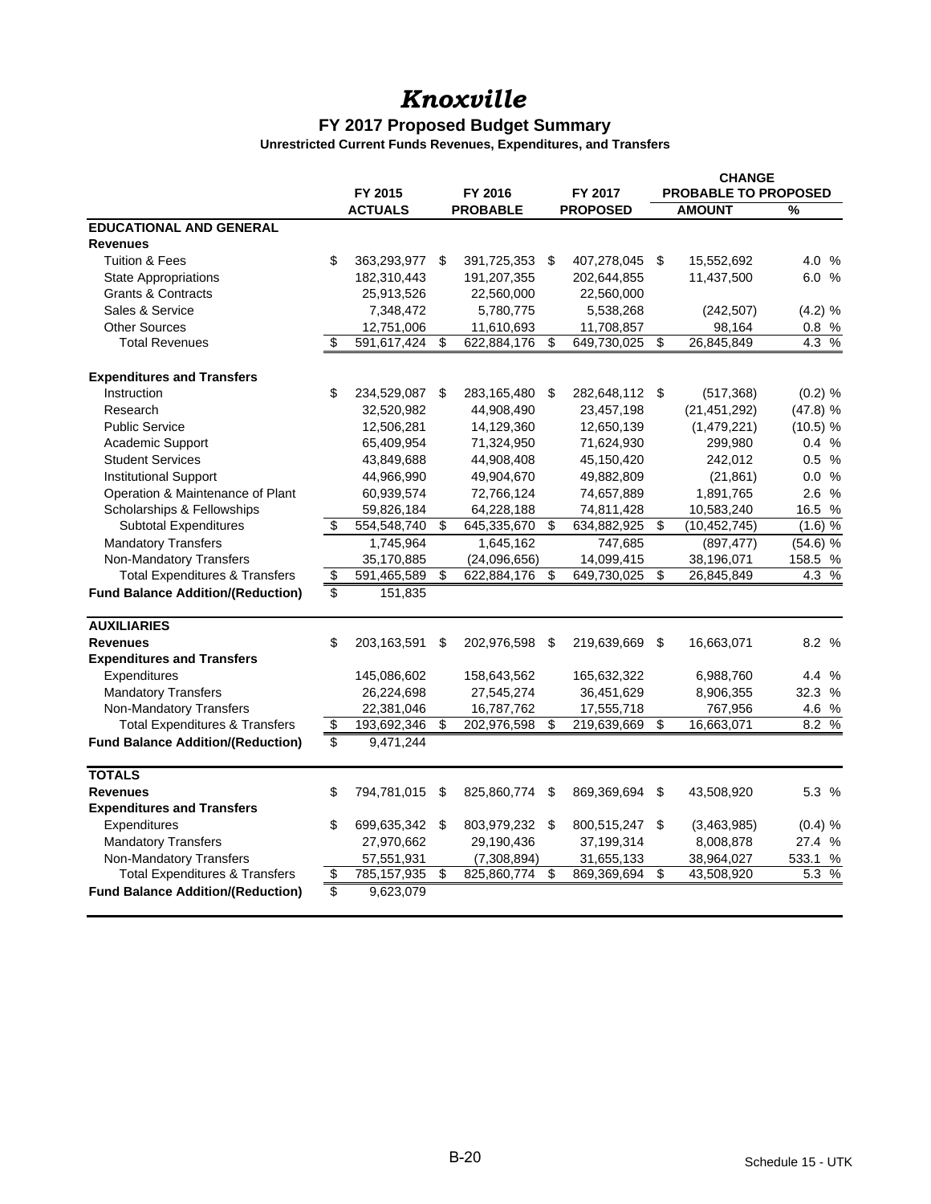# *Knoxville*

## FY 2017 Proposed Budget Summary

### Unrestricted Current Funds Revenues, Expenditures, and Transfers

| | FY 2015 ACTUALS | FY 2016 PROBABLE | FY 2017 PROPOSED | CHANGE PROBABLE TO PROPOSED AMOUNT | % |
|---|---|---|---|---|---|
| **EDUCATIONAL AND GENERAL** | | | | | |
| **Revenues** | | | | | |
| Tuition & Fees | $ 363,293,977 | $ 391,725,353 | $ 407,278,045 | $ 15,552,692 | 4.0 % |
| State Appropriations | 182,310,443 | 191,207,355 | 202,644,855 | 11,437,500 | 6.0 % |
| Grants & Contracts | 25,913,526 | 22,560,000 | 22,560,000 | | |
| Sales & Service | 7,348,472 | 5,780,775 | 5,538,268 | (242,507) | (4.2) % |
| Other Sources | 12,751,006 | 11,610,693 | 11,708,857 | 98,164 | 0.8 % |
| Total Revenues | $ 591,617,424 | $ 622,884,176 | $ 649,730,025 | $ 26,845,849 | 4.3 % |
| **Expenditures and Transfers** | | | | | |
| Instruction | $ 234,529,087 | $ 283,165,480 | $ 282,648,112 | $ (517,368) | (0.2) % |
| Research | 32,520,982 | 44,908,490 | 23,457,198 | (21,451,292) | (47.8) % |
| Public Service | 12,506,281 | 14,129,360 | 12,650,139 | (1,479,221) | (10.5) % |
| Academic Support | 65,409,954 | 71,324,950 | 71,624,930 | 299,980 | 0.4 % |
| Student Services | 43,849,688 | 44,908,408 | 45,150,420 | 242,012 | 0.5 % |
| Institutional Support | 44,966,990 | 49,904,670 | 49,882,809 | (21,861) | 0.0 % |
| Operation & Maintenance of Plant | 60,939,574 | 72,766,124 | 74,657,889 | 1,891,765 | 2.6 % |
| Scholarships & Fellowships | 59,826,184 | 64,228,188 | 74,811,428 | 10,583,240 | 16.5 % |
| Subtotal Expenditures | $ 554,548,740 | $ 645,335,670 | $ 634,882,925 | $ (10,452,745) | (1.6) % |
| Mandatory Transfers | 1,745,964 | 1,645,162 | 747,685 | (897,477) | (54.6) % |
| Non-Mandatory Transfers | 35,170,885 | (24,096,656) | 14,099,415 | 38,196,071 | 158.5 % |
| Total Expenditures & Transfers | $ 591,465,589 | $ 622,884,176 | $ 649,730,025 | $ 26,845,849 | 4.3 % |
| **Fund Balance Addition/(Reduction)** | $ 151,835 | | | | |
| **AUXILIARIES** | | | | | |
| **Revenues** | $ 203,163,591 | $ 202,976,598 | $ 219,639,669 | $ 16,663,071 | 8.2 % |
| **Expenditures and Transfers** | | | | | |
| Expenditures | 145,086,602 | 158,643,562 | 165,632,322 | 6,988,760 | 4.4 % |
| Mandatory Transfers | 26,224,698 | 27,545,274 | 36,451,629 | 8,906,355 | 32.3 % |
| Non-Mandatory Transfers | 22,381,046 | 16,787,762 | 17,555,718 | 767,956 | 4.6 % |
| Total Expenditures & Transfers | $ 193,692,346 | $ 202,976,598 | $ 219,639,669 | $ 16,663,071 | 8.2 % |
| **Fund Balance Addition/(Reduction)** | $ 9,471,244 | | | | |
| **TOTALS** | | | | | |
| **Revenues** | $ 794,781,015 | $ 825,860,774 | $ 869,369,694 | $ 43,508,920 | 5.3 % |
| **Expenditures and Transfers** | | | | | |
| Expenditures | $ 699,635,342 | $ 803,979,232 | $ 800,515,247 | $ (3,463,985) | (0.4) % |
| Mandatory Transfers | 27,970,662 | 29,190,436 | 37,199,314 | 8,008,878 | 27.4 % |
| Non-Mandatory Transfers | 57,551,931 | (7,308,894) | 31,655,133 | 38,964,027 | 533.1 % |
| Total Expenditures & Transfers | $ 785,157,935 | $ 825,860,774 | $ 869,369,694 | $ 43,508,920 | 5.3 % |
| **Fund Balance Addition/(Reduction)** | $ 9,623,079 | | | | |

Schedule 15 - UTK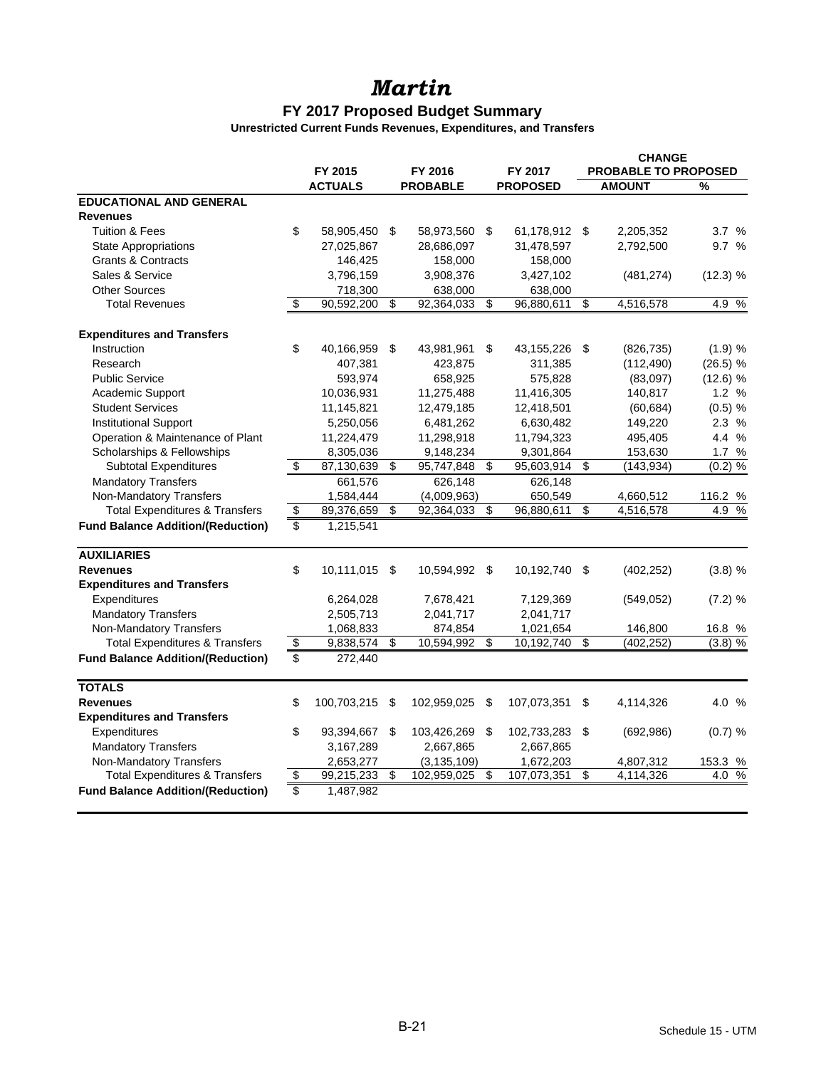# *Martin*

## FY 2017 Proposed Budget Summary

### Unrestricted Current Funds Revenues, Expenditures, and Transfers

| | FY 2015 ACTUALS | FY 2016 PROBABLE | FY 2017 PROPOSED | CHANGE PROBABLE TO PROPOSED AMOUNT | CHANGE PROBABLE TO PROPOSED % |
|---|---|---|---|---|---|
| **EDUCATIONAL AND GENERAL** | | | | | |
| **Revenues** | | | | | |
| Tuition & Fees | $ 58,905,450 | $ 58,973,560 | $ 61,178,912 | $ 2,205,352 | 3.7 % |
| State Appropriations | 27,025,867 | 28,686,097 | 31,478,597 | 2,792,500 | 9.7 % |
| Grants & Contracts | 146,425 | 158,000 | 158,000 | | |
| Sales & Service | 3,796,159 | 3,908,376 | 3,427,102 | (481,274) | (12.3) % |
| Other Sources | 718,300 | 638,000 | 638,000 | | |
| Total Revenues | $ 90,592,200 | $ 92,364,033 | $ 96,880,611 | $ 4,516,578 | 4.9 % |
| **Expenditures and Transfers** | | | | | |
| Instruction | $ 40,166,959 | $ 43,981,961 | $ 43,155,226 | $ (826,735) | (1.9) % |
| Research | 407,381 | 423,875 | 311,385 | (112,490) | (26.5) % |
| Public Service | 593,974 | 658,925 | 575,828 | (83,097) | (12.6) % |
| Academic Support | 10,036,931 | 11,275,488 | 11,416,305 | 140,817 | 1.2 % |
| Student Services | 11,145,821 | 12,479,185 | 12,418,501 | (60,684) | (0.5) % |
| Institutional Support | 5,250,056 | 6,481,262 | 6,630,482 | 149,220 | 2.3 % |
| Operation & Maintenance of Plant | 11,224,479 | 11,298,918 | 11,794,323 | 495,405 | 4.4 % |
| Scholarships & Fellowships | 8,305,036 | 9,148,234 | 9,301,864 | 153,630 | 1.7 % |
| Subtotal Expenditures | $ 87,130,639 | $ 95,747,848 | $ 95,603,914 | $ (143,934) | (0.2) % |
| Mandatory Transfers | 661,576 | 626,148 | 626,148 | | |
| Non-Mandatory Transfers | 1,584,444 | (4,009,963) | 650,549 | 4,660,512 | 116.2 % |
| Total Expenditures & Transfers | $ 89,376,659 | $ 92,364,033 | $ 96,880,611 | $ 4,516,578 | 4.9 % |
| **Fund Balance Addition/(Reduction)** | $ 1,215,541 | | | | |
| **AUXILIARIES** | | | | | |
| **Revenues** | $ 10,111,015 | $ 10,594,992 | $ 10,192,740 | $ (402,252) | (3.8) % |
| **Expenditures and Transfers** | | | | | |
| Expenditures | 6,264,028 | 7,678,421 | 7,129,369 | (549,052) | (7.2) % |
| Mandatory Transfers | 2,505,713 | 2,041,717 | 2,041,717 | | |
| Non-Mandatory Transfers | 1,068,833 | 874,854 | 1,021,654 | 146,800 | 16.8 % |
| Total Expenditures & Transfers | $ 9,838,574 | $ 10,594,992 | $ 10,192,740 | $ (402,252) | (3.8) % |
| **Fund Balance Addition/(Reduction)** | $ 272,440 | | | | |
| **TOTALS** | | | | | |
| **Revenues** | $ 100,703,215 | $ 102,959,025 | $ 107,073,351 | $ 4,114,326 | 4.0 % |
| **Expenditures and Transfers** | | | | | |
| Expenditures | $ 93,394,667 | $ 103,426,269 | $ 102,733,283 | $ (692,986) | (0.7) % |
| Mandatory Transfers | 3,167,289 | 2,667,865 | 2,667,865 | | |
| Non-Mandatory Transfers | 2,653,277 | (3,135,109) | 1,672,203 | 4,807,312 | 153.3 % |
| Total Expenditures & Transfers | $ 99,215,233 | $ 102,959,025 | $ 107,073,351 | $ 4,114,326 | 4.0 % |
| **Fund Balance Addition/(Reduction)** | $ 1,487,982 | | | | |

Schedule 15 - UTM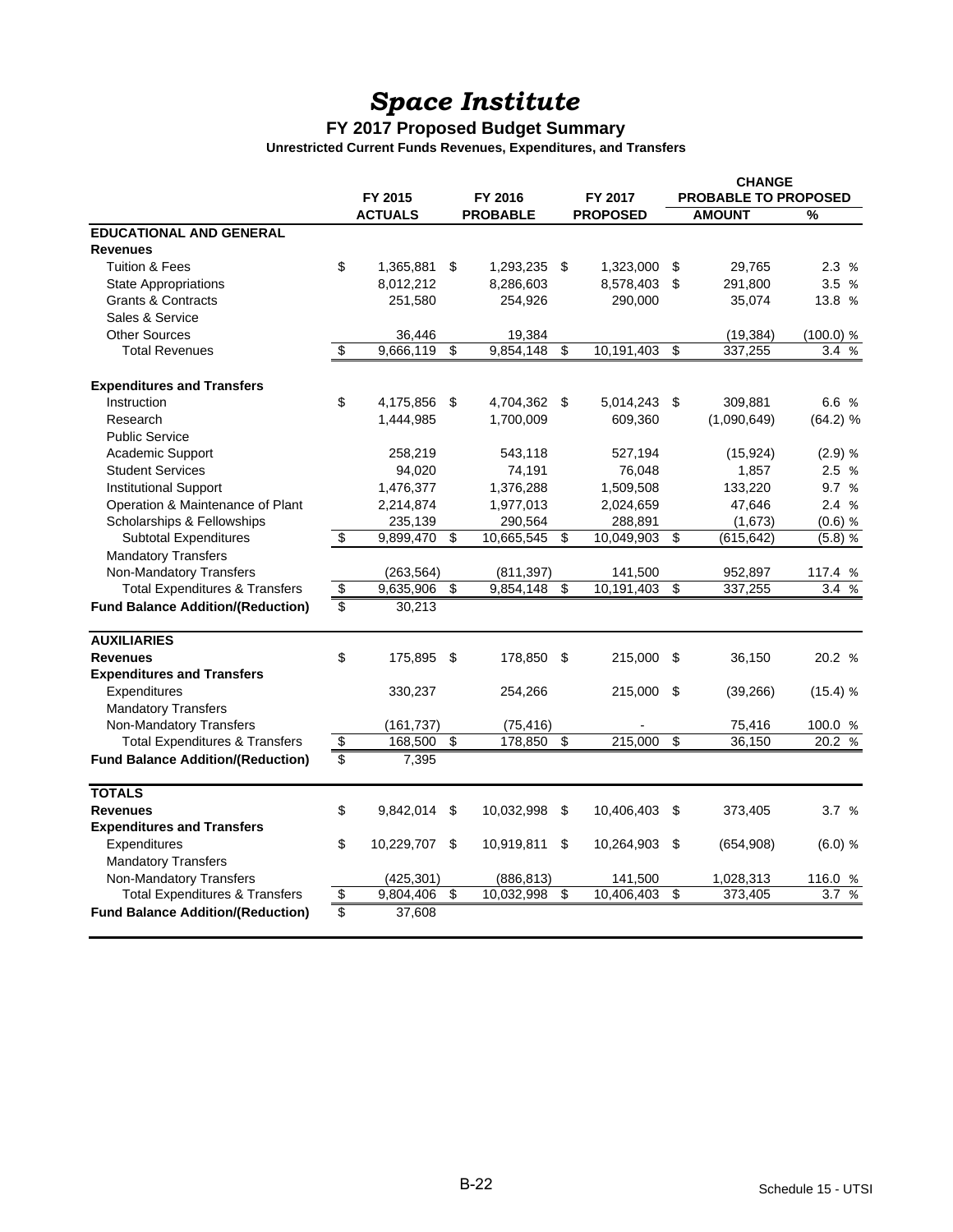# *Space Institute*

## FY 2017 Proposed Budget Summary

### Unrestricted Current Funds Revenues, Expenditures, and Transfers

| | FY 2015 ACTUALS | FY 2016 PROBABLE | FY 2017 PROPOSED | CHANGE PROBABLE TO PROPOSED AMOUNT | % |
|---|---|---|---|---|---|
| **EDUCATIONAL AND GENERAL** | | | | | |
| **Revenues** | | | | | |
| Tuition & Fees | $ 1,365,881 | $ 1,293,235 | $ 1,323,000 | $ 29,765 | 2.3 % |
| State Appropriations | 8,012,212 | 8,286,603 | 8,578,403 | $ 291,800 | 3.5 % |
| Grants & Contracts | 251,580 | 254,926 | 290,000 | 35,074 | 13.8 % |
| Sales & Service | | | | | |
| Other Sources | 36,446 | 19,384 | | (19,384) | (100.0) % |
| Total Revenues | $ 9,666,119 | $ 9,854,148 | $ 10,191,403 | $ 337,255 | 3.4 % |
| **Expenditures and Transfers** | | | | | |
| Instruction | $ 4,175,856 | $ 4,704,362 | $ 5,014,243 | $ 309,881 | 6.6 % |
| Research | 1,444,985 | 1,700,009 | 609,360 | (1,090,649) | (64.2) % |
| Public Service | | | | | |
| Academic Support | 258,219 | 543,118 | 527,194 | (15,924) | (2.9) % |
| Student Services | 94,020 | 74,191 | 76,048 | 1,857 | 2.5 % |
| Institutional Support | 1,476,377 | 1,376,288 | 1,509,508 | 133,220 | 9.7 % |
| Operation & Maintenance of Plant | 2,214,874 | 1,977,013 | 2,024,659 | 47,646 | 2.4 % |
| Scholarships & Fellowships | 235,139 | 290,564 | 288,891 | (1,673) | (0.6) % |
| Subtotal Expenditures | $ 9,899,470 | $ 10,665,545 | $ 10,049,903 | $ (615,642) | (5.8) % |
| Mandatory Transfers | | | | | |
| Non-Mandatory Transfers | (263,564) | (811,397) | 141,500 | 952,897 | 117.4 % |
| Total Expenditures & Transfers | $ 9,635,906 | $ 9,854,148 | $ 10,191,403 | $ 337,255 | 3.4 % |
| **Fund Balance Addition/(Reduction)** | $ 30,213 | | | | |
| **AUXILIARIES** | | | | | |
| **Revenues** | $ 175,895 | $ 178,850 | $ 215,000 | $ 36,150 | 20.2 % |
| **Expenditures and Transfers** | | | | | |
| Expenditures | 330,237 | 254,266 | 215,000 | $ (39,266) | (15.4) % |
| Mandatory Transfers | | | | | |
| Non-Mandatory Transfers | (161,737) | (75,416) | - | 75,416 | 100.0 % |
| Total Expenditures & Transfers | $ 168,500 | $ 178,850 | $ 215,000 | $ 36,150 | 20.2 % |
| **Fund Balance Addition/(Reduction)** | $ 7,395 | | | | |
| **TOTALS** | | | | | |
| **Revenues** | $ 9,842,014 | $ 10,032,998 | $ 10,406,403 | $ 373,405 | 3.7 % |
| **Expenditures and Transfers** | | | | | |
| Expenditures | $ 10,229,707 | $ 10,919,811 | $ 10,264,903 | $ (654,908) | (6.0) % |
| Mandatory Transfers | | | | | |
| Non-Mandatory Transfers | (425,301) | (886,813) | 141,500 | 1,028,313 | 116.0 % |
| Total Expenditures & Transfers | $ 9,804,406 | $ 10,032,998 | $ 10,406,403 | $ 373,405 | 3.7 % |
| **Fund Balance Addition/(Reduction)** | $ 37,608 | | | | |

Schedule 15 - UTSI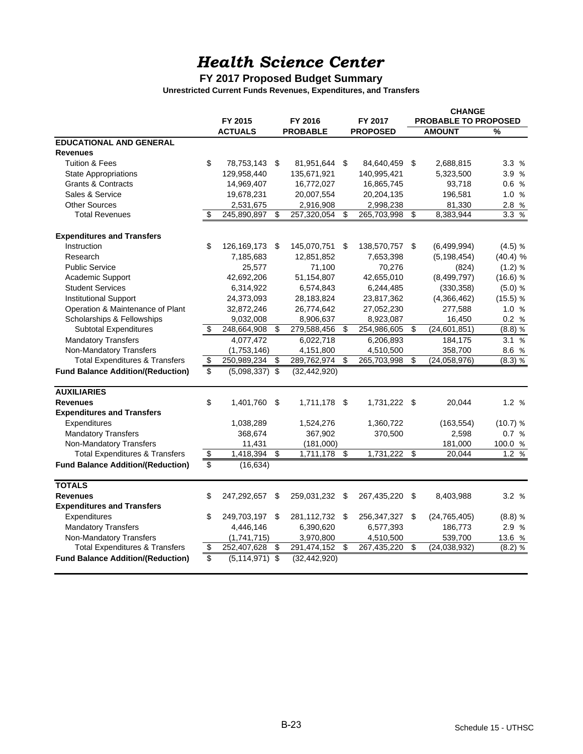# *Health Science Center*

### FY 2017 Proposed Budget Summary

**Unrestricted Current Funds Revenues, Expenditures, and Transfers**

| | FY 2015 ACTUALS | FY 2016 PROBABLE | FY 2017 PROPOSED | CHANGE PROBABLE TO PROPOSED AMOUNT | % |
|---|---|---|---|---|---|
| **EDUCATIONAL AND GENERAL** | | | | | |
| **Revenues** | | | | | |
| Tuition & Fees | $ 78,753,143 | $ 81,951,644 | $ 84,640,459 | $ 2,688,815 | 3.3 % |
| State Appropriations | 129,958,440 | 135,671,921 | 140,995,421 | 5,323,500 | 3.9 % |
| Grants & Contracts | 14,969,407 | 16,772,027 | 16,865,745 | 93,718 | 0.6 % |
| Sales & Service | 19,678,231 | 20,007,554 | 20,204,135 | 196,581 | 1.0 % |
| Other Sources | 2,531,675 | 2,916,908 | 2,998,238 | 81,330 | 2.8 % |
| Total Revenues | $ 245,890,897 | $ 257,320,054 | $ 265,703,998 | $ 8,383,944 | 3.3 % |
| **Expenditures and Transfers** | | | | | |
| Instruction | $ 126,169,173 | $ 145,070,751 | $ 138,570,757 | $ (6,499,994) | (4.5) % |
| Research | 7,185,683 | 12,851,852 | 7,653,398 | (5,198,454) | (40.4) % |
| Public Service | 25,577 | 71,100 | 70,276 | (824) | (1.2) % |
| Academic Support | 42,692,206 | 51,154,807 | 42,655,010 | (8,499,797) | (16.6) % |
| Student Services | 6,314,922 | 6,574,843 | 6,244,485 | (330,358) | (5.0) % |
| Institutional Support | 24,373,093 | 28,183,824 | 23,817,362 | (4,366,462) | (15.5) % |
| Operation & Maintenance of Plant | 32,872,246 | 26,774,642 | 27,052,230 | 277,588 | 1.0 % |
| Scholarships & Fellowships | 9,032,008 | 8,906,637 | 8,923,087 | 16,450 | 0.2 % |
| Subtotal Expenditures | $ 248,664,908 | $ 279,588,456 | $ 254,986,605 | $ (24,601,851) | (8.8) % |
| Mandatory Transfers | 4,077,472 | 6,022,718 | 6,206,893 | 184,175 | 3.1 % |
| Non-Mandatory Transfers | (1,753,146) | 4,151,800 | 4,510,500 | 358,700 | 8.6 % |
| Total Expenditures & Transfers | $ 250,989,234 | $ 289,762,974 | $ 265,703,998 | $ (24,058,976) | (8.3) % |
| **Fund Balance Addition/(Reduction)** | $ (5,098,337) | $ (32,442,920) | | | |
| **AUXILIARIES** | | | | | |
| **Revenues** | $ 1,401,760 | $ 1,711,178 | $ 1,731,222 | $ 20,044 | 1.2 % |
| **Expenditures and Transfers** | | | | | |
| Expenditures | 1,038,289 | 1,524,276 | 1,360,722 | (163,554) | (10.7) % |
| Mandatory Transfers | 368,674 | 367,902 | 370,500 | 2,598 | 0.7 % |
| Non-Mandatory Transfers | 11,431 | (181,000) | | 181,000 | 100.0 % |
| Total Expenditures & Transfers | $ 1,418,394 | $ 1,711,178 | $ 1,731,222 | $ 20,044 | 1.2 % |
| **Fund Balance Addition/(Reduction)** | $ (16,634) | | | | |
| **TOTALS** | | | | | |
| **Revenues** | $ 247,292,657 | $ 259,031,232 | $ 267,435,220 | $ 8,403,988 | 3.2 % |
| **Expenditures and Transfers** | | | | | |
| Expenditures | $ 249,703,197 | $ 281,112,732 | $ 256,347,327 | $ (24,765,405) | (8.8) % |
| Mandatory Transfers | 4,446,146 | 6,390,620 | 6,577,393 | 186,773 | 2.9 % |
| Non-Mandatory Transfers | (1,741,715) | 3,970,800 | 4,510,500 | 539,700 | 13.6 % |
| Total Expenditures & Transfers | $ 252,407,628 | $ 291,474,152 | $ 267,435,220 | $ (24,038,932) | (8.2) % |
| **Fund Balance Addition/(Reduction)** | $ (5,114,971) | $ (32,442,920) | | | |

Schedule 15 - UTHSC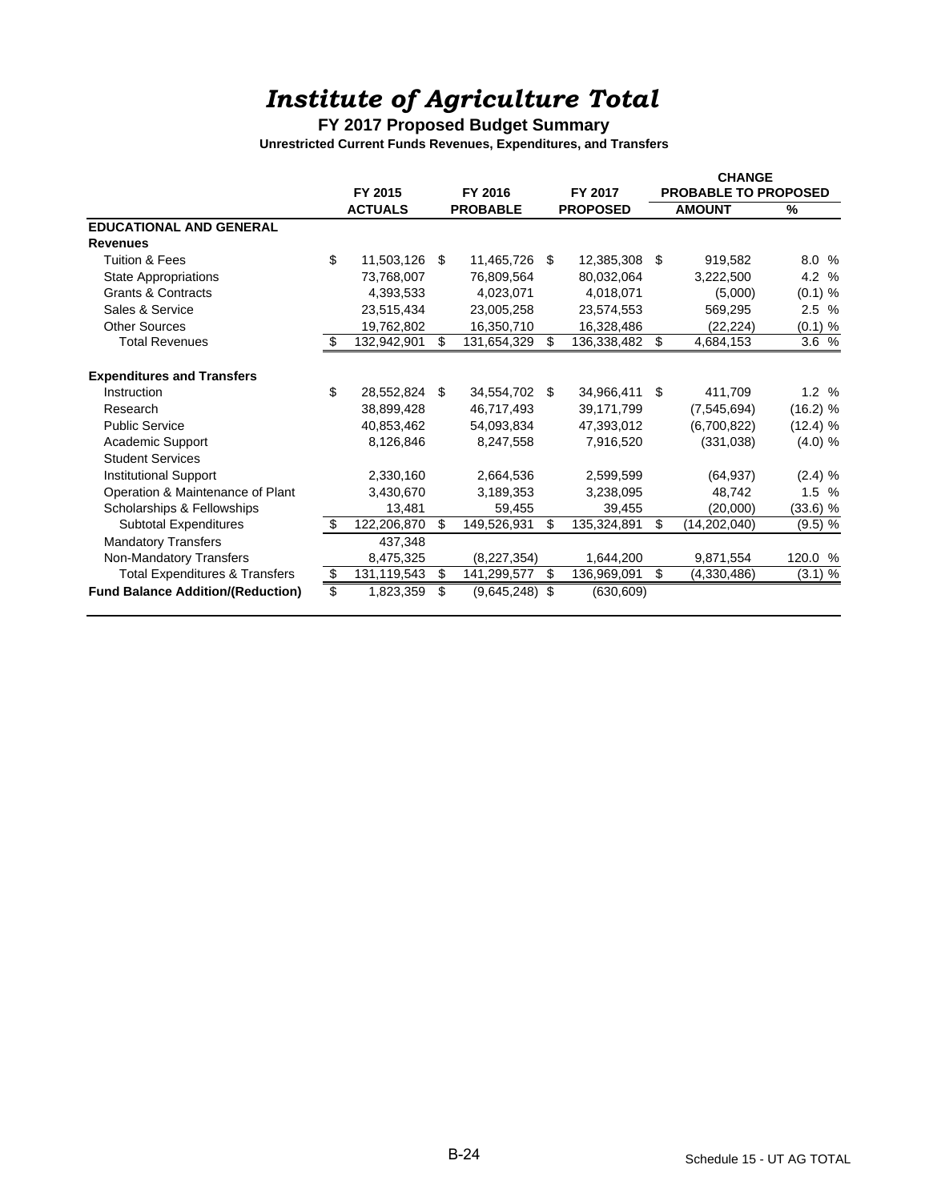# *Institute of Agriculture Total*

**FY 2017 Proposed Budget Summary**

**Unrestricted Current Funds Revenues, Expenditures, and Transfers**

| | FY 2015 | FY 2016 | FY 2017 | CHANGE PROBABLE TO PROPOSED | |
|---|---|---|---|---|---|
| | **ACTUALS** | **PROBABLE** | **PROPOSED** | **AMOUNT** | **%** |
| **EDUCATIONAL AND GENERAL** | | | | | |
| **Revenues** | | | | | |
| Tuition & Fees | $ 11,503,126 | $ 11,465,726 | $ 12,385,308 | $ 919,582 | 8.0 % |
| State Appropriations | 73,768,007 | 76,809,564 | 80,032,064 | 3,222,500 | 4.2 % |
| Grants & Contracts | 4,393,533 | 4,023,071 | 4,018,071 | (5,000) | (0.1) % |
| Sales & Service | 23,515,434 | 23,005,258 | 23,574,553 | 569,295 | 2.5 % |
| Other Sources | 19,762,802 | 16,350,710 | 16,328,486 | (22,224) | (0.1) % |
| Total Revenues | $ 132,942,901 | $ 131,654,329 | $ 136,338,482 | $ 4,684,153 | 3.6 % |
| | | | | | |
| **Expenditures and Transfers** | | | | | |
| Instruction | $ 28,552,824 | $ 34,554,702 | $ 34,966,411 | $ 411,709 | 1.2 % |
| Research | 38,899,428 | 46,717,493 | 39,171,799 | (7,545,694) | (16.2) % |
| Public Service | 40,853,462 | 54,093,834 | 47,393,012 | (6,700,822) | (12.4) % |
| Academic Support | 8,126,846 | 8,247,558 | 7,916,520 | (331,038) | (4.0) % |
| Student Services | | | | | |
| Institutional Support | 2,330,160 | 2,664,536 | 2,599,599 | (64,937) | (2.4) % |
| Operation & Maintenance of Plant | 3,430,670 | 3,189,353 | 3,238,095 | 48,742 | 1.5 % |
| Scholarships & Fellowships | 13,481 | 59,455 | 39,455 | (20,000) | (33.6) % |
| Subtotal Expenditures | $ 122,206,870 | $ 149,526,931 | $ 135,324,891 | $ (14,202,040) | (9.5) % |
| Mandatory Transfers | 437,348 | | | | |
| Non-Mandatory Transfers | 8,475,325 | (8,227,354) | 1,644,200 | 9,871,554 | 120.0 % |
| Total Expenditures & Transfers | $ 131,119,543 | $ 141,299,577 | $ 136,969,091 | $ (4,330,486) | (3.1) % |
| **Fund Balance Addition/(Reduction)** | $ 1,823,359 | $ (9,645,248) | $ (630,609) | | |

Schedule 15 - UT AG TOTAL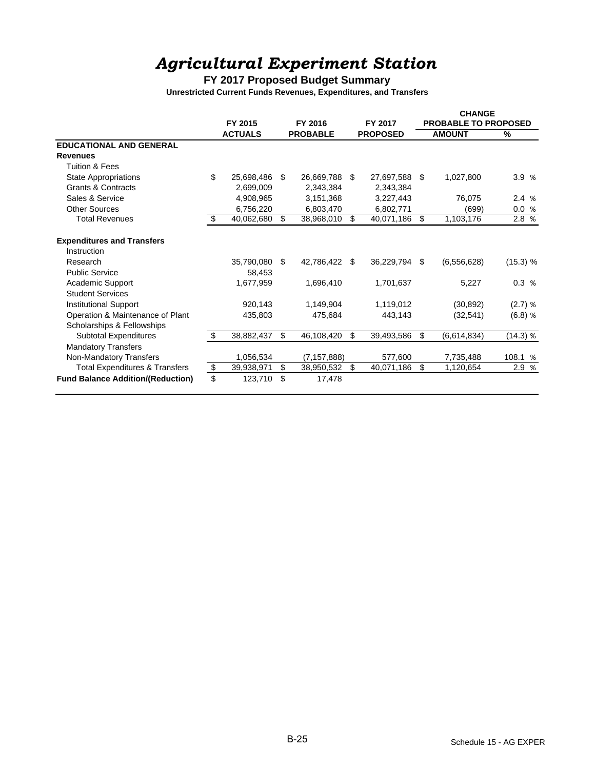# *Agricultural Experiment Station*

## FY 2017 Proposed Budget Summary

### Unrestricted Current Funds Revenues, Expenditures, and Transfers

| | FY 2015 ACTUALS | FY 2016 PROBABLE | FY 2017 PROPOSED | CHANGE PROBABLE TO PROPOSED AMOUNT | % |
|---|---|---|---|---|---|
| **EDUCATIONAL AND GENERAL** | | | | | |
| **Revenues** | | | | | |
| Tuition & Fees | | | | | |
| State Appropriations | $ 25,698,486 | $ 26,669,788 | $ 27,697,588 | $ 1,027,800 | 3.9 % |
| Grants & Contracts | 2,699,009 | 2,343,384 | 2,343,384 | | |
| Sales & Service | 4,908,965 | 3,151,368 | 3,227,443 | 76,075 | 2.4 % |
| Other Sources | 6,756,220 | 6,803,470 | 6,802,771 | (699) | 0.0 % |
| Total Revenues | $ 40,062,680 | $ 38,968,010 | $ 40,071,186 | $ 1,103,176 | 2.8 % |
| **Expenditures and Transfers** | | | | | |
| Instruction | | | | | |
| Research | 35,790,080 | $ 42,786,422 | $ 36,229,794 | $ (6,556,628) | (15.3) % |
| Public Service | 58,453 | | | | |
| Academic Support | 1,677,959 | 1,696,410 | 1,701,637 | 5,227 | 0.3 % |
| Student Services | | | | | |
| Institutional Support | 920,143 | 1,149,904 | 1,119,012 | (30,892) | (2.7) % |
| Operation & Maintenance of Plant | 435,803 | 475,684 | 443,143 | (32,541) | (6.8) % |
| Scholarships & Fellowships | | | | | |
| Subtotal Expenditures | $ 38,882,437 | $ 46,108,420 | $ 39,493,586 | $ (6,614,834) | (14.3) % |
| Mandatory Transfers | | | | | |
| Non-Mandatory Transfers | 1,056,534 | (7,157,888) | 577,600 | 7,735,488 | 108.1 % |
| Total Expenditures & Transfers | $ 39,938,971 | $ 38,950,532 | $ 40,071,186 | $ 1,120,654 | 2.9 % |
| **Fund Balance Addition/(Reduction)** | $ 123,710 | $ 17,478 | | | |

Schedule 15 - AG EXPER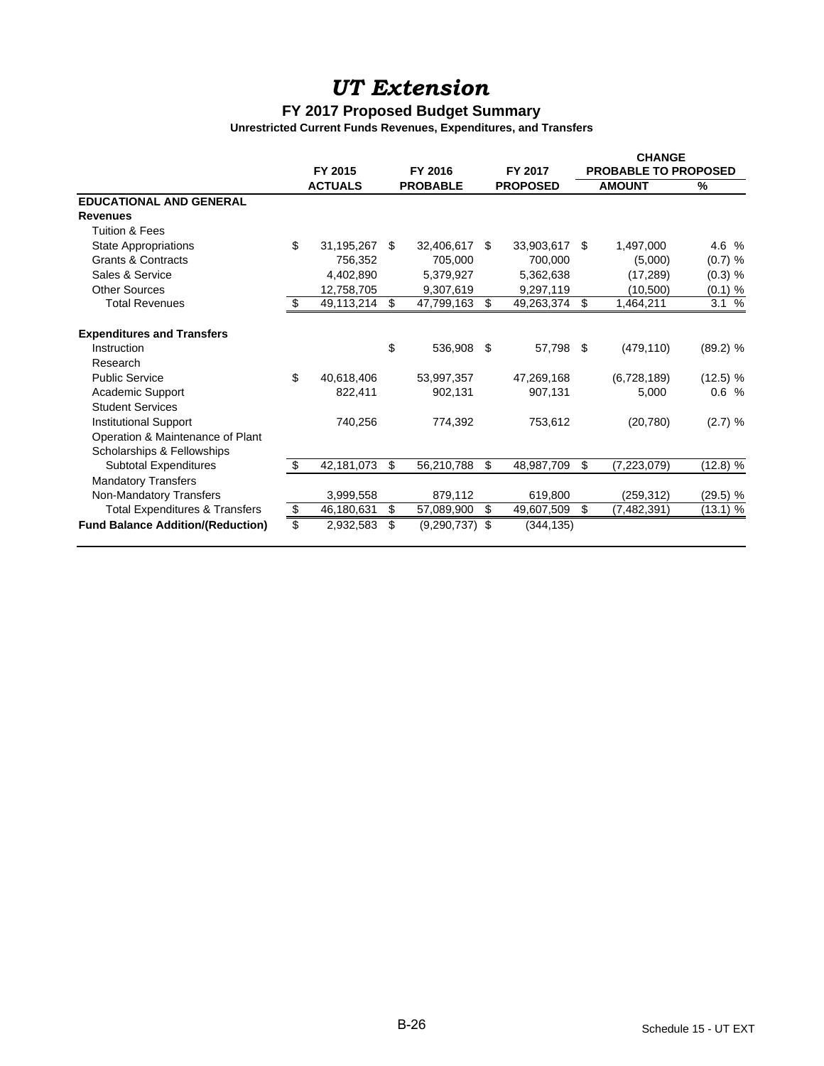# *UT Extension*

### FY 2017 Proposed Budget Summary

#### Unrestricted Current Funds Revenues, Expenditures, and Transfers

| | FY 2015 | FY 2016 | FY 2017 | CHANGE PROBABLE TO PROPOSED | |
|---|---|---|---|---|---|
| | **ACTUALS** | **PROBABLE** | **PROPOSED** | **AMOUNT** | **%** |
| **EDUCATIONAL AND GENERAL** | | | | | |
| **Revenues** | | | | | |
| Tuition & Fees | | | | | |
| State Appropriations | $ 31,195,267 | $ 32,406,617 | $ 33,903,617 | $ 1,497,000 | 4.6 % |
| Grants & Contracts | 756,352 | 705,000 | 700,000 | (5,000) | (0.7) % |
| Sales & Service | 4,402,890 | 5,379,927 | 5,362,638 | (17,289) | (0.3) % |
| Other Sources | 12,758,705 | 9,307,619 | 9,297,119 | (10,500) | (0.1) % |
| Total Revenues | $ 49,113,214 | $ 47,799,163 | $ 49,263,374 | $ 1,464,211 | 3.1 % |
| **Expenditures and Transfers** | | | | | |
| Instruction | | $ 536,908 | $ 57,798 | $ (479,110) | (89.2) % |
| Research | | | | | |
| Public Service | $ 40,618,406 | 53,997,357 | 47,269,168 | (6,728,189) | (12.5) % |
| Academic Support | 822,411 | 902,131 | 907,131 | 5,000 | 0.6 % |
| Student Services | | | | | |
| Institutional Support | 740,256 | 774,392 | 753,612 | (20,780) | (2.7) % |
| Operation & Maintenance of Plant | | | | | |
| Scholarships & Fellowships | | | | | |
| Subtotal Expenditures | $ 42,181,073 | $ 56,210,788 | $ 48,987,709 | $ (7,223,079) | (12.8) % |
| Mandatory Transfers | | | | | |
| Non-Mandatory Transfers | 3,999,558 | 879,112 | 619,800 | (259,312) | (29.5) % |
| Total Expenditures & Transfers | $ 46,180,631 | $ 57,089,900 | $ 49,607,509 | $ (7,482,391) | (13.1) % |
| **Fund Balance Addition/(Reduction)** | $ 2,932,583 | $ (9,290,737) | $ (344,135) | | |

Schedule 15 - UT EXT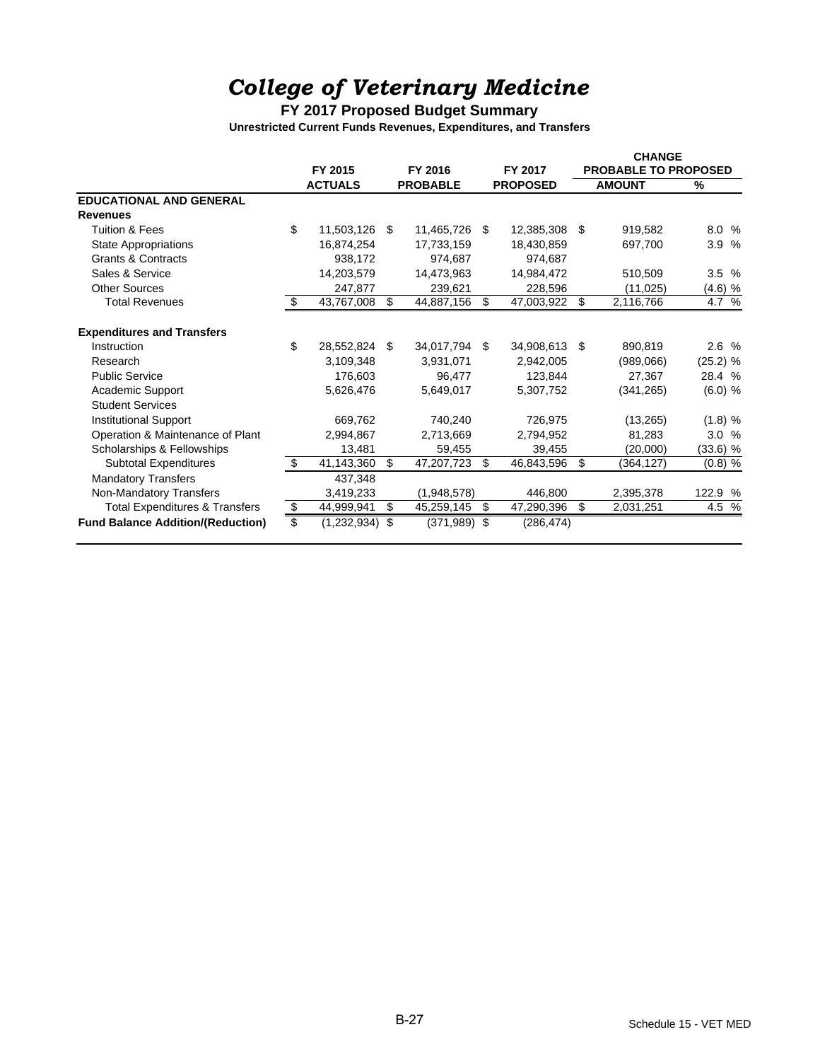# *College of Veterinary Medicine*

## FY 2017 Proposed Budget Summary

**Unrestricted Current Funds Revenues, Expenditures, and Transfers**

| | FY 2015 ACTUALS | FY 2016 PROBABLE | FY 2017 PROPOSED | CHANGE PROBABLE TO PROPOSED AMOUNT | CHANGE PROBABLE TO PROPOSED % |
|---|---|---|---|---|---|
| **EDUCATIONAL AND GENERAL** | | | | | |
| **Revenues** | | | | | |
| Tuition & Fees | $ 11,503,126 | $ 11,465,726 | $ 12,385,308 | $ 919,582 | 8.0 % |
| State Appropriations | 16,874,254 | 17,733,159 | 18,430,859 | 697,700 | 3.9 % |
| Grants & Contracts | 938,172 | 974,687 | 974,687 | | |
| Sales & Service | 14,203,579 | 14,473,963 | 14,984,472 | 510,509 | 3.5 % |
| Other Sources | 247,877 | 239,621 | 228,596 | (11,025) | (4.6) % |
| Total Revenues | $ 43,767,008 | $ 44,887,156 | $ 47,003,922 | $ 2,116,766 | 4.7 % |
| | | | | | |
| **Expenditures and Transfers** | | | | | |
| Instruction | $ 28,552,824 | $ 34,017,794 | $ 34,908,613 | $ 890,819 | 2.6 % |
| Research | 3,109,348 | 3,931,071 | 2,942,005 | (989,066) | (25.2) % |
| Public Service | 176,603 | 96,477 | 123,844 | 27,367 | 28.4 % |
| Academic Support | 5,626,476 | 5,649,017 | 5,307,752 | (341,265) | (6.0) % |
| Student Services | | | | | |
| Institutional Support | 669,762 | 740,240 | 726,975 | (13,265) | (1.8) % |
| Operation & Maintenance of Plant | 2,994,867 | 2,713,669 | 2,794,952 | 81,283 | 3.0 % |
| Scholarships & Fellowships | 13,481 | 59,455 | 39,455 | (20,000) | (33.6) % |
| Subtotal Expenditures | $ 41,143,360 | $ 47,207,723 | $ 46,843,596 | $ (364,127) | (0.8) % |
| Mandatory Transfers | 437,348 | | | | |
| Non-Mandatory Transfers | 3,419,233 | (1,948,578) | 446,800 | 2,395,378 | 122.9 % |
| Total Expenditures & Transfers | $ 44,999,941 | $ 45,259,145 | $ 47,290,396 | $ 2,031,251 | 4.5 % |
| **Fund Balance Addition/(Reduction)** | $ (1,232,934) | $ (371,989) | $ (286,474) | | |

Schedule 15 - VET MED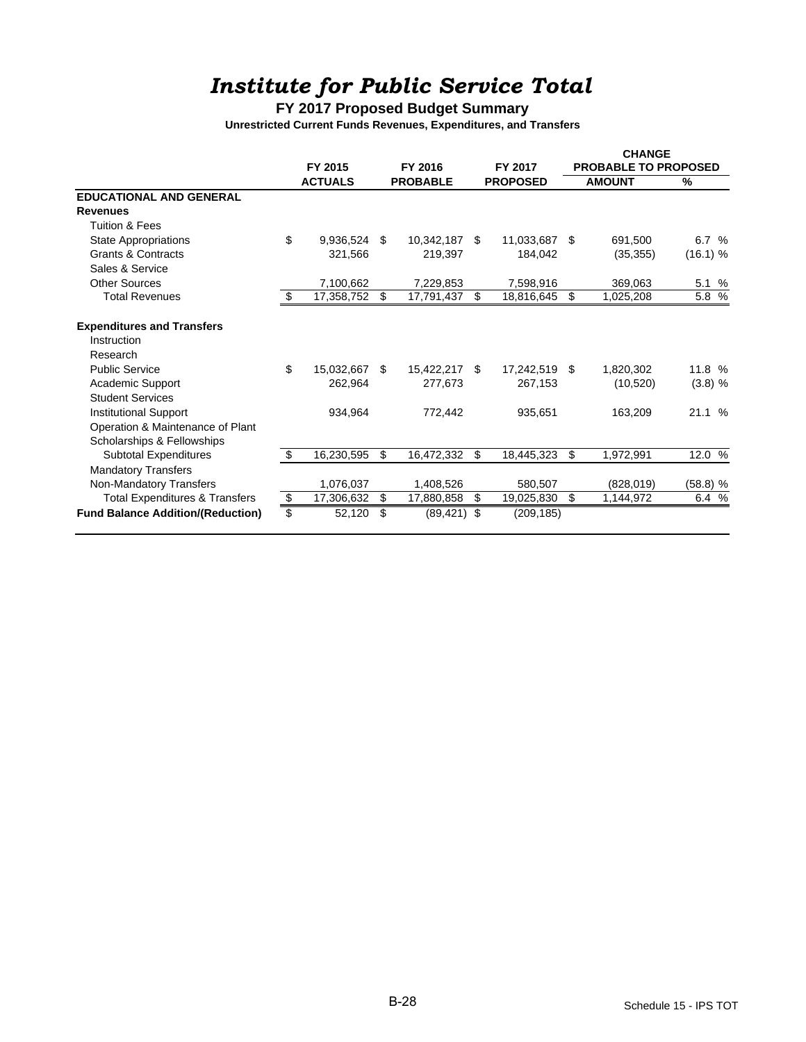# *Institute for Public Service Total*

## FY 2017 Proposed Budget Summary

**Unrestricted Current Funds Revenues, Expenditures, and Transfers**

| | FY 2015 ACTUALS | FY 2016 PROBABLE | FY 2017 PROPOSED | CHANGE PROBABLE TO PROPOSED AMOUNT | % |
|---|---|---|---|---|---|
| **EDUCATIONAL AND GENERAL** | | | | | |
| **Revenues** | | | | | |
| Tuition & Fees | | | | | |
| State Appropriations | $ 9,936,524 | $ 10,342,187 | $ 11,033,687 | $ 691,500 | 6.7 % |
| Grants & Contracts | 321,566 | 219,397 | 184,042 | (35,355) | (16.1) % |
| Sales & Service | | | | | |
| Other Sources | 7,100,662 | 7,229,853 | 7,598,916 | 369,063 | 5.1 % |
| Total Revenues | $ 17,358,752 | $ 17,791,437 | $ 18,816,645 | $ 1,025,208 | 5.8 % |
| **Expenditures and Transfers** | | | | | |
| Instruction | | | | | |
| Research | | | | | |
| Public Service | $ 15,032,667 | $ 15,422,217 | $ 17,242,519 | $ 1,820,302 | 11.8 % |
| Academic Support | 262,964 | 277,673 | 267,153 | (10,520) | (3.8) % |
| Student Services | | | | | |
| Institutional Support | 934,964 | 772,442 | 935,651 | 163,209 | 21.1 % |
| Operation & Maintenance of Plant | | | | | |
| Scholarships & Fellowships | | | | | |
| Subtotal Expenditures | $ 16,230,595 | $ 16,472,332 | $ 18,445,323 | $ 1,972,991 | 12.0 % |
| Mandatory Transfers | | | | | |
| Non-Mandatory Transfers | 1,076,037 | 1,408,526 | 580,507 | (828,019) | (58.8) % |
| Total Expenditures & Transfers | $ 17,306,632 | $ 17,880,858 | $ 19,025,830 | $ 1,144,972 | 6.4 % |
| **Fund Balance Addition/(Reduction)** | $ 52,120 | $ (89,421) | $ (209,185) | | |

Schedule 15 - IPS TOT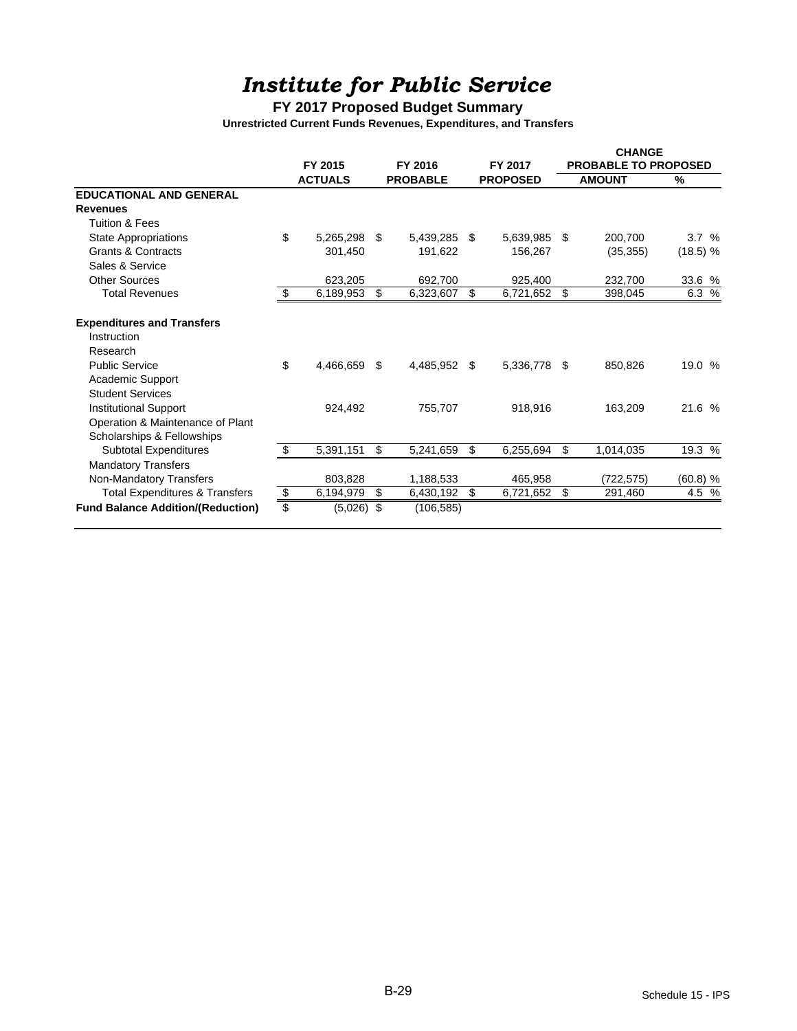# *Institute for Public Service*

## FY 2017 Proposed Budget Summary

### Unrestricted Current Funds Revenues, Expenditures, and Transfers

| | FY 2015 ACTUALS | FY 2016 PROBABLE | FY 2017 PROPOSED | CHANGE PROBABLE TO PROPOSED AMOUNT | % |
|---|---|---|---|---|---|
| **EDUCATIONAL AND GENERAL** | | | | | |
| **Revenues** | | | | | |
| Tuition & Fees | | | | | |
| State Appropriations | $ 5,265,298 | $ 5,439,285 | $ 5,639,985 | $ 200,700 | 3.7 % |
| Grants & Contracts | 301,450 | 191,622 | 156,267 | (35,355) | (18.5) % |
| Sales & Service | | | | | |
| Other Sources | 623,205 | 692,700 | 925,400 | 232,700 | 33.6 % |
| Total Revenues | $ 6,189,953 | $ 6,323,607 | $ 6,721,652 | $ 398,045 | 6.3 % |
| **Expenditures and Transfers** | | | | | |
| Instruction | | | | | |
| Research | | | | | |
| Public Service | $ 4,466,659 | $ 4,485,952 | $ 5,336,778 | $ 850,826 | 19.0 % |
| Academic Support | | | | | |
| Student Services | | | | | |
| Institutional Support | 924,492 | 755,707 | 918,916 | 163,209 | 21.6 % |
| Operation & Maintenance of Plant | | | | | |
| Scholarships & Fellowships | | | | | |
| Subtotal Expenditures | $ 5,391,151 | $ 5,241,659 | $ 6,255,694 | $ 1,014,035 | 19.3 % |
| Mandatory Transfers | | | | | |
| Non-Mandatory Transfers | 803,828 | 1,188,533 | 465,958 | (722,575) | (60.8) % |
| Total Expenditures & Transfers | $ 6,194,979 | $ 6,430,192 | $ 6,721,652 | $ 291,460 | 4.5 % |
| **Fund Balance Addition/(Reduction)** | $ (5,026) | $ (106,585) | | | |

B-29

Schedule 15 - IPS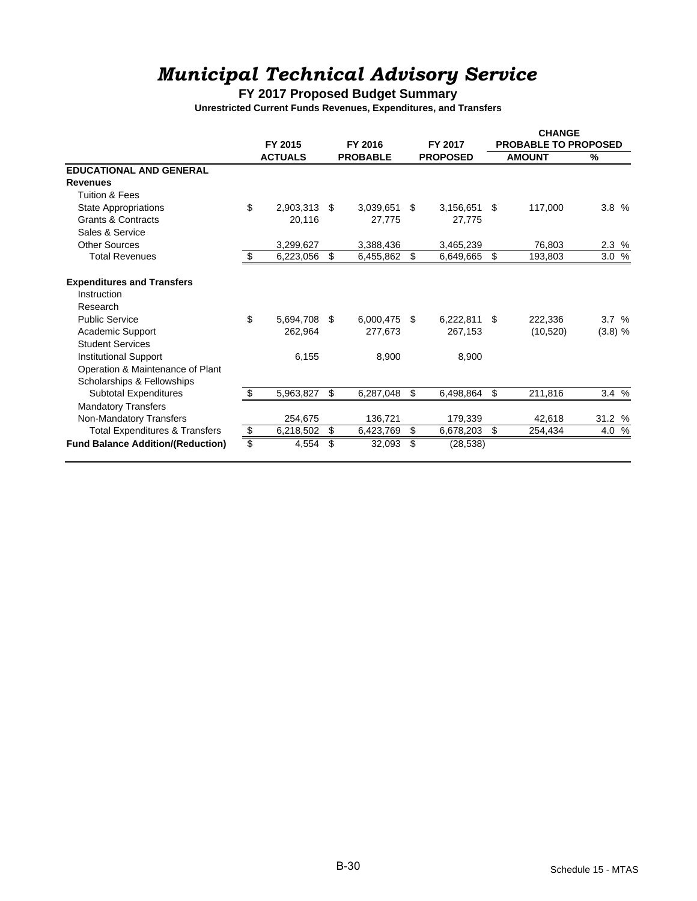# *Municipal Technical Advisory Service*

## FY 2017 Proposed Budget Summary

### Unrestricted Current Funds Revenues, Expenditures, and Transfers

| | FY 2015 ACTUALS | FY 2016 PROBABLE | FY 2017 PROPOSED | CHANGE PROBABLE TO PROPOSED AMOUNT | % |
|---|---|---|---|---|---|
| **EDUCATIONAL AND GENERAL** | | | | | |
| **Revenues** | | | | | |
| Tuition & Fees | | | | | |
| State Appropriations | $ 2,903,313 | $ 3,039,651 | $ 3,156,651 | $ 117,000 | 3.8 % |
| Grants & Contracts | 20,116 | 27,775 | 27,775 | | |
| Sales & Service | | | | | |
| Other Sources | 3,299,627 | 3,388,436 | 3,465,239 | 76,803 | 2.3 % |
| Total Revenues | $ 6,223,056 | $ 6,455,862 | $ 6,649,665 | $ 193,803 | 3.0 % |
| **Expenditures and Transfers** | | | | | |
| Instruction | | | | | |
| Research | | | | | |
| Public Service | $ 5,694,708 | $ 6,000,475 | $ 6,222,811 | $ 222,336 | 3.7 % |
| Academic Support | 262,964 | 277,673 | 267,153 | (10,520) | (3.8) % |
| Student Services | | | | | |
| Institutional Support | 6,155 | 8,900 | 8,900 | | |
| Operation & Maintenance of Plant | | | | | |
| Scholarships & Fellowships | | | | | |
| Subtotal Expenditures | $ 5,963,827 | $ 6,287,048 | $ 6,498,864 | $ 211,816 | 3.4 % |
| Mandatory Transfers | | | | | |
| Non-Mandatory Transfers | 254,675 | 136,721 | 179,339 | 42,618 | 31.2 % |
| Total Expenditures & Transfers | $ 6,218,502 | $ 6,423,769 | $ 6,678,203 | $ 254,434 | 4.0 % |
| **Fund Balance Addition/(Reduction)** | $ 4,554 | $ 32,093 | $ (28,538) | | |

Schedule 15 - MTAS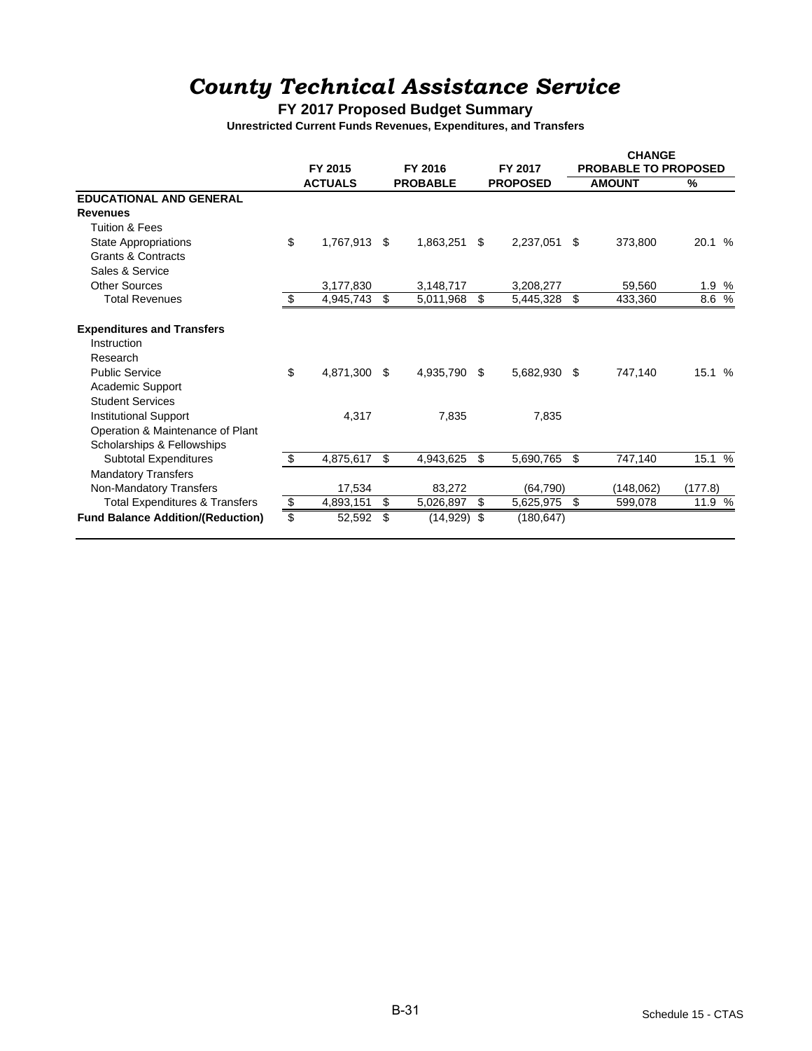# County Technical Assistance Service

## FY 2017 Proposed Budget Summary

### Unrestricted Current Funds Revenues, Expenditures, and Transfers

| | FY 2015 ACTUALS | FY 2016 PROBABLE | FY 2017 PROPOSED | CHANGE PROBABLE TO PROPOSED AMOUNT | % |
|---|---|---|---|---|---|
| **EDUCATIONAL AND GENERAL** | | | | | |
| **Revenues** | | | | | |
| Tuition & Fees | | | | | |
| State Appropriations | $ 1,767,913 | $ 1,863,251 | $ 2,237,051 | $ 373,800 | 20.1 % |
| Grants & Contracts | | | | | |
| Sales & Service | | | | | |
| Other Sources | 3,177,830 | 3,148,717 | 3,208,277 | 59,560 | 1.9 % |
| Total Revenues | $ 4,945,743 | $ 5,011,968 | $ 5,445,328 | $ 433,360 | 8.6 % |
| **Expenditures and Transfers** | | | | | |
| Instruction | | | | | |
| Research | | | | | |
| Public Service | $ 4,871,300 | $ 4,935,790 | $ 5,682,930 | $ 747,140 | 15.1 % |
| Academic Support | | | | | |
| Student Services | | | | | |
| Institutional Support | 4,317 | 7,835 | 7,835 | | |
| Operation & Maintenance of Plant | | | | | |
| Scholarships & Fellowships | | | | | |
| Subtotal Expenditures | $ 4,875,617 | $ 4,943,625 | $ 5,690,765 | $ 747,140 | 15.1 % |
| Mandatory Transfers | | | | | |
| Non-Mandatory Transfers | 17,534 | 83,272 | (64,790) | (148,062) | (177.8) |
| Total Expenditures & Transfers | $ 4,893,151 | $ 5,026,897 | $ 5,625,975 | $ 599,078 | 11.9 % |
| **Fund Balance Addition/(Reduction)** | $ 52,592 | $ (14,929) | $ (180,647) | | |

Schedule 15 - CTAS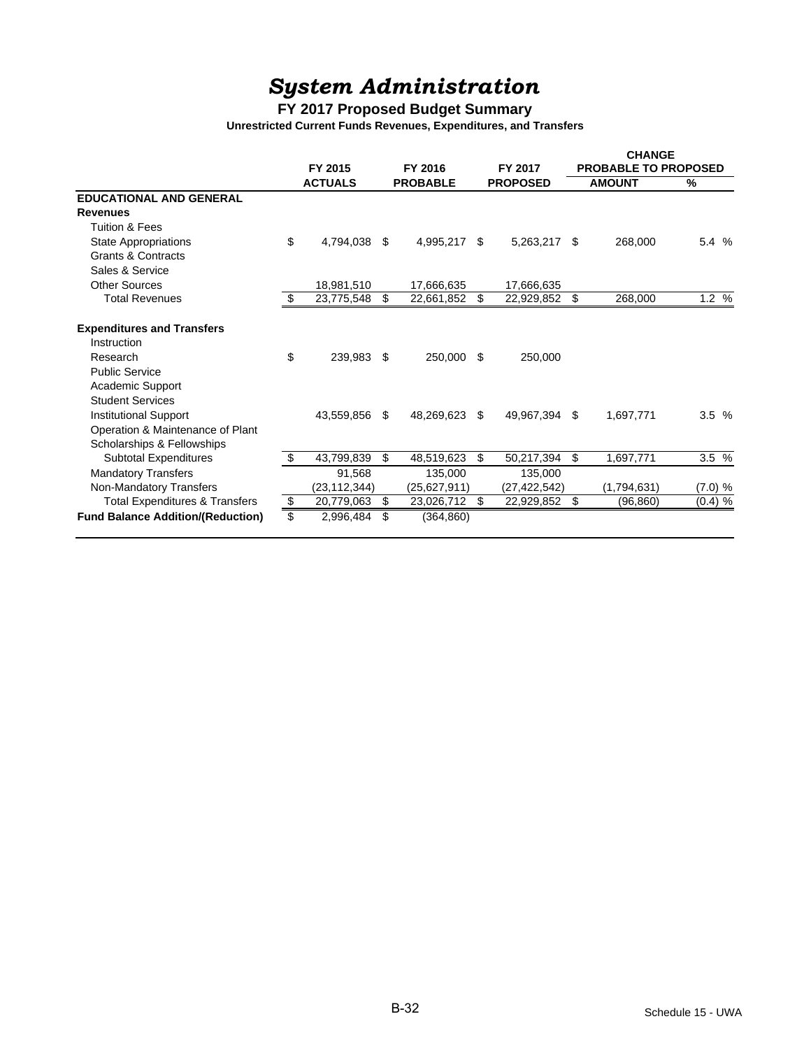# *System Administration*

## FY 2017 Proposed Budget Summary

### Unrestricted Current Funds Revenues, Expenditures, and Transfers

| | FY 2015 ACTUALS | FY 2016 PROBABLE | FY 2017 PROPOSED | CHANGE PROBABLE TO PROPOSED AMOUNT | % |
|---|---|---|---|---|---|
| **EDUCATIONAL AND GENERAL** | | | | | |
| **Revenues** | | | | | |
| Tuition & Fees | | | | | |
| State Appropriations | $ 4,794,038 | $ 4,995,217 | $ 5,263,217 | $ 268,000 | 5.4 % |
| Grants & Contracts | | | | | |
| Sales & Service | | | | | |
| Other Sources | 18,981,510 | 17,666,635 | 17,666,635 | | |
| Total Revenues | $ 23,775,548 | $ 22,661,852 | $ 22,929,852 | $ 268,000 | 1.2 % |
| **Expenditures and Transfers** | | | | | |
| Instruction | | | | | |
| Research | $ 239,983 | $ 250,000 | $ 250,000 | | |
| Public Service | | | | | |
| Academic Support | | | | | |
| Student Services | | | | | |
| Institutional Support | 43,559,856 | $ 48,269,623 | $ 49,967,394 | $ 1,697,771 | 3.5 % |
| Operation & Maintenance of Plant | | | | | |
| Scholarships & Fellowships | | | | | |
| Subtotal Expenditures | $ 43,799,839 | $ 48,519,623 | $ 50,217,394 | $ 1,697,771 | 3.5 % |
| Mandatory Transfers | 91,568 | 135,000 | 135,000 | | |
| Non-Mandatory Transfers | (23,112,344) | (25,627,911) | (27,422,542) | (1,794,631) | (7.0) % |
| Total Expenditures & Transfers | $ 20,779,063 | $ 23,026,712 | $ 22,929,852 | $ (96,860) | (0.4) % |
| **Fund Balance Addition/(Reduction)** | $ 2,996,484 | $ (364,860) | | | |

Schedule 15 - UWA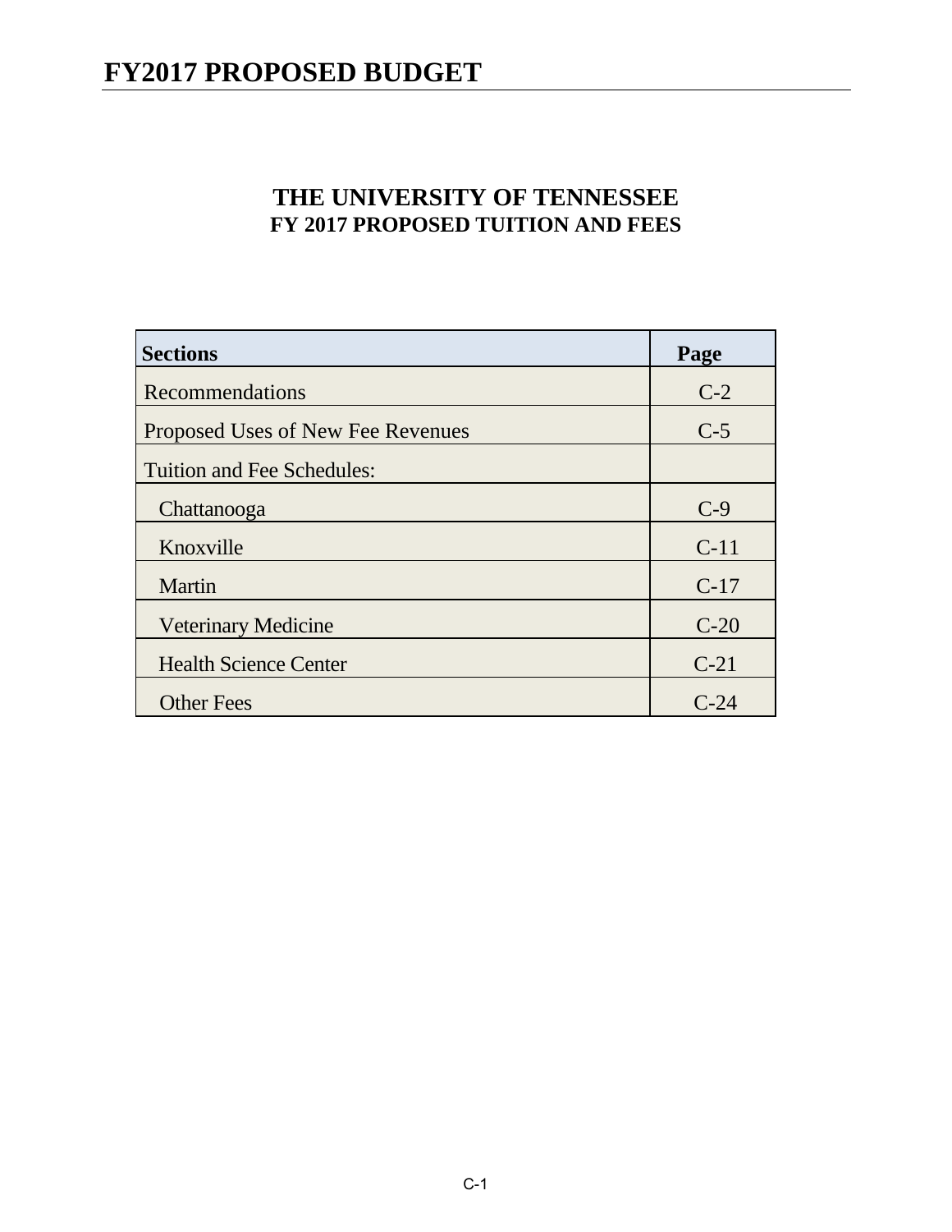# THE UNIVERSITY OF TENNESSEE
## FY 2017 PROPOSED TUITION AND FEES

| Sections | Page |
|---|---|
| Recommendations | C-2 |
| Proposed Uses of New Fee Revenues | C-5 |
| Tuition and Fee Schedules: | |
| Chattanooga | C-9 |
| Knoxville | C-11 |
| Martin | C-17 |
| Veterinary Medicine | C-20 |
| Health Science Center | C-21 |
| Other Fees | C-24 |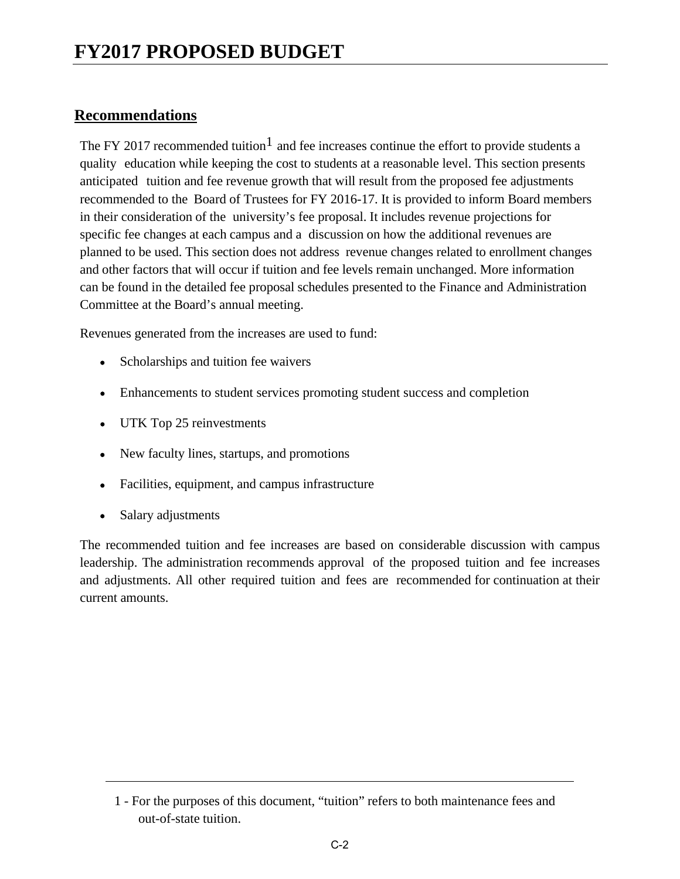## Recommendations

The FY 2017 recommended tuition[1] and fee increases continue the effort to provide students a quality education while keeping the cost to students at a reasonable level. This section presents anticipated tuition and fee revenue growth that will result from the proposed fee adjustments recommended to the Board of Trustees for FY 2016-17. It is provided to inform Board members in their consideration of the university's fee proposal. It includes revenue projections for specific fee changes at each campus and a discussion on how the additional revenues are planned to be used. This section does not address revenue changes related to enrollment changes and other factors that will occur if tuition and fee levels remain unchanged. More information can be found in the detailed fee proposal schedules presented to the Finance and Administration Committee at the Board's annual meeting.

Revenues generated from the increases are used to fund:

- Scholarships and tuition fee waivers
- Enhancements to student services promoting student success and completion
- UTK Top 25 reinvestments
- New faculty lines, startups, and promotions
- Facilities, equipment, and campus infrastructure
- Salary adjustments

The recommended tuition and fee increases are based on considerable discussion with campus leadership. The administration recommends approval of the proposed tuition and fee increases and adjustments. All other required tuition and fees are recommended for continuation at their current amounts.

---

1 - For the purposes of this document, "tuition" refers to both maintenance fees and out-of-state tuition.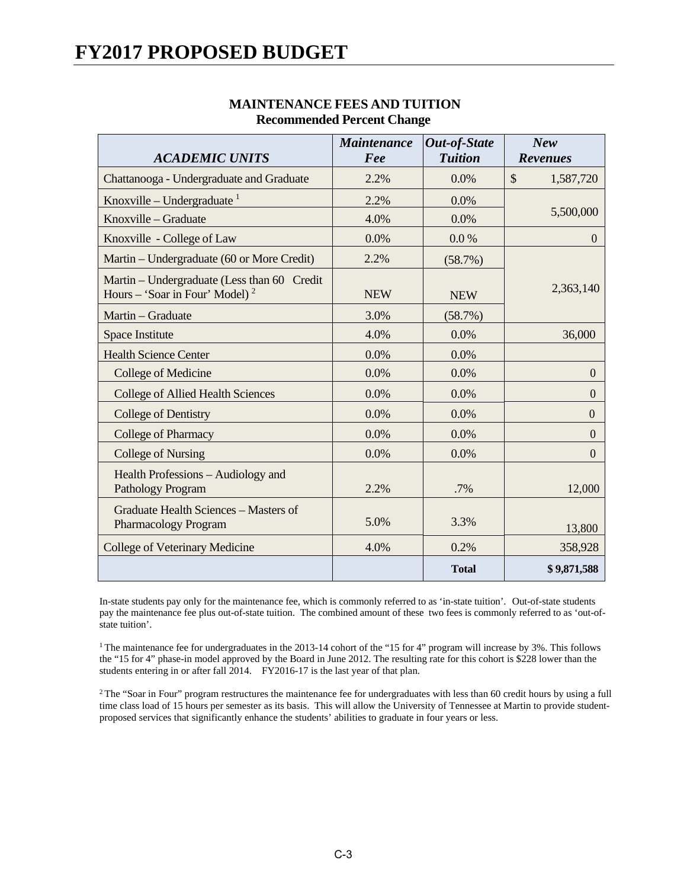# FY2017 PROPOSED BUDGET

**MAINTENANCE FEES AND TUITION**
**Recommended Percent Change**

| *ACADEMIC UNITS* | *Maintenance Fee* | *Out-of-State Tuition* | *New Revenues* |
|---|---|---|---|
| Chattanooga - Undergraduate and Graduate | 2.2% | 0.0% | $ 1,587,720 |
| Knoxville – Undergraduate [1] | 2.2% | 0.0% | 5,500,000 |
| Knoxville – Graduate | 4.0% | 0.0% | |
| Knoxville - College of Law | 0.0% | 0.0 % | 0 |
| Martin – Undergraduate (60 or More Credit) | 2.2% | (58.7%) | 2,363,140 |
| Martin – Undergraduate (Less than 60 Credit Hours – 'Soar in Four' Model) [2] | NEW | NEW | |
| Martin – Graduate | 3.0% | (58.7%) | |
| Space Institute | 4.0% | 0.0% | 36,000 |
| Health Science Center | 0.0% | 0.0% | |
| College of Medicine | 0.0% | 0.0% | 0 |
| College of Allied Health Sciences | 0.0% | 0.0% | 0 |
| College of Dentistry | 0.0% | 0.0% | 0 |
| College of Pharmacy | 0.0% | 0.0% | 0 |
| College of Nursing | 0.0% | 0.0% | 0 |
| Health Professions – Audiology and Pathology Program | 2.2% | .7% | 12,000 |
| Graduate Health Sciences – Masters of Pharmacology Program | 5.0% | 3.3% | 13,800 |
| College of Veterinary Medicine | 4.0% | 0.2% | 358,928 |
| | | **Total** | **$ 9,871,588** |

In-state students pay only for the maintenance fee, which is commonly referred to as 'in-state tuition'. Out-of-state students pay the maintenance fee plus out-of-state tuition. The combined amount of these two fees is commonly referred to as 'out-of-state tuition'.

[1] The maintenance fee for undergraduates in the 2013-14 cohort of the "15 for 4" program will increase by 3%. This follows the "15 for 4" phase-in model approved by the Board in June 2012. The resulting rate for this cohort is $228 lower than the students entering in or after fall 2014. FY2016-17 is the last year of that plan.

[2] The "Soar in Four" program restructures the maintenance fee for undergraduates with less than 60 credit hours by using a full time class load of 15 hours per semester as its basis. This will allow the University of Tennessee at Martin to provide student-proposed services that significantly enhance the students' abilities to graduate in four years or less.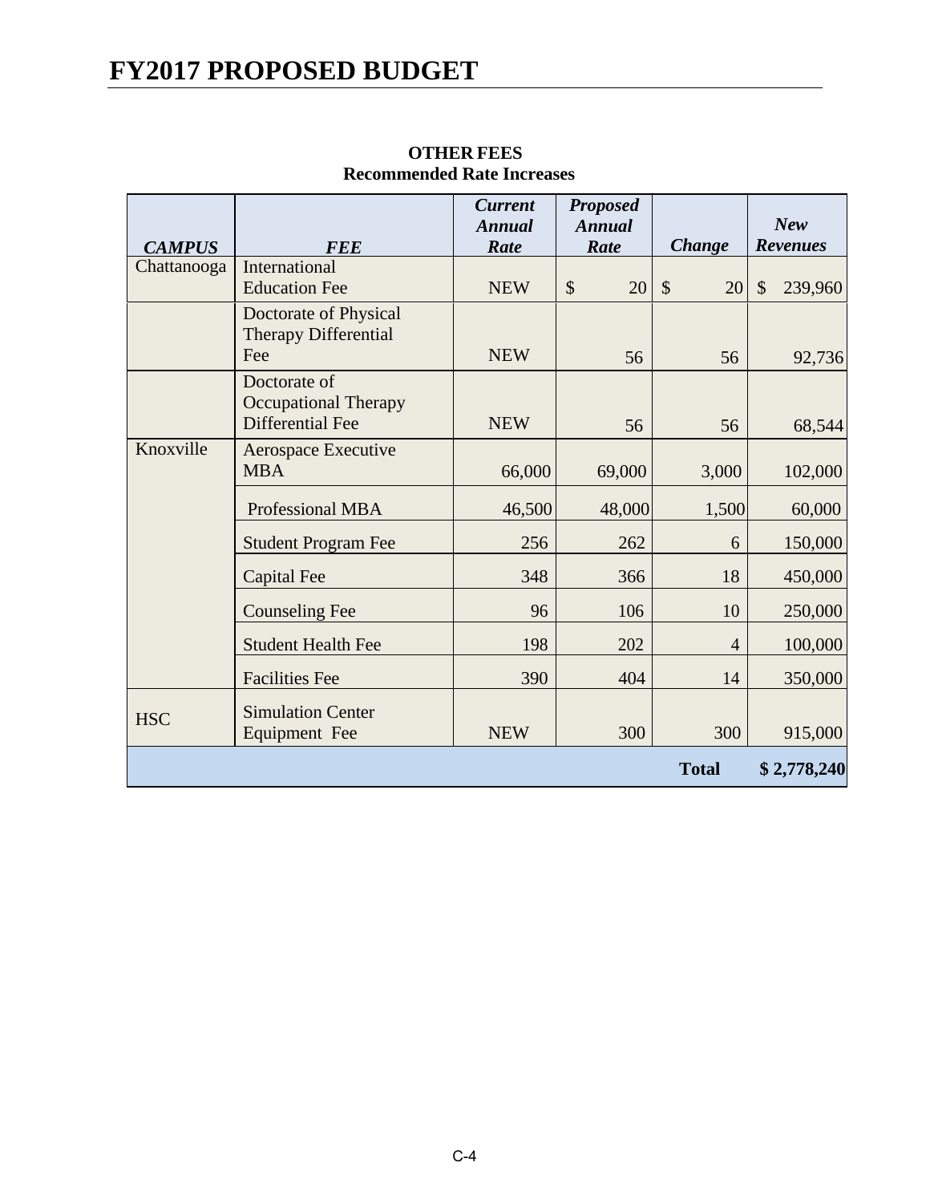# FY2017 PROPOSED BUDGET

**OTHER FEES**
**Recommended Rate Increases**

| *CAMPUS* | *FEE* | *Current Annual Rate* | *Proposed Annual Rate* | *Change* | *New Revenues* |
|---|---|---|---|---|---|
| Chattanooga | International Education Fee | NEW | $ 20 | $ 20 | $ 239,960 |
| | Doctorate of Physical Therapy Differential Fee | NEW | 56 | 56 | 92,736 |
| | Doctorate of Occupational Therapy Differential Fee | NEW | 56 | 56 | 68,544 |
| Knoxville | Aerospace Executive MBA | 66,000 | 69,000 | 3,000 | 102,000 |
| | Professional MBA | 46,500 | 48,000 | 1,500 | 60,000 |
| | Student Program Fee | 256 | 262 | 6 | 150,000 |
| | Capital Fee | 348 | 366 | 18 | 450,000 |
| | Counseling Fee | 96 | 106 | 10 | 250,000 |
| | Student Health Fee | 198 | 202 | 4 | 100,000 |
| | Facilities Fee | 390 | 404 | 14 | 350,000 |
| HSC | Simulation Center Equipment Fee | NEW | 300 | 300 | 915,000 |
| | | | | **Total** | **$ 2,778,240** |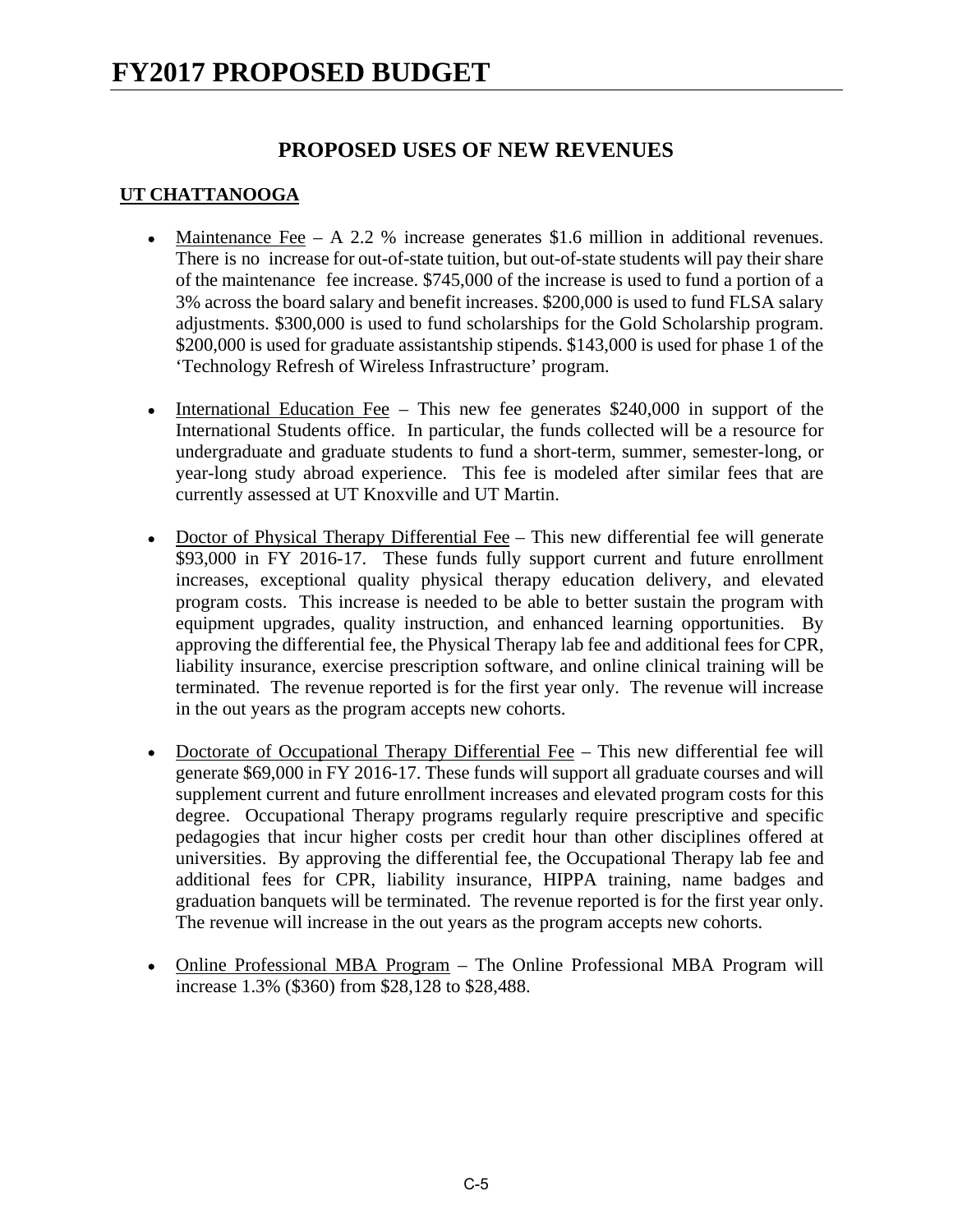# FY2017 PROPOSED BUDGET

## PROPOSED USES OF NEW REVENUES

### UT CHATTANOOGA

- Maintenance Fee – A 2.2 % increase generates $1.6 million in additional revenues. There is no increase for out-of-state tuition, but out-of-state students will pay their share of the maintenance fee increase. $745,000 of the increase is used to fund a portion of a 3% across the board salary and benefit increases. $200,000 is used to fund FLSA salary adjustments. $300,000 is used to fund scholarships for the Gold Scholarship program. $200,000 is used for graduate assistantship stipends. $143,000 is used for phase 1 of the 'Technology Refresh of Wireless Infrastructure' program.

- International Education Fee – This new fee generates $240,000 in support of the International Students office. In particular, the funds collected will be a resource for undergraduate and graduate students to fund a short-term, summer, semester-long, or year-long study abroad experience. This fee is modeled after similar fees that are currently assessed at UT Knoxville and UT Martin.

- Doctor of Physical Therapy Differential Fee – This new differential fee will generate $93,000 in FY 2016-17. These funds fully support current and future enrollment increases, exceptional quality physical therapy education delivery, and elevated program costs. This increase is needed to be able to better sustain the program with equipment upgrades, quality instruction, and enhanced learning opportunities. By approving the differential fee, the Physical Therapy lab fee and additional fees for CPR, liability insurance, exercise prescription software, and online clinical training will be terminated. The revenue reported is for the first year only. The revenue will increase in the out years as the program accepts new cohorts.

- Doctorate of Occupational Therapy Differential Fee – This new differential fee will generate $69,000 in FY 2016-17. These funds will support all graduate courses and will supplement current and future enrollment increases and elevated program costs for this degree. Occupational Therapy programs regularly require prescriptive and specific pedagogies that incur higher costs per credit hour than other disciplines offered at universities. By approving the differential fee, the Occupational Therapy lab fee and additional fees for CPR, liability insurance, HIPPA training, name badges and graduation banquets will be terminated. The revenue reported is for the first year only. The revenue will increase in the out years as the program accepts new cohorts.

- Online Professional MBA Program – The Online Professional MBA Program will increase 1.3% ($360) from $28,128 to $28,488.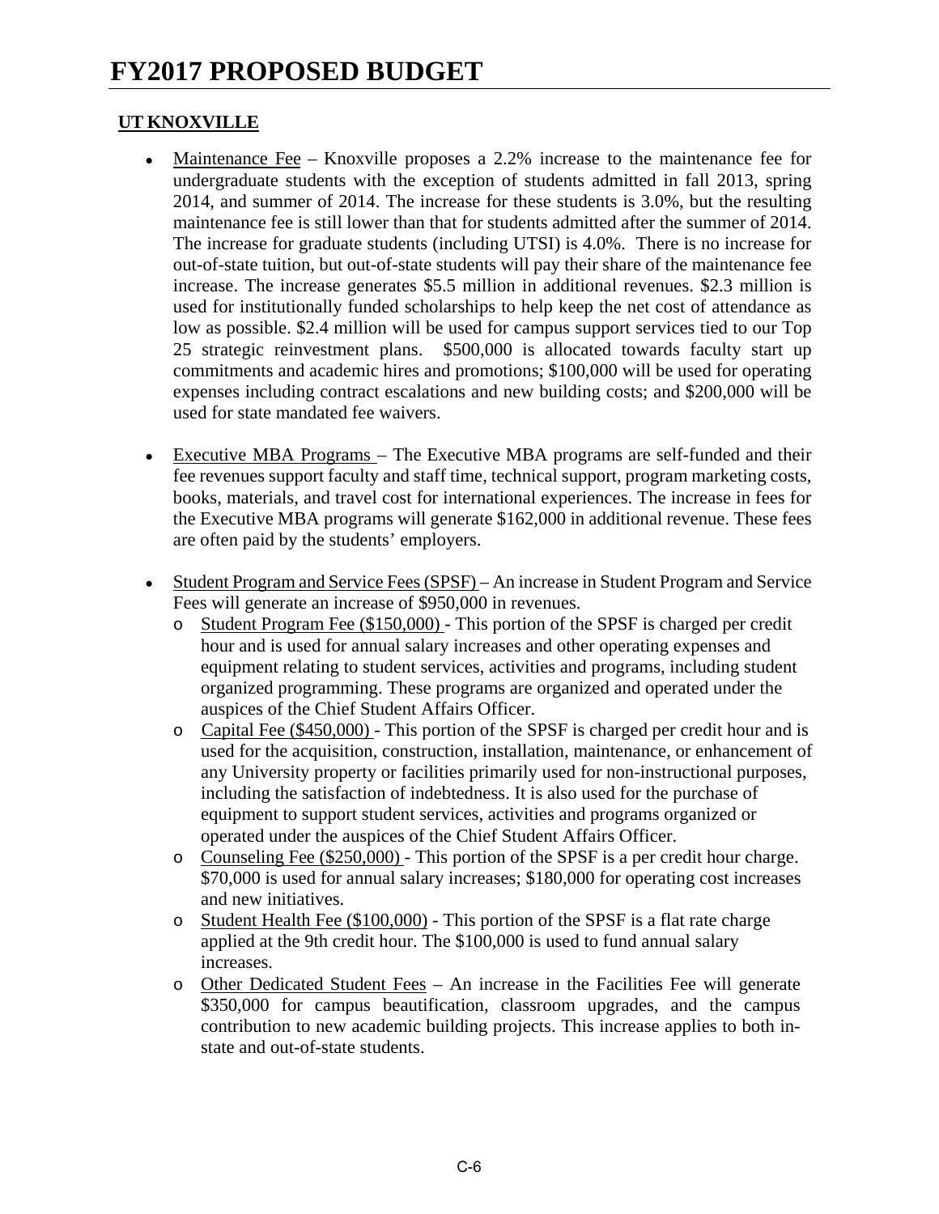# FY2017 PROPOSED BUDGET

## UT KNOXVILLE

- Maintenance Fee – Knoxville proposes a 2.2% increase to the maintenance fee for undergraduate students with the exception of students admitted in fall 2013, spring 2014, and summer of 2014. The increase for these students is 3.0%, but the resulting maintenance fee is still lower than that for students admitted after the summer of 2014. The increase for graduate students (including UTSI) is 4.0%. There is no increase for out-of-state tuition, but out-of-state students will pay their share of the maintenance fee increase. The increase generates $5.5 million in additional revenues. $2.3 million is used for institutionally funded scholarships to help keep the net cost of attendance as low as possible. $2.4 million will be used for campus support services tied to our Top 25 strategic reinvestment plans. $500,000 is allocated towards faculty start up commitments and academic hires and promotions; $100,000 will be used for operating expenses including contract escalations and new building costs; and $200,000 will be used for state mandated fee waivers.

- Executive MBA Programs – The Executive MBA programs are self-funded and their fee revenues support faculty and staff time, technical support, program marketing costs, books, materials, and travel cost for international experiences. The increase in fees for the Executive MBA programs will generate $162,000 in additional revenue. These fees are often paid by the students' employers.

- Student Program and Service Fees (SPSF) – An increase in Student Program and Service Fees will generate an increase of $950,000 in revenues.
  - Student Program Fee ($150,000) - This portion of the SPSF is charged per credit hour and is used for annual salary increases and other operating expenses and equipment relating to student services, activities and programs, including student organized programming. These programs are organized and operated under the auspices of the Chief Student Affairs Officer.
  - Capital Fee ($450,000) - This portion of the SPSF is charged per credit hour and is used for the acquisition, construction, installation, maintenance, or enhancement of any University property or facilities primarily used for non-instructional purposes, including the satisfaction of indebtedness. It is also used for the purchase of equipment to support student services, activities and programs organized or operated under the auspices of the Chief Student Affairs Officer.
  - Counseling Fee ($250,000) - This portion of the SPSF is a per credit hour charge. $70,000 is used for annual salary increases; $180,000 for operating cost increases and new initiatives.
  - Student Health Fee ($100,000) - This portion of the SPSF is a flat rate charge applied at the 9th credit hour. The $100,000 is used to fund annual salary increases.
  - Other Dedicated Student Fees – An increase in the Facilities Fee will generate $350,000 for campus beautification, classroom upgrades, and the campus contribution to new academic building projects. This increase applies to both in-state and out-of-state students.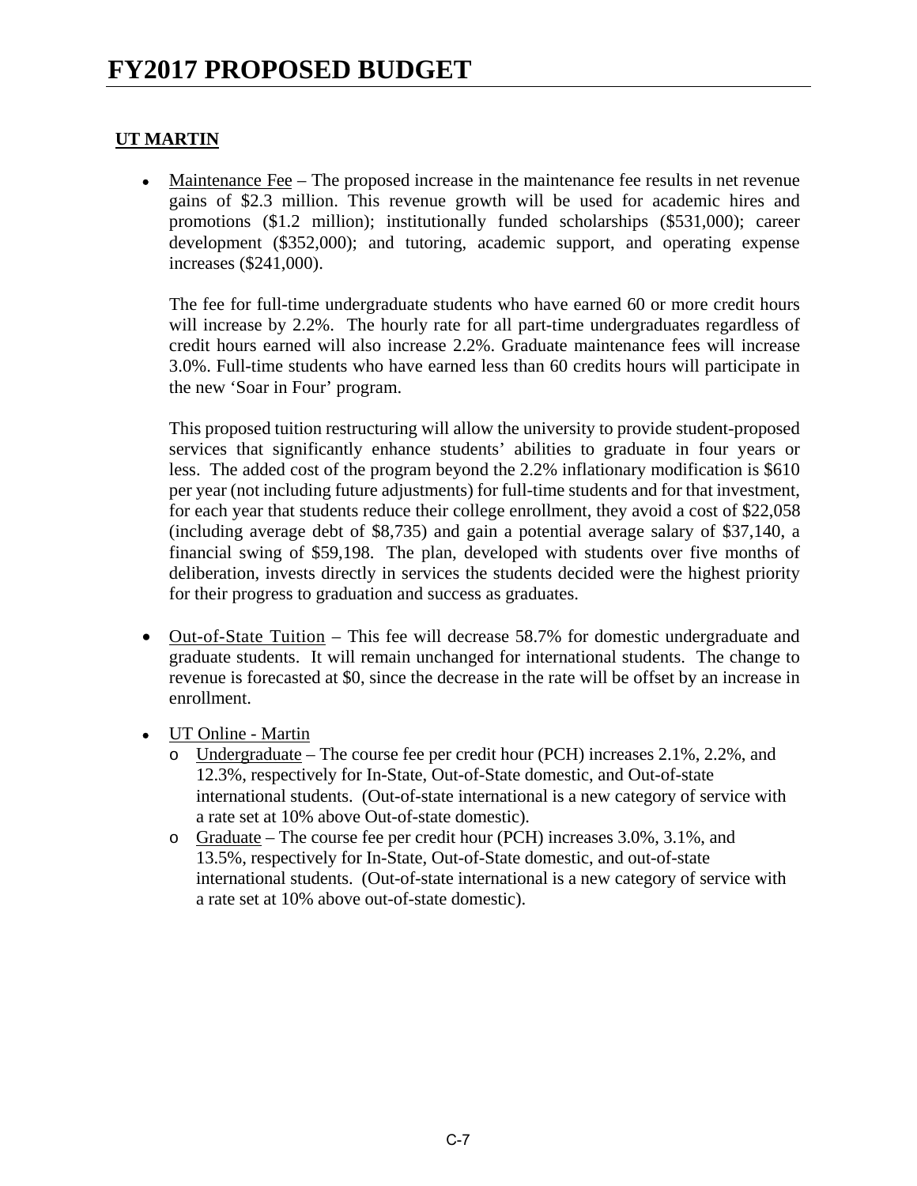# FY2017 PROPOSED BUDGET

**UT MARTIN**

- Maintenance Fee – The proposed increase in the maintenance fee results in net revenue gains of $2.3 million. This revenue growth will be used for academic hires and promotions ($1.2 million); institutionally funded scholarships ($531,000); career development ($352,000); and tutoring, academic support, and operating expense increases ($241,000).

  The fee for full-time undergraduate students who have earned 60 or more credit hours will increase by 2.2%. The hourly rate for all part-time undergraduates regardless of credit hours earned will also increase 2.2%. Graduate maintenance fees will increase 3.0%. Full-time students who have earned less than 60 credits hours will participate in the new 'Soar in Four' program.

  This proposed tuition restructuring will allow the university to provide student-proposed services that significantly enhance students' abilities to graduate in four years or less. The added cost of the program beyond the 2.2% inflationary modification is $610 per year (not including future adjustments) for full-time students and for that investment, for each year that students reduce their college enrollment, they avoid a cost of $22,058 (including average debt of $8,735) and gain a potential average salary of $37,140, a financial swing of $59,198. The plan, developed with students over five months of deliberation, invests directly in services the students decided were the highest priority for their progress to graduation and success as graduates.

- Out-of-State Tuition – This fee will decrease 58.7% for domestic undergraduate and graduate students. It will remain unchanged for international students. The change to revenue is forecasted at $0, since the decrease in the rate will be offset by an increase in enrollment.

- UT Online - Martin
  - Undergraduate – The course fee per credit hour (PCH) increases 2.1%, 2.2%, and 12.3%, respectively for In-State, Out-of-State domestic, and Out-of-state international students. (Out-of-state international is a new category of service with a rate set at 10% above Out-of-state domestic).
  - Graduate – The course fee per credit hour (PCH) increases 3.0%, 3.1%, and 13.5%, respectively for In-State, Out-of-State domestic, and out-of-state international students. (Out-of-state international is a new category of service with a rate set at 10% above out-of-state domestic).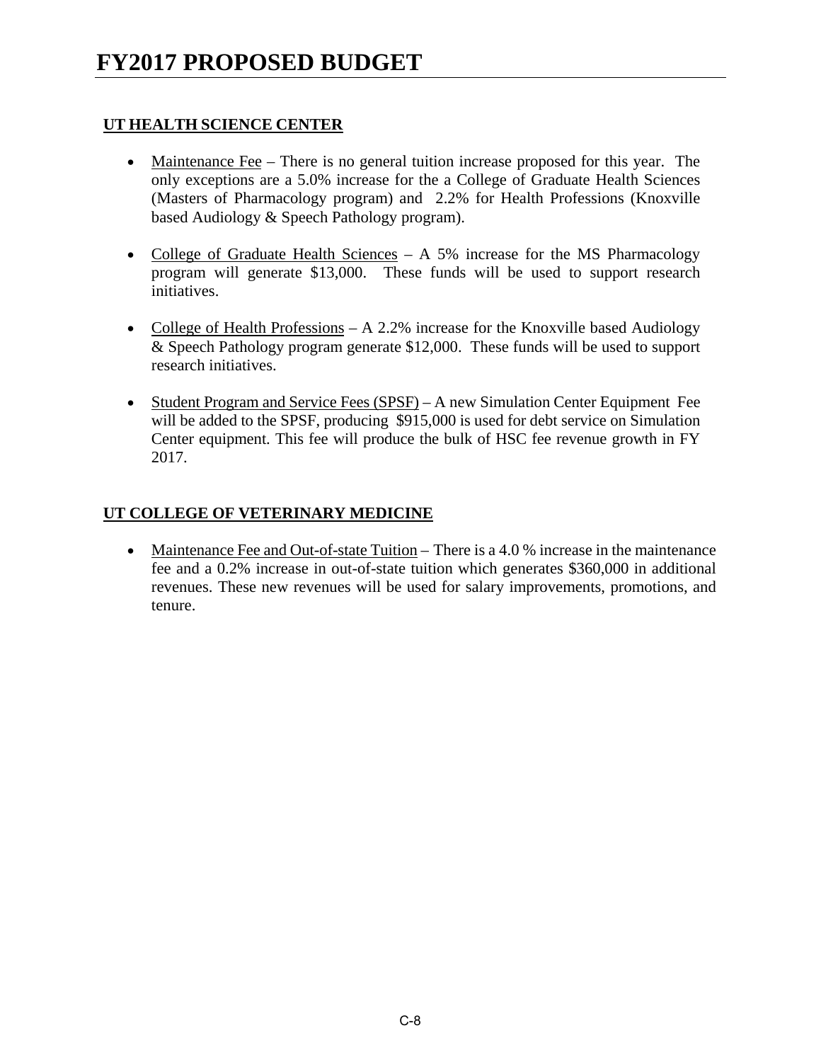# FY2017 PROPOSED BUDGET

**UT HEALTH SCIENCE CENTER**

- Maintenance Fee – There is no general tuition increase proposed for this year. The only exceptions are a 5.0% increase for the a College of Graduate Health Sciences (Masters of Pharmacology program) and 2.2% for Health Professions (Knoxville based Audiology & Speech Pathology program).

- College of Graduate Health Sciences – A 5% increase for the MS Pharmacology program will generate $13,000. These funds will be used to support research initiatives.

- College of Health Professions – A 2.2% increase for the Knoxville based Audiology & Speech Pathology program generate $12,000. These funds will be used to support research initiatives.

- Student Program and Service Fees (SPSF) – A new Simulation Center Equipment Fee will be added to the SPSF, producing $915,000 is used for debt service on Simulation Center equipment. This fee will produce the bulk of HSC fee revenue growth in FY 2017.

**UT COLLEGE OF VETERINARY MEDICINE**

- Maintenance Fee and Out-of-state Tuition – There is a 4.0 % increase in the maintenance fee and a 0.2% increase in out-of-state tuition which generates $360,000 in additional revenues. These new revenues will be used for salary improvements, promotions, and tenure.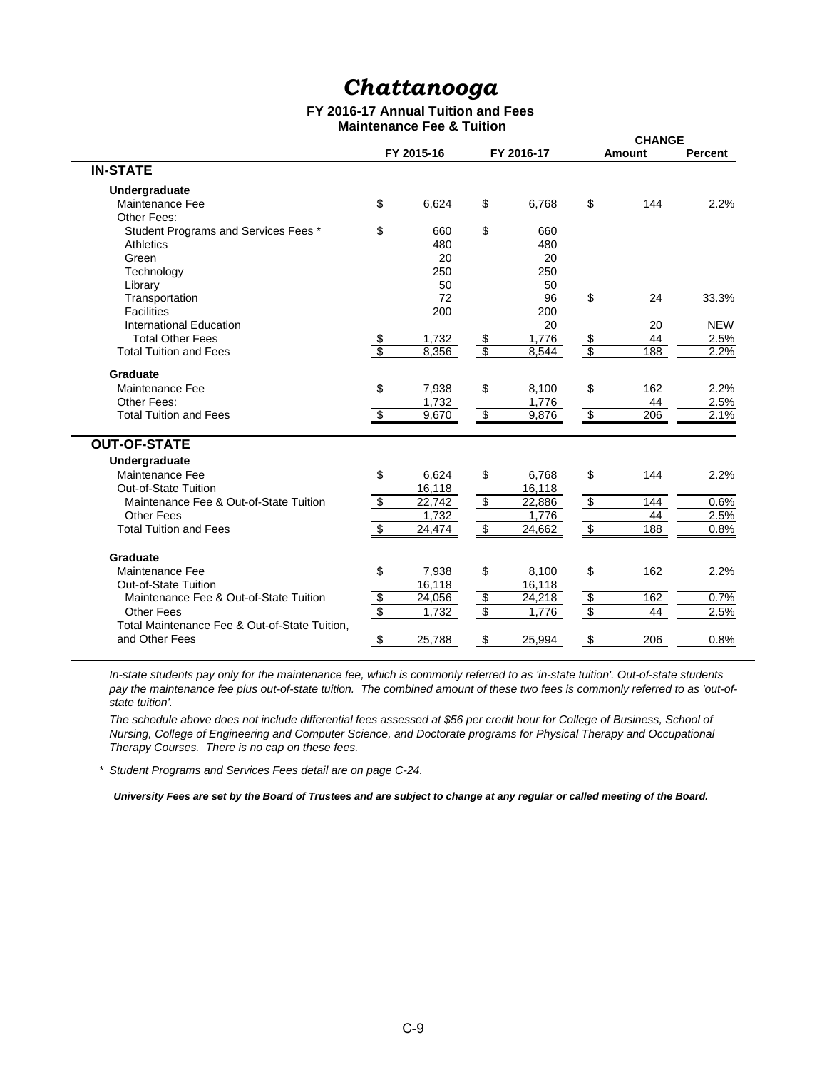# *Chattanooga*

**FY 2016-17 Annual Tuition and Fees**
**Maintenance Fee & Tuition**

| | FY 2015-16 | FY 2016-17 | CHANGE Amount | CHANGE Percent |
|---|---|---|---|---|
| **IN-STATE** | | | | |
| **Undergraduate** | | | | |
| Maintenance Fee | $ 6,624 | $ 6,768 | $ 144 | 2.2% |
| Other Fees: | | | | |
| Student Programs and Services Fees * | $ 660 | $ 660 | | |
| Athletics | 480 | 480 | | |
| Green | 20 | 20 | | |
| Technology | 250 | 250 | | |
| Library | 50 | 50 | | |
| Transportation | 72 | 96 | $ 24 | 33.3% |
| Facilities | 200 | 200 | | |
| International Education | | 20 | 20 | NEW |
| Total Other Fees | $ 1,732 | $ 1,776 | $ 44 | 2.5% |
| Total Tuition and Fees | $ 8,356 | $ 8,544 | $ 188 | 2.2% |
| **Graduate** | | | | |
| Maintenance Fee | $ 7,938 | $ 8,100 | $ 162 | 2.2% |
| Other Fees: | 1,732 | 1,776 | 44 | 2.5% |
| Total Tuition and Fees | $ 9,670 | $ 9,876 | $ 206 | 2.1% |
| **OUT-OF-STATE** | | | | |
| **Undergraduate** | | | | |
| Maintenance Fee | $ 6,624 | $ 6,768 | $ 144 | 2.2% |
| Out-of-State Tuition | 16,118 | 16,118 | | |
| Maintenance Fee & Out-of-State Tuition | $ 22,742 | $ 22,886 | $ 144 | 0.6% |
| Other Fees | 1,732 | 1,776 | 44 | 2.5% |
| Total Tuition and Fees | $ 24,474 | $ 24,662 | $ 188 | 0.8% |
| **Graduate** | | | | |
| Maintenance Fee | $ 7,938 | $ 8,100 | $ 162 | 2.2% |
| Out-of-State Tuition | 16,118 | 16,118 | | |
| Maintenance Fee & Out-of-State Tuition | $ 24,056 | $ 24,218 | $ 162 | 0.7% |
| Other Fees | $ 1,732 | $ 1,776 | $ 44 | 2.5% |
| Total Maintenance Fee & Out-of-State Tuition, and Other Fees | $ 25,788 | $ 25,994 | $ 206 | 0.8% |

*In-state students pay only for the maintenance fee, which is commonly referred to as 'in-state tuition'. Out-of-state students pay the maintenance fee plus out-of-state tuition. The combined amount of these two fees is commonly referred to as 'out-of-state tuition'.*

*The schedule above does not include differential fees assessed at $56 per credit hour for College of Business, School of Nursing, College of Engineering and Computer Science, and Doctorate programs for Physical Therapy and Occupational Therapy Courses. There is no cap on these fees.*

\* *Student Programs and Services Fees detail are on page C-24.*

***University Fees are set by the Board of Trustees and are subject to change at any regular or called meeting of the Board.***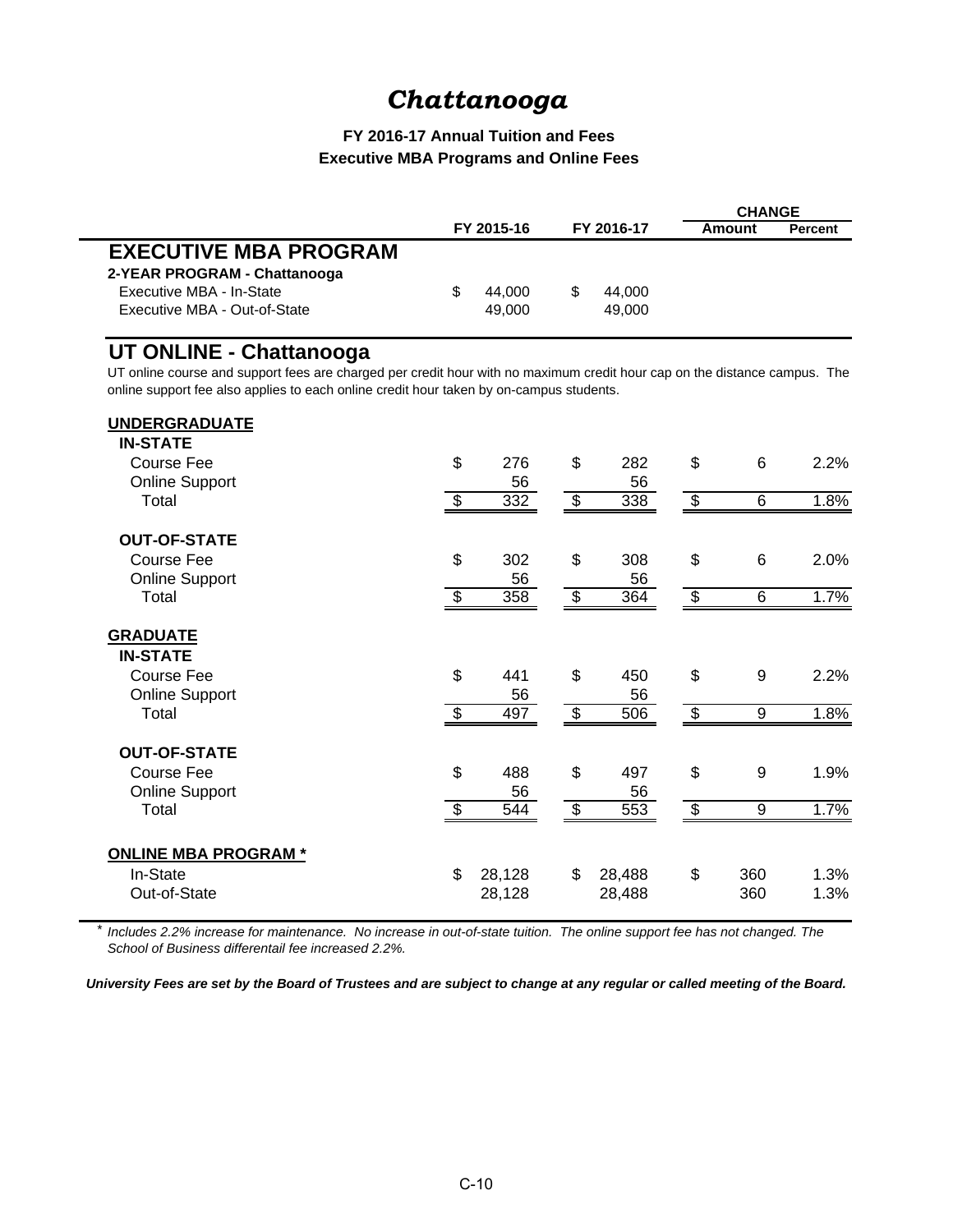# *Chattanooga*

**FY 2016-17 Annual Tuition and Fees**
**Executive MBA Programs and Online Fees**

| | FY 2015-16 | FY 2016-17 | CHANGE Amount | CHANGE Percent |
|---|---|---|---|---|
| **EXECUTIVE MBA PROGRAM** | | | | |
| **2-YEAR PROGRAM - Chattanooga** | | | | |
| Executive MBA - In-State | $ 44,000 | $ 44,000 | | |
| Executive MBA - Out-of-State | 49,000 | 49,000 | | |

## UT ONLINE - Chattanooga

UT online course and support fees are charged per credit hour with no maximum credit hour cap on the distance campus. The online support fee also applies to each online credit hour taken by on-campus students.

| | FY 2015-16 | FY 2016-17 | CHANGE Amount | CHANGE Percent |
|---|---|---|---|---|
| **UNDERGRADUATE** | | | | |
| **IN-STATE** | | | | |
| Course Fee | $ 276 | $ 282 | $ 6 | 2.2% |
| Online Support | 56 | 56 | | |
| Total | $ 332 | $ 338 | $ 6 | 1.8% |
| **OUT-OF-STATE** | | | | |
| Course Fee | $ 302 | $ 308 | $ 6 | 2.0% |
| Online Support | 56 | 56 | | |
| Total | $ 358 | $ 364 | $ 6 | 1.7% |
| **GRADUATE** | | | | |
| **IN-STATE** | | | | |
| Course Fee | $ 441 | $ 450 | $ 9 | 2.2% |
| Online Support | 56 | 56 | | |
| Total | $ 497 | $ 506 | $ 9 | 1.8% |
| **OUT-OF-STATE** | | | | |
| Course Fee | $ 488 | $ 497 | $ 9 | 1.9% |
| Online Support | 56 | 56 | | |
| Total | $ 544 | $ 553 | $ 9 | 1.7% |
| **ONLINE MBA PROGRAM *** | | | | |
| In-State | $ 28,128 | $ 28,488 | $ 360 | 1.3% |
| Out-of-State | 28,128 | 28,488 | 360 | 1.3% |

\* *Includes 2.2% increase for maintenance. No increase in out-of-state tuition. The online support fee has not changed. The School of Business differentail fee increased 2.2%.*

***University Fees are set by the Board of Trustees and are subject to change at any regular or called meeting of the Board.***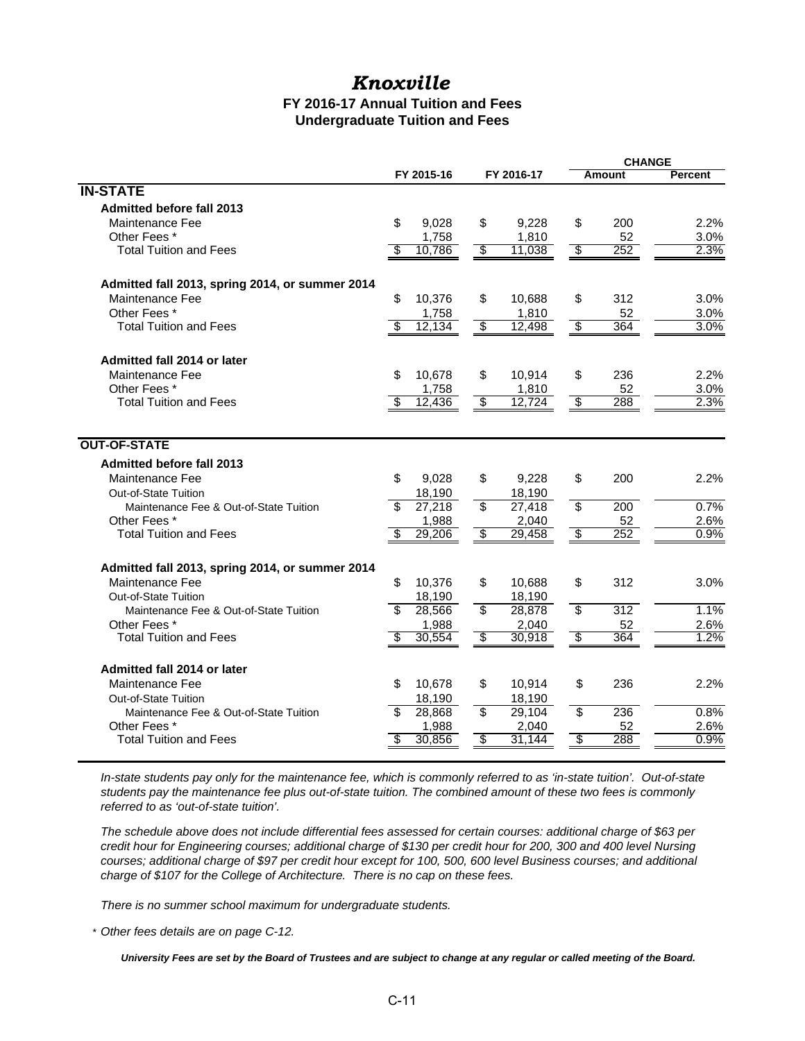# *Knoxville*

## FY 2016-17 Annual Tuition and Fees
## Undergraduate Tuition and Fees

| | FY 2015-16 | FY 2016-17 | CHANGE Amount | CHANGE Percent |
|---|---|---|---|---|
| **IN-STATE** | | | | |
| **Admitted before fall 2013** | | | | |
| Maintenance Fee | $ 9,028 | $ 9,228 | $ 200 | 2.2% |
| Other Fees * | 1,758 | 1,810 | 52 | 3.0% |
| Total Tuition and Fees | $ 10,786 | $ 11,038 | $ 252 | 2.3% |
| **Admitted fall 2013, spring 2014, or summer 2014** | | | | |
| Maintenance Fee | $ 10,376 | $ 10,688 | $ 312 | 3.0% |
| Other Fees * | 1,758 | 1,810 | 52 | 3.0% |
| Total Tuition and Fees | $ 12,134 | $ 12,498 | $ 364 | 3.0% |
| **Admitted fall 2014 or later** | | | | |
| Maintenance Fee | $ 10,678 | $ 10,914 | $ 236 | 2.2% |
| Other Fees * | 1,758 | 1,810 | 52 | 3.0% |
| Total Tuition and Fees | $ 12,436 | $ 12,724 | $ 288 | 2.3% |
| **OUT-OF-STATE** | | | | |
| **Admitted before fall 2013** | | | | |
| Maintenance Fee | $ 9,028 | $ 9,228 | $ 200 | 2.2% |
| Out-of-State Tuition | 18,190 | 18,190 | | |
| Maintenance Fee & Out-of-State Tuition | $ 27,218 | $ 27,418 | $ 200 | 0.7% |
| Other Fees * | 1,988 | 2,040 | 52 | 2.6% |
| Total Tuition and Fees | $ 29,206 | $ 29,458 | $ 252 | 0.9% |
| **Admitted fall 2013, spring 2014, or summer 2014** | | | | |
| Maintenance Fee | $ 10,376 | $ 10,688 | $ 312 | 3.0% |
| Out-of-State Tuition | 18,190 | 18,190 | | |
| Maintenance Fee & Out-of-State Tuition | $ 28,566 | $ 28,878 | $ 312 | 1.1% |
| Other Fees * | 1,988 | 2,040 | 52 | 2.6% |
| Total Tuition and Fees | $ 30,554 | $ 30,918 | $ 364 | 1.2% |
| **Admitted fall 2014 or later** | | | | |
| Maintenance Fee | $ 10,678 | $ 10,914 | $ 236 | 2.2% |
| Out-of-State Tuition | 18,190 | 18,190 | | |
| Maintenance Fee & Out-of-State Tuition | $ 28,868 | $ 29,104 | $ 236 | 0.8% |
| Other Fees * | 1,988 | 2,040 | 52 | 2.6% |
| Total Tuition and Fees | $ 30,856 | $ 31,144 | $ 288 | 0.9% |

*In-state students pay only for the maintenance fee, which is commonly referred to as 'in-state tuition'. Out-of-state students pay the maintenance fee plus out-of-state tuition. The combined amount of these two fees is commonly referred to as 'out-of-state tuition'.*

*The schedule above does not include differential fees assessed for certain courses: additional charge of $63 per credit hour for Engineering courses; additional charge of $130 per credit hour for 200, 300 and 400 level Nursing courses; additional charge of $97 per credit hour except for 100, 500, 600 level Business courses; and additional charge of $107 for the College of Architecture. There is no cap on these fees.*

*There is no summer school maximum for undergraduate students.*

\* *Other fees details are on page C-12.*

***University Fees are set by the Board of Trustees and are subject to change at any regular or called meeting of the Board.***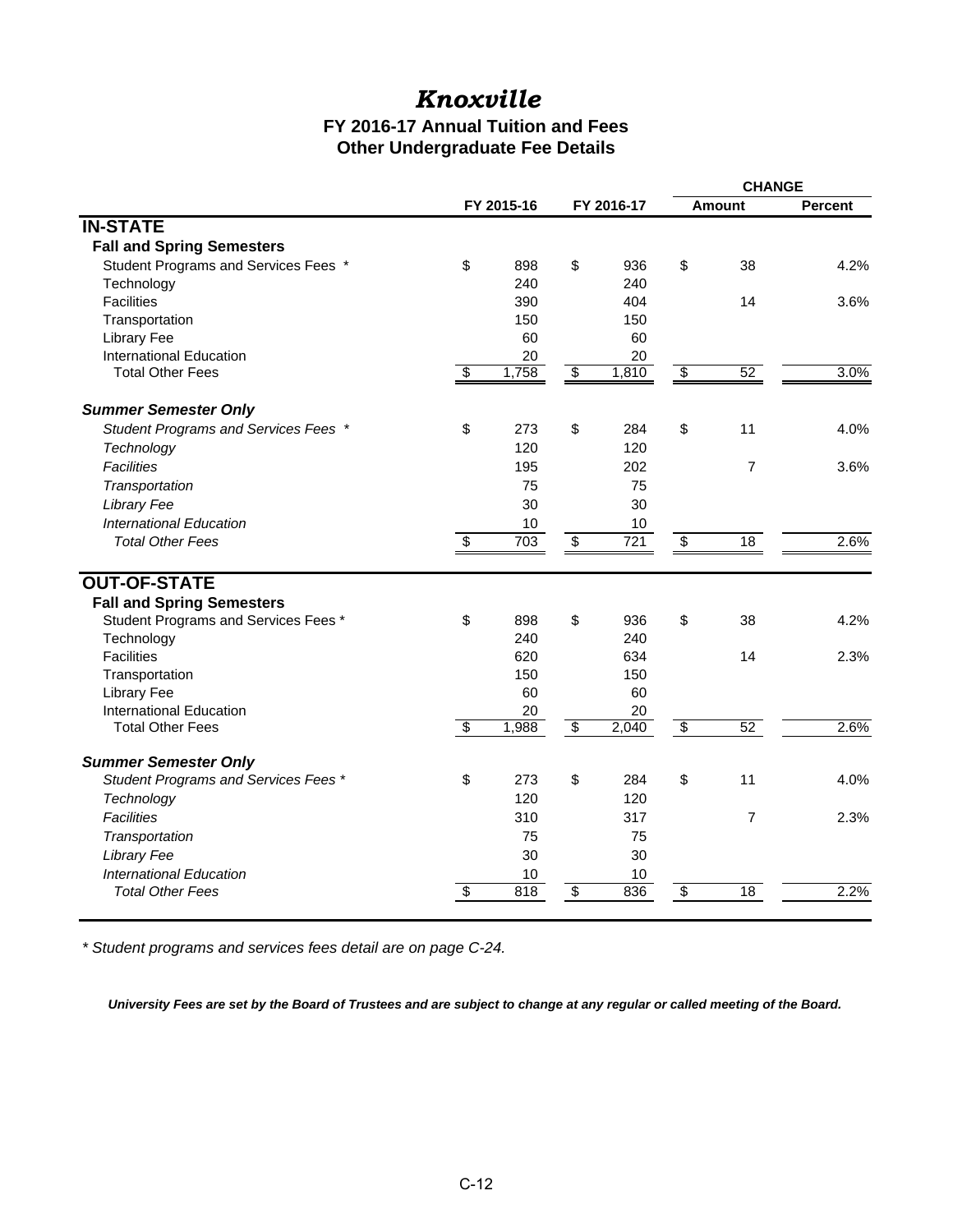# *Knoxville*

## FY 2016-17 Annual Tuition and Fees
## Other Undergraduate Fee Details

| | FY 2015-16 | FY 2016-17 | CHANGE Amount | CHANGE Percent |
|---|---|---|---|---|
| **IN-STATE** | | | | |
| **Fall and Spring Semesters** | | | | |
| Student Programs and Services Fees * | $ 898 | $ 936 | $ 38 | 4.2% |
| Technology | 240 | 240 | | |
| Facilities | 390 | 404 | 14 | 3.6% |
| Transportation | 150 | 150 | | |
| Library Fee | 60 | 60 | | |
| International Education | 20 | 20 | | |
| Total Other Fees | $ 1,758 | $ 1,810 | $ 52 | 3.0% |
| ***Summer Semester Only*** | | | | |
| *Student Programs and Services Fees ** | $ 273 | $ 284 | $ 11 | 4.0% |
| *Technology* | 120 | 120 | | |
| *Facilities* | 195 | 202 | 7 | 3.6% |
| *Transportation* | 75 | 75 | | |
| *Library Fee* | 30 | 30 | | |
| *International Education* | 10 | 10 | | |
| *Total Other Fees* | $ 703 | $ 721 | $ 18 | 2.6% |
| **OUT-OF-STATE** | | | | |
| **Fall and Spring Semesters** | | | | |
| Student Programs and Services Fees * | $ 898 | $ 936 | $ 38 | 4.2% |
| Technology | 240 | 240 | | |
| Facilities | 620 | 634 | 14 | 2.3% |
| Transportation | 150 | 150 | | |
| Library Fee | 60 | 60 | | |
| International Education | 20 | 20 | | |
| Total Other Fees | $ 1,988 | $ 2,040 | $ 52 | 2.6% |
| ***Summer Semester Only*** | | | | |
| *Student Programs and Services Fees ** | $ 273 | $ 284 | $ 11 | 4.0% |
| *Technology* | 120 | 120 | | |
| *Facilities* | 310 | 317 | 7 | 2.3% |
| *Transportation* | 75 | 75 | | |
| *Library Fee* | 30 | 30 | | |
| *International Education* | 10 | 10 | | |
| *Total Other Fees* | $ 818 | $ 836 | $ 18 | 2.2% |

*\* Student programs and services fees detail are on page C-24.*

***University Fees are set by the Board of Trustees and are subject to change at any regular or called meeting of the Board.***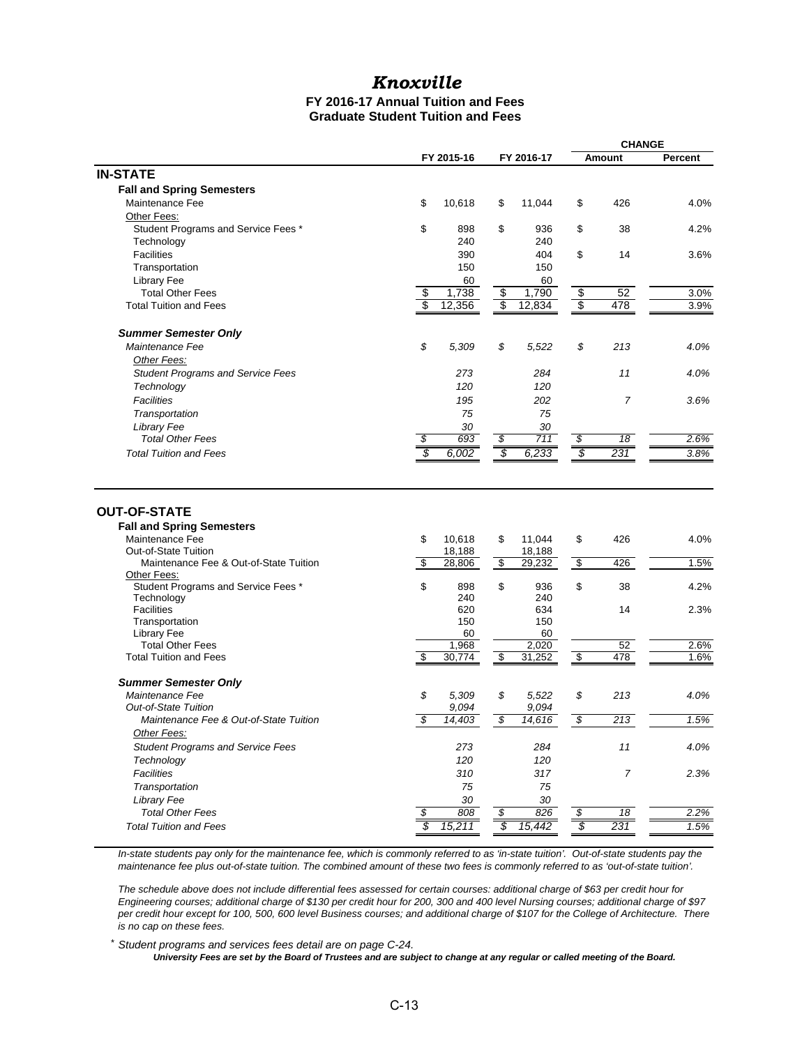# *Knoxville*

**FY 2016-17 Annual Tuition and Fees**
**Graduate Student Tuition and Fees**

| | FY 2015-16 | FY 2016-17 | CHANGE Amount | CHANGE Percent |
|---|---|---|---|---|
| **IN-STATE** | | | | |
| **Fall and Spring Semesters** | | | | |
| Maintenance Fee | $ 10,618 | $ 11,044 | $ 426 | 4.0% |
| Other Fees: | | | | |
| Student Programs and Service Fees * | $ 898 | $ 936 | $ 38 | 4.2% |
| Technology | 240 | 240 | | |
| Facilities | 390 | 404 | $ 14 | 3.6% |
| Transportation | 150 | 150 | | |
| Library Fee | 60 | 60 | | |
| Total Other Fees | $ 1,738 | $ 1,790 | $ 52 | 3.0% |
| Total Tuition and Fees | $ 12,356 | $ 12,834 | $ 478 | 3.9% |
| ***Summer Semester Only*** | | | | |
| *Maintenance Fee* | *$ 5,309* | *$ 5,522* | *$ 213* | *4.0%* |
| *Other Fees:* | | | | |
| *Student Programs and Service Fees* | *273* | *284* | *11* | *4.0%* |
| *Technology* | *120* | *120* | | |
| *Facilities* | *195* | *202* | *7* | *3.6%* |
| *Transportation* | *75* | *75* | | |
| *Library Fee* | *30* | *30* | | |
| *Total Other Fees* | *$ 693* | *$ 711* | *$ 18* | *2.6%* |
| *Total Tuition and Fees* | *$ 6,002* | *$ 6,233* | *$ 231* | *3.8%* |
| **OUT-OF-STATE** | | | | |
| **Fall and Spring Semesters** | | | | |
| Maintenance Fee | $ 10,618 | $ 11,044 | $ 426 | 4.0% |
| Out-of-State Tuition | 18,188 | 18,188 | | |
| Maintenance Fee & Out-of-State Tuition | $ 28,806 | $ 29,232 | $ 426 | 1.5% |
| Other Fees: | | | | |
| Student Programs and Service Fees * | $ 898 | $ 936 | $ 38 | 4.2% |
| Technology | 240 | 240 | | |
| Facilities | 620 | 634 | 14 | 2.3% |
| Transportation | 150 | 150 | | |
| Library Fee | 60 | 60 | | |
| Total Other Fees | 1,968 | 2,020 | 52 | 2.6% |
| Total Tuition and Fees | $ 30,774 | $ 31,252 | $ 478 | 1.6% |
| ***Summer Semester Only*** | | | | |
| *Maintenance Fee* | *$ 5,309* | *$ 5,522* | *$ 213* | *4.0%* |
| *Out-of-State Tuition* | *9,094* | *9,094* | | |
| *Maintenance Fee & Out-of-State Tuition* | *$ 14,403* | *$ 14,616* | *$ 213* | *1.5%* |
| *Other Fees:* | | | | |
| *Student Programs and Service Fees* | *273* | *284* | *11* | *4.0%* |
| *Technology* | *120* | *120* | | |
| *Facilities* | *310* | *317* | *7* | *2.3%* |
| *Transportation* | *75* | *75* | | |
| *Library Fee* | *30* | *30* | | |
| *Total Other Fees* | *$ 808* | *$ 826* | *$ 18* | *2.2%* |
| *Total Tuition and Fees* | *$ 15,211* | *$ 15,442* | *$ 231* | *1.5%* |

*In-state students pay only for the maintenance fee, which is commonly referred to as 'in-state tuition'. Out-of-state students pay the maintenance fee plus out-of-state tuition. The combined amount of these two fees is commonly referred to as 'out-of-state tuition'.*

*The schedule above does not include differential fees assessed for certain courses: additional charge of $63 per credit hour for Engineering courses; additional charge of $130 per credit hour for 200, 300 and 400 level Nursing courses; additional charge of $97 per credit hour except for 100, 500, 600 level Business courses; and additional charge of $107 for the College of Architecture. There is no cap on these fees.*

\* *Student programs and services fees detail are on page C-24.*

***University Fees are set by the Board of Trustees and are subject to change at any regular or called meeting of the Board.***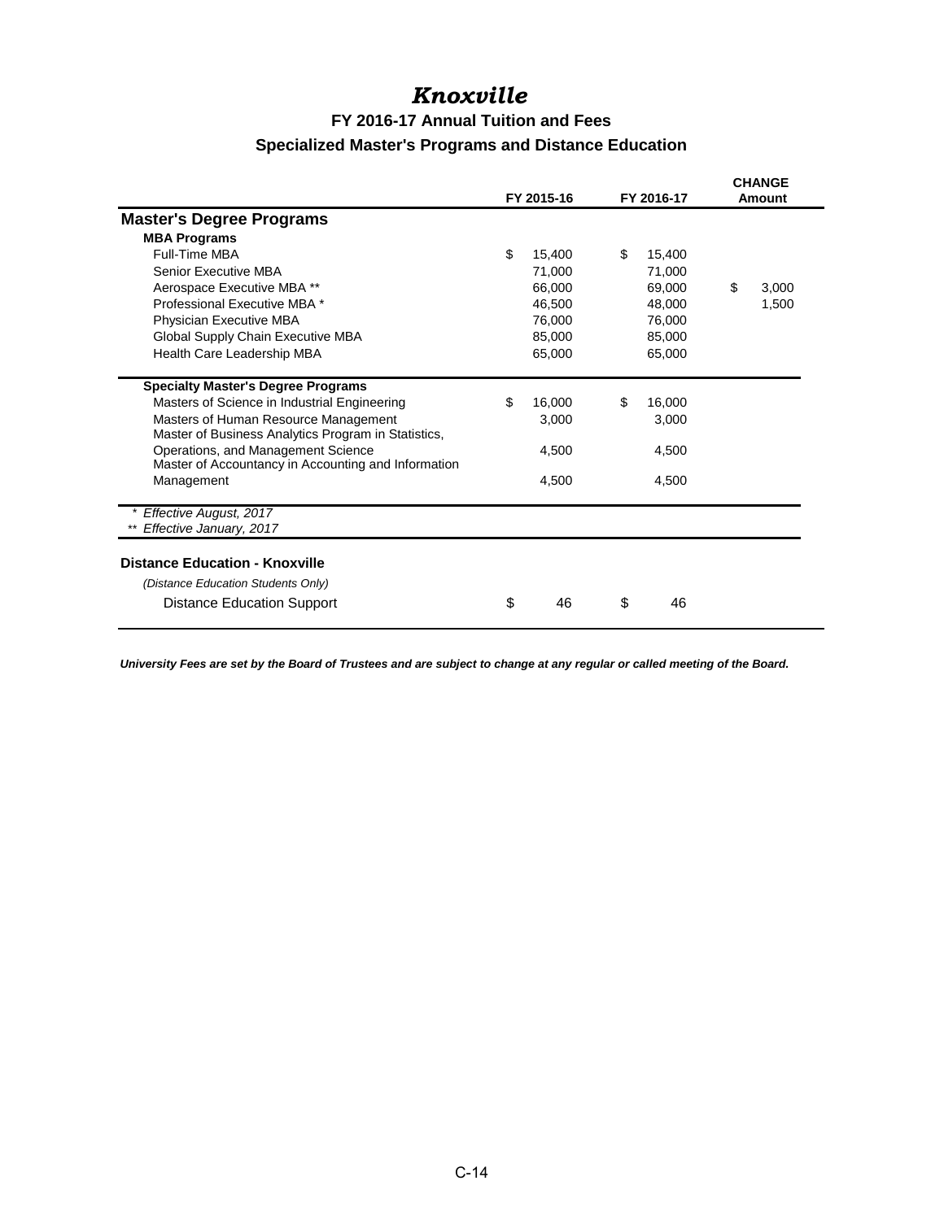# Knoxville

## FY 2016-17 Annual Tuition and Fees

### Specialized Master's Programs and Distance Education

| | FY 2015-16 | FY 2016-17 | CHANGE Amount |
|---|---|---|---|
| **Master's Degree Programs** | | | |
| **MBA Programs** | | | |
| Full-Time MBA | $ 15,400 | $ 15,400 | |
| Senior Executive MBA | 71,000 | 71,000 | |
| Aerospace Executive MBA ** | 66,000 | 69,000 | $ 3,000 |
| Professional Executive MBA * | 46,500 | 48,000 | 1,500 |
| Physician Executive MBA | 76,000 | 76,000 | |
| Global Supply Chain Executive MBA | 85,000 | 85,000 | |
| Health Care Leadership MBA | 65,000 | 65,000 | |
| **Specialty Master's Degree Programs** | | | |
| Masters of Science in Industrial Engineering | $ 16,000 | $ 16,000 | |
| Masters of Human Resource Management | 3,000 | 3,000 | |
| Master of Business Analytics Program in Statistics, Operations, and Management Science | 4,500 | 4,500 | |
| Master of Accountancy in Accounting and Information Management | 4,500 | 4,500 | |

*\* Effective August, 2017*
*\*\* Effective January, 2017*

| **Distance Education - Knoxville** | FY 2015-16 | FY 2016-17 | CHANGE Amount |
|---|---|---|---|
| *(Distance Education Students Only)* | | | |
| Distance Education Support | $ 46 | $ 46 | |

***University Fees are set by the Board of Trustees and are subject to change at any regular or called meeting of the Board.***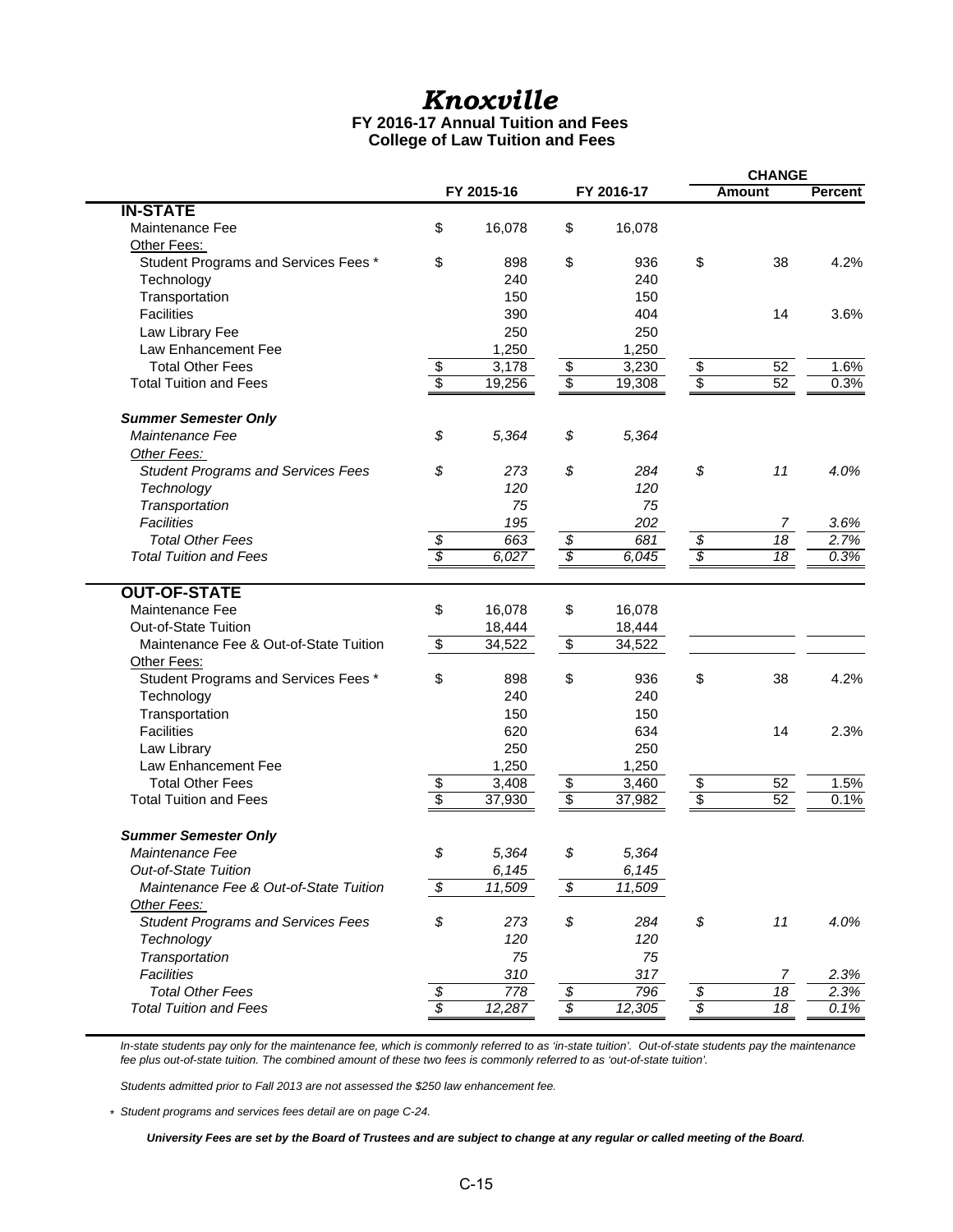# *Knoxville*

**FY 2016-17 Annual Tuition and Fees**
**College of Law Tuition and Fees**

| | FY 2015-16 | FY 2016-17 | CHANGE Amount | CHANGE Percent |
|---|---|---|---|---|
| **IN-STATE** | | | | |
| Maintenance Fee | $ 16,078 | $ 16,078 | | |
| Other Fees: | | | | |
| Student Programs and Services Fees * | $ 898 | $ 936 | $ 38 | 4.2% |
| Technology | 240 | 240 | | |
| Transportation | 150 | 150 | | |
| Facilities | 390 | 404 | 14 | 3.6% |
| Law Library Fee | 250 | 250 | | |
| Law Enhancement Fee | 1,250 | 1,250 | | |
| Total Other Fees | $ 3,178 | $ 3,230 | $ 52 | 1.6% |
| Total Tuition and Fees | $ 19,256 | $ 19,308 | $ 52 | 0.3% |
| ***Summer Semester Only*** | | | | |
| *Maintenance Fee* | *$ 5,364* | *$ 5,364* | | |
| *Other Fees:* | | | | |
| *Student Programs and Services Fees* | *$ 273* | *$ 284* | *$ 11* | *4.0%* |
| *Technology* | *120* | *120* | | |
| *Transportation* | *75* | *75* | | |
| *Facilities* | *195* | *202* | *7* | *3.6%* |
| *Total Other Fees* | *$ 663* | *$ 681* | *$ 18* | *2.7%* |
| *Total Tuition and Fees* | *$ 6,027* | *$ 6,045* | *$ 18* | *0.3%* |
| **OUT-OF-STATE** | | | | |
| Maintenance Fee | $ 16,078 | $ 16,078 | | |
| Out-of-State Tuition | 18,444 | 18,444 | | |
| Maintenance Fee & Out-of-State Tuition | $ 34,522 | $ 34,522 | | |
| Other Fees: | | | | |
| Student Programs and Services Fees * | $ 898 | $ 936 | $ 38 | 4.2% |
| Technology | 240 | 240 | | |
| Transportation | 150 | 150 | | |
| Facilities | 620 | 634 | 14 | 2.3% |
| Law Library | 250 | 250 | | |
| Law Enhancement Fee | 1,250 | 1,250 | | |
| Total Other Fees | $ 3,408 | $ 3,460 | $ 52 | 1.5% |
| Total Tuition and Fees | $ 37,930 | $ 37,982 | $ 52 | 0.1% |
| ***Summer Semester Only*** | | | | |
| *Maintenance Fee* | *$ 5,364* | *$ 5,364* | | |
| *Out-of-State Tuition* | *6,145* | *6,145* | | |
| *Maintenance Fee & Out-of-State Tuition* | *$ 11,509* | *$ 11,509* | | |
| *Other Fees:* | | | | |
| *Student Programs and Services Fees* | *$ 273* | *$ 284* | *$ 11* | *4.0%* |
| *Technology* | *120* | *120* | | |
| *Transportation* | *75* | *75* | | |
| *Facilities* | *310* | *317* | *7* | *2.3%* |
| *Total Other Fees* | *$ 778* | *$ 796* | *$ 18* | *2.3%* |
| *Total Tuition and Fees* | *$ 12,287* | *$ 12,305* | *$ 18* | *0.1%* |

*In-state students pay only for the maintenance fee, which is commonly referred to as 'in-state tuition'. Out-of-state students pay the maintenance fee plus out-of-state tuition. The combined amount of these two fees is commonly referred to as 'out-of-state tuition'.*

*Students admitted prior to Fall 2013 are not assessed the $250 law enhancement fee.*

\* *Student programs and services fees detail are on page C-24.*

***University Fees are set by the Board of Trustees and are subject to change at any regular or called meeting of the Board.***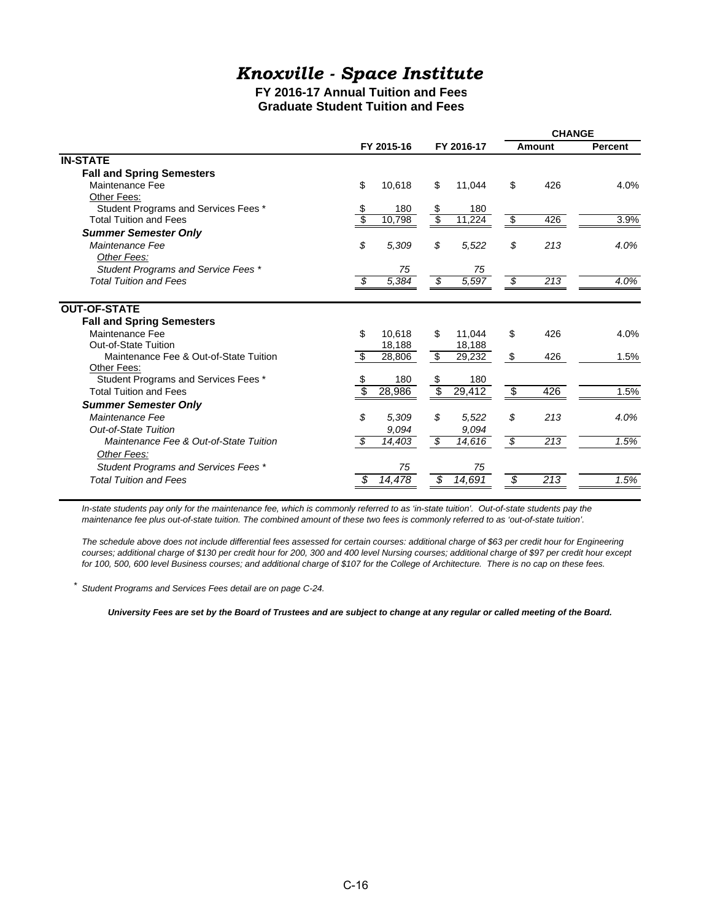# *Knoxville - Space Institute*

**FY 2016-17 Annual Tuition and Fees**
**Graduate Student Tuition and Fees**

| | FY 2015-16 | FY 2016-17 | CHANGE Amount | CHANGE Percent |
|---|---|---|---|---|
| **IN-STATE** | | | | |
| **Fall and Spring Semesters** | | | | |
| Maintenance Fee | $ 10,618 | $ 11,044 | $ 426 | 4.0% |
| Other Fees: | | | | |
| Student Programs and Services Fees * | $ 180 | $ 180 | | |
| Total Tuition and Fees | $ 10,798 | $ 11,224 | $ 426 | 3.9% |
| ***Summer Semester Only*** | | | | |
| *Maintenance Fee* | *$ 5,309* | *$ 5,522* | *$ 213* | *4.0%* |
| *Other Fees:* | | | | |
| *Student Programs and Service Fees ** | *75* | *75* | | |
| *Total Tuition and Fees* | *$ 5,384* | *$ 5,597* | *$ 213* | *4.0%* |
| **OUT-OF-STATE** | | | | |
| **Fall and Spring Semesters** | | | | |
| Maintenance Fee | $ 10,618 | $ 11,044 | $ 426 | 4.0% |
| Out-of-State Tuition | 18,188 | 18,188 | | |
| Maintenance Fee & Out-of-State Tuition | $ 28,806 | $ 29,232 | $ 426 | 1.5% |
| Other Fees: | | | | |
| Student Programs and Services Fees * | $ 180 | $ 180 | | |
| Total Tuition and Fees | $ 28,986 | $ 29,412 | $ 426 | 1.5% |
| ***Summer Semester Only*** | | | | |
| *Maintenance Fee* | *$ 5,309* | *$ 5,522* | *$ 213* | *4.0%* |
| *Out-of-State Tuition* | *9,094* | *9,094* | | |
| *Maintenance Fee & Out-of-State Tuition* | *$ 14,403* | *$ 14,616* | *$ 213* | *1.5%* |
| *Other Fees:* | | | | |
| *Student Programs and Services Fees ** | *75* | *75* | | |
| *Total Tuition and Fees* | *$ 14,478* | *$ 14,691* | *$ 213* | *1.5%* |

*In-state students pay only for the maintenance fee, which is commonly referred to as 'in-state tuition'. Out-of-state students pay the maintenance fee plus out-of-state tuition. The combined amount of these two fees is commonly referred to as 'out-of-state tuition'.*

*The schedule above does not include differential fees assessed for certain courses: additional charge of $63 per credit hour for Engineering courses; additional charge of $130 per credit hour for 200, 300 and 400 level Nursing courses; additional charge of $97 per credit hour except for 100, 500, 600 level Business courses; and additional charge of $107 for the College of Architecture. There is no cap on these fees.*

* *Student Programs and Services Fees detail are on page C-24.*

***University Fees are set by the Board of Trustees and are subject to change at any regular or called meeting of the Board.***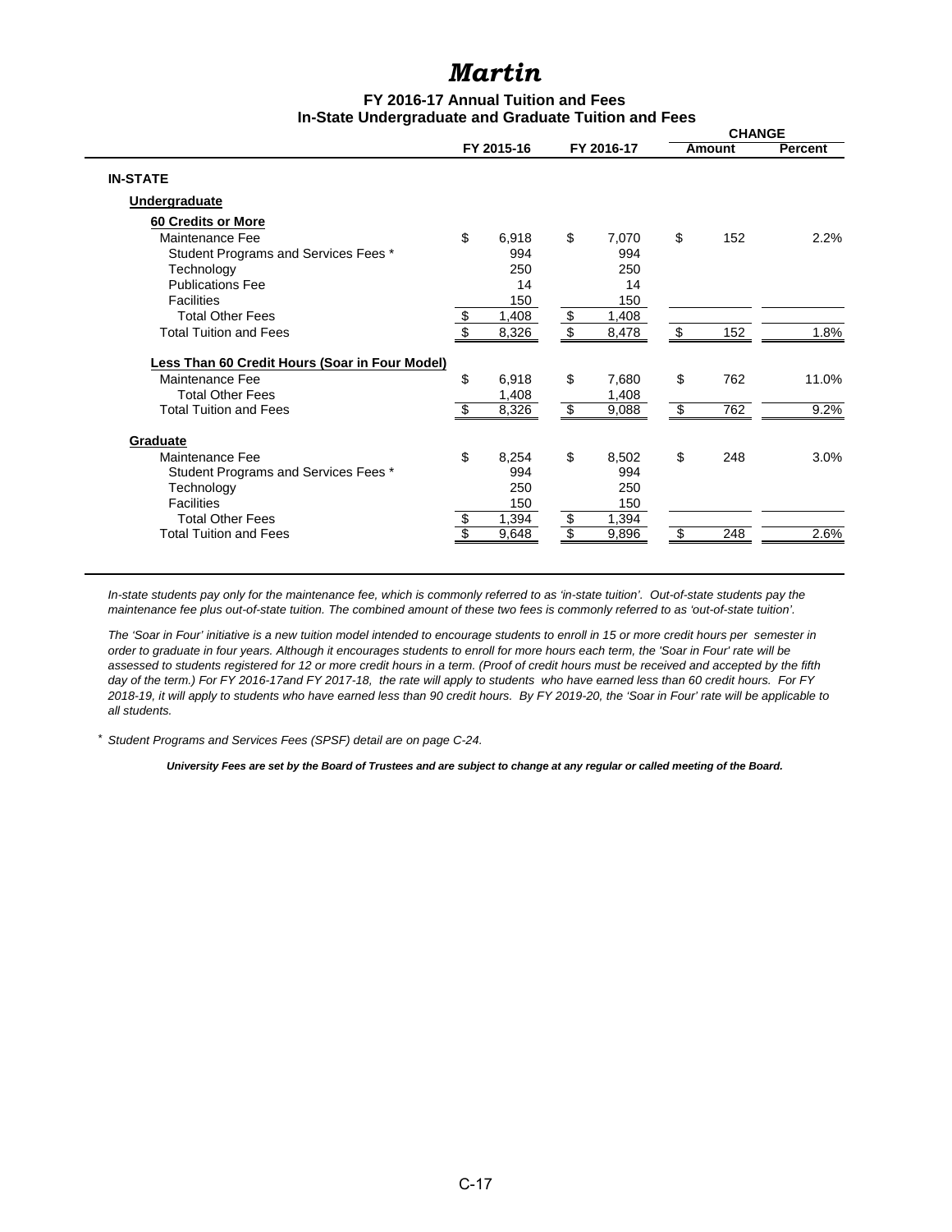# Martin

### FY 2016-17 Annual Tuition and Fees
### In-State Undergraduate and Graduate Tuition and Fees

| | FY 2015-16 | FY 2016-17 | CHANGE Amount | CHANGE Percent |
|---|---|---|---|---|
| **IN-STATE** | | | | |
| **Undergraduate** | | | | |
| **60 Credits or More** | | | | |
| Maintenance Fee | $ 6,918 | $ 7,070 | $ 152 | 2.2% |
| Student Programs and Services Fees * | 994 | 994 | | |
| Technology | 250 | 250 | | |
| Publications Fee | 14 | 14 | | |
| Facilities | 150 | 150 | | |
| Total Other Fees | $ 1,408 | $ 1,408 | | |
| Total Tuition and Fees | $ 8,326 | $ 8,478 | $ 152 | 1.8% |
| **Less Than 60 Credit Hours (Soar in Four Model)** | | | | |
| Maintenance Fee | $ 6,918 | $ 7,680 | $ 762 | 11.0% |
| Total Other Fees | 1,408 | 1,408 | | |
| Total Tuition and Fees | $ 8,326 | $ 9,088 | $ 762 | 9.2% |
| **Graduate** | | | | |
| Maintenance Fee | $ 8,254 | $ 8,502 | $ 248 | 3.0% |
| Student Programs and Services Fees * | 994 | 994 | | |
| Technology | 250 | 250 | | |
| Facilities | 150 | 150 | | |
| Total Other Fees | $ 1,394 | $ 1,394 | | |
| Total Tuition and Fees | $ 9,648 | $ 9,896 | $ 248 | 2.6% |

*In-state students pay only for the maintenance fee, which is commonly referred to as 'in-state tuition'. Out-of-state students pay the maintenance fee plus out-of-state tuition. The combined amount of these two fees is commonly referred to as 'out-of-state tuition'.*

*The 'Soar in Four' initiative is a new tuition model intended to encourage students to enroll in 15 or more credit hours per semester in order to graduate in four years. Although it encourages students to enroll for more hours each term, the 'Soar in Four' rate will be assessed to students registered for 12 or more credit hours in a term. (Proof of credit hours must be received and accepted by the fifth day of the term.) For FY 2016-17and FY 2017-18, the rate will apply to students who have earned less than 60 credit hours. For FY 2018-19, it will apply to students who have earned less than 90 credit hours. By FY 2019-20, the 'Soar in Four' rate will be applicable to all students.*

\* *Student Programs and Services Fees (SPSF) detail are on page C-24.*

***University Fees are set by the Board of Trustees and are subject to change at any regular or called meeting of the Board.***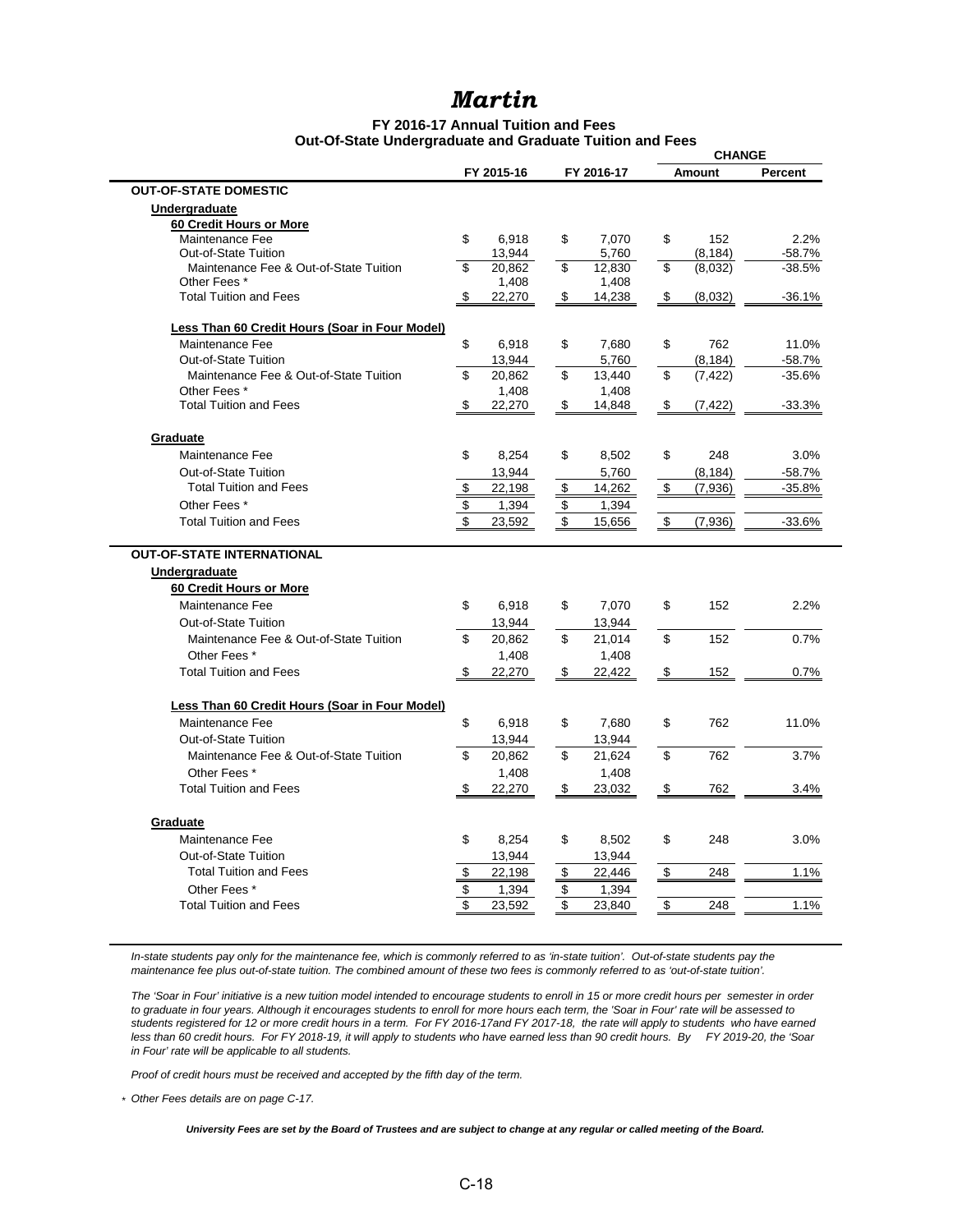# Martin

**FY 2016-17 Annual Tuition and Fees**
**Out-Of-State Undergraduate and Graduate Tuition and Fees**

| | FY 2015-16 | FY 2016-17 | CHANGE Amount | CHANGE Percent |
|---|---|---|---|---|
| **OUT-OF-STATE DOMESTIC** | | | | |
| **Undergraduate** | | | | |
| **60 Credit Hours or More** | | | | |
| Maintenance Fee | $ 6,918 | $ 7,070 | $ 152 | 2.2% |
| Out-of-State Tuition | 13,944 | 5,760 | (8,184) | -58.7% |
| Maintenance Fee & Out-of-State Tuition | $ 20,862 | $ 12,830 | $ (8,032) | -38.5% |
| Other Fees * | 1,408 | 1,408 | | |
| Total Tuition and Fees | $ 22,270 | $ 14,238 | $ (8,032) | -36.1% |
| **Less Than 60 Credit Hours (Soar in Four Model)** | | | | |
| Maintenance Fee | $ 6,918 | $ 7,680 | $ 762 | 11.0% |
| Out-of-State Tuition | 13,944 | 5,760 | (8,184) | -58.7% |
| Maintenance Fee & Out-of-State Tuition | $ 20,862 | $ 13,440 | $ (7,422) | -35.6% |
| Other Fees * | 1,408 | 1,408 | | |
| Total Tuition and Fees | $ 22,270 | $ 14,848 | $ (7,422) | -33.3% |
| **Graduate** | | | | |
| Maintenance Fee | $ 8,254 | $ 8,502 | $ 248 | 3.0% |
| Out-of-State Tuition | 13,944 | 5,760 | (8,184) | -58.7% |
| Total Tuition and Fees | $ 22,198 | $ 14,262 | $ (7,936) | -35.8% |
| Other Fees * | $ 1,394 | $ 1,394 | | |
| Total Tuition and Fees | $ 23,592 | $ 15,656 | $ (7,936) | -33.6% |
| **OUT-OF-STATE INTERNATIONAL** | | | | |
| **Undergraduate** | | | | |
| **60 Credit Hours or More** | | | | |
| Maintenance Fee | $ 6,918 | $ 7,070 | $ 152 | 2.2% |
| Out-of-State Tuition | 13,944 | 13,944 | | |
| Maintenance Fee & Out-of-State Tuition | $ 20,862 | $ 21,014 | $ 152 | 0.7% |
| Other Fees * | 1,408 | 1,408 | | |
| Total Tuition and Fees | $ 22,270 | $ 22,422 | $ 152 | 0.7% |
| **Less Than 60 Credit Hours (Soar in Four Model)** | | | | |
| Maintenance Fee | $ 6,918 | $ 7,680 | $ 762 | 11.0% |
| Out-of-State Tuition | 13,944 | 13,944 | | |
| Maintenance Fee & Out-of-State Tuition | $ 20,862 | $ 21,624 | $ 762 | 3.7% |
| Other Fees * | 1,408 | 1,408 | | |
| Total Tuition and Fees | $ 22,270 | $ 23,032 | $ 762 | 3.4% |
| **Graduate** | | | | |
| Maintenance Fee | $ 8,254 | $ 8,502 | $ 248 | 3.0% |
| Out-of-State Tuition | 13,944 | 13,944 | | |
| Total Tuition and Fees | $ 22,198 | $ 22,446 | $ 248 | 1.1% |
| Other Fees * | $ 1,394 | $ 1,394 | | |
| Total Tuition and Fees | $ 23,592 | $ 23,840 | $ 248 | 1.1% |

*In-state students pay only for the maintenance fee, which is commonly referred to as 'in-state tuition'. Out-of-state students pay the maintenance fee plus out-of-state tuition. The combined amount of these two fees is commonly referred to as 'out-of-state tuition'.*

*The 'Soar in Four' initiative is a new tuition model intended to encourage students to enroll in 15 or more credit hours per semester in order to graduate in four years. Although it encourages students to enroll for more hours each term, the 'Soar in Four' rate will be assessed to students registered for 12 or more credit hours in a term. For FY 2016-17and FY 2017-18, the rate will apply to students who have earned less than 60 credit hours. For FY 2018-19, it will apply to students who have earned less than 90 credit hours. By FY 2019-20, the 'Soar in Four' rate will be applicable to all students.*

*Proof of credit hours must be received and accepted by the fifth day of the term.*

\* *Other Fees details are on page C-17.*

***University Fees are set by the Board of Trustees and are subject to change at any regular or called meeting of the Board.***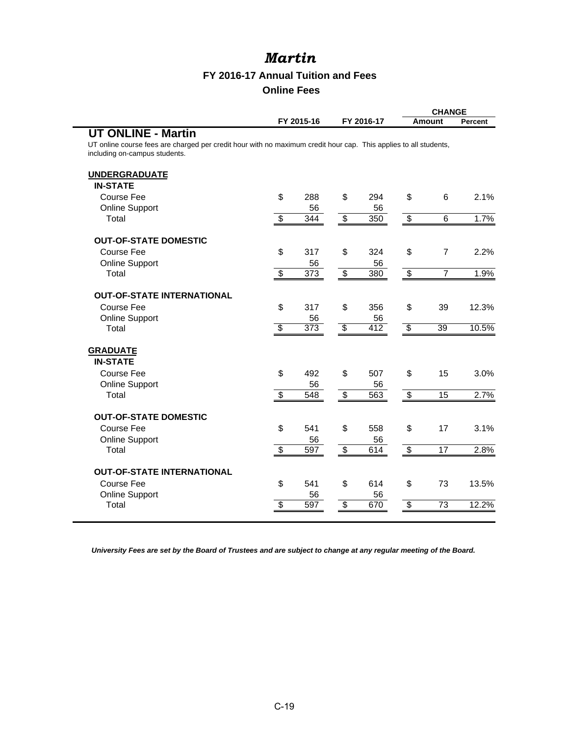# Martin

## FY 2016-17 Annual Tuition and Fees

### Online Fees

| | FY 2015-16 | FY 2016-17 | CHANGE Amount | Percent |
|---|---|---|---|---|
| **UT ONLINE - Martin** | | | | |
| UT online course fees are charged per credit hour with no maximum credit hour cap. This applies to all students, including on-campus students. | | | | |
| **UNDERGRADUATE** | | | | |
| **IN-STATE** | | | | |
| Course Fee | $ 288 | $ 294 | $ 6 | 2.1% |
| Online Support | 56 | 56 | | |
| Total | $ 344 | $ 350 | $ 6 | 1.7% |
| **OUT-OF-STATE DOMESTIC** | | | | |
| Course Fee | $ 317 | $ 324 | $ 7 | 2.2% |
| Online Support | 56 | 56 | | |
| Total | $ 373 | $ 380 | $ 7 | 1.9% |
| **OUT-OF-STATE INTERNATIONAL** | | | | |
| Course Fee | $ 317 | $ 356 | $ 39 | 12.3% |
| Online Support | 56 | 56 | | |
| Total | $ 373 | $ 412 | $ 39 | 10.5% |
| **GRADUATE** | | | | |
| **IN-STATE** | | | | |
| Course Fee | $ 492 | $ 507 | $ 15 | 3.0% |
| Online Support | 56 | 56 | | |
| Total | $ 548 | $ 563 | $ 15 | 2.7% |
| **OUT-OF-STATE DOMESTIC** | | | | |
| Course Fee | $ 541 | $ 558 | $ 17 | 3.1% |
| Online Support | 56 | 56 | | |
| Total | $ 597 | $ 614 | $ 17 | 2.8% |
| **OUT-OF-STATE INTERNATIONAL** | | | | |
| Course Fee | $ 541 | $ 614 | $ 73 | 13.5% |
| Online Support | 56 | 56 | | |
| Total | $ 597 | $ 670 | $ 73 | 12.2% |

***University Fees are set by the Board of Trustees and are subject to change at any regular meeting of the Board.***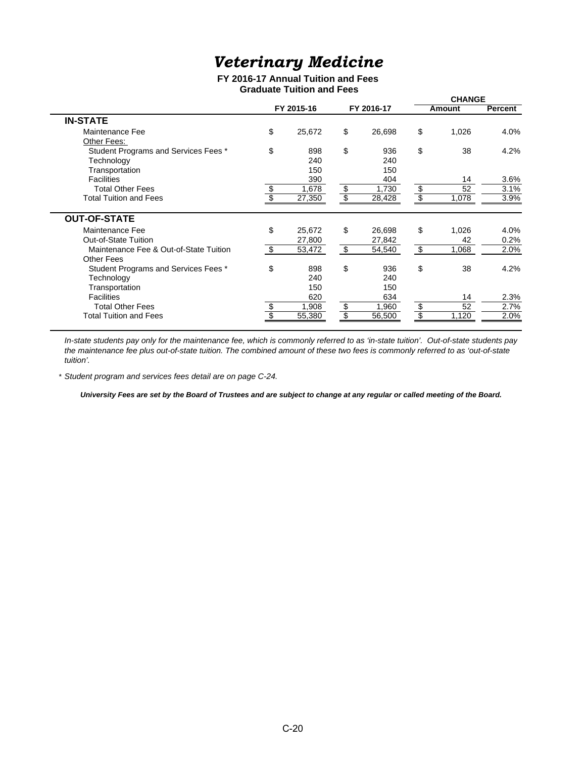# *Veterinary Medicine*

**FY 2016-17 Annual Tuition and Fees**
**Graduate Tuition and Fees**

| | FY 2015-16 | FY 2016-17 | CHANGE Amount | CHANGE Percent |
|---|---|---|---|---|
| **IN-STATE** | | | | |
| Maintenance Fee | $ 25,672 | $ 26,698 | $ 1,026 | 4.0% |
| Other Fees: | | | | |
| Student Programs and Services Fees * | $ 898 | $ 936 | $ 38 | 4.2% |
| Technology | 240 | 240 | | |
| Transportation | 150 | 150 | | |
| Facilities | 390 | 404 | 14 | 3.6% |
| Total Other Fees | $ 1,678 | $ 1,730 | $ 52 | 3.1% |
| Total Tuition and Fees | $ 27,350 | $ 28,428 | $ 1,078 | 3.9% |
| **OUT-OF-STATE** | | | | |
| Maintenance Fee | $ 25,672 | $ 26,698 | $ 1,026 | 4.0% |
| Out-of-State Tuition | 27,800 | 27,842 | 42 | 0.2% |
| Maintenance Fee & Out-of-State Tuition | $ 53,472 | $ 54,540 | $ 1,068 | 2.0% |
| Other Fees | | | | |
| Student Programs and Services Fees * | $ 898 | $ 936 | $ 38 | 4.2% |
| Technology | 240 | 240 | | |
| Transportation | 150 | 150 | | |
| Facilities | 620 | 634 | 14 | 2.3% |
| Total Other Fees | $ 1,908 | $ 1,960 | $ 52 | 2.7% |
| Total Tuition and Fees | $ 55,380 | $ 56,500 | $ 1,120 | 2.0% |

*In-state students pay only for the maintenance fee, which is commonly referred to as 'in-state tuition'. Out-of-state students pay the maintenance fee plus out-of-state tuition. The combined amount of these two fees is commonly referred to as 'out-of-state tuition'.*

\* *Student program and services fees detail are on page C-24.*

***University Fees are set by the Board of Trustees and are subject to change at any regular or called meeting of the Board.***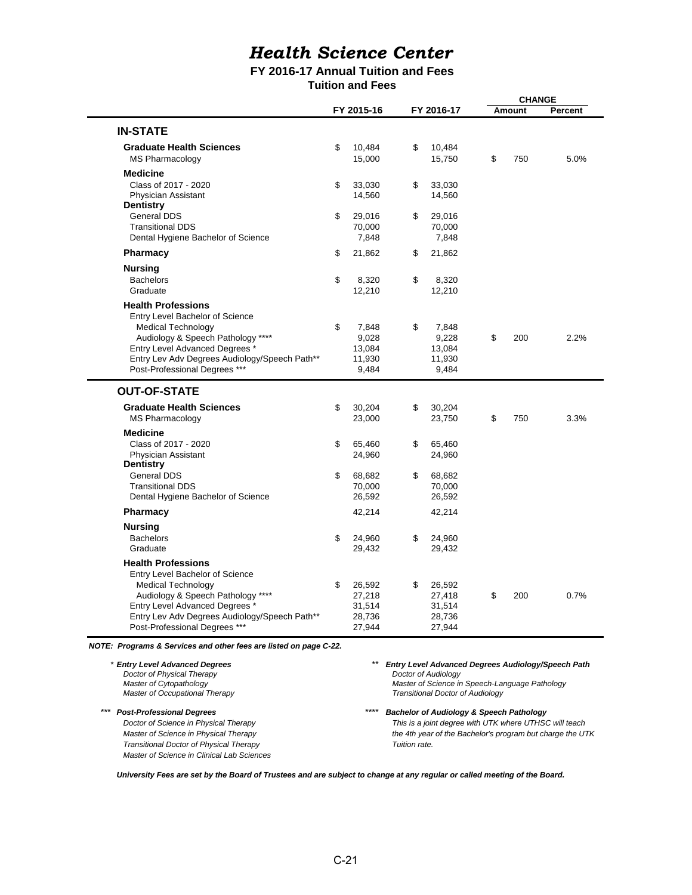# Health Science Center

## FY 2016-17 Annual Tuition and Fees

### Tuition and Fees

| | FY 2015-16 | FY 2016-17 | CHANGE Amount | CHANGE Percent |
|---|---|---|---|---|
| **IN-STATE** | | | | |
| **Graduate Health Sciences** | $ 10,484 | $ 10,484 | | |
| MS Pharmacology | 15,000 | 15,750 | $ 750 | 5.0% |
| **Medicine** | | | | |
| Class of 2017 - 2020 | $ 33,030 | $ 33,030 | | |
| Physician Assistant | 14,560 | 14,560 | | |
| **Dentistry** | | | | |
| General DDS | $ 29,016 | $ 29,016 | | |
| Transitional DDS | 70,000 | 70,000 | | |
| Dental Hygiene Bachelor of Science | 7,848 | 7,848 | | |
| **Pharmacy** | $ 21,862 | $ 21,862 | | |
| **Nursing** | | | | |
| Bachelors | $ 8,320 | $ 8,320 | | |
| Graduate | 12,210 | 12,210 | | |
| **Health Professions** | | | | |
| Entry Level Bachelor of Science | | | | |
| Medical Technology | $ 7,848 | $ 7,848 | | |
| Audiology & Speech Pathology **** | 9,028 | 9,228 | $ 200 | 2.2% |
| Entry Level Advanced Degrees * | 13,084 | 13,084 | | |
| Entry Lev Adv Degrees Audiology/Speech Path** | 11,930 | 11,930 | | |
| Post-Professional Degrees *** | 9,484 | 9,484 | | |
| **OUT-OF-STATE** | | | | |
| **Graduate Health Sciences** | $ 30,204 | $ 30,204 | | |
| MS Pharmacology | 23,000 | 23,750 | $ 750 | 3.3% |
| **Medicine** | | | | |
| Class of 2017 - 2020 | $ 65,460 | $ 65,460 | | |
| Physician Assistant | 24,960 | 24,960 | | |
| **Dentistry** | | | | |
| General DDS | $ 68,682 | $ 68,682 | | |
| Transitional DDS | 70,000 | 70,000 | | |
| Dental Hygiene Bachelor of Science | 26,592 | 26,592 | | |
| **Pharmacy** | 42,214 | 42,214 | | |
| **Nursing** | | | | |
| Bachelors | $ 24,960 | $ 24,960 | | |
| Graduate | 29,432 | 29,432 | | |
| **Health Professions** | | | | |
| Entry Level Bachelor of Science | | | | |
| Medical Technology | $ 26,592 | $ 26,592 | | |
| Audiology & Speech Pathology **** | 27,218 | 27,418 | $ 200 | 0.7% |
| Entry Level Advanced Degrees * | 31,514 | 31,514 | | |
| Entry Lev Adv Degrees Audiology/Speech Path** | 28,736 | 28,736 | | |
| Post-Professional Degrees *** | 27,944 | 27,944 | | |

***NOTE: Programs & Services and other fees are listed on page C-22.***

\* ***Entry Level Advanced Degrees***
*Doctor of Physical Therapy*
*Master of Cytopathology*
*Master of Occupational Therapy*

\** ***Entry Level Advanced Degrees Audiology/Speech Path***
*Doctor of Audiology*
*Master of Science in Speech-Language Pathology*
*Transitional Doctor of Audiology*

\*** ***Post-Professional Degrees***
*Doctor of Science in Physical Therapy*
*Master of Science in Physical Therapy*
*Transitional Doctor of Physical Therapy*
*Master of Science in Clinical Lab Sciences*

\**** ***Bachelor of Audiology & Speech Pathology***
*This is a joint degree with UTK where UTHSC will teach the 4th year of the Bachelor's program but charge the UTK Tuition rate.*

***University Fees are set by the Board of Trustees and are subject to change at any regular or called meeting of the Board.***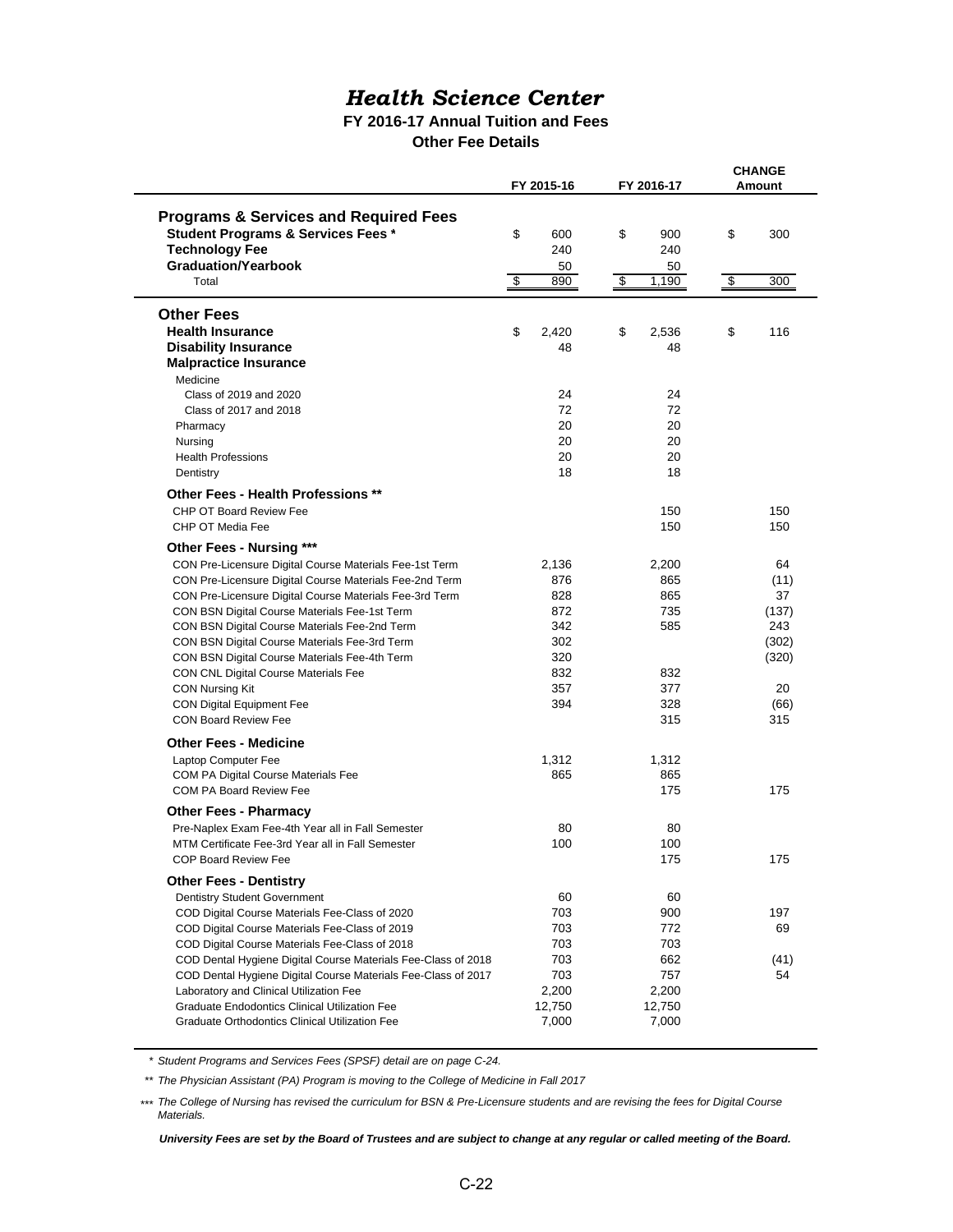# *Health Science Center*

**FY 2016-17 Annual Tuition and Fees**

**Other Fee Details**

| | FY 2015-16 | FY 2016-17 | CHANGE Amount |
|---|---|---|---|
| **Programs & Services and Required Fees** | | | |
| **Student Programs & Services Fees *** | $ 600 | $ 900 | $ 300 |
| **Technology Fee** | 240 | 240 | |
| **Graduation/Yearbook** | 50 | 50 | |
| Total | $ 890 | $ 1,190 | $ 300 |
| **Other Fees** | | | |
| **Health Insurance** | $ 2,420 | $ 2,536 | $ 116 |
| **Disability Insurance** | 48 | 48 | |
| **Malpractice Insurance** | | | |
| Medicine | | | |
| Class of 2019 and 2020 | 24 | 24 | |
| Class of 2017 and 2018 | 72 | 72 | |
| Pharmacy | 20 | 20 | |
| Nursing | 20 | 20 | |
| Health Professions | 20 | 20 | |
| Dentistry | 18 | 18 | |
| **Other Fees - Health Professions **** | | | |
| CHP OT Board Review Fee | | 150 | 150 |
| CHP OT Media Fee | | 150 | 150 |
| **Other Fees - Nursing ***** | | | |
| CON Pre-Licensure Digital Course Materials Fee-1st Term | 2,136 | 2,200 | 64 |
| CON Pre-Licensure Digital Course Materials Fee-2nd Term | 876 | 865 | (11) |
| CON Pre-Licensure Digital Course Materials Fee-3rd Term | 828 | 865 | 37 |
| CON BSN Digital Course Materials Fee-1st Term | 872 | 735 | (137) |
| CON BSN Digital Course Materials Fee-2nd Term | 342 | 585 | 243 |
| CON BSN Digital Course Materials Fee-3rd Term | 302 | | (302) |
| CON BSN Digital Course Materials Fee-4th Term | 320 | | (320) |
| CON CNL Digital Course Materials Fee | 832 | 832 | |
| CON Nursing Kit | 357 | 377 | 20 |
| CON Digital Equipment Fee | 394 | 328 | (66) |
| CON Board Review Fee | | 315 | 315 |
| **Other Fees - Medicine** | | | |
| Laptop Computer Fee | 1,312 | 1,312 | |
| COM PA Digital Course Materials Fee | 865 | 865 | |
| COM PA Board Review Fee | | 175 | 175 |
| **Other Fees - Pharmacy** | | | |
| Pre-Naplex Exam Fee-4th Year all in Fall Semester | 80 | 80 | |
| MTM Certificate Fee-3rd Year all in Fall Semester | 100 | 100 | |
| COP Board Review Fee | | 175 | 175 |
| **Other Fees - Dentistry** | | | |
| Dentistry Student Government | 60 | 60 | |
| COD Digital Course Materials Fee-Class of 2020 | 703 | 900 | 197 |
| COD Digital Course Materials Fee-Class of 2019 | 703 | 772 | 69 |
| COD Digital Course Materials Fee-Class of 2018 | 703 | 703 | |
| COD Dental Hygiene Digital Course Materials Fee-Class of 2018 | 703 | 662 | (41) |
| COD Dental Hygiene Digital Course Materials Fee-Class of 2017 | 703 | 757 | 54 |
| Laboratory and Clinical Utilization Fee | 2,200 | 2,200 | |
| Graduate Endodontics Clinical Utilization Fee | 12,750 | 12,750 | |
| Graduate Orthodontics Clinical Utilization Fee | 7,000 | 7,000 | |

\* *Student Programs and Services Fees (SPSF) detail are on page C-24.*

\*\* *The Physician Assistant (PA) Program is moving to the College of Medicine in Fall 2017*

\*\*\* *The College of Nursing has revised the curriculum for BSN & Pre-Licensure students and are revising the fees for Digital Course Materials.*

***University Fees are set by the Board of Trustees and are subject to change at any regular or called meeting of the Board.***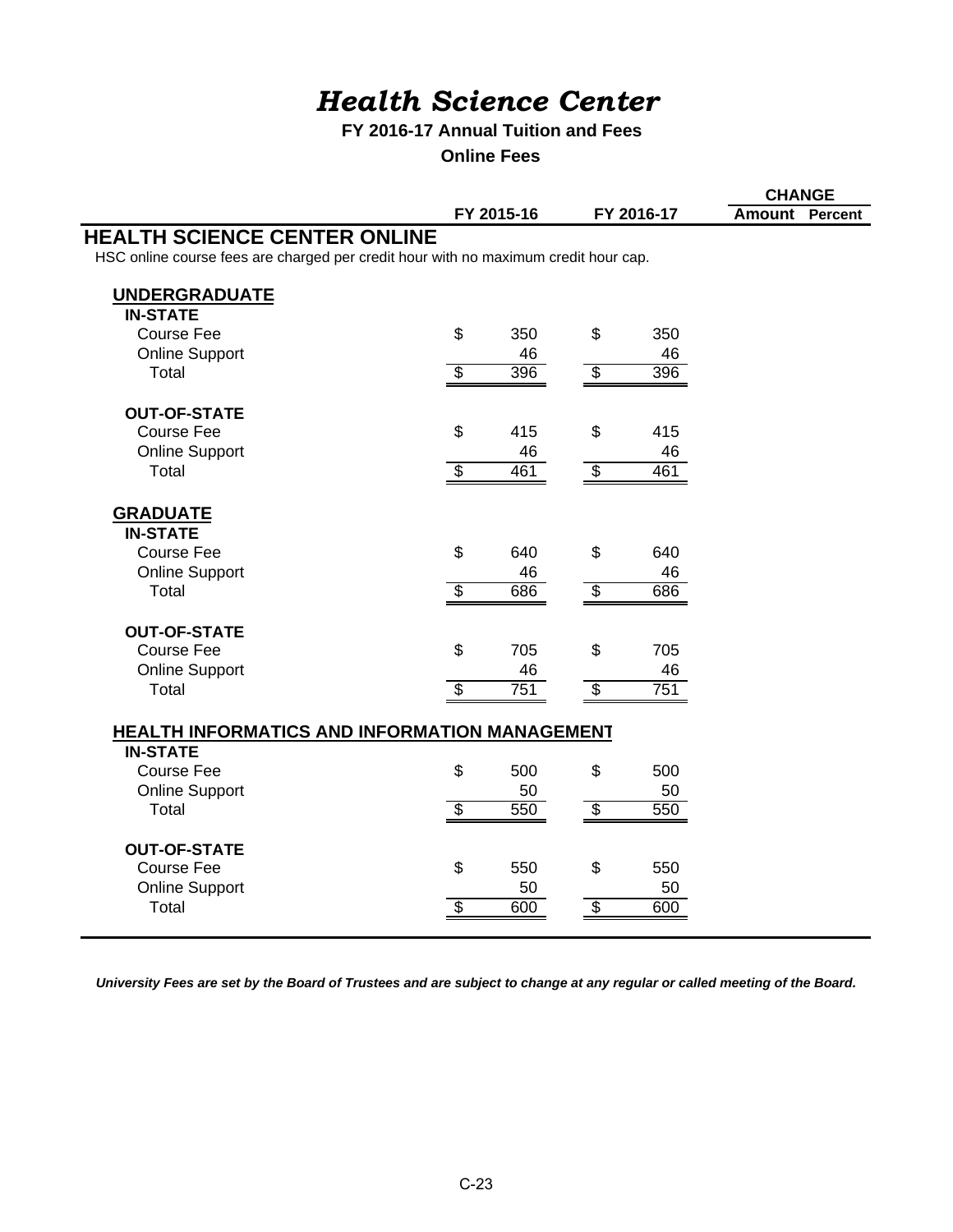# *Health Science Center*

**FY 2016-17 Annual Tuition and Fees**

**Online Fees**

| | FY 2015-16 | FY 2016-17 | CHANGE Amount | Percent |
|---|---|---|---|---|
| **HEALTH SCIENCE CENTER ONLINE** | | | | |
| HSC online course fees are charged per credit hour with no maximum credit hour cap. | | | | |
| **UNDERGRADUATE** | | | | |
| **IN-STATE** | | | | |
| Course Fee | $ 350 | $ 350 | | |
| Online Support | 46 | 46 | | |
| Total | $ 396 | $ 396 | | |
| **OUT-OF-STATE** | | | | |
| Course Fee | $ 415 | $ 415 | | |
| Online Support | 46 | 46 | | |
| Total | $ 461 | $ 461 | | |
| **GRADUATE** | | | | |
| **IN-STATE** | | | | |
| Course Fee | $ 640 | $ 640 | | |
| Online Support | 46 | 46 | | |
| Total | $ 686 | $ 686 | | |
| **OUT-OF-STATE** | | | | |
| Course Fee | $ 705 | $ 705 | | |
| Online Support | 46 | 46 | | |
| Total | $ 751 | $ 751 | | |
| **HEALTH INFORMATICS AND INFORMATION MANAGEMENT** | | | | |
| **IN-STATE** | | | | |
| Course Fee | $ 500 | $ 500 | | |
| Online Support | 50 | 50 | | |
| Total | $ 550 | $ 550 | | |
| **OUT-OF-STATE** | | | | |
| Course Fee | $ 550 | $ 550 | | |
| Online Support | 50 | 50 | | |
| Total | $ 600 | $ 600 | | |

***University Fees are set by the Board of Trustees and are subject to change at any regular or called meeting of the Board.***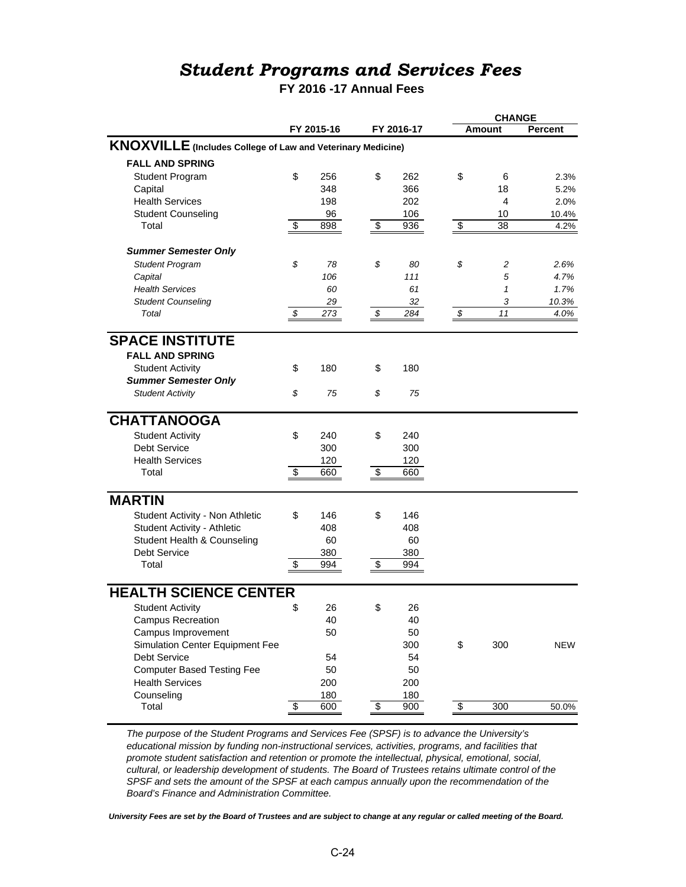# *Student Programs and Services Fees*

**FY 2016 -17 Annual Fees**

| | FY 2015-16 | FY 2016-17 | CHANGE Amount | Percent |
|---|---|---|---|---|
| **KNOXVILLE** (Includes College of Law and Veterinary Medicine) | | | | |
| **FALL AND SPRING** | | | | |
| Student Program | $ 256 | $ 262 | $ 6 | 2.3% |
| Capital | 348 | 366 | 18 | 5.2% |
| Health Services | 198 | 202 | 4 | 2.0% |
| Student Counseling | 96 | 106 | 10 | 10.4% |
| Total | $ 898 | $ 936 | $ 38 | 4.2% |
| ***Summer Semester Only*** | | | | |
| *Student Program* | *$ 78* | *$ 80* | *$ 2* | *2.6%* |
| *Capital* | *106* | *111* | *5* | *4.7%* |
| *Health Services* | *60* | *61* | *1* | *1.7%* |
| *Student Counseling* | *29* | *32* | *3* | *10.3%* |
| *Total* | *$ 273* | *$ 284* | *$ 11* | *4.0%* |
| **SPACE INSTITUTE** | | | | |
| **FALL AND SPRING** | | | | |
| Student Activity | $ 180 | $ 180 | | |
| ***Summer Semester Only*** | | | | |
| *Student Activity* | *$ 75* | *$ 75* | | |
| **CHATTANOOGA** | | | | |
| Student Activity | $ 240 | $ 240 | | |
| Debt Service | 300 | 300 | | |
| Health Services | 120 | 120 | | |
| Total | $ 660 | $ 660 | | |
| **MARTIN** | | | | |
| Student Activity - Non Athletic | $ 146 | $ 146 | | |
| Student Activity - Athletic | 408 | 408 | | |
| Student Health & Counseling | 60 | 60 | | |
| Debt Service | 380 | 380 | | |
| Total | $ 994 | $ 994 | | |
| **HEALTH SCIENCE CENTER** | | | | |
| Student Activity | $ 26 | $ 26 | | |
| Campus Recreation | 40 | 40 | | |
| Campus Improvement | 50 | 50 | | |
| Simulation Center Equipment Fee | | 300 | $ 300 | NEW |
| Debt Service | 54 | 54 | | |
| Computer Based Testing Fee | 50 | 50 | | |
| Health Services | 200 | 200 | | |
| Counseling | 180 | 180 | | |
| Total | $ 600 | $ 900 | $ 300 | 50.0% |

*The purpose of the Student Programs and Services Fee (SPSF) is to advance the University's educational mission by funding non-instructional services, activities, programs, and facilities that promote student satisfaction and retention or promote the intellectual, physical, emotional, social, cultural, or leadership development of students. The Board of Trustees retains ultimate control of the SPSF and sets the amount of the SPSF at each campus annually upon the recommendation of the Board's Finance and Administration Committee.*

***University Fees are set by the Board of Trustees and are subject to change at any regular or called meeting of the Board.***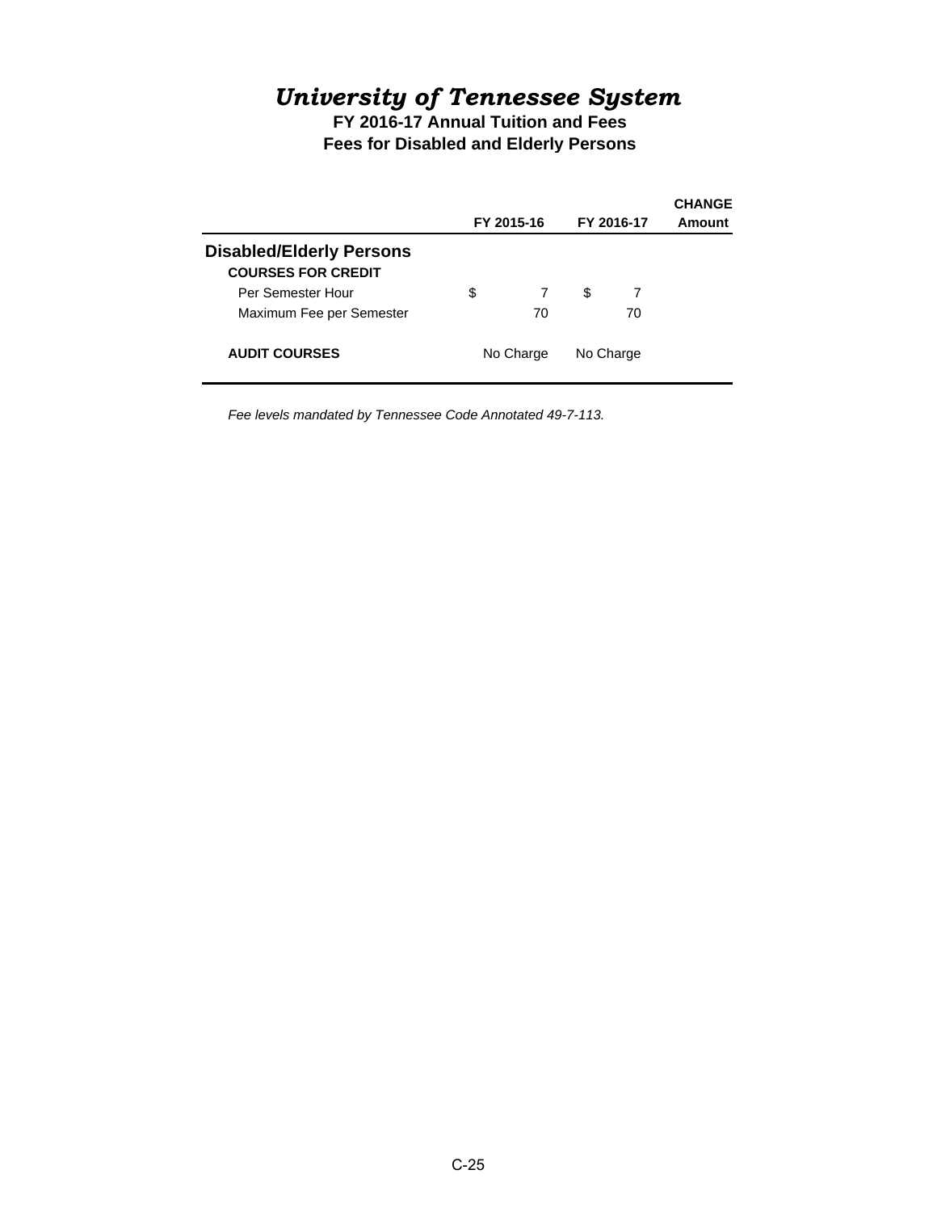# *University of Tennessee System*

**FY 2016-17 Annual Tuition and Fees**
**Fees for Disabled and Elderly Persons**

| | FY 2015-16 | FY 2016-17 | CHANGE Amount |
|---|---|---|---|
| **Disabled/Elderly Persons** | | | |
| **COURSES FOR CREDIT** | | | |
| Per Semester Hour | $ 7 | $ 7 | |
| Maximum Fee per Semester | 70 | 70 | |
| **AUDIT COURSES** | No Charge | No Charge | |

*Fee levels mandated by Tennessee Code Annotated 49-7-113.*